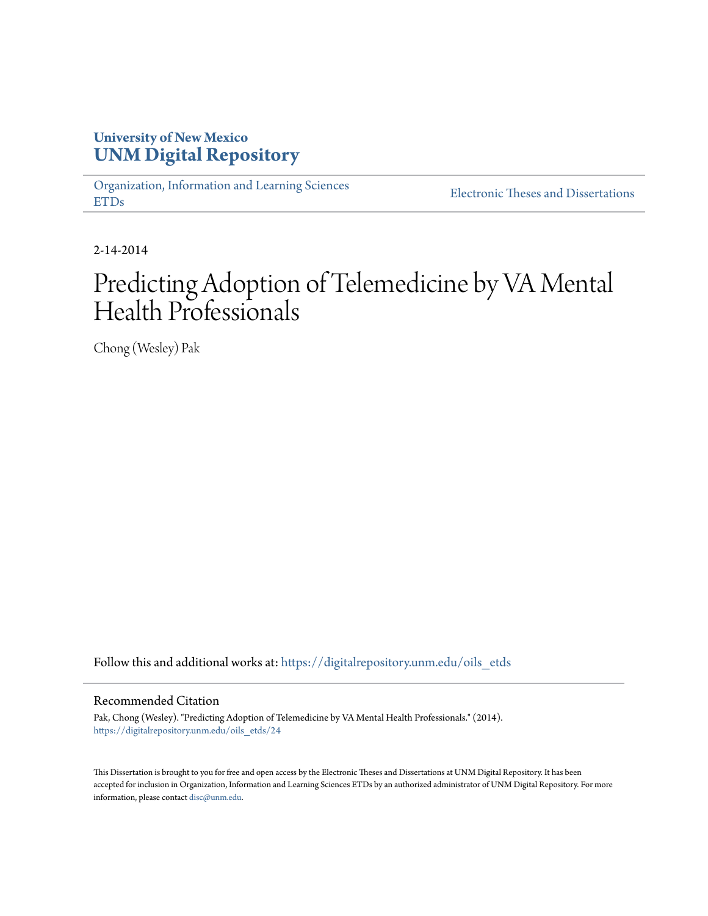University of New Mexico
**UNM Digital Repository**

Organization, Information and Learning Sciences ETDs

Electronic Theses and Dissertations

2-14-2014

# Predicting Adoption of Telemedicine by VA Mental Health Professionals

Chong (Wesley) Pak

Follow this and additional works at: https://digitalrepository.unm.edu/oils_etds

## Recommended Citation

Pak, Chong (Wesley). "Predicting Adoption of Telemedicine by VA Mental Health Professionals." (2014). https://digitalrepository.unm.edu/oils_etds/24

This Dissertation is brought to you for free and open access by the Electronic Theses and Dissertations at UNM Digital Repository. It has been accepted for inclusion in Organization, Information and Learning Sciences ETDs by an authorized administrator of UNM Digital Repository. For more information, please contact disc@unm.edu.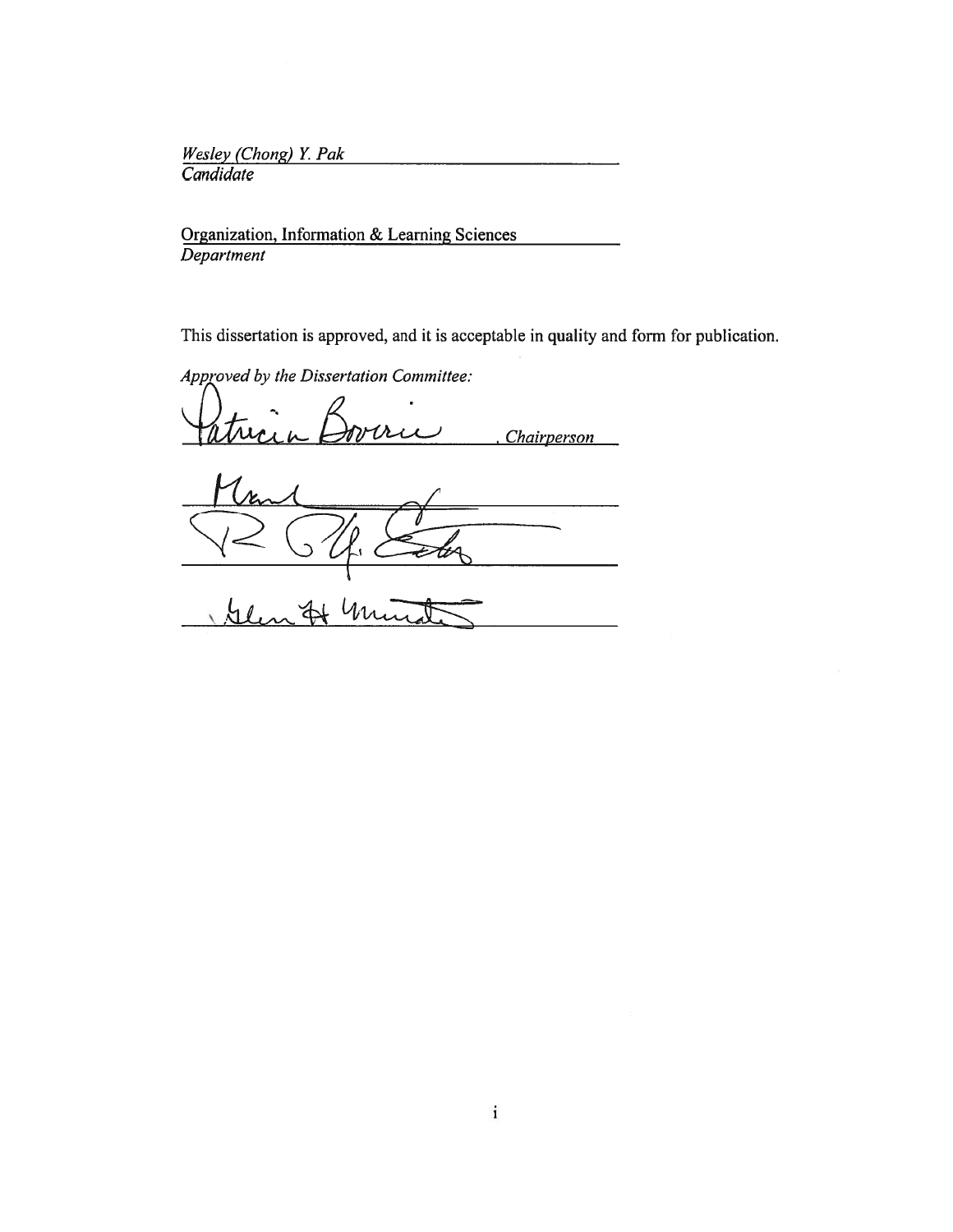*Wesley (Chong) Y. Pak*
*Candidate*

Organization, Information & Learning Sciences
*Department*

This dissertation is approved, and it is acceptable in quality and form for publication.

*Approved by the Dissertation Committee:*

Patricia Boverie, *Chairperson*

_______________________________

_______________________________

_______________________________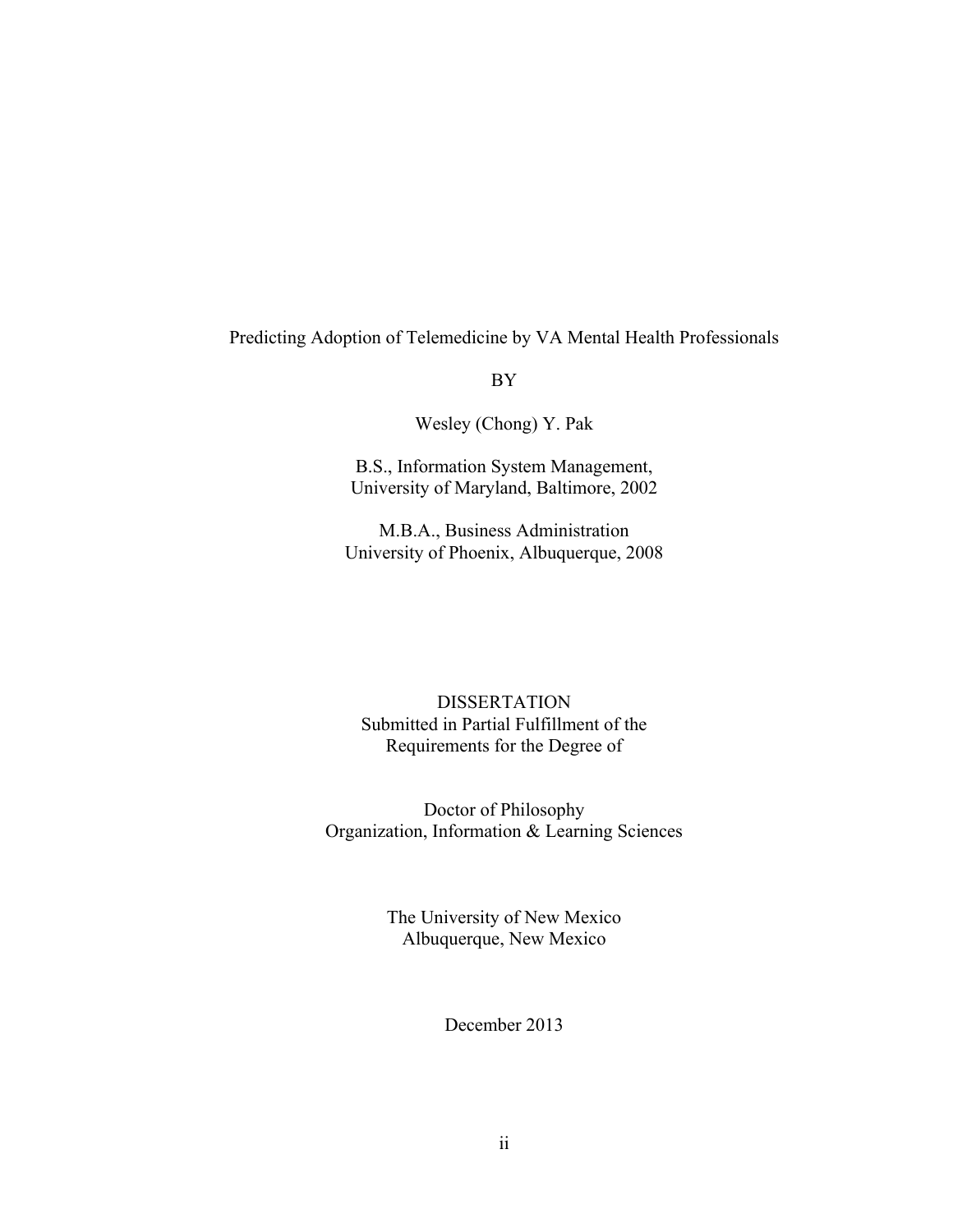Predicting Adoption of Telemedicine by VA Mental Health Professionals

BY

Wesley (Chong) Y. Pak

B.S., Information System Management,
University of Maryland, Baltimore, 2002

M.B.A., Business Administration
University of Phoenix, Albuquerque, 2008

DISSERTATION
Submitted in Partial Fulfillment of the
Requirements for the Degree of

Doctor of Philosophy
Organization, Information & Learning Sciences

The University of New Mexico
Albuquerque, New Mexico

December 2013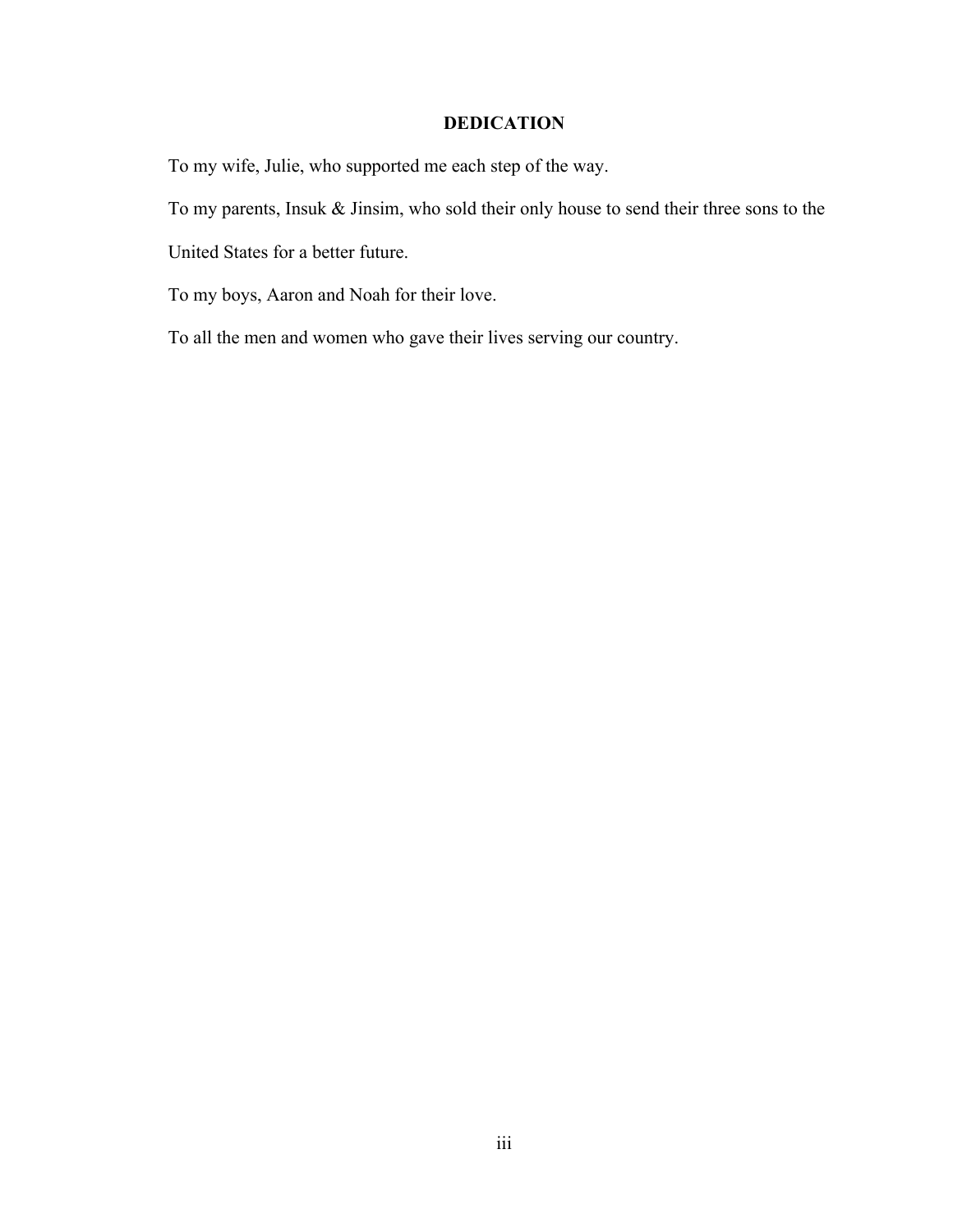# DEDICATION

To my wife, Julie, who supported me each step of the way.

To my parents, Insuk & Jinsim, who sold their only house to send their three sons to the United States for a better future.

To my boys, Aaron and Noah for their love.

To all the men and women who gave their lives serving our country.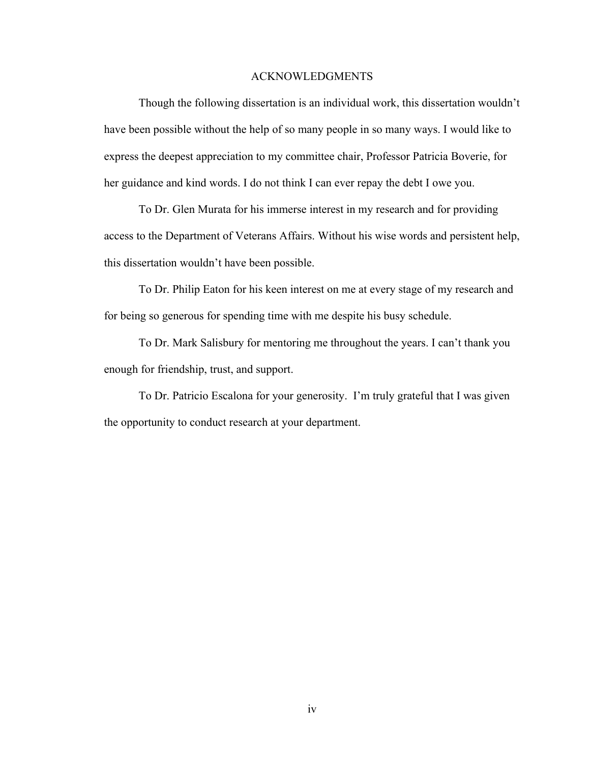# ACKNOWLEDGMENTS

Though the following dissertation is an individual work, this dissertation wouldn't have been possible without the help of so many people in so many ways. I would like to express the deepest appreciation to my committee chair, Professor Patricia Boverie, for her guidance and kind words. I do not think I can ever repay the debt I owe you.

To Dr. Glen Murata for his immerse interest in my research and for providing access to the Department of Veterans Affairs. Without his wise words and persistent help, this dissertation wouldn't have been possible.

To Dr. Philip Eaton for his keen interest on me at every stage of my research and for being so generous for spending time with me despite his busy schedule.

To Dr. Mark Salisbury for mentoring me throughout the years. I can't thank you enough for friendship, trust, and support.

To Dr. Patricio Escalona for your generosity. I'm truly grateful that I was given the opportunity to conduct research at your department.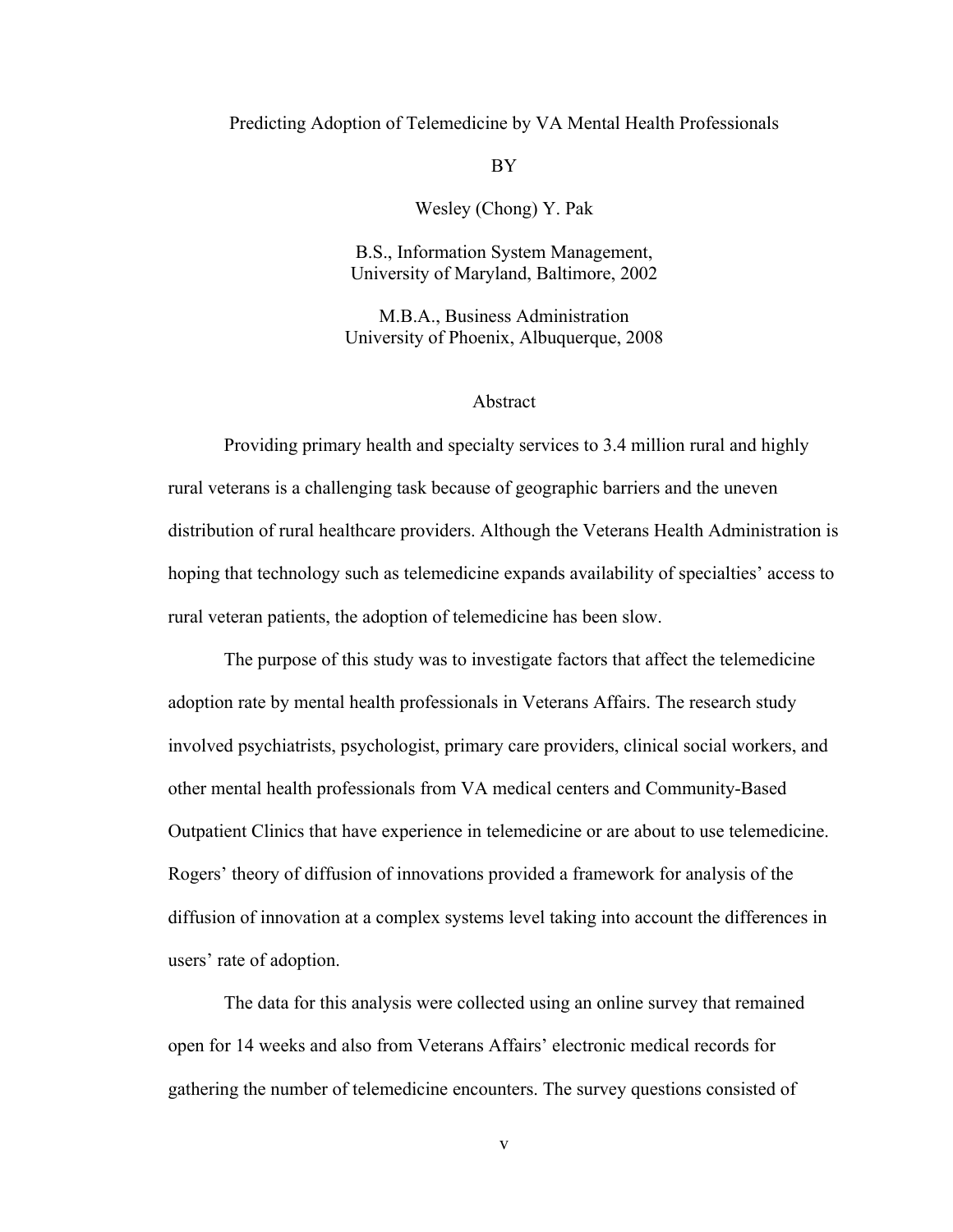Predicting Adoption of Telemedicine by VA Mental Health Professionals

BY

Wesley (Chong) Y. Pak

B.S., Information System Management,
University of Maryland, Baltimore, 2002

M.B.A., Business Administration
University of Phoenix, Albuquerque, 2008

## Abstract

Providing primary health and specialty services to 3.4 million rural and highly rural veterans is a challenging task because of geographic barriers and the uneven distribution of rural healthcare providers. Although the Veterans Health Administration is hoping that technology such as telemedicine expands availability of specialties' access to rural veteran patients, the adoption of telemedicine has been slow.

The purpose of this study was to investigate factors that affect the telemedicine adoption rate by mental health professionals in Veterans Affairs. The research study involved psychiatrists, psychologist, primary care providers, clinical social workers, and other mental health professionals from VA medical centers and Community-Based Outpatient Clinics that have experience in telemedicine or are about to use telemedicine. Rogers' theory of diffusion of innovations provided a framework for analysis of the diffusion of innovation at a complex systems level taking into account the differences in users' rate of adoption.

The data for this analysis were collected using an online survey that remained open for 14 weeks and also from Veterans Affairs' electronic medical records for gathering the number of telemedicine encounters. The survey questions consisted of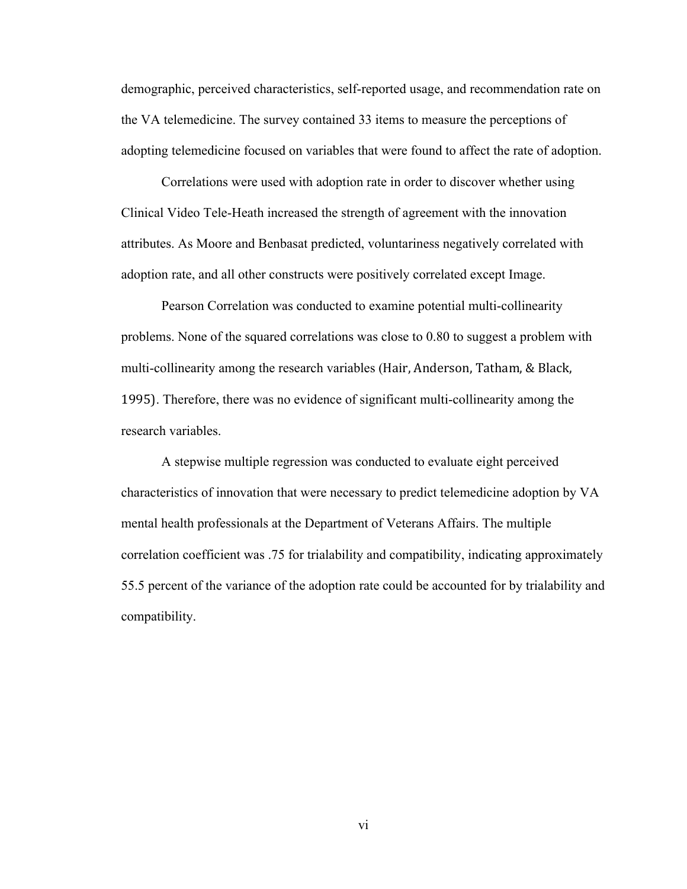demographic, perceived characteristics, self-reported usage, and recommendation rate on the VA telemedicine. The survey contained 33 items to measure the perceptions of adopting telemedicine focused on variables that were found to affect the rate of adoption.

Correlations were used with adoption rate in order to discover whether using Clinical Video Tele-Heath increased the strength of agreement with the innovation attributes. As Moore and Benbasat predicted, voluntariness negatively correlated with adoption rate, and all other constructs were positively correlated except Image.

Pearson Correlation was conducted to examine potential multi-collinearity problems. None of the squared correlations was close to 0.80 to suggest a problem with multi-collinearity among the research variables (Hair, Anderson, Tatham, & Black, 1995). Therefore, there was no evidence of significant multi-collinearity among the research variables.

A stepwise multiple regression was conducted to evaluate eight perceived characteristics of innovation that were necessary to predict telemedicine adoption by VA mental health professionals at the Department of Veterans Affairs. The multiple correlation coefficient was .75 for trialability and compatibility, indicating approximately 55.5 percent of the variance of the adoption rate could be accounted for by trialability and compatibility.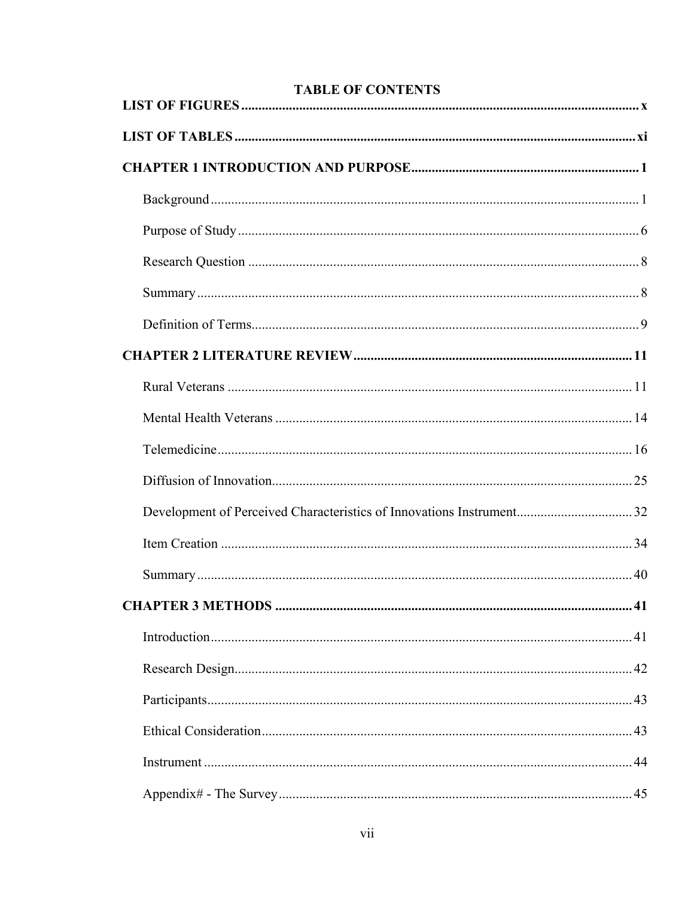# TABLE OF CONTENTS

**LIST OF FIGURES** ........................................................................................................ x

**LIST OF TABLES** ........................................................................................................ xi

**CHAPTER 1 INTRODUCTION AND PURPOSE** ................................................................ 1

Background ........................................................................................................ 1

Purpose of Study ................................................................................................ 6

Research Question .............................................................................................. 8

Summary ............................................................................................................ 8

Definition of Terms ............................................................................................. 9

**CHAPTER 2 LITERATURE REVIEW** ............................................................................ 11

Rural Veterans ................................................................................................... 11

Mental Health Veterans ..................................................................................... 14

Telemedicine ...................................................................................................... 16

Diffusion of Innovation ...................................................................................... 25

Development of Perceived Characteristics of Innovations Instrument ................. 32

Item Creation ..................................................................................................... 34

Summary ........................................................................................................... 40

**CHAPTER 3 METHODS** .............................................................................................. 41

Introduction ....................................................................................................... 41

Research Design ................................................................................................. 42

Participants ........................................................................................................ 43

Ethical Consideration ......................................................................................... 43

Instrument ......................................................................................................... 44

Appendix# - The Survey ..................................................................................... 45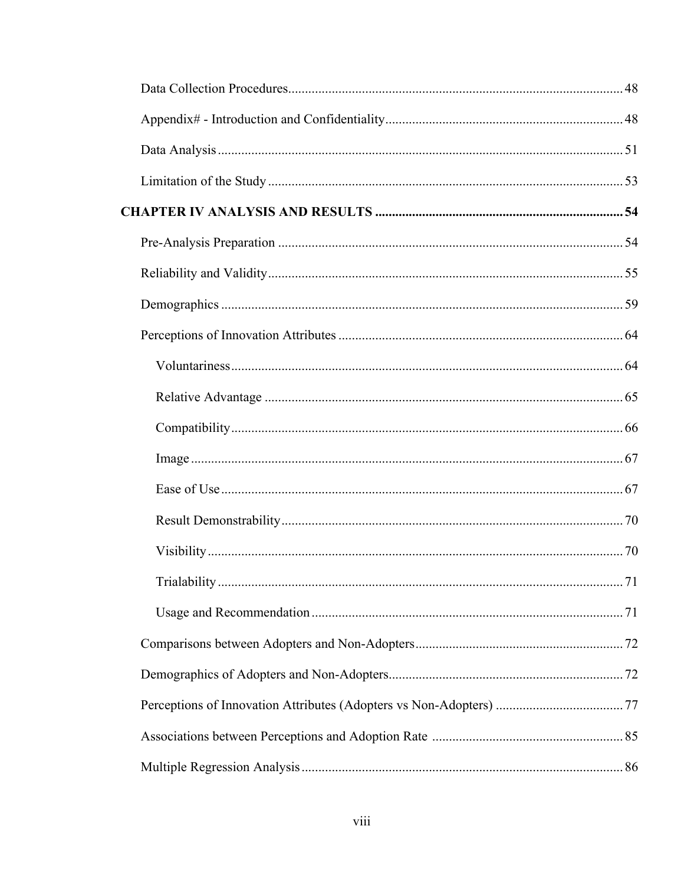Data Collection Procedures 48

Appendix# - Introduction and Confidentiality 48

Data Analysis 51

Limitation of the Study 53

**CHAPTER IV ANALYSIS AND RESULTS 54**

Pre-Analysis Preparation 54

Reliability and Validity 55

Demographics 59

Perceptions of Innovation Attributes 64

Voluntariness 64

Relative Advantage 65

Compatibility 66

Image 67

Ease of Use 67

Result Demonstrability 70

Visibility 70

Trialability 71

Usage and Recommendation 71

Comparisons between Adopters and Non-Adopters 72

Demographics of Adopters and Non-Adopters 72

Perceptions of Innovation Attributes (Adopters vs Non-Adopters) 77

Associations between Perceptions and Adoption Rate 85

Multiple Regression Analysis 86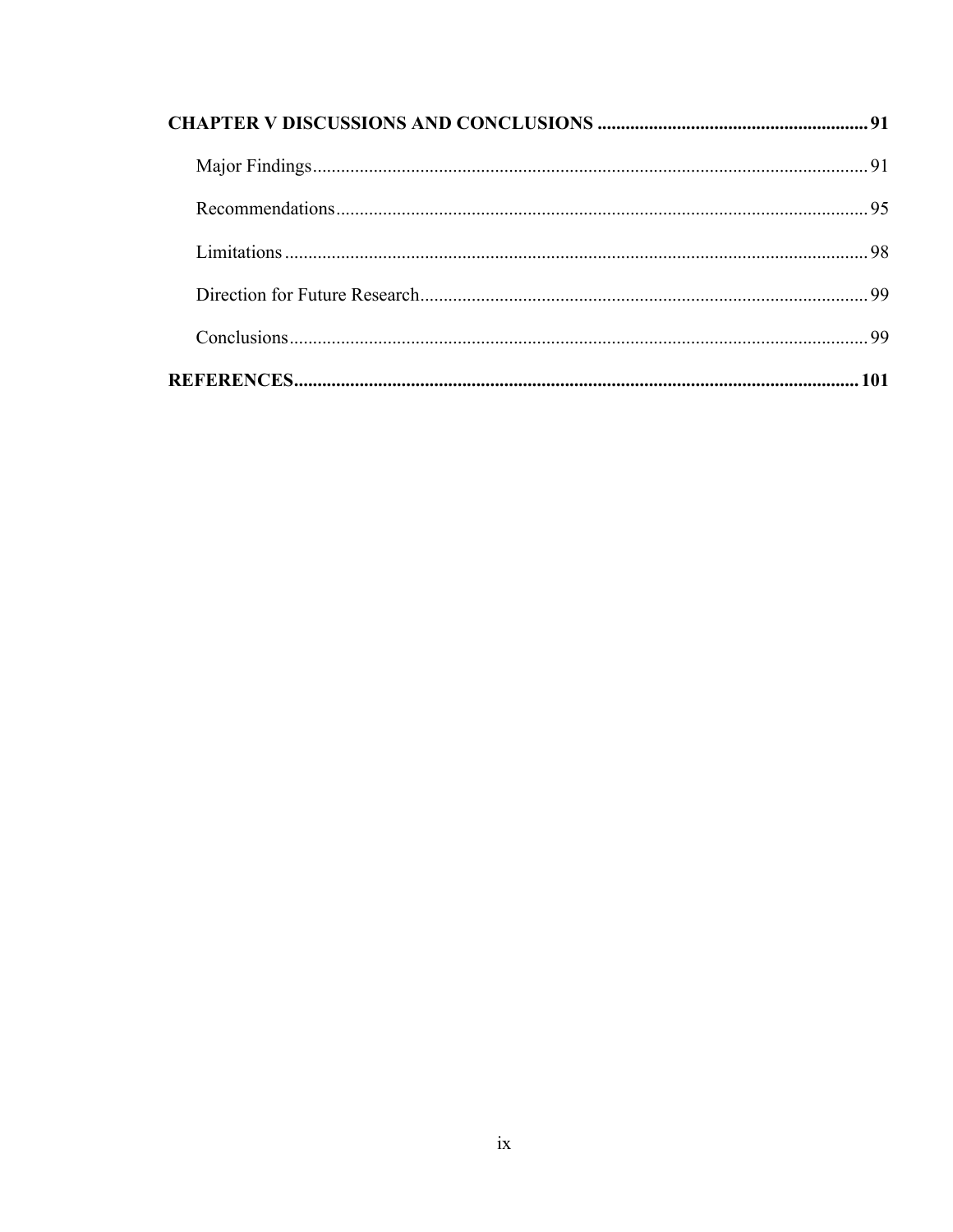**CHAPTER V DISCUSSIONS AND CONCLUSIONS ........................................................ 91**

Major Findings ........................................................................................................ 91

Recommendations ................................................................................................... 95

Limitations ............................................................................................................. 98

Direction for Future Research ................................................................................ 99

Conclusions ............................................................................................................ 99

**REFERENCES ........................................................................................................... 101**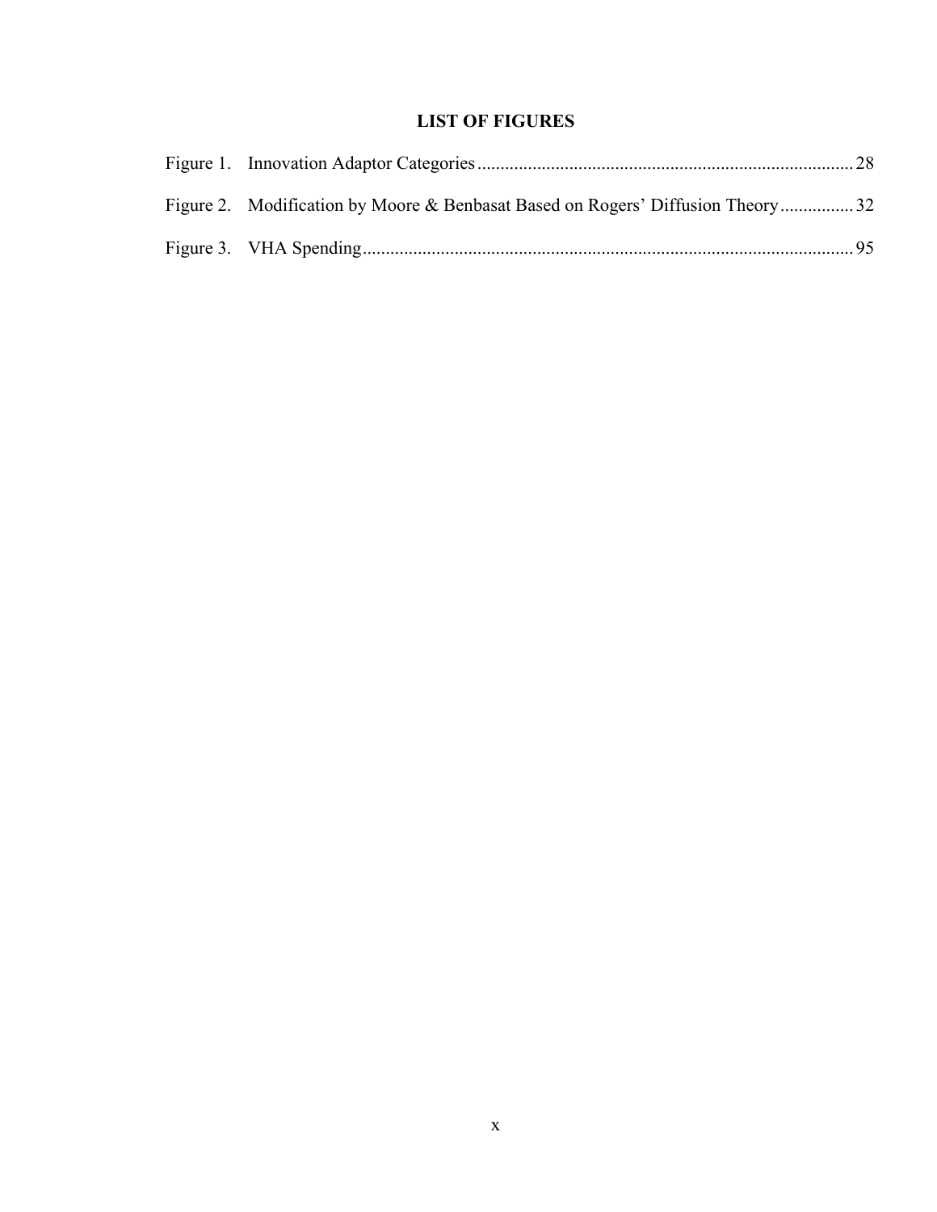# LIST OF FIGURES

Figure 1. Innovation Adaptor Categories ........................................................................ 28

Figure 2. Modification by Moore & Benbasat Based on Rogers' Diffusion Theory ................ 32

Figure 3. VHA Spending ................................................................................................. 95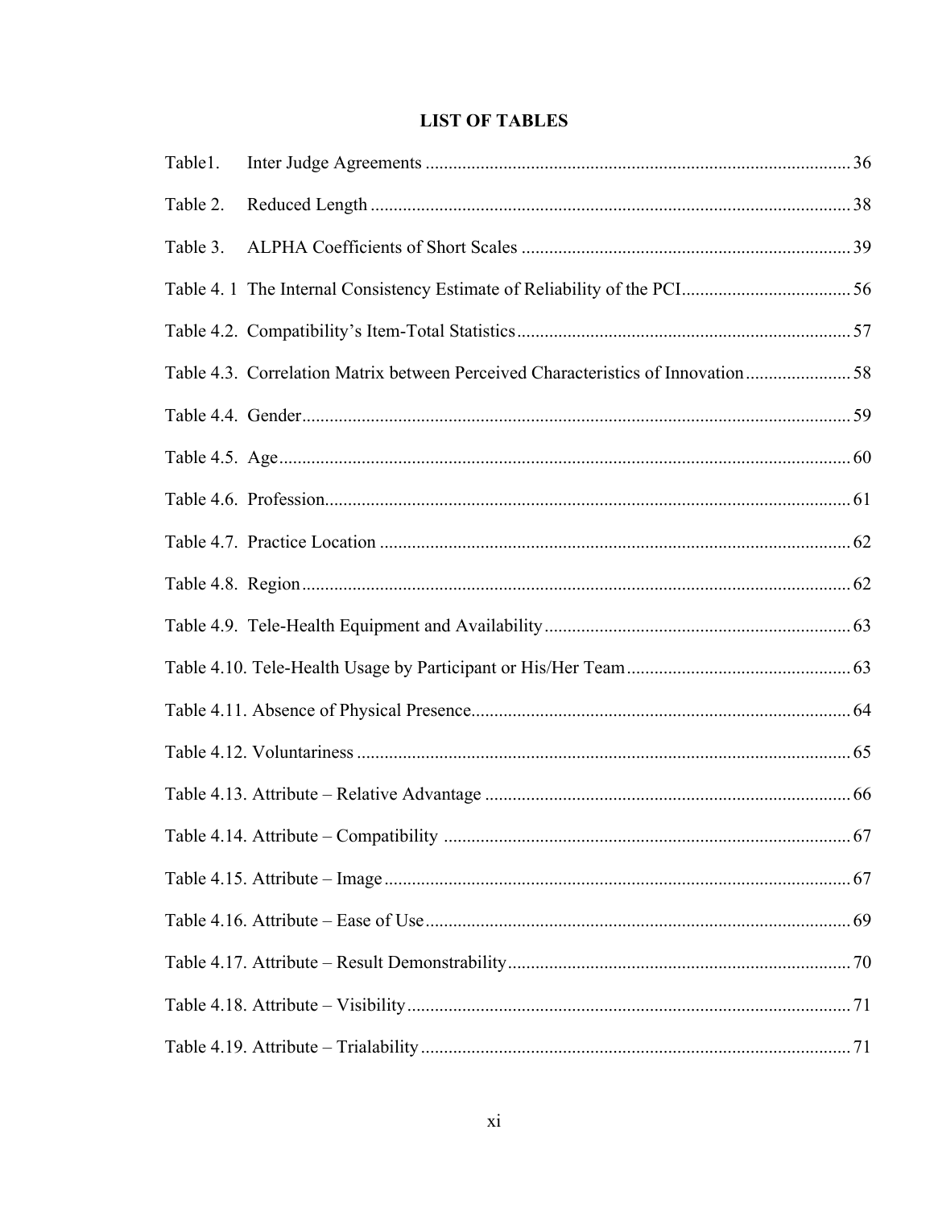# LIST OF TABLES

Table1. Inter Judge Agreements ..... 36

Table 2. Reduced Length ..... 38

Table 3. ALPHA Coefficients of Short Scales ..... 39

Table 4. 1 The Internal Consistency Estimate of Reliability of the PCI ..... 56

Table 4.2. Compatibility's Item-Total Statistics ..... 57

Table 4.3. Correlation Matrix between Perceived Characteristics of Innovation ..... 58

Table 4.4. Gender ..... 59

Table 4.5. Age ..... 60

Table 4.6. Profession ..... 61

Table 4.7. Practice Location ..... 62

Table 4.8. Region ..... 62

Table 4.9. Tele-Health Equipment and Availability ..... 63

Table 4.10. Tele-Health Usage by Participant or His/Her Team ..... 63

Table 4.11. Absence of Physical Presence ..... 64

Table 4.12. Voluntariness ..... 65

Table 4.13. Attribute – Relative Advantage ..... 66

Table 4.14. Attribute – Compatibility ..... 67

Table 4.15. Attribute – Image ..... 67

Table 4.16. Attribute – Ease of Use ..... 69

Table 4.17. Attribute – Result Demonstrability ..... 70

Table 4.18. Attribute – Visibility ..... 71

Table 4.19. Attribute – Trialability ..... 71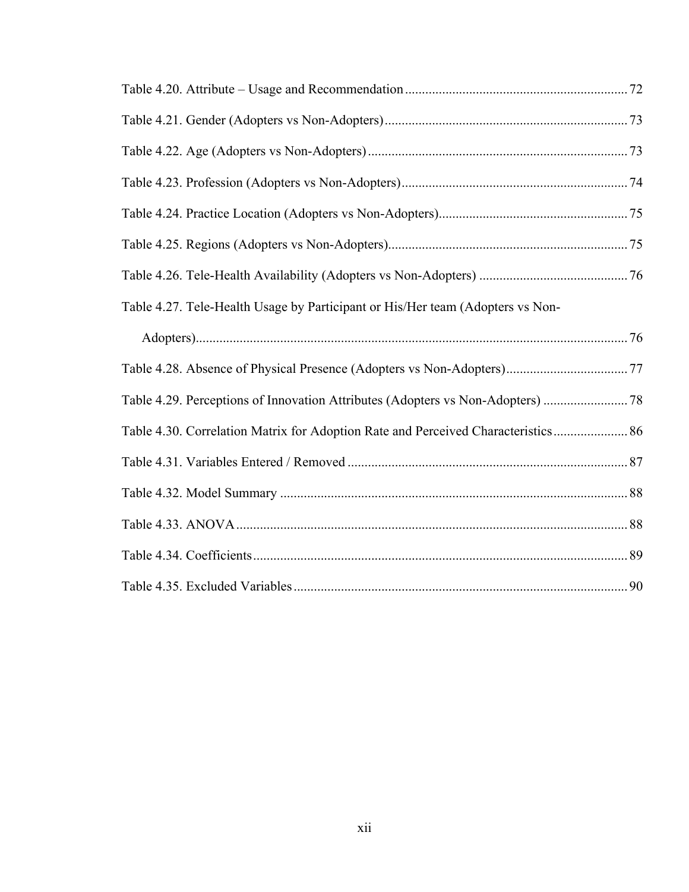Table 4.20. Attribute – Usage and Recommendation ... 72

Table 4.21. Gender (Adopters vs Non-Adopters) ... 73

Table 4.22. Age (Adopters vs Non-Adopters) ... 73

Table 4.23. Profession (Adopters vs Non-Adopters) ... 74

Table 4.24. Practice Location (Adopters vs Non-Adopters) ... 75

Table 4.25. Regions (Adopters vs Non-Adopters) ... 75

Table 4.26. Tele-Health Availability (Adopters vs Non-Adopters) ... 76

Table 4.27. Tele-Health Usage by Participant or His/Her team (Adopters vs Non-Adopters) ... 76

Table 4.28. Absence of Physical Presence (Adopters vs Non-Adopters) ... 77

Table 4.29. Perceptions of Innovation Attributes (Adopters vs Non-Adopters) ... 78

Table 4.30. Correlation Matrix for Adoption Rate and Perceived Characteristics ... 86

Table 4.31. Variables Entered / Removed ... 87

Table 4.32. Model Summary ... 88

Table 4.33. ANOVA ... 88

Table 4.34. Coefficients ... 89

Table 4.35. Excluded Variables ... 90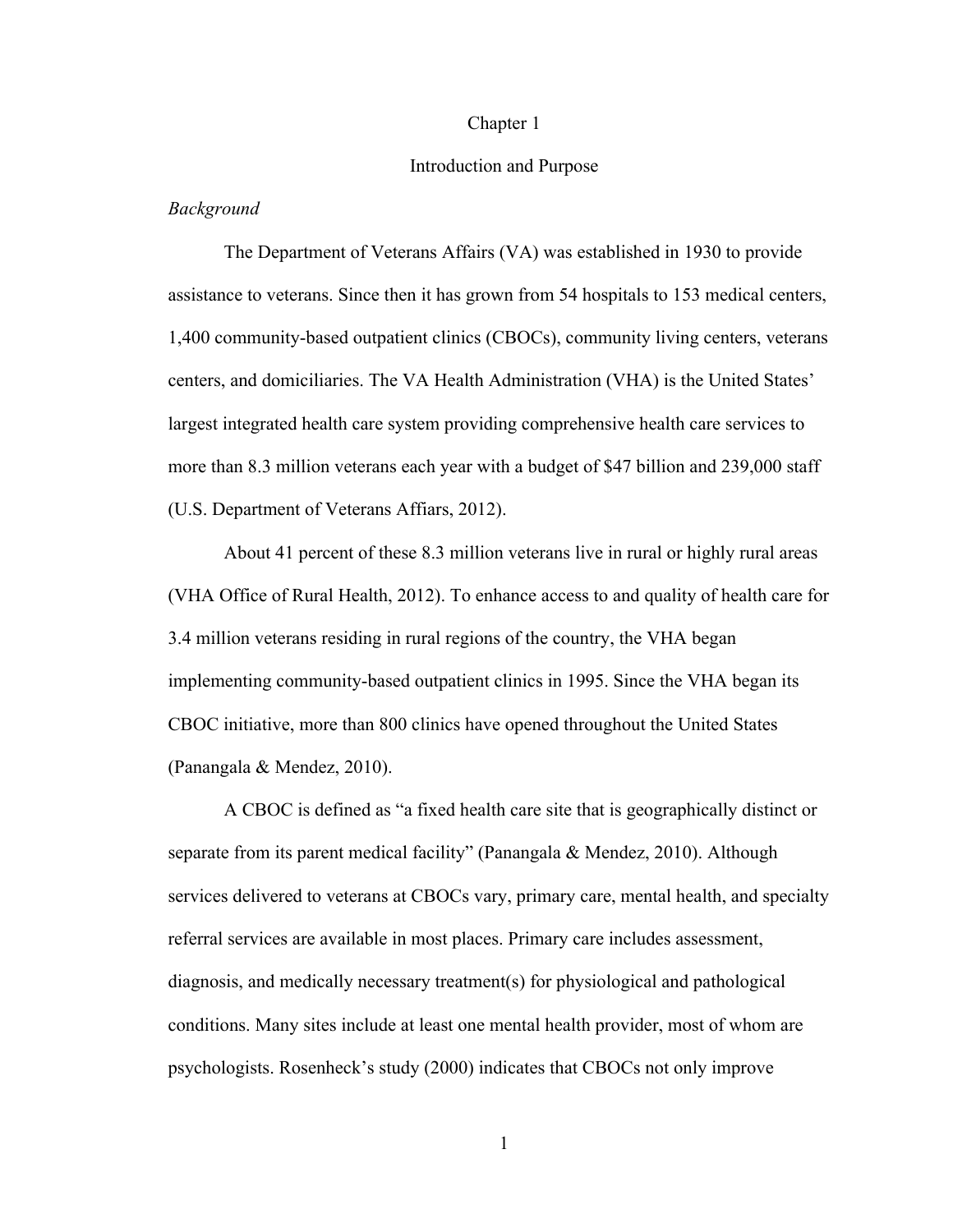# Chapter 1

## Introduction and Purpose

### *Background*

The Department of Veterans Affairs (VA) was established in 1930 to provide assistance to veterans. Since then it has grown from 54 hospitals to 153 medical centers, 1,400 community-based outpatient clinics (CBOCs), community living centers, veterans centers, and domiciliaries. The VA Health Administration (VHA) is the United States' largest integrated health care system providing comprehensive health care services to more than 8.3 million veterans each year with a budget of $47 billion and 239,000 staff (U.S. Department of Veterans Affiars, 2012).

About 41 percent of these 8.3 million veterans live in rural or highly rural areas (VHA Office of Rural Health, 2012). To enhance access to and quality of health care for 3.4 million veterans residing in rural regions of the country, the VHA began implementing community-based outpatient clinics in 1995. Since the VHA began its CBOC initiative, more than 800 clinics have opened throughout the United States (Panangala & Mendez, 2010).

A CBOC is defined as "a fixed health care site that is geographically distinct or separate from its parent medical facility" (Panangala & Mendez, 2010). Although services delivered to veterans at CBOCs vary, primary care, mental health, and specialty referral services are available in most places. Primary care includes assessment, diagnosis, and medically necessary treatment(s) for physiological and pathological conditions. Many sites include at least one mental health provider, most of whom are psychologists. Rosenheck's study (2000) indicates that CBOCs not only improve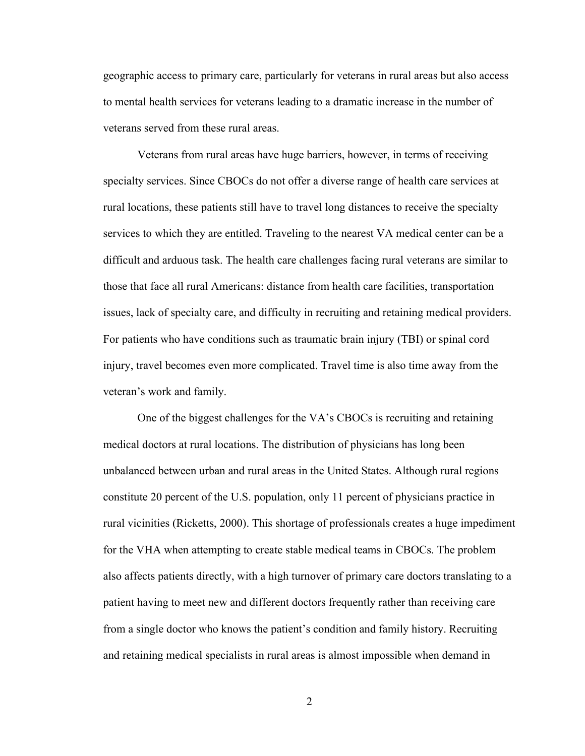geographic access to primary care, particularly for veterans in rural areas but also access to mental health services for veterans leading to a dramatic increase in the number of veterans served from these rural areas.

Veterans from rural areas have huge barriers, however, in terms of receiving specialty services. Since CBOCs do not offer a diverse range of health care services at rural locations, these patients still have to travel long distances to receive the specialty services to which they are entitled. Traveling to the nearest VA medical center can be a difficult and arduous task. The health care challenges facing rural veterans are similar to those that face all rural Americans: distance from health care facilities, transportation issues, lack of specialty care, and difficulty in recruiting and retaining medical providers. For patients who have conditions such as traumatic brain injury (TBI) or spinal cord injury, travel becomes even more complicated. Travel time is also time away from the veteran's work and family.

One of the biggest challenges for the VA's CBOCs is recruiting and retaining medical doctors at rural locations. The distribution of physicians has long been unbalanced between urban and rural areas in the United States. Although rural regions constitute 20 percent of the U.S. population, only 11 percent of physicians practice in rural vicinities (Ricketts, 2000). This shortage of professionals creates a huge impediment for the VHA when attempting to create stable medical teams in CBOCs. The problem also affects patients directly, with a high turnover of primary care doctors translating to a patient having to meet new and different doctors frequently rather than receiving care from a single doctor who knows the patient's condition and family history. Recruiting and retaining medical specialists in rural areas is almost impossible when demand in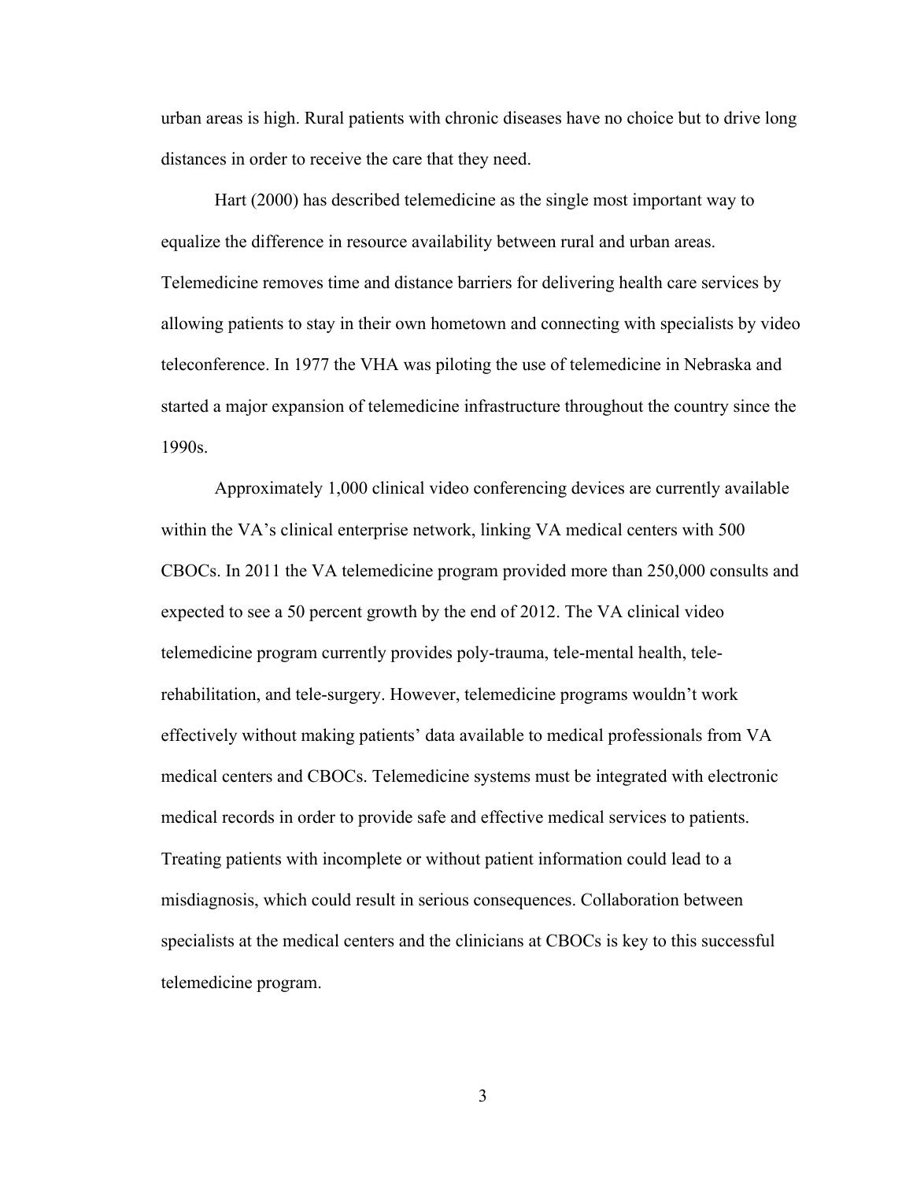urban areas is high. Rural patients with chronic diseases have no choice but to drive long distances in order to receive the care that they need.

Hart (2000) has described telemedicine as the single most important way to equalize the difference in resource availability between rural and urban areas. Telemedicine removes time and distance barriers for delivering health care services by allowing patients to stay in their own hometown and connecting with specialists by video teleconference. In 1977 the VHA was piloting the use of telemedicine in Nebraska and started a major expansion of telemedicine infrastructure throughout the country since the 1990s.

Approximately 1,000 clinical video conferencing devices are currently available within the VA's clinical enterprise network, linking VA medical centers with 500 CBOCs. In 2011 the VA telemedicine program provided more than 250,000 consults and expected to see a 50 percent growth by the end of 2012. The VA clinical video telemedicine program currently provides poly-trauma, tele-mental health, tele-rehabilitation, and tele-surgery. However, telemedicine programs wouldn't work effectively without making patients' data available to medical professionals from VA medical centers and CBOCs. Telemedicine systems must be integrated with electronic medical records in order to provide safe and effective medical services to patients. Treating patients with incomplete or without patient information could lead to a misdiagnosis, which could result in serious consequences. Collaboration between specialists at the medical centers and the clinicians at CBOCs is key to this successful telemedicine program.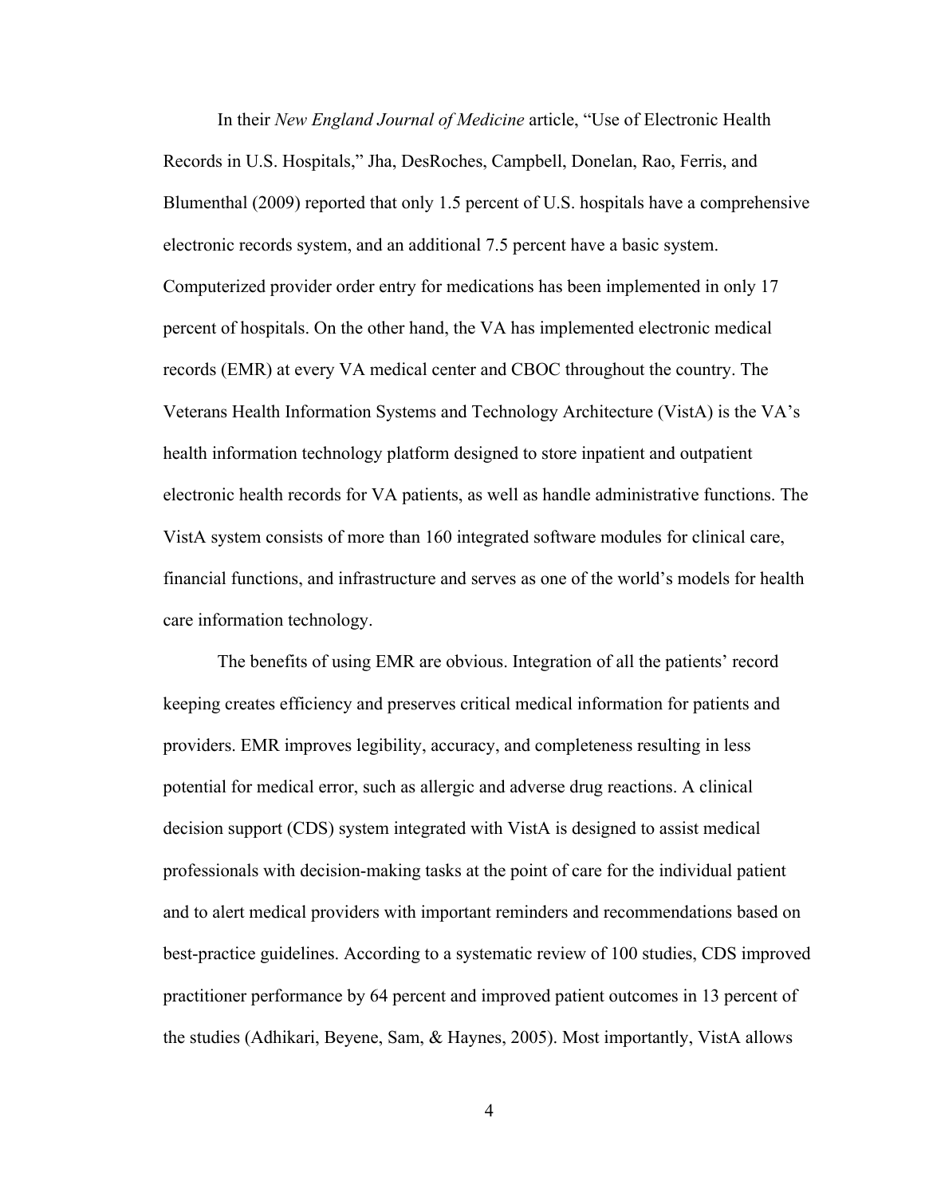In their *New England Journal of Medicine* article, "Use of Electronic Health Records in U.S. Hospitals," Jha, DesRoches, Campbell, Donelan, Rao, Ferris, and Blumenthal (2009) reported that only 1.5 percent of U.S. hospitals have a comprehensive electronic records system, and an additional 7.5 percent have a basic system. Computerized provider order entry for medications has been implemented in only 17 percent of hospitals. On the other hand, the VA has implemented electronic medical records (EMR) at every VA medical center and CBOC throughout the country. The Veterans Health Information Systems and Technology Architecture (VistA) is the VA's health information technology platform designed to store inpatient and outpatient electronic health records for VA patients, as well as handle administrative functions. The VistA system consists of more than 160 integrated software modules for clinical care, financial functions, and infrastructure and serves as one of the world's models for health care information technology.

The benefits of using EMR are obvious. Integration of all the patients' record keeping creates efficiency and preserves critical medical information for patients and providers. EMR improves legibility, accuracy, and completeness resulting in less potential for medical error, such as allergic and adverse drug reactions. A clinical decision support (CDS) system integrated with VistA is designed to assist medical professionals with decision-making tasks at the point of care for the individual patient and to alert medical providers with important reminders and recommendations based on best-practice guidelines. According to a systematic review of 100 studies, CDS improved practitioner performance by 64 percent and improved patient outcomes in 13 percent of the studies (Adhikari, Beyene, Sam, & Haynes, 2005). Most importantly, VistA allows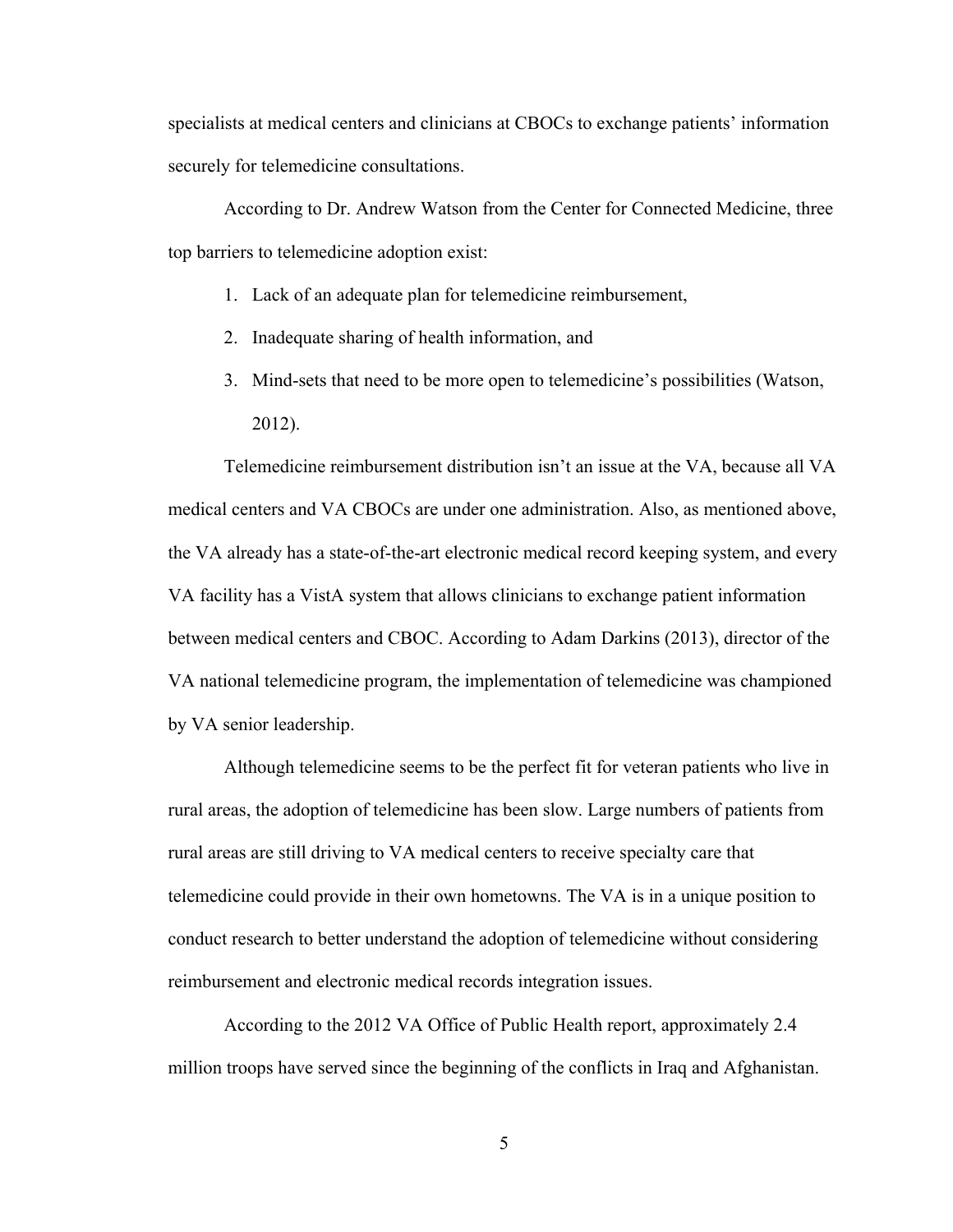specialists at medical centers and clinicians at CBOCs to exchange patients' information securely for telemedicine consultations.

According to Dr. Andrew Watson from the Center for Connected Medicine, three top barriers to telemedicine adoption exist:

1. Lack of an adequate plan for telemedicine reimbursement,
2. Inadequate sharing of health information, and
3. Mind-sets that need to be more open to telemedicine's possibilities (Watson, 2012).

Telemedicine reimbursement distribution isn't an issue at the VA, because all VA medical centers and VA CBOCs are under one administration. Also, as mentioned above, the VA already has a state-of-the-art electronic medical record keeping system, and every VA facility has a VistA system that allows clinicians to exchange patient information between medical centers and CBOC. According to Adam Darkins (2013), director of the VA national telemedicine program, the implementation of telemedicine was championed by VA senior leadership.

Although telemedicine seems to be the perfect fit for veteran patients who live in rural areas, the adoption of telemedicine has been slow. Large numbers of patients from rural areas are still driving to VA medical centers to receive specialty care that telemedicine could provide in their own hometowns. The VA is in a unique position to conduct research to better understand the adoption of telemedicine without considering reimbursement and electronic medical records integration issues.

According to the 2012 VA Office of Public Health report, approximately 2.4 million troops have served since the beginning of the conflicts in Iraq and Afghanistan.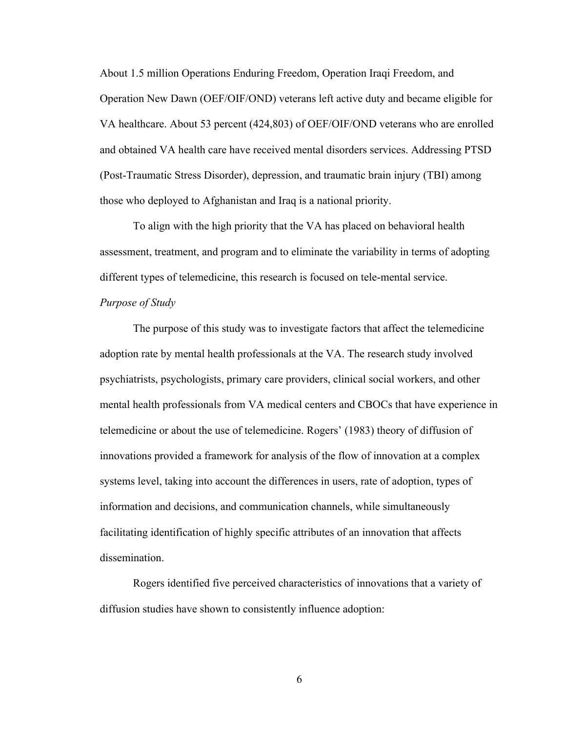About 1.5 million Operations Enduring Freedom, Operation Iraqi Freedom, and Operation New Dawn (OEF/OIF/OND) veterans left active duty and became eligible for VA healthcare. About 53 percent (424,803) of OEF/OIF/OND veterans who are enrolled and obtained VA health care have received mental disorders services. Addressing PTSD (Post-Traumatic Stress Disorder), depression, and traumatic brain injury (TBI) among those who deployed to Afghanistan and Iraq is a national priority.

To align with the high priority that the VA has placed on behavioral health assessment, treatment, and program and to eliminate the variability in terms of adopting different types of telemedicine, this research is focused on tele-mental service.

*Purpose of Study*

The purpose of this study was to investigate factors that affect the telemedicine adoption rate by mental health professionals at the VA. The research study involved psychiatrists, psychologists, primary care providers, clinical social workers, and other mental health professionals from VA medical centers and CBOCs that have experience in telemedicine or about the use of telemedicine. Rogers' (1983) theory of diffusion of innovations provided a framework for analysis of the flow of innovation at a complex systems level, taking into account the differences in users, rate of adoption, types of information and decisions, and communication channels, while simultaneously facilitating identification of highly specific attributes of an innovation that affects dissemination.

Rogers identified five perceived characteristics of innovations that a variety of diffusion studies have shown to consistently influence adoption: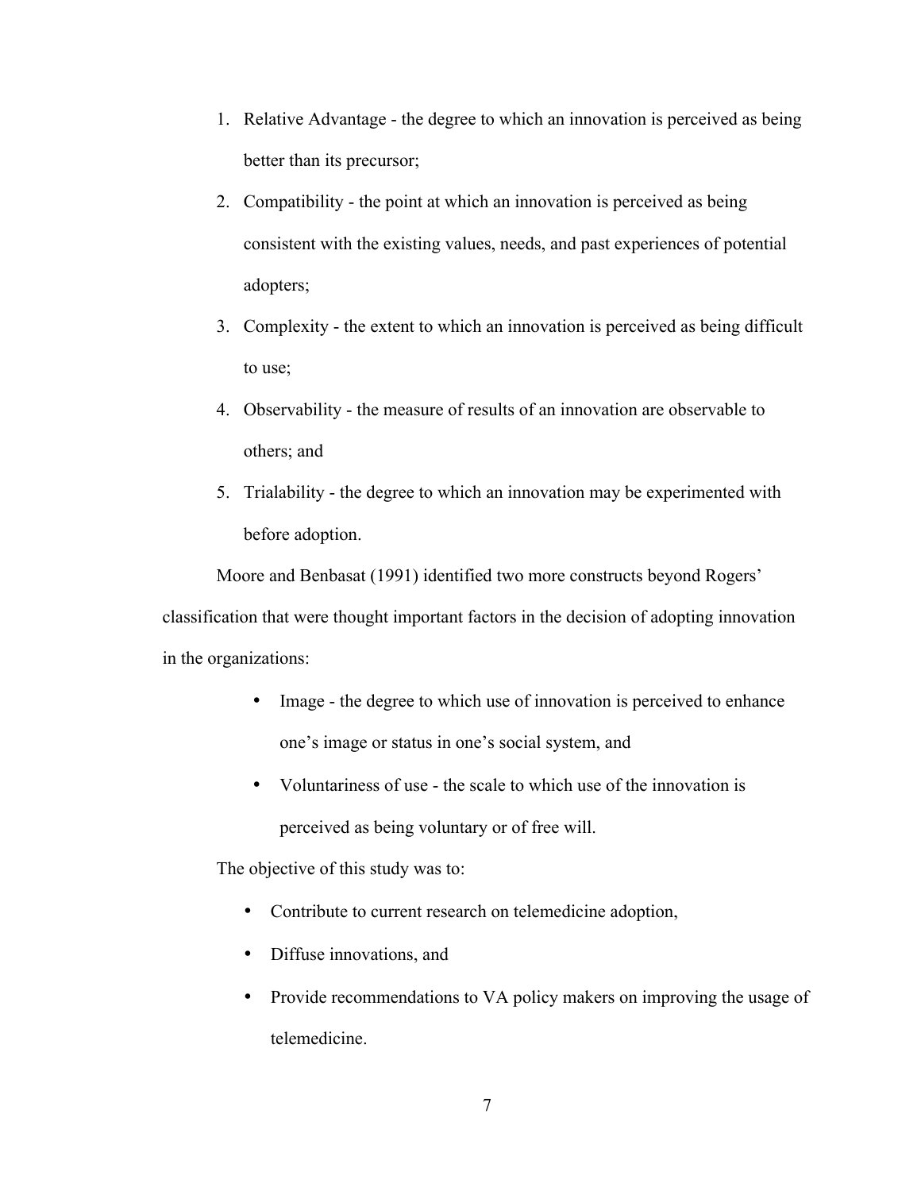1. Relative Advantage - the degree to which an innovation is perceived as being better than its precursor;
2. Compatibility - the point at which an innovation is perceived as being consistent with the existing values, needs, and past experiences of potential adopters;
3. Complexity - the extent to which an innovation is perceived as being difficult to use;
4. Observability - the measure of results of an innovation are observable to others; and
5. Trialability - the degree to which an innovation may be experimented with before adoption.

Moore and Benbasat (1991) identified two more constructs beyond Rogers' classification that were thought important factors in the decision of adopting innovation in the organizations:

- Image - the degree to which use of innovation is perceived to enhance one's image or status in one's social system, and
- Voluntariness of use - the scale to which use of the innovation is perceived as being voluntary or of free will.

The objective of this study was to:

- Contribute to current research on telemedicine adoption,
- Diffuse innovations, and
- Provide recommendations to VA policy makers on improving the usage of telemedicine.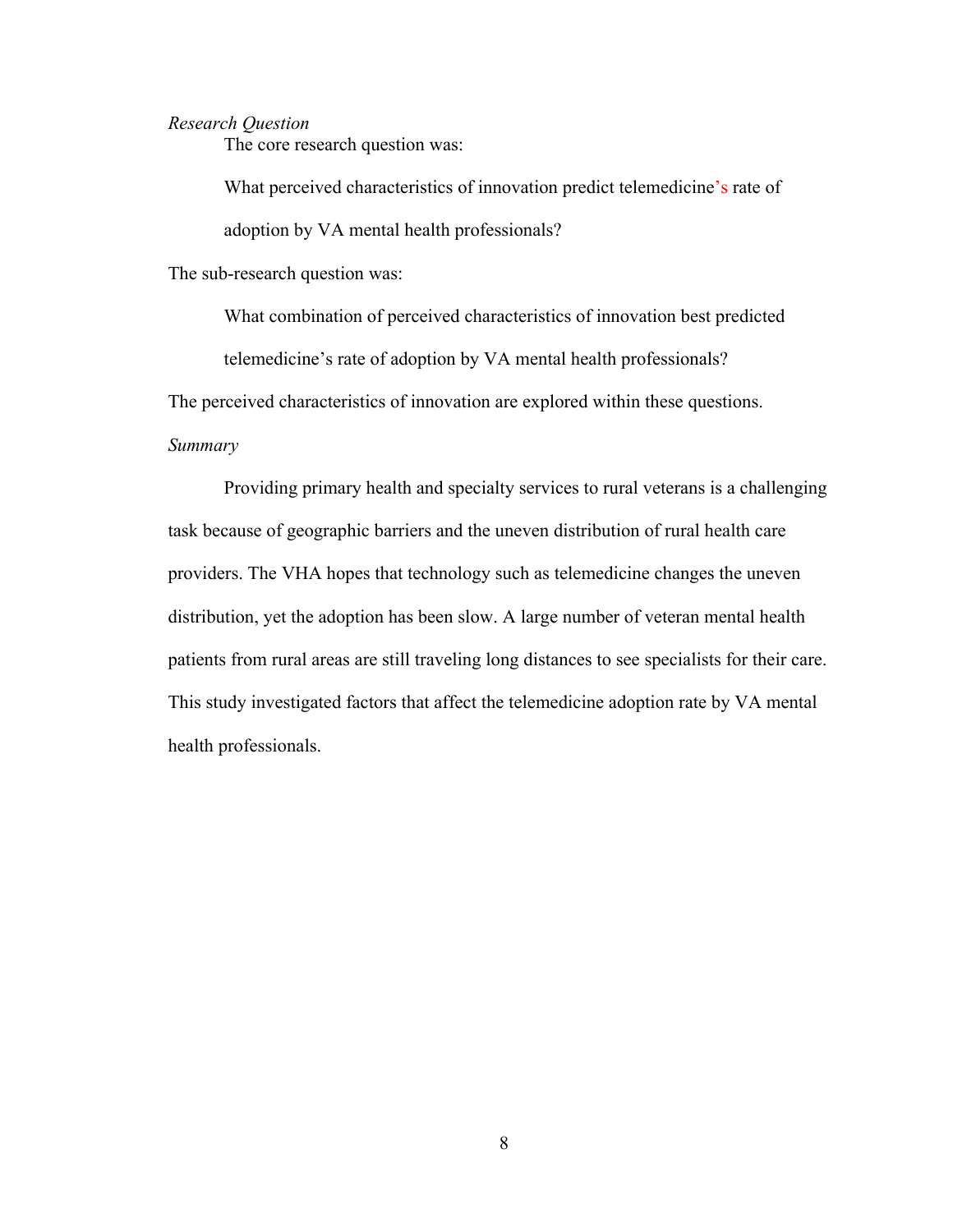*Research Question*

The core research question was:

> What perceived characteristics of innovation predict telemedicine's rate of adoption by VA mental health professionals?

The sub-research question was:

> What combination of perceived characteristics of innovation best predicted telemedicine's rate of adoption by VA mental health professionals?

The perceived characteristics of innovation are explored within these questions.

*Summary*

Providing primary health and specialty services to rural veterans is a challenging task because of geographic barriers and the uneven distribution of rural health care providers. The VHA hopes that technology such as telemedicine changes the uneven distribution, yet the adoption has been slow. A large number of veteran mental health patients from rural areas are still traveling long distances to see specialists for their care. This study investigated factors that affect the telemedicine adoption rate by VA mental health professionals.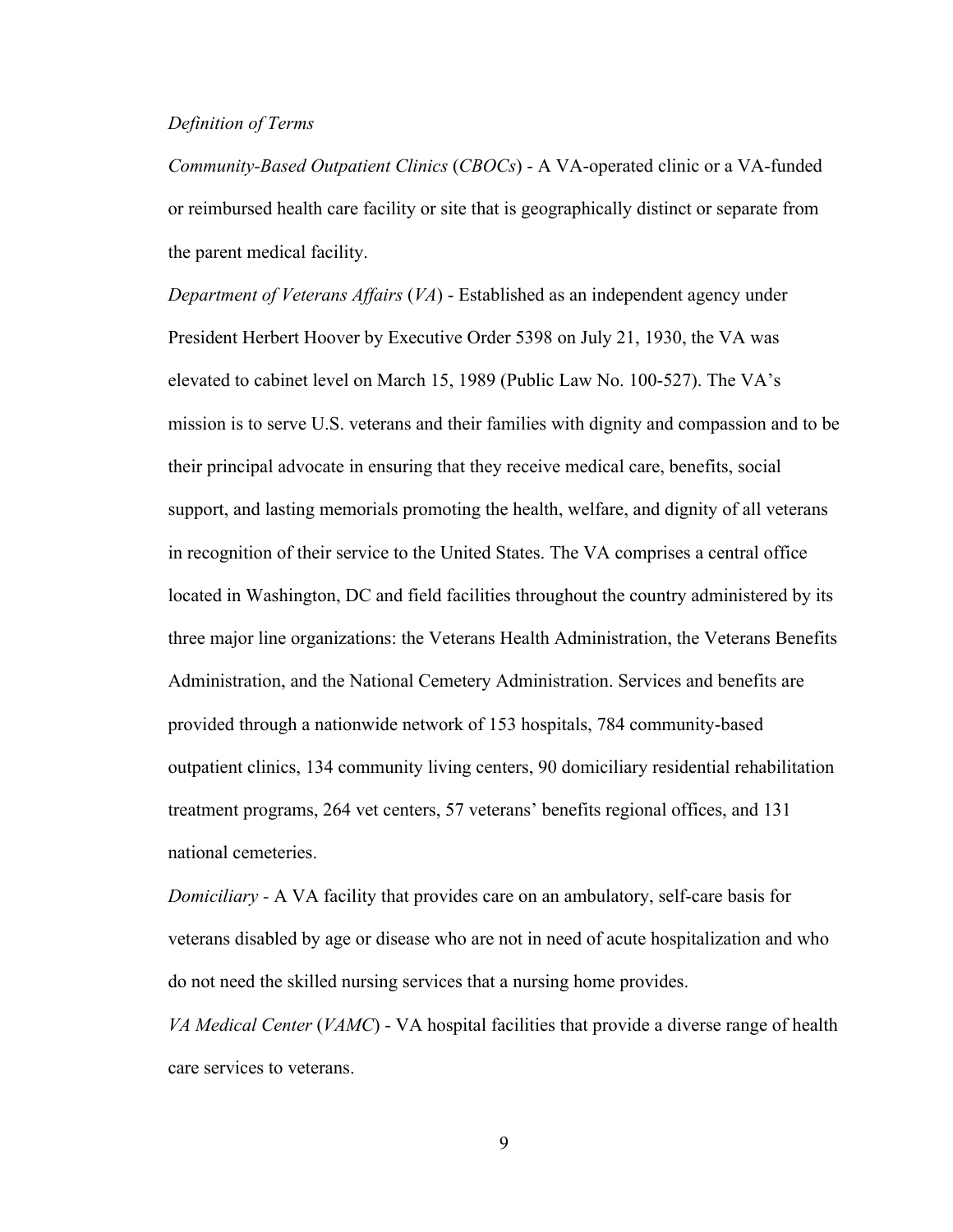*Definition of Terms*

*Community-Based Outpatient Clinics* (*CBOCs*) - A VA-operated clinic or a VA-funded or reimbursed health care facility or site that is geographically distinct or separate from the parent medical facility.

*Department of Veterans Affairs* (*VA*) - Established as an independent agency under President Herbert Hoover by Executive Order 5398 on July 21, 1930, the VA was elevated to cabinet level on March 15, 1989 (Public Law No. 100-527). The VA's mission is to serve U.S. veterans and their families with dignity and compassion and to be their principal advocate in ensuring that they receive medical care, benefits, social support, and lasting memorials promoting the health, welfare, and dignity of all veterans in recognition of their service to the United States. The VA comprises a central office located in Washington, DC and field facilities throughout the country administered by its three major line organizations: the Veterans Health Administration, the Veterans Benefits Administration, and the National Cemetery Administration. Services and benefits are provided through a nationwide network of 153 hospitals, 784 community-based outpatient clinics, 134 community living centers, 90 domiciliary residential rehabilitation treatment programs, 264 vet centers, 57 veterans' benefits regional offices, and 131 national cemeteries.

*Domiciliary* - A VA facility that provides care on an ambulatory, self-care basis for veterans disabled by age or disease who are not in need of acute hospitalization and who do not need the skilled nursing services that a nursing home provides.

*VA Medical Center* (*VAMC*) - VA hospital facilities that provide a diverse range of health care services to veterans.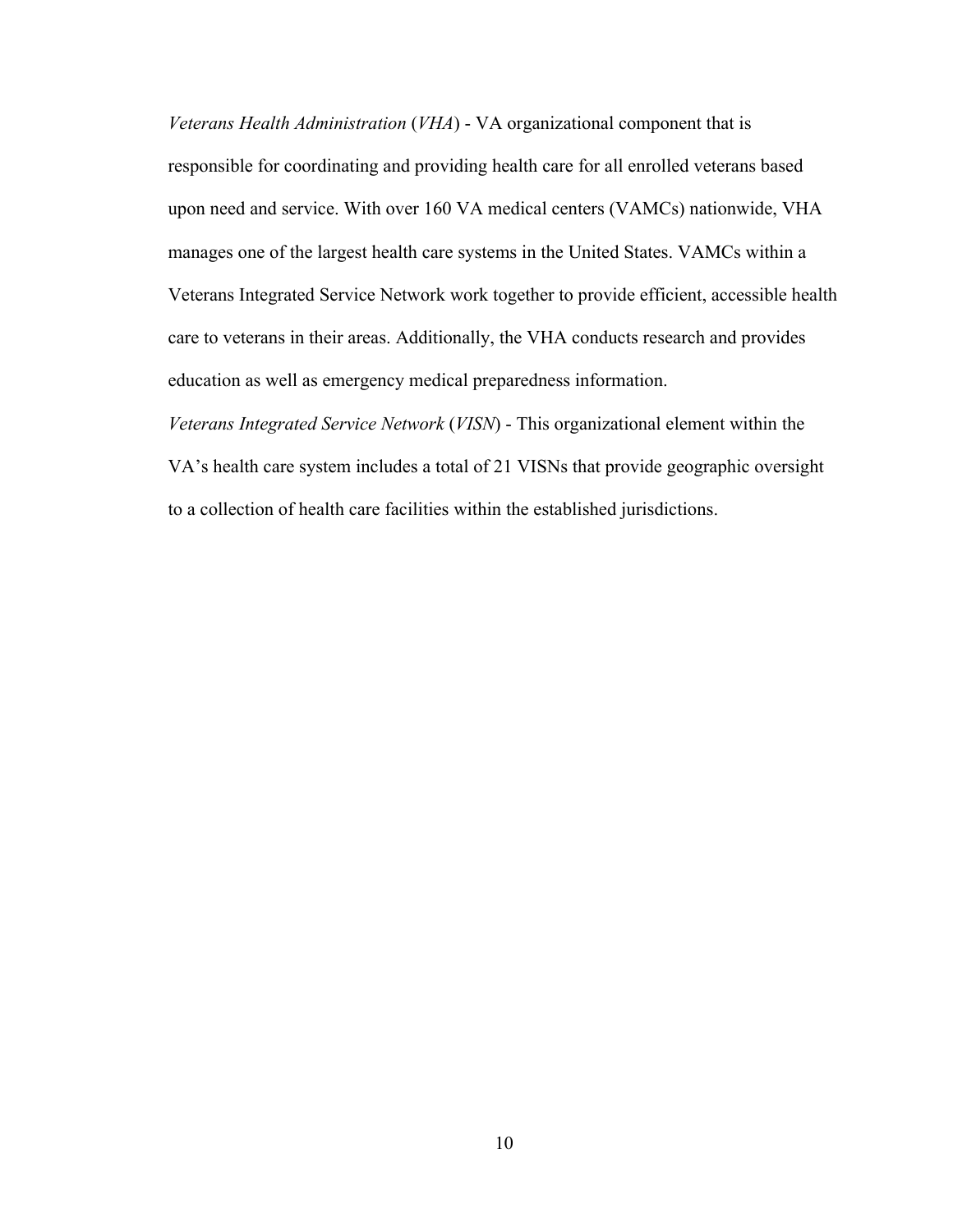*Veterans Health Administration* (*VHA*) - VA organizational component that is responsible for coordinating and providing health care for all enrolled veterans based upon need and service. With over 160 VA medical centers (VAMCs) nationwide, VHA manages one of the largest health care systems in the United States. VAMCs within a Veterans Integrated Service Network work together to provide efficient, accessible health care to veterans in their areas. Additionally, the VHA conducts research and provides education as well as emergency medical preparedness information.

*Veterans Integrated Service Network* (*VISN*) - This organizational element within the VA's health care system includes a total of 21 VISNs that provide geographic oversight to a collection of health care facilities within the established jurisdictions.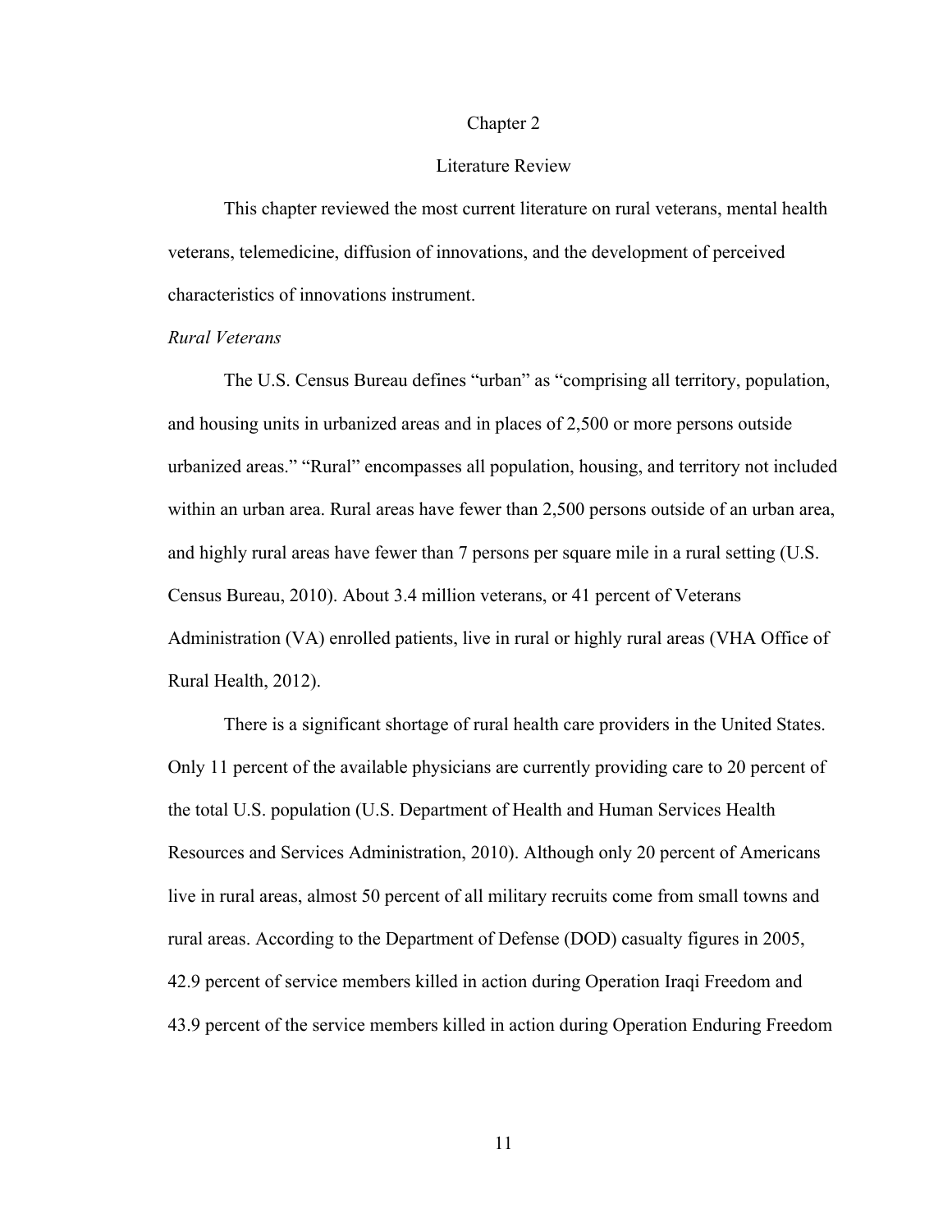# Chapter 2

## Literature Review

This chapter reviewed the most current literature on rural veterans, mental health veterans, telemedicine, diffusion of innovations, and the development of perceived characteristics of innovations instrument.

### *Rural Veterans*

The U.S. Census Bureau defines "urban" as "comprising all territory, population, and housing units in urbanized areas and in places of 2,500 or more persons outside urbanized areas." "Rural" encompasses all population, housing, and territory not included within an urban area. Rural areas have fewer than 2,500 persons outside of an urban area, and highly rural areas have fewer than 7 persons per square mile in a rural setting (U.S. Census Bureau, 2010). About 3.4 million veterans, or 41 percent of Veterans Administration (VA) enrolled patients, live in rural or highly rural areas (VHA Office of Rural Health, 2012).

There is a significant shortage of rural health care providers in the United States. Only 11 percent of the available physicians are currently providing care to 20 percent of the total U.S. population (U.S. Department of Health and Human Services Health Resources and Services Administration, 2010). Although only 20 percent of Americans live in rural areas, almost 50 percent of all military recruits come from small towns and rural areas. According to the Department of Defense (DOD) casualty figures in 2005, 42.9 percent of service members killed in action during Operation Iraqi Freedom and 43.9 percent of the service members killed in action during Operation Enduring Freedom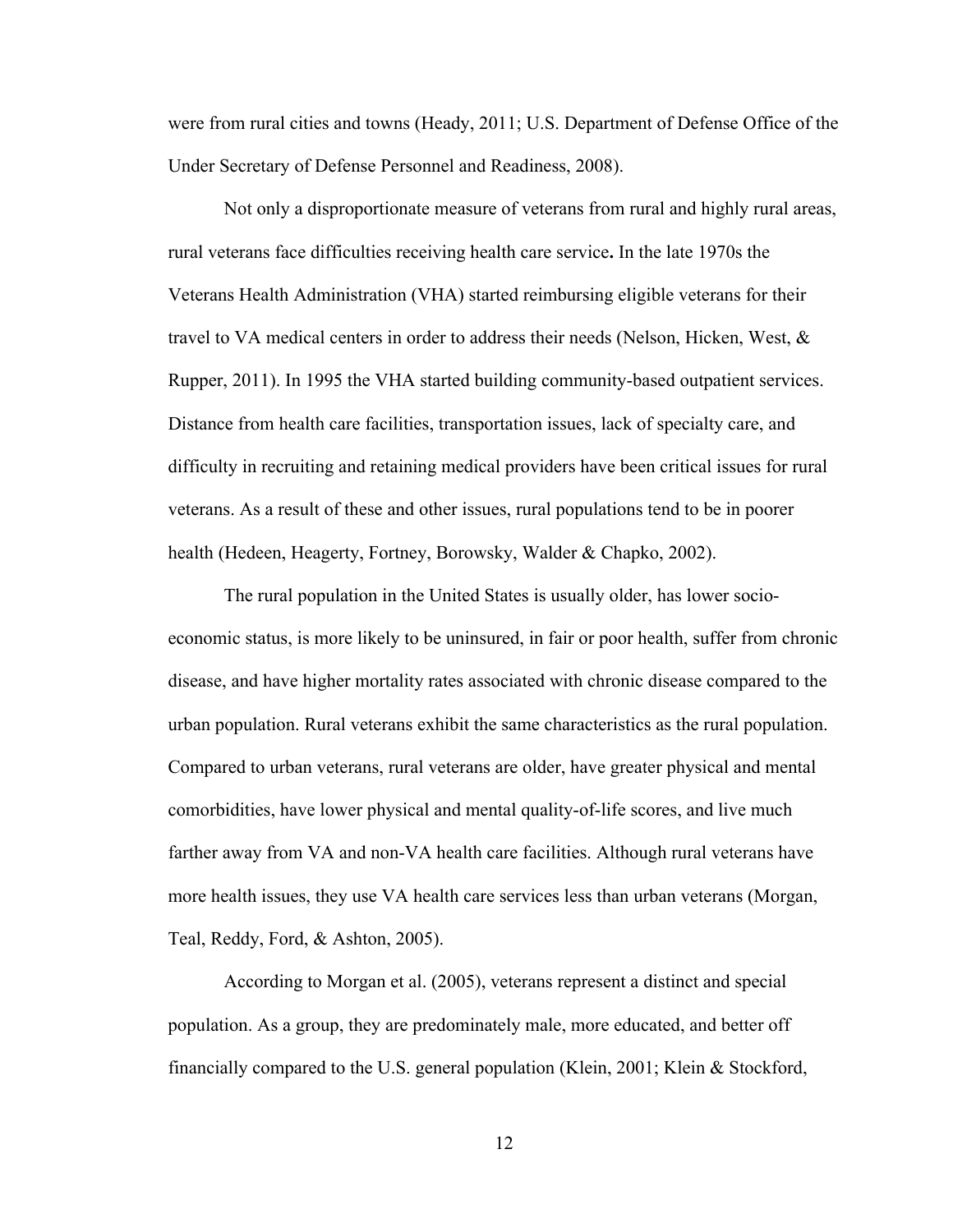were from rural cities and towns (Heady, 2011; U.S. Department of Defense Office of the Under Secretary of Defense Personnel and Readiness, 2008).

Not only a disproportionate measure of veterans from rural and highly rural areas, rural veterans face difficulties receiving health care service**.** In the late 1970s the Veterans Health Administration (VHA) started reimbursing eligible veterans for their travel to VA medical centers in order to address their needs (Nelson, Hicken, West, & Rupper, 2011). In 1995 the VHA started building community-based outpatient services. Distance from health care facilities, transportation issues, lack of specialty care, and difficulty in recruiting and retaining medical providers have been critical issues for rural veterans. As a result of these and other issues, rural populations tend to be in poorer health (Hedeen, Heagerty, Fortney, Borowsky, Walder & Chapko, 2002).

The rural population in the United States is usually older, has lower socio-economic status, is more likely to be uninsured, in fair or poor health, suffer from chronic disease, and have higher mortality rates associated with chronic disease compared to the urban population. Rural veterans exhibit the same characteristics as the rural population. Compared to urban veterans, rural veterans are older, have greater physical and mental comorbidities, have lower physical and mental quality-of-life scores, and live much farther away from VA and non-VA health care facilities. Although rural veterans have more health issues, they use VA health care services less than urban veterans (Morgan, Teal, Reddy, Ford, & Ashton, 2005).

According to Morgan et al. (2005), veterans represent a distinct and special population. As a group, they are predominately male, more educated, and better off financially compared to the U.S. general population (Klein, 2001; Klein & Stockford,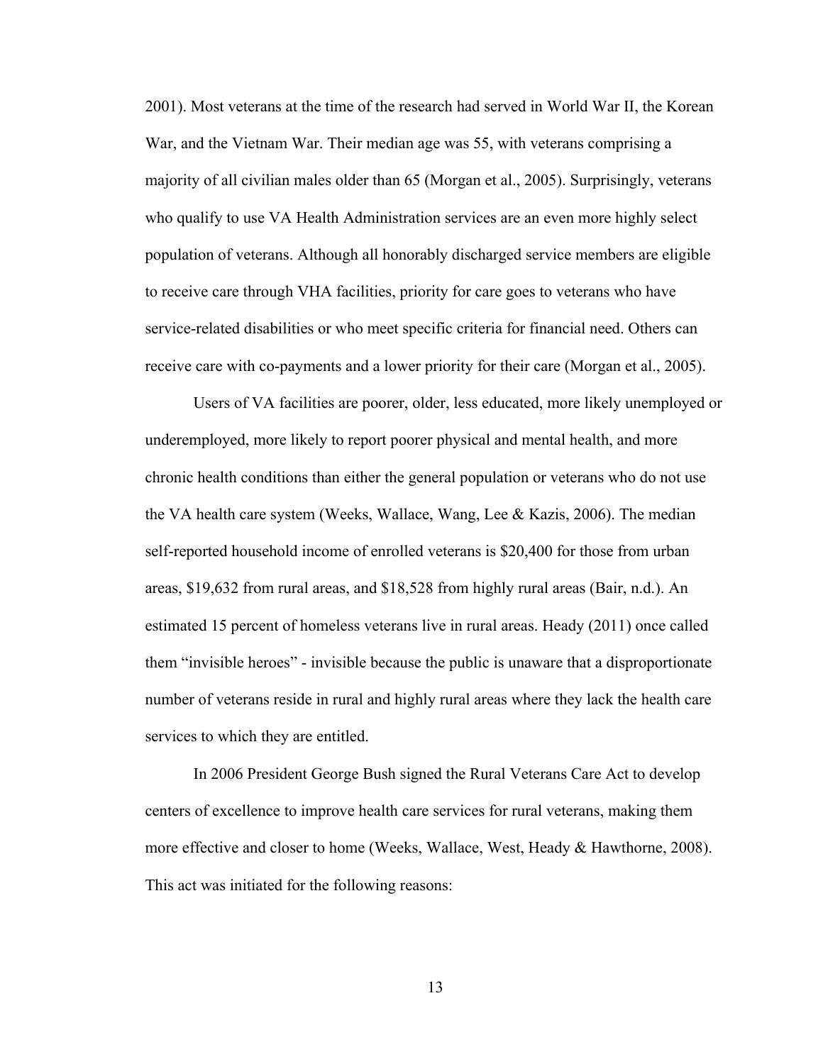2001). Most veterans at the time of the research had served in World War II, the Korean War, and the Vietnam War. Their median age was 55, with veterans comprising a majority of all civilian males older than 65 (Morgan et al., 2005). Surprisingly, veterans who qualify to use VA Health Administration services are an even more highly select population of veterans. Although all honorably discharged service members are eligible to receive care through VHA facilities, priority for care goes to veterans who have service-related disabilities or who meet specific criteria for financial need. Others can receive care with co-payments and a lower priority for their care (Morgan et al., 2005).

Users of VA facilities are poorer, older, less educated, more likely unemployed or underemployed, more likely to report poorer physical and mental health, and more chronic health conditions than either the general population or veterans who do not use the VA health care system (Weeks, Wallace, Wang, Lee & Kazis, 2006). The median self-reported household income of enrolled veterans is $20,400 for those from urban areas, $19,632 from rural areas, and $18,528 from highly rural areas (Bair, n.d.). An estimated 15 percent of homeless veterans live in rural areas. Heady (2011) once called them "invisible heroes" - invisible because the public is unaware that a disproportionate number of veterans reside in rural and highly rural areas where they lack the health care services to which they are entitled.

In 2006 President George Bush signed the Rural Veterans Care Act to develop centers of excellence to improve health care services for rural veterans, making them more effective and closer to home (Weeks, Wallace, West, Heady & Hawthorne, 2008). This act was initiated for the following reasons: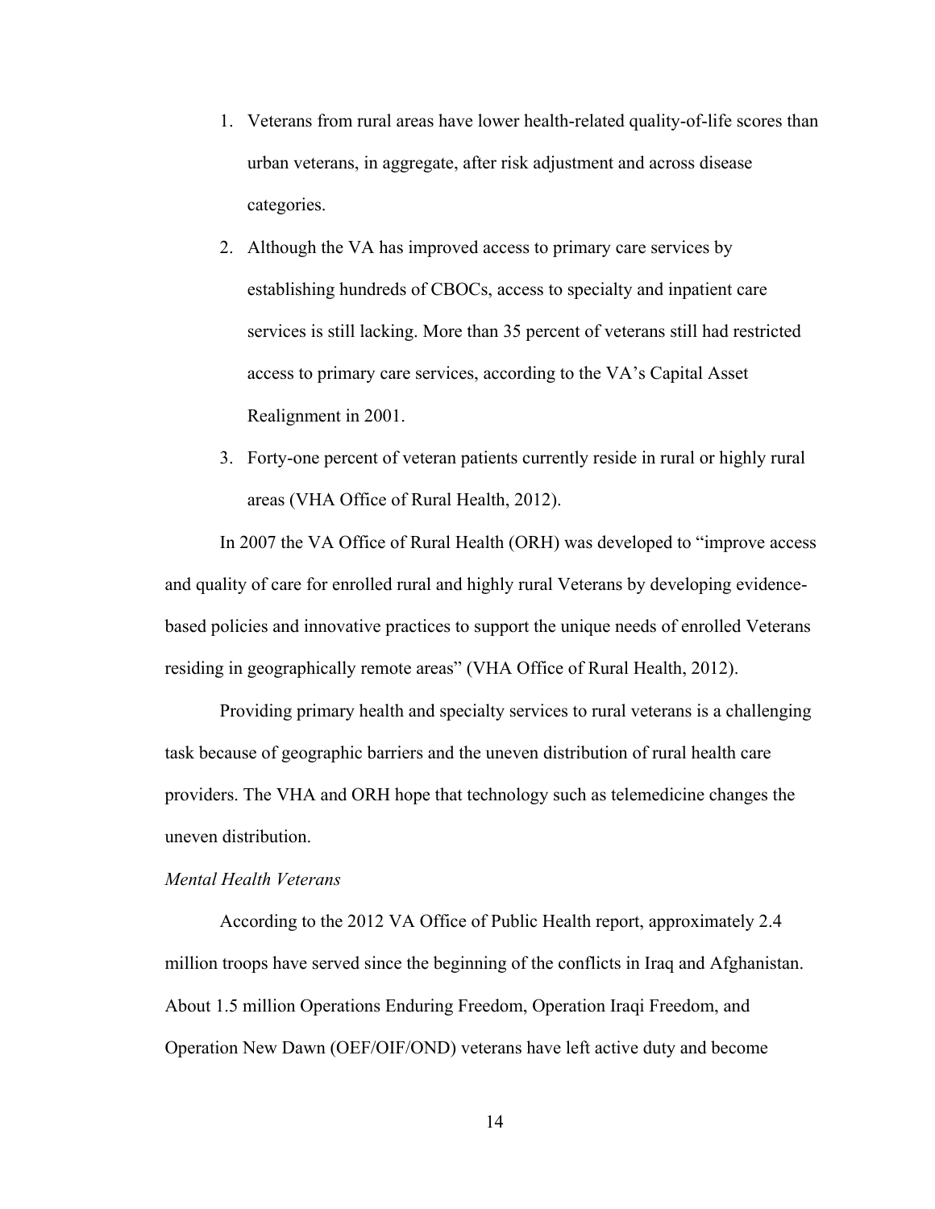1. Veterans from rural areas have lower health-related quality-of-life scores than urban veterans, in aggregate, after risk adjustment and across disease categories.
2. Although the VA has improved access to primary care services by establishing hundreds of CBOCs, access to specialty and inpatient care services is still lacking. More than 35 percent of veterans still had restricted access to primary care services, according to the VA's Capital Asset Realignment in 2001.
3. Forty-one percent of veteran patients currently reside in rural or highly rural areas (VHA Office of Rural Health, 2012).

In 2007 the VA Office of Rural Health (ORH) was developed to "improve access and quality of care for enrolled rural and highly rural Veterans by developing evidence-based policies and innovative practices to support the unique needs of enrolled Veterans residing in geographically remote areas" (VHA Office of Rural Health, 2012).

Providing primary health and specialty services to rural veterans is a challenging task because of geographic barriers and the uneven distribution of rural health care providers. The VHA and ORH hope that technology such as telemedicine changes the uneven distribution.

*Mental Health Veterans*

According to the 2012 VA Office of Public Health report, approximately 2.4 million troops have served since the beginning of the conflicts in Iraq and Afghanistan. About 1.5 million Operations Enduring Freedom, Operation Iraqi Freedom, and Operation New Dawn (OEF/OIF/OND) veterans have left active duty and become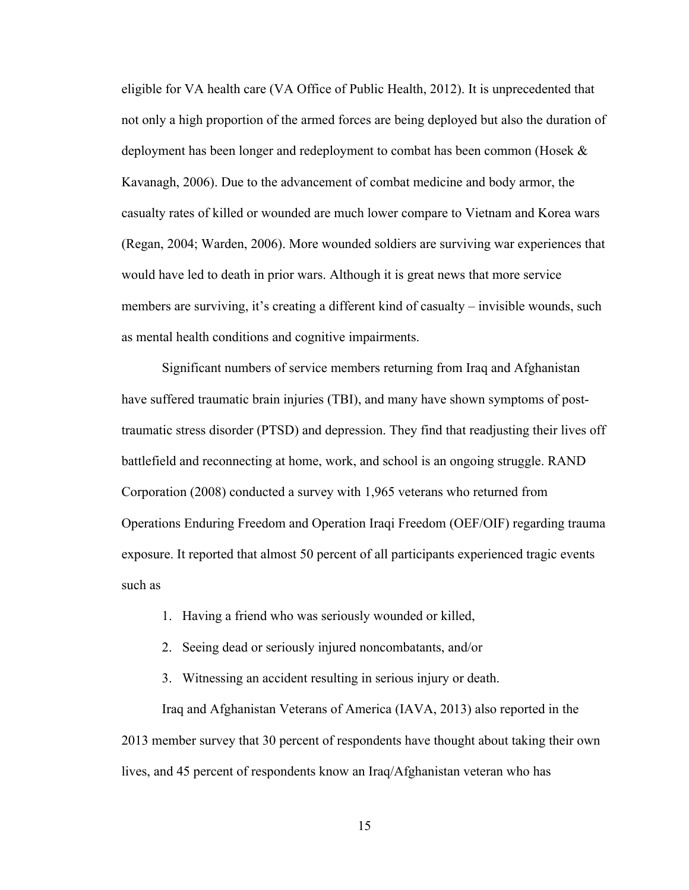eligible for VA health care (VA Office of Public Health, 2012). It is unprecedented that not only a high proportion of the armed forces are being deployed but also the duration of deployment has been longer and redeployment to combat has been common (Hosek & Kavanagh, 2006). Due to the advancement of combat medicine and body armor, the casualty rates of killed or wounded are much lower compare to Vietnam and Korea wars (Regan, 2004; Warden, 2006). More wounded soldiers are surviving war experiences that would have led to death in prior wars. Although it is great news that more service members are surviving, it's creating a different kind of casualty – invisible wounds, such as mental health conditions and cognitive impairments.

Significant numbers of service members returning from Iraq and Afghanistan have suffered traumatic brain injuries (TBI), and many have shown symptoms of post-traumatic stress disorder (PTSD) and depression. They find that readjusting their lives off battlefield and reconnecting at home, work, and school is an ongoing struggle. RAND Corporation (2008) conducted a survey with 1,965 veterans who returned from Operations Enduring Freedom and Operation Iraqi Freedom (OEF/OIF) regarding trauma exposure. It reported that almost 50 percent of all participants experienced tragic events such as

1. Having a friend who was seriously wounded or killed,
2. Seeing dead or seriously injured noncombatants, and/or
3. Witnessing an accident resulting in serious injury or death.

Iraq and Afghanistan Veterans of America (IAVA, 2013) also reported in the 2013 member survey that 30 percent of respondents have thought about taking their own lives, and 45 percent of respondents know an Iraq/Afghanistan veteran who has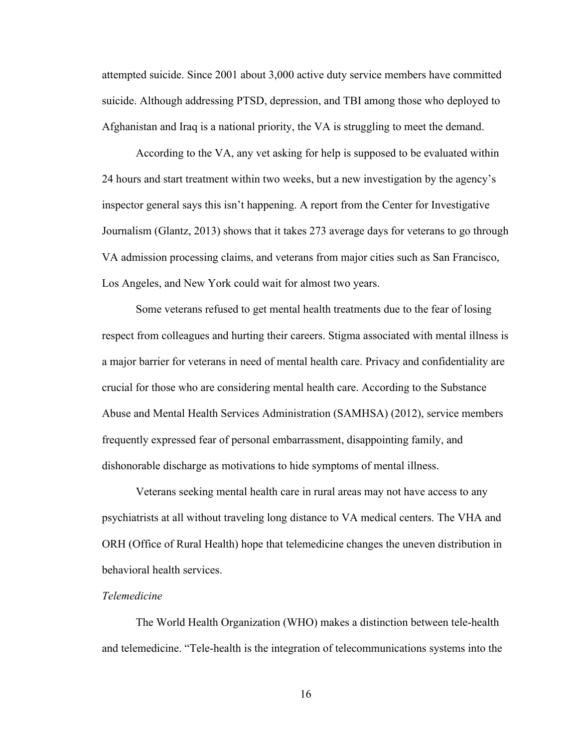attempted suicide. Since 2001 about 3,000 active duty service members have committed suicide. Although addressing PTSD, depression, and TBI among those who deployed to Afghanistan and Iraq is a national priority, the VA is struggling to meet the demand.

According to the VA, any vet asking for help is supposed to be evaluated within 24 hours and start treatment within two weeks, but a new investigation by the agency's inspector general says this isn't happening. A report from the Center for Investigative Journalism (Glantz, 2013) shows that it takes 273 average days for veterans to go through VA admission processing claims, and veterans from major cities such as San Francisco, Los Angeles, and New York could wait for almost two years.

Some veterans refused to get mental health treatments due to the fear of losing respect from colleagues and hurting their careers. Stigma associated with mental illness is a major barrier for veterans in need of mental health care. Privacy and confidentiality are crucial for those who are considering mental health care. According to the Substance Abuse and Mental Health Services Administration (SAMHSA) (2012), service members frequently expressed fear of personal embarrassment, disappointing family, and dishonorable discharge as motivations to hide symptoms of mental illness.

Veterans seeking mental health care in rural areas may not have access to any psychiatrists at all without traveling long distance to VA medical centers. The VHA and ORH (Office of Rural Health) hope that telemedicine changes the uneven distribution in behavioral health services.

*Telemedicine*

The World Health Organization (WHO) makes a distinction between tele-health and telemedicine. "Tele-health is the integration of telecommunications systems into the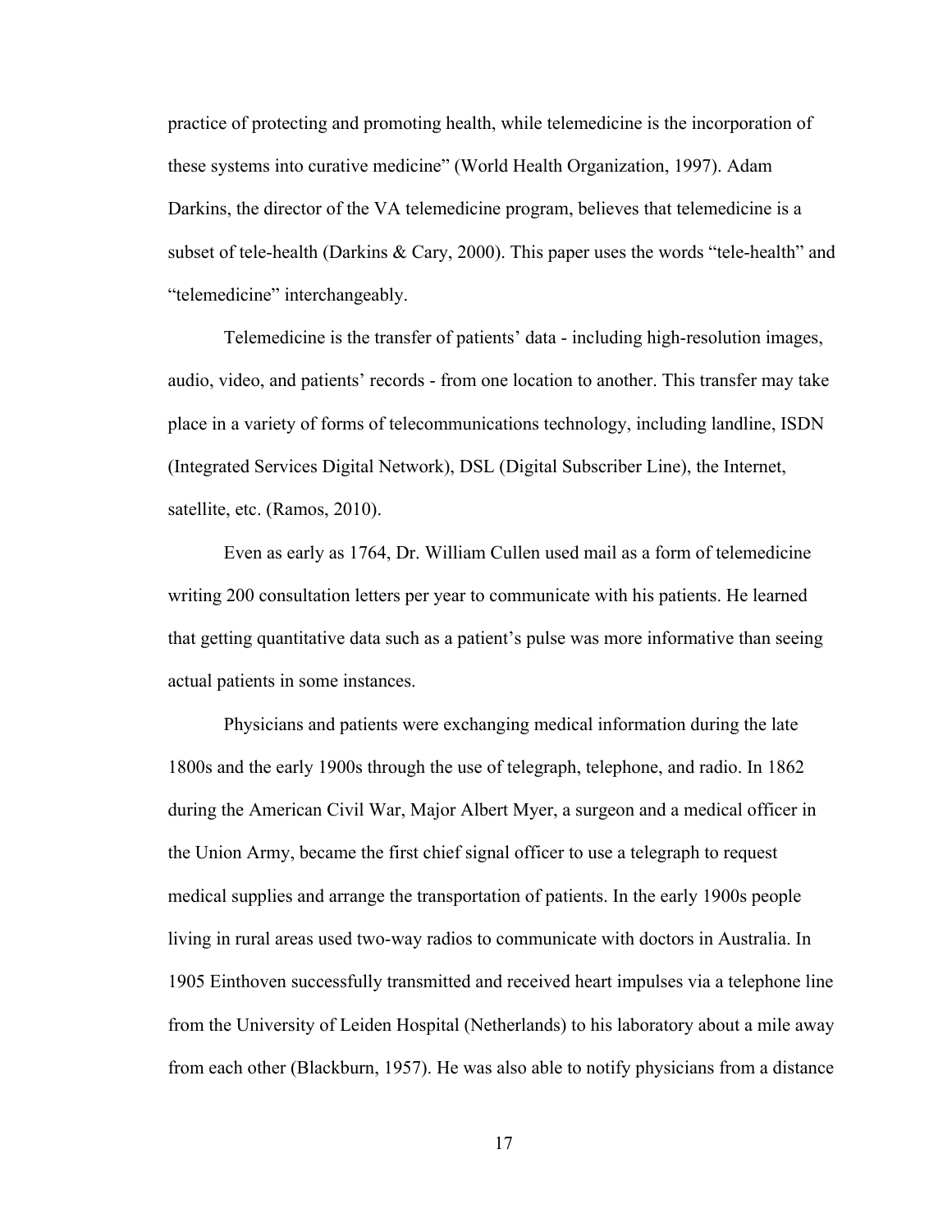practice of protecting and promoting health, while telemedicine is the incorporation of these systems into curative medicine" (World Health Organization, 1997). Adam Darkins, the director of the VA telemedicine program, believes that telemedicine is a subset of tele-health (Darkins & Cary, 2000). This paper uses the words "tele-health" and "telemedicine" interchangeably.

Telemedicine is the transfer of patients' data - including high-resolution images, audio, video, and patients' records - from one location to another. This transfer may take place in a variety of forms of telecommunications technology, including landline, ISDN (Integrated Services Digital Network), DSL (Digital Subscriber Line), the Internet, satellite, etc. (Ramos, 2010).

Even as early as 1764, Dr. William Cullen used mail as a form of telemedicine writing 200 consultation letters per year to communicate with his patients. He learned that getting quantitative data such as a patient's pulse was more informative than seeing actual patients in some instances.

Physicians and patients were exchanging medical information during the late 1800s and the early 1900s through the use of telegraph, telephone, and radio. In 1862 during the American Civil War, Major Albert Myer, a surgeon and a medical officer in the Union Army, became the first chief signal officer to use a telegraph to request medical supplies and arrange the transportation of patients. In the early 1900s people living in rural areas used two-way radios to communicate with doctors in Australia. In 1905 Einthoven successfully transmitted and received heart impulses via a telephone line from the University of Leiden Hospital (Netherlands) to his laboratory about a mile away from each other (Blackburn, 1957). He was also able to notify physicians from a distance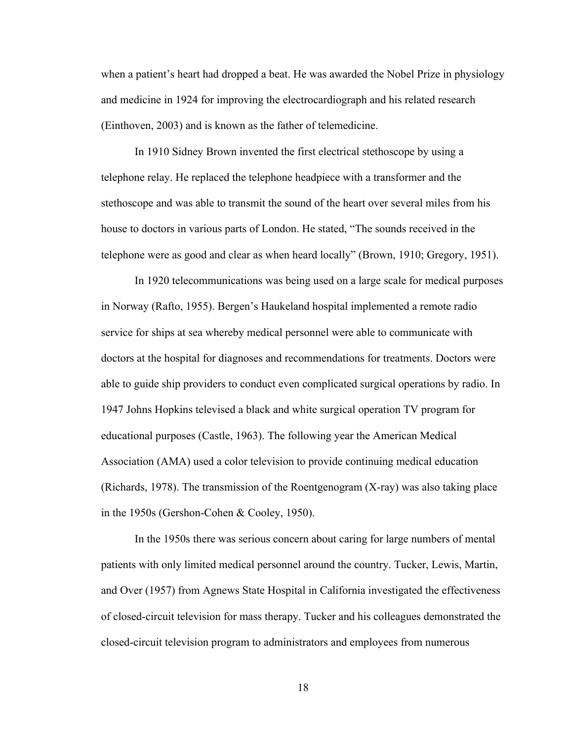when a patient's heart had dropped a beat. He was awarded the Nobel Prize in physiology and medicine in 1924 for improving the electrocardiograph and his related research (Einthoven, 2003) and is known as the father of telemedicine.

In 1910 Sidney Brown invented the first electrical stethoscope by using a telephone relay. He replaced the telephone headpiece with a transformer and the stethoscope and was able to transmit the sound of the heart over several miles from his house to doctors in various parts of London. He stated, "The sounds received in the telephone were as good and clear as when heard locally" (Brown, 1910; Gregory, 1951).

In 1920 telecommunications was being used on a large scale for medical purposes in Norway (Rafto, 1955). Bergen's Haukeland hospital implemented a remote radio service for ships at sea whereby medical personnel were able to communicate with doctors at the hospital for diagnoses and recommendations for treatments. Doctors were able to guide ship providers to conduct even complicated surgical operations by radio. In 1947 Johns Hopkins televised a black and white surgical operation TV program for educational purposes (Castle, 1963). The following year the American Medical Association (AMA) used a color television to provide continuing medical education (Richards, 1978). The transmission of the Roentgenogram (X-ray) was also taking place in the 1950s (Gershon-Cohen & Cooley, 1950).

In the 1950s there was serious concern about caring for large numbers of mental patients with only limited medical personnel around the country. Tucker, Lewis, Martin, and Over (1957) from Agnews State Hospital in California investigated the effectiveness of closed-circuit television for mass therapy. Tucker and his colleagues demonstrated the closed-circuit television program to administrators and employees from numerous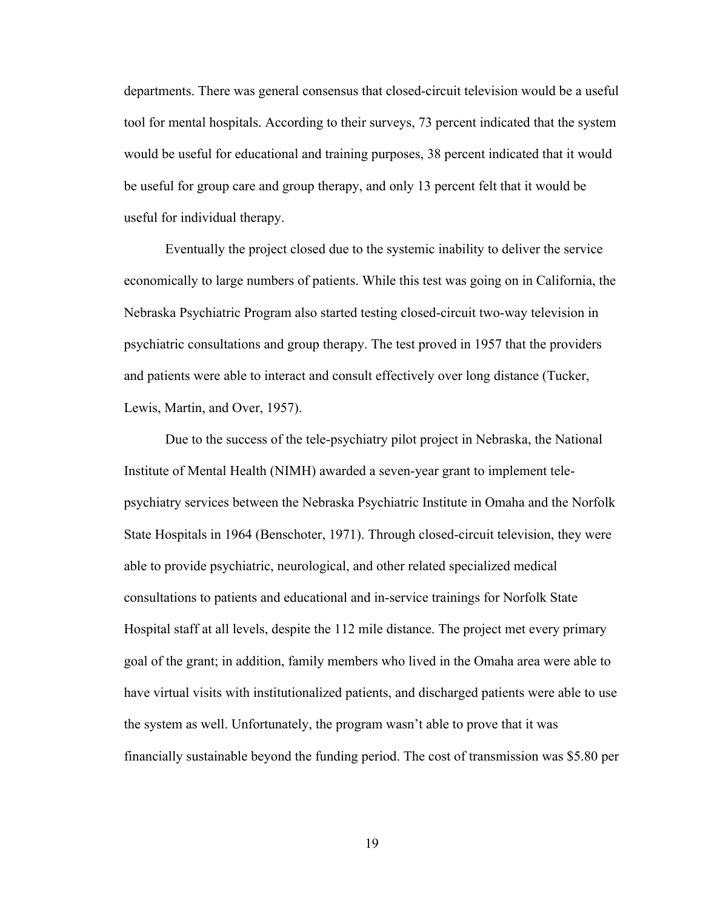departments. There was general consensus that closed-circuit television would be a useful tool for mental hospitals. According to their surveys, 73 percent indicated that the system would be useful for educational and training purposes, 38 percent indicated that it would be useful for group care and group therapy, and only 13 percent felt that it would be useful for individual therapy.

Eventually the project closed due to the systemic inability to deliver the service economically to large numbers of patients. While this test was going on in California, the Nebraska Psychiatric Program also started testing closed-circuit two-way television in psychiatric consultations and group therapy. The test proved in 1957 that the providers and patients were able to interact and consult effectively over long distance (Tucker, Lewis, Martin, and Over, 1957).

Due to the success of the tele-psychiatry pilot project in Nebraska, the National Institute of Mental Health (NIMH) awarded a seven-year grant to implement tele-psychiatry services between the Nebraska Psychiatric Institute in Omaha and the Norfolk State Hospitals in 1964 (Benschoter, 1971). Through closed-circuit television, they were able to provide psychiatric, neurological, and other related specialized medical consultations to patients and educational and in-service trainings for Norfolk State Hospital staff at all levels, despite the 112 mile distance. The project met every primary goal of the grant; in addition, family members who lived in the Omaha area were able to have virtual visits with institutionalized patients, and discharged patients were able to use the system as well. Unfortunately, the program wasn't able to prove that it was financially sustainable beyond the funding period. The cost of transmission was \$5.80 per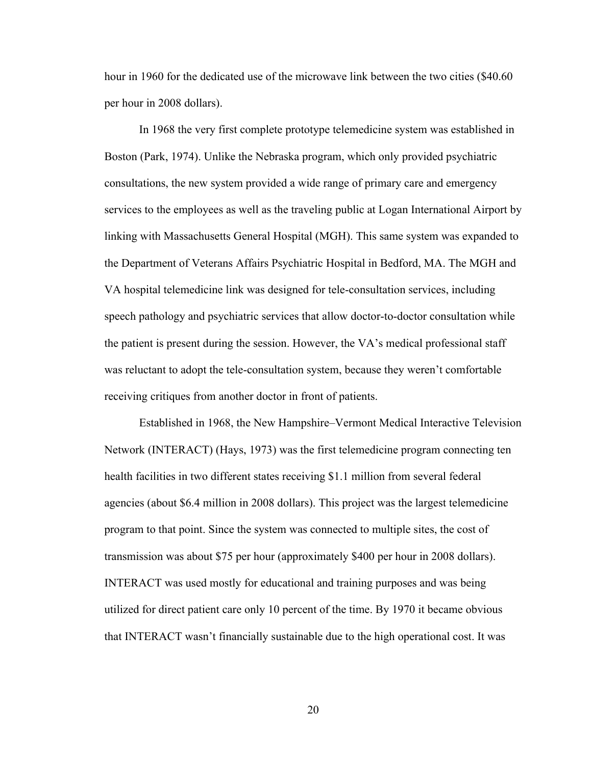hour in 1960 for the dedicated use of the microwave link between the two cities ($40.60 per hour in 2008 dollars).

In 1968 the very first complete prototype telemedicine system was established in Boston (Park, 1974). Unlike the Nebraska program, which only provided psychiatric consultations, the new system provided a wide range of primary care and emergency services to the employees as well as the traveling public at Logan International Airport by linking with Massachusetts General Hospital (MGH). This same system was expanded to the Department of Veterans Affairs Psychiatric Hospital in Bedford, MA. The MGH and VA hospital telemedicine link was designed for tele-consultation services, including speech pathology and psychiatric services that allow doctor-to-doctor consultation while the patient is present during the session. However, the VA's medical professional staff was reluctant to adopt the tele-consultation system, because they weren't comfortable receiving critiques from another doctor in front of patients.

Established in 1968, the New Hampshire–Vermont Medical Interactive Television Network (INTERACT) (Hays, 1973) was the first telemedicine program connecting ten health facilities in two different states receiving $1.1 million from several federal agencies (about $6.4 million in 2008 dollars). This project was the largest telemedicine program to that point. Since the system was connected to multiple sites, the cost of transmission was about $75 per hour (approximately $400 per hour in 2008 dollars). INTERACT was used mostly for educational and training purposes and was being utilized for direct patient care only 10 percent of the time. By 1970 it became obvious that INTERACT wasn't financially sustainable due to the high operational cost. It was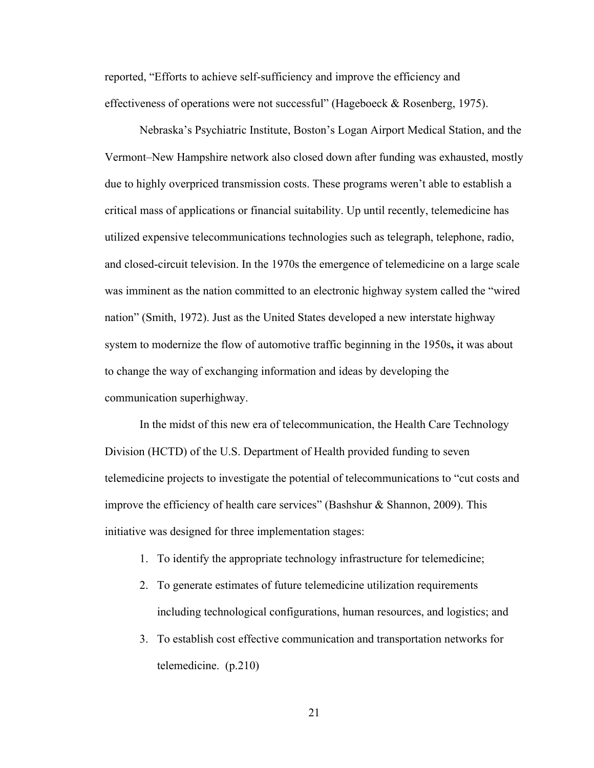reported, “Efforts to achieve self-sufficiency and improve the efficiency and effectiveness of operations were not successful” (Hageboeck & Rosenberg, 1975).

Nebraska’s Psychiatric Institute, Boston’s Logan Airport Medical Station, and the Vermont–New Hampshire network also closed down after funding was exhausted, mostly due to highly overpriced transmission costs. These programs weren’t able to establish a critical mass of applications or financial suitability. Up until recently, telemedicine has utilized expensive telecommunications technologies such as telegraph, telephone, radio, and closed-circuit television. In the 1970s the emergence of telemedicine on a large scale was imminent as the nation committed to an electronic highway system called the “wired nation” (Smith, 1972). Just as the United States developed a new interstate highway system to modernize the flow of automotive traffic beginning in the 1950s**,** it was about to change the way of exchanging information and ideas by developing the communication superhighway.

In the midst of this new era of telecommunication, the Health Care Technology Division (HCTD) of the U.S. Department of Health provided funding to seven telemedicine projects to investigate the potential of telecommunications to “cut costs and improve the efficiency of health care services” (Bashshur & Shannon, 2009). This initiative was designed for three implementation stages:

1. To identify the appropriate technology infrastructure for telemedicine;
2. To generate estimates of future telemedicine utilization requirements including technological configurations, human resources, and logistics; and
3. To establish cost effective communication and transportation networks for telemedicine. (p.210)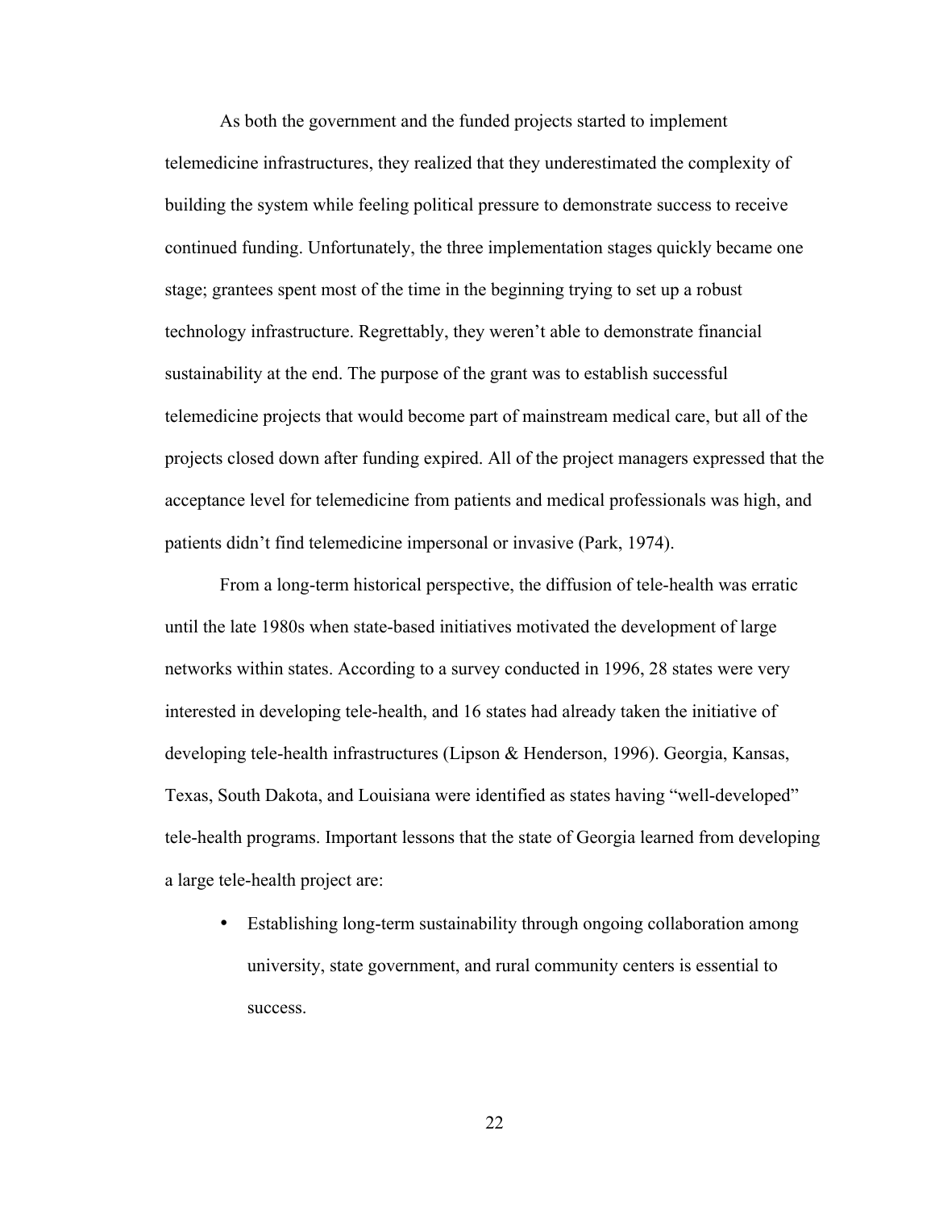As both the government and the funded projects started to implement telemedicine infrastructures, they realized that they underestimated the complexity of building the system while feeling political pressure to demonstrate success to receive continued funding. Unfortunately, the three implementation stages quickly became one stage; grantees spent most of the time in the beginning trying to set up a robust technology infrastructure. Regrettably, they weren't able to demonstrate financial sustainability at the end. The purpose of the grant was to establish successful telemedicine projects that would become part of mainstream medical care, but all of the projects closed down after funding expired. All of the project managers expressed that the acceptance level for telemedicine from patients and medical professionals was high, and patients didn't find telemedicine impersonal or invasive (Park, 1974).

From a long-term historical perspective, the diffusion of tele-health was erratic until the late 1980s when state-based initiatives motivated the development of large networks within states. According to a survey conducted in 1996, 28 states were very interested in developing tele-health, and 16 states had already taken the initiative of developing tele-health infrastructures (Lipson & Henderson, 1996). Georgia, Kansas, Texas, South Dakota, and Louisiana were identified as states having "well-developed" tele-health programs. Important lessons that the state of Georgia learned from developing a large tele-health project are:

- Establishing long-term sustainability through ongoing collaboration among university, state government, and rural community centers is essential to success.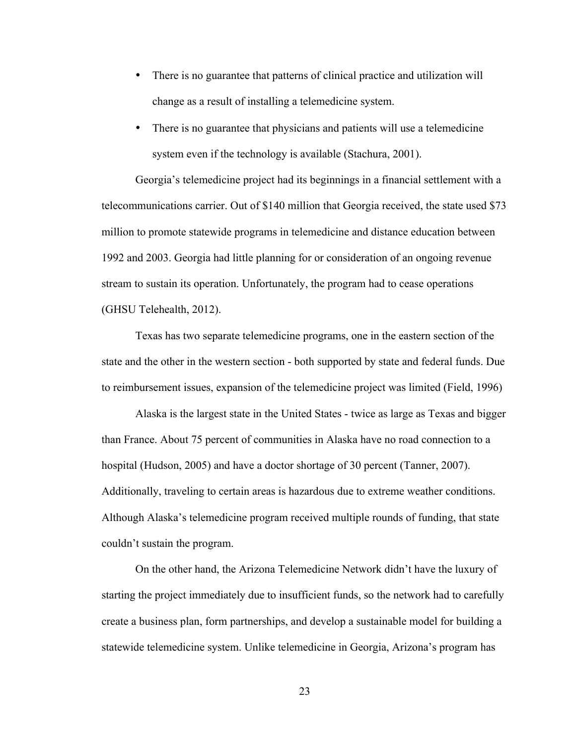- There is no guarantee that patterns of clinical practice and utilization will change as a result of installing a telemedicine system.
- There is no guarantee that physicians and patients will use a telemedicine system even if the technology is available (Stachura, 2001).

Georgia's telemedicine project had its beginnings in a financial settlement with a telecommunications carrier. Out of $140 million that Georgia received, the state used $73 million to promote statewide programs in telemedicine and distance education between 1992 and 2003. Georgia had little planning for or consideration of an ongoing revenue stream to sustain its operation. Unfortunately, the program had to cease operations (GHSU Telehealth, 2012).

Texas has two separate telemedicine programs, one in the eastern section of the state and the other in the western section - both supported by state and federal funds. Due to reimbursement issues, expansion of the telemedicine project was limited (Field, 1996)

Alaska is the largest state in the United States - twice as large as Texas and bigger than France. About 75 percent of communities in Alaska have no road connection to a hospital (Hudson, 2005) and have a doctor shortage of 30 percent (Tanner, 2007). Additionally, traveling to certain areas is hazardous due to extreme weather conditions. Although Alaska's telemedicine program received multiple rounds of funding, that state couldn't sustain the program.

On the other hand, the Arizona Telemedicine Network didn't have the luxury of starting the project immediately due to insufficient funds, so the network had to carefully create a business plan, form partnerships, and develop a sustainable model for building a statewide telemedicine system. Unlike telemedicine in Georgia, Arizona's program has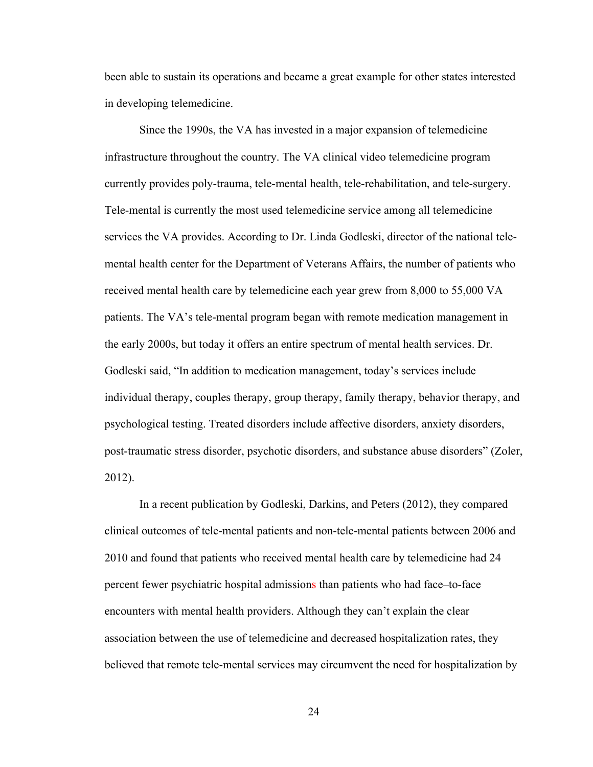been able to sustain its operations and became a great example for other states interested in developing telemedicine.

Since the 1990s, the VA has invested in a major expansion of telemedicine infrastructure throughout the country. The VA clinical video telemedicine program currently provides poly-trauma, tele-mental health, tele-rehabilitation, and tele-surgery. Tele-mental is currently the most used telemedicine service among all telemedicine services the VA provides. According to Dr. Linda Godleski, director of the national tele-mental health center for the Department of Veterans Affairs, the number of patients who received mental health care by telemedicine each year grew from 8,000 to 55,000 VA patients. The VA's tele-mental program began with remote medication management in the early 2000s, but today it offers an entire spectrum of mental health services. Dr. Godleski said, "In addition to medication management, today's services include individual therapy, couples therapy, group therapy, family therapy, behavior therapy, and psychological testing. Treated disorders include affective disorders, anxiety disorders, post-traumatic stress disorder, psychotic disorders, and substance abuse disorders" (Zoler, 2012).

In a recent publication by Godleski, Darkins, and Peters (2012), they compared clinical outcomes of tele-mental patients and non-tele-mental patients between 2006 and 2010 and found that patients who received mental health care by telemedicine had 24 percent fewer psychiatric hospital admissions than patients who had face–to-face encounters with mental health providers. Although they can't explain the clear association between the use of telemedicine and decreased hospitalization rates, they believed that remote tele-mental services may circumvent the need for hospitalization by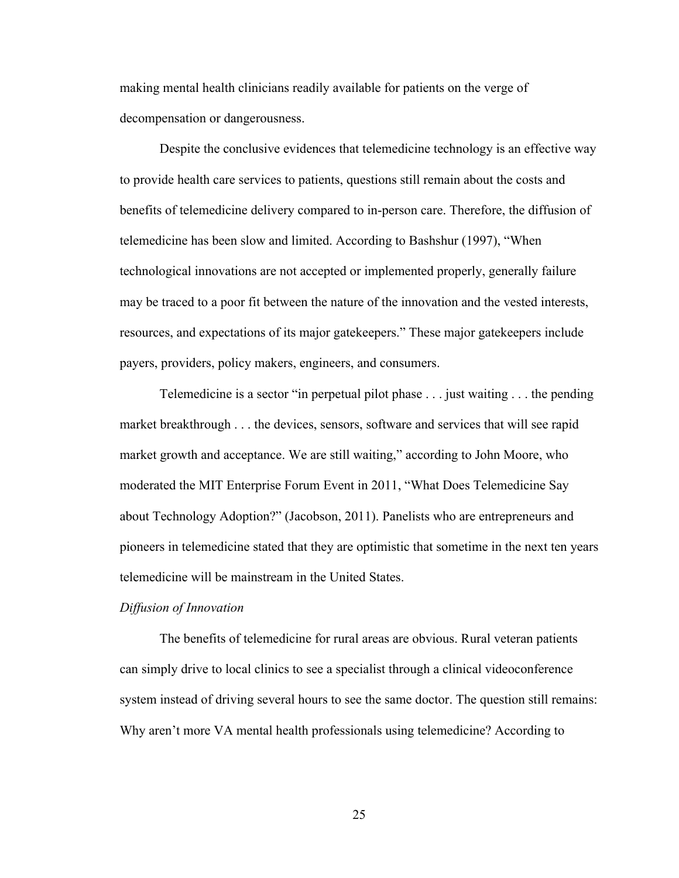making mental health clinicians readily available for patients on the verge of decompensation or dangerousness.

Despite the conclusive evidences that telemedicine technology is an effective way to provide health care services to patients, questions still remain about the costs and benefits of telemedicine delivery compared to in-person care. Therefore, the diffusion of telemedicine has been slow and limited. According to Bashshur (1997), "When technological innovations are not accepted or implemented properly, generally failure may be traced to a poor fit between the nature of the innovation and the vested interests, resources, and expectations of its major gatekeepers." These major gatekeepers include payers, providers, policy makers, engineers, and consumers.

Telemedicine is a sector "in perpetual pilot phase . . . just waiting . . . the pending market breakthrough . . . the devices, sensors, software and services that will see rapid market growth and acceptance. We are still waiting," according to John Moore, who moderated the MIT Enterprise Forum Event in 2011, "What Does Telemedicine Say about Technology Adoption?" (Jacobson, 2011). Panelists who are entrepreneurs and pioneers in telemedicine stated that they are optimistic that sometime in the next ten years telemedicine will be mainstream in the United States.

*Diffusion of Innovation*

The benefits of telemedicine for rural areas are obvious. Rural veteran patients can simply drive to local clinics to see a specialist through a clinical videoconference system instead of driving several hours to see the same doctor. The question still remains: Why aren't more VA mental health professionals using telemedicine? According to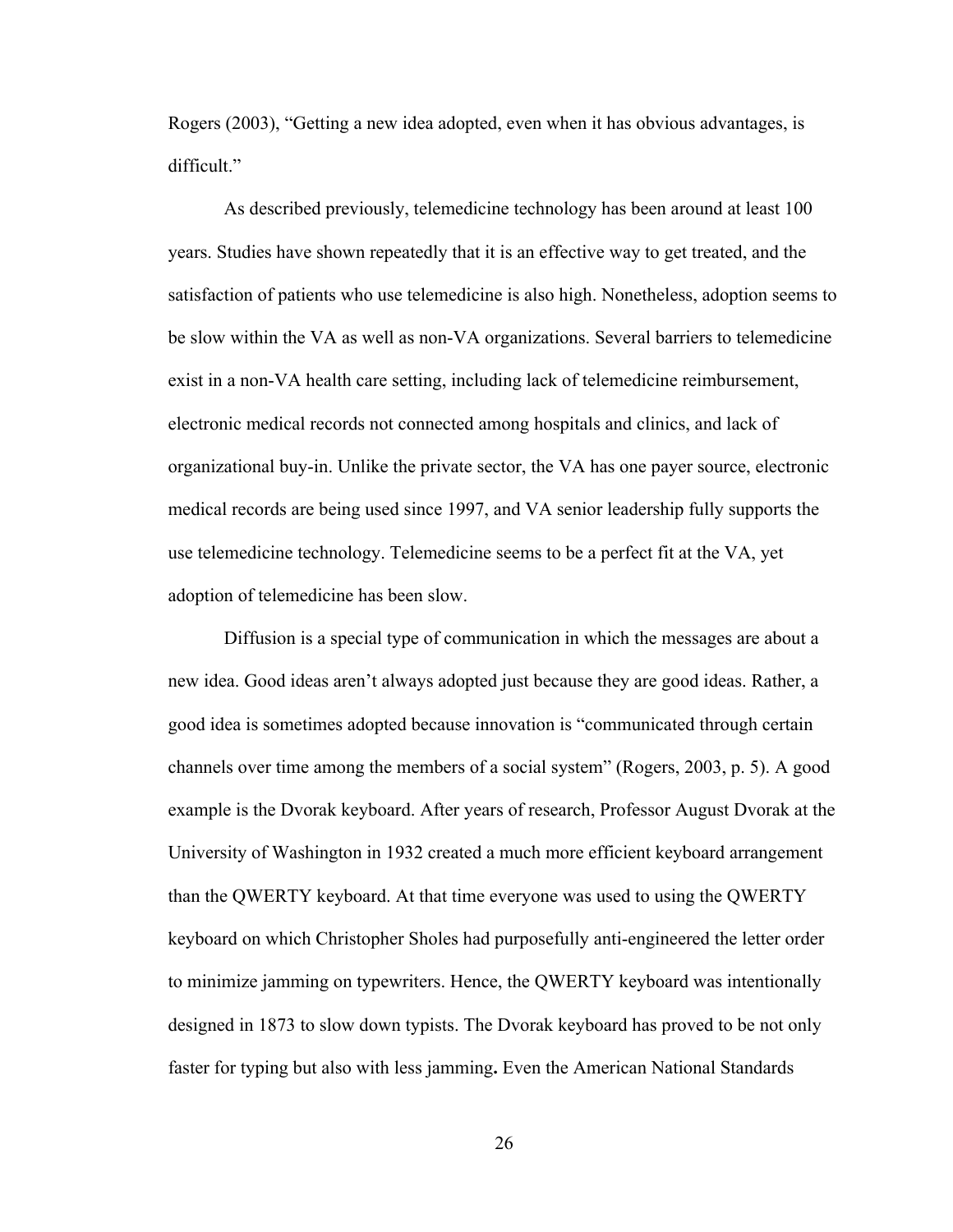Rogers (2003), "Getting a new idea adopted, even when it has obvious advantages, is difficult."

As described previously, telemedicine technology has been around at least 100 years. Studies have shown repeatedly that it is an effective way to get treated, and the satisfaction of patients who use telemedicine is also high. Nonetheless, adoption seems to be slow within the VA as well as non-VA organizations. Several barriers to telemedicine exist in a non-VA health care setting, including lack of telemedicine reimbursement, electronic medical records not connected among hospitals and clinics, and lack of organizational buy-in. Unlike the private sector, the VA has one payer source, electronic medical records are being used since 1997, and VA senior leadership fully supports the use telemedicine technology. Telemedicine seems to be a perfect fit at the VA, yet adoption of telemedicine has been slow.

Diffusion is a special type of communication in which the messages are about a new idea. Good ideas aren't always adopted just because they are good ideas. Rather, a good idea is sometimes adopted because innovation is "communicated through certain channels over time among the members of a social system" (Rogers, 2003, p. 5). A good example is the Dvorak keyboard. After years of research, Professor August Dvorak at the University of Washington in 1932 created a much more efficient keyboard arrangement than the QWERTY keyboard. At that time everyone was used to using the QWERTY keyboard on which Christopher Sholes had purposefully anti-engineered the letter order to minimize jamming on typewriters. Hence, the QWERTY keyboard was intentionally designed in 1873 to slow down typists. The Dvorak keyboard has proved to be not only faster for typing but also with less jamming**.** Even the American National Standards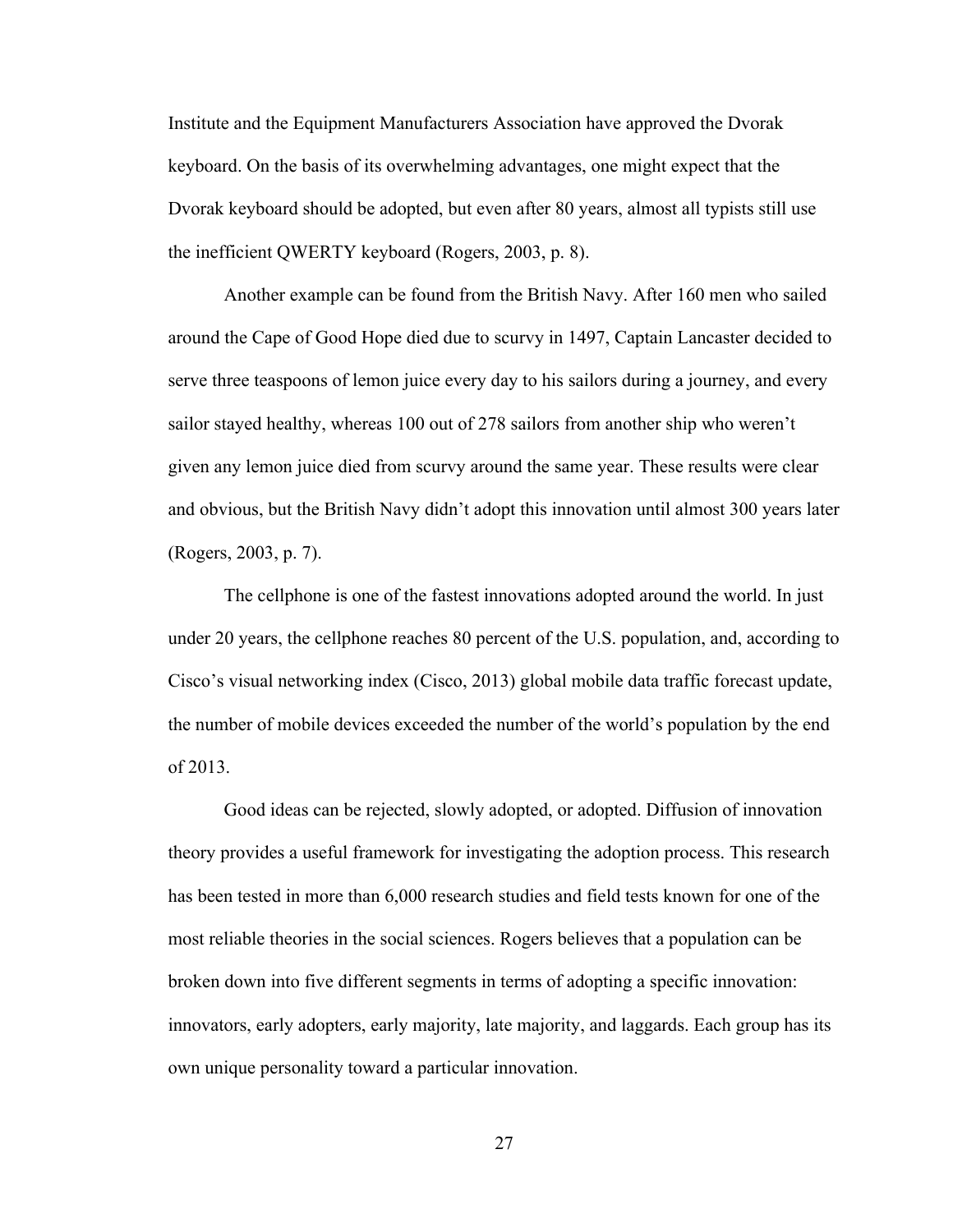Institute and the Equipment Manufacturers Association have approved the Dvorak keyboard. On the basis of its overwhelming advantages, one might expect that the Dvorak keyboard should be adopted, but even after 80 years, almost all typists still use the inefficient QWERTY keyboard (Rogers, 2003, p. 8).

Another example can be found from the British Navy. After 160 men who sailed around the Cape of Good Hope died due to scurvy in 1497, Captain Lancaster decided to serve three teaspoons of lemon juice every day to his sailors during a journey, and every sailor stayed healthy, whereas 100 out of 278 sailors from another ship who weren't given any lemon juice died from scurvy around the same year. These results were clear and obvious, but the British Navy didn't adopt this innovation until almost 300 years later (Rogers, 2003, p. 7).

The cellphone is one of the fastest innovations adopted around the world. In just under 20 years, the cellphone reaches 80 percent of the U.S. population, and, according to Cisco's visual networking index (Cisco, 2013) global mobile data traffic forecast update, the number of mobile devices exceeded the number of the world's population by the end of 2013.

Good ideas can be rejected, slowly adopted, or adopted. Diffusion of innovation theory provides a useful framework for investigating the adoption process. This research has been tested in more than 6,000 research studies and field tests known for one of the most reliable theories in the social sciences. Rogers believes that a population can be broken down into five different segments in terms of adopting a specific innovation: innovators, early adopters, early majority, late majority, and laggards. Each group has its own unique personality toward a particular innovation.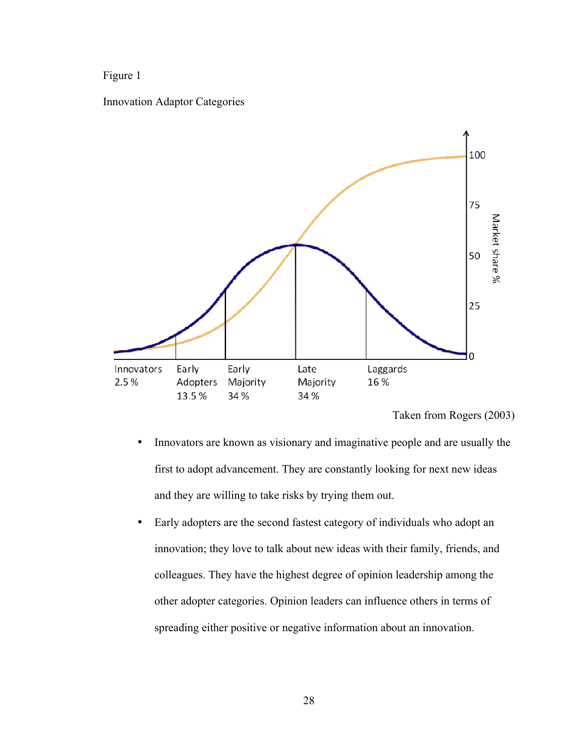Figure 1

Innovation Adaptor Categories

Taken from Rogers (2003)

- Innovators are known as visionary and imaginative people and are usually the first to adopt advancement. They are constantly looking for next new ideas and they are willing to take risks by trying them out.
- Early adopters are the second fastest category of individuals who adopt an innovation; they love to talk about new ideas with their family, friends, and colleagues. They have the highest degree of opinion leadership among the other adopter categories. Opinion leaders can influence others in terms of spreading either positive or negative information about an innovation.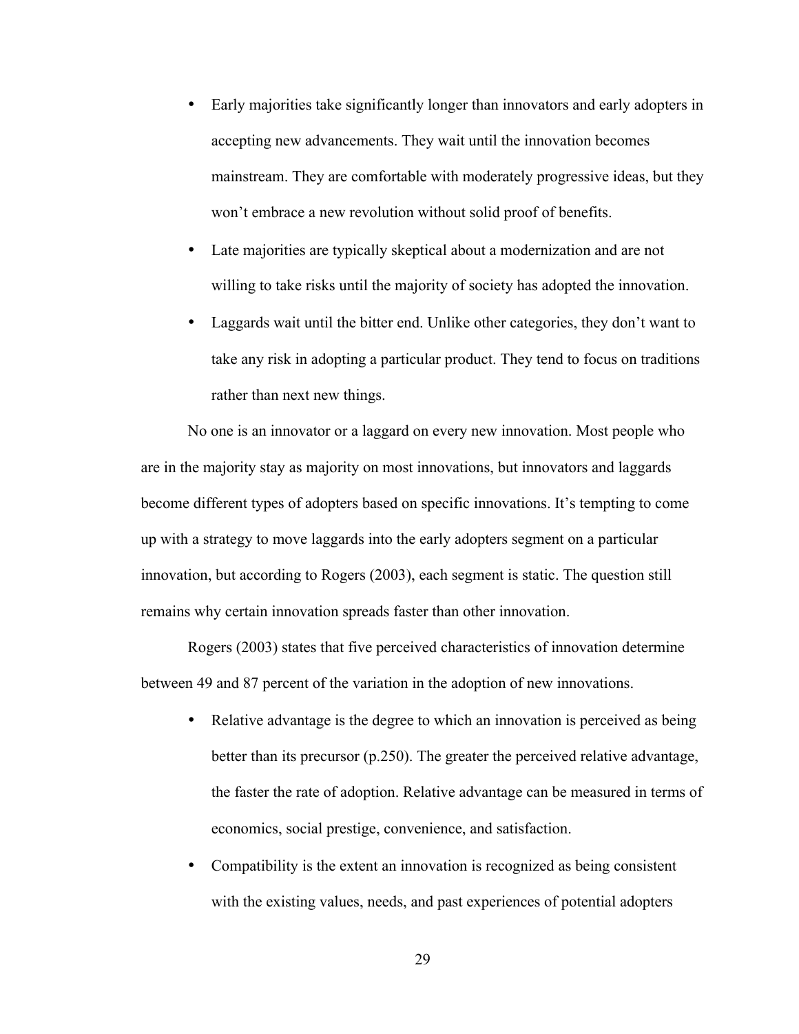- Early majorities take significantly longer than innovators and early adopters in accepting new advancements. They wait until the innovation becomes mainstream. They are comfortable with moderately progressive ideas, but they won't embrace a new revolution without solid proof of benefits.
- Late majorities are typically skeptical about a modernization and are not willing to take risks until the majority of society has adopted the innovation.
- Laggards wait until the bitter end. Unlike other categories, they don't want to take any risk in adopting a particular product. They tend to focus on traditions rather than next new things.

No one is an innovator or a laggard on every new innovation. Most people who are in the majority stay as majority on most innovations, but innovators and laggards become different types of adopters based on specific innovations. It's tempting to come up with a strategy to move laggards into the early adopters segment on a particular innovation, but according to Rogers (2003), each segment is static. The question still remains why certain innovation spreads faster than other innovation.

Rogers (2003) states that five perceived characteristics of innovation determine between 49 and 87 percent of the variation in the adoption of new innovations.

- Relative advantage is the degree to which an innovation is perceived as being better than its precursor (p.250). The greater the perceived relative advantage, the faster the rate of adoption. Relative advantage can be measured in terms of economics, social prestige, convenience, and satisfaction.
- Compatibility is the extent an innovation is recognized as being consistent with the existing values, needs, and past experiences of potential adopters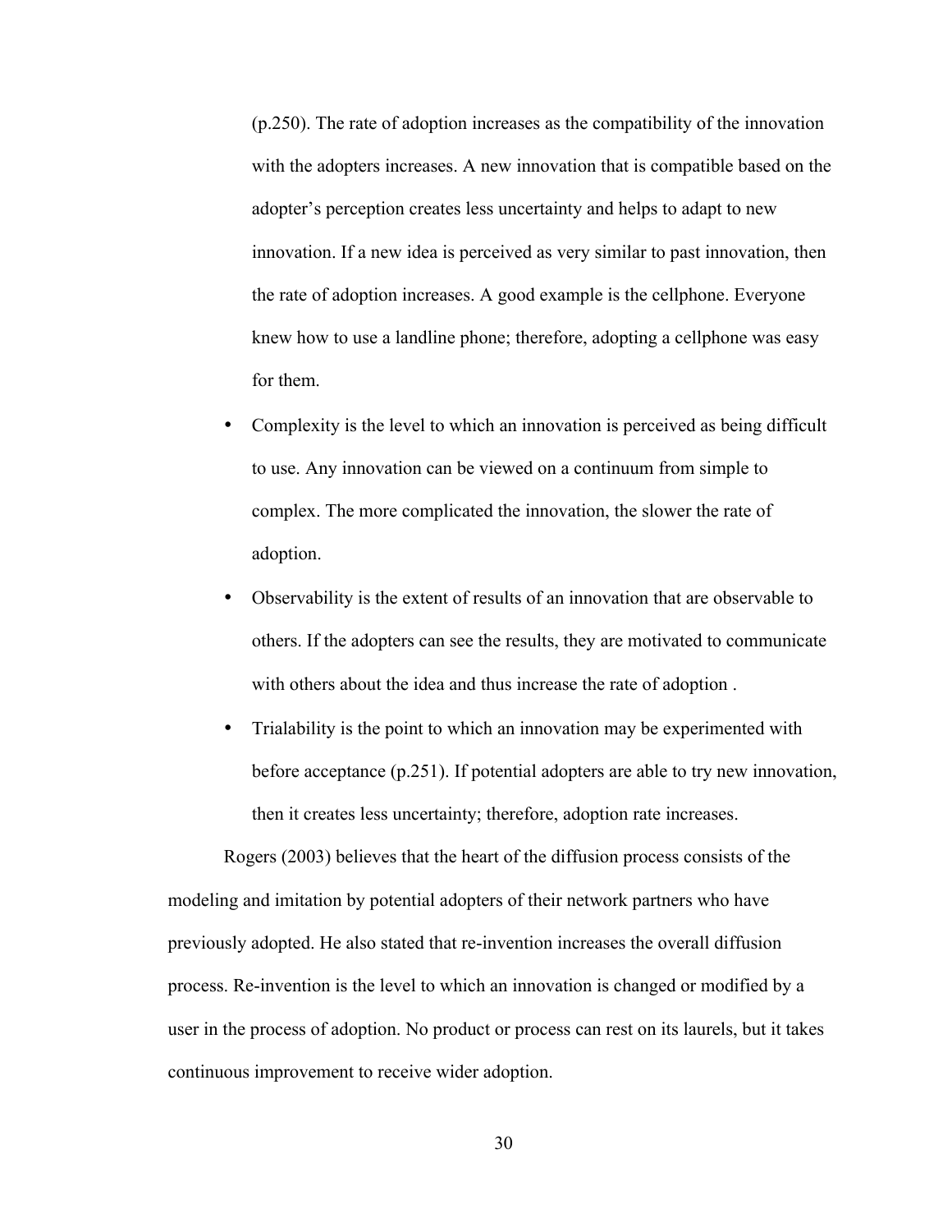(p.250). The rate of adoption increases as the compatibility of the innovation with the adopters increases. A new innovation that is compatible based on the adopter's perception creates less uncertainty and helps to adapt to new innovation. If a new idea is perceived as very similar to past innovation, then the rate of adoption increases. A good example is the cellphone. Everyone knew how to use a landline phone; therefore, adopting a cellphone was easy for them.

- Complexity is the level to which an innovation is perceived as being difficult to use. Any innovation can be viewed on a continuum from simple to complex. The more complicated the innovation, the slower the rate of adoption.
- Observability is the extent of results of an innovation that are observable to others. If the adopters can see the results, they are motivated to communicate with others about the idea and thus increase the rate of adoption .
- Trialability is the point to which an innovation may be experimented with before acceptance (p.251). If potential adopters are able to try new innovation, then it creates less uncertainty; therefore, adoption rate increases.

Rogers (2003) believes that the heart of the diffusion process consists of the modeling and imitation by potential adopters of their network partners who have previously adopted. He also stated that re-invention increases the overall diffusion process. Re-invention is the level to which an innovation is changed or modified by a user in the process of adoption. No product or process can rest on its laurels, but it takes continuous improvement to receive wider adoption.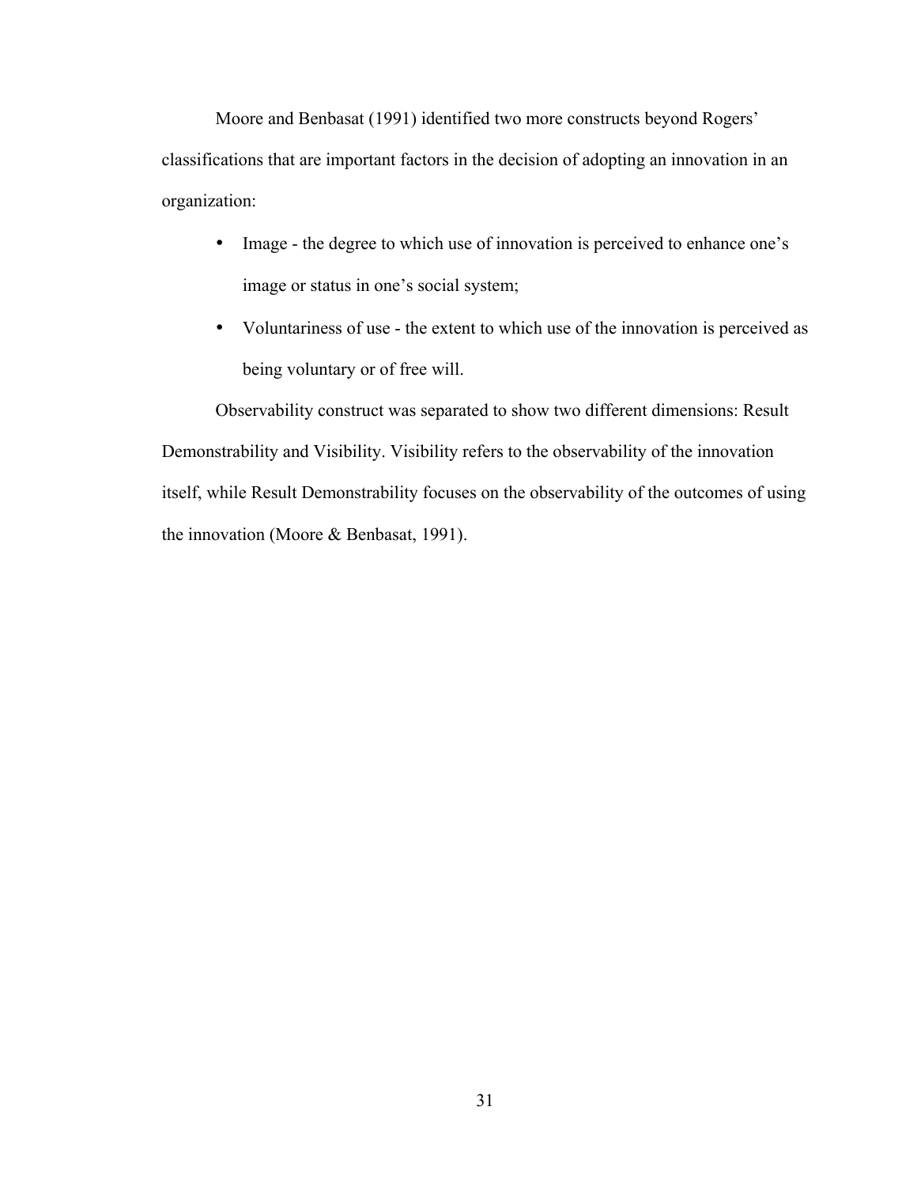Moore and Benbasat (1991) identified two more constructs beyond Rogers' classifications that are important factors in the decision of adopting an innovation in an organization:

- Image - the degree to which use of innovation is perceived to enhance one's image or status in one's social system;
- Voluntariness of use - the extent to which use of the innovation is perceived as being voluntary or of free will.

Observability construct was separated to show two different dimensions: Result Demonstrability and Visibility. Visibility refers to the observability of the innovation itself, while Result Demonstrability focuses on the observability of the outcomes of using the innovation (Moore & Benbasat, 1991).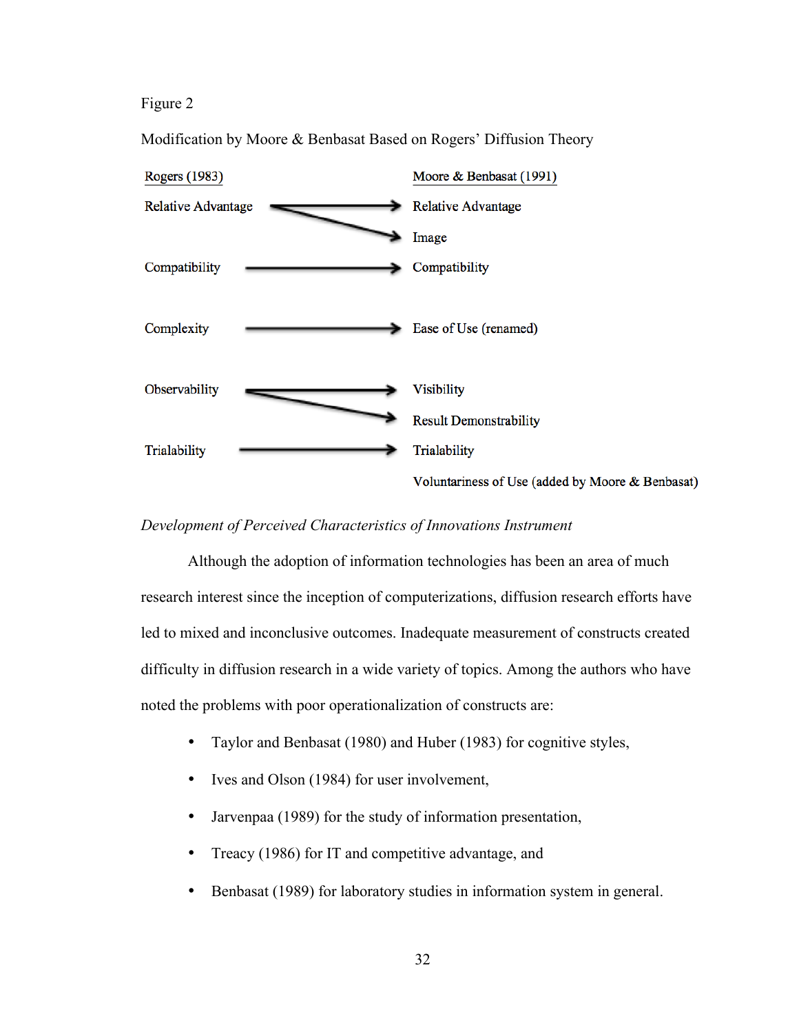Figure 2

Modification by Moore & Benbasat Based on Rogers' Diffusion Theory

Rogers (1983)

Relative Advantage

Compatibility

Complexity

Observability

Trialability

Moore & Benbasat (1991)

Relative Advantage

Image

Compatibility

Ease of Use (renamed)

Visibility

Result Demonstrability

Trialability

Voluntariness of Use (added by Moore & Benbasat)

*Development of Perceived Characteristics of Innovations Instrument*

Although the adoption of information technologies has been an area of much research interest since the inception of computerizations, diffusion research efforts have led to mixed and inconclusive outcomes. Inadequate measurement of constructs created difficulty in diffusion research in a wide variety of topics. Among the authors who have noted the problems with poor operationalization of constructs are:

- Taylor and Benbasat (1980) and Huber (1983) for cognitive styles,
- Ives and Olson (1984) for user involvement,
- Jarvenpaa (1989) for the study of information presentation,
- Treacy (1986) for IT and competitive advantage, and
- Benbasat (1989) for laboratory studies in information system in general.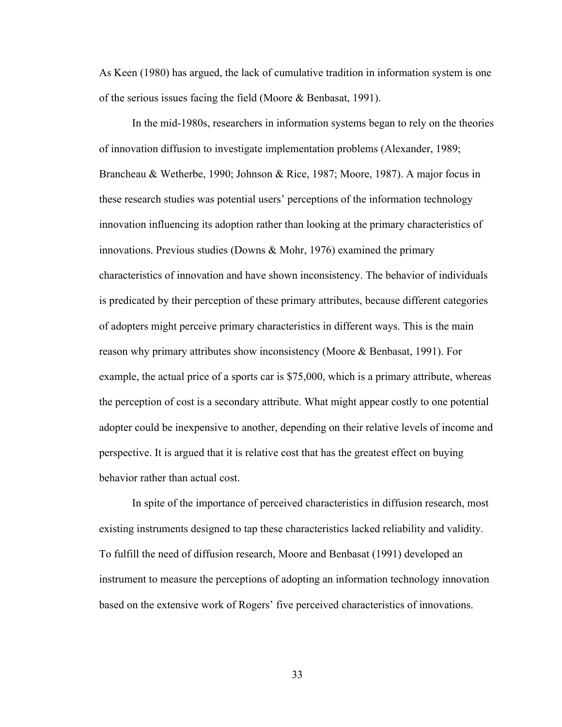As Keen (1980) has argued, the lack of cumulative tradition in information system is one of the serious issues facing the field (Moore & Benbasat, 1991).

In the mid-1980s, researchers in information systems began to rely on the theories of innovation diffusion to investigate implementation problems (Alexander, 1989; Brancheau & Wetherbe, 1990; Johnson & Rice, 1987; Moore, 1987). A major focus in these research studies was potential users' perceptions of the information technology innovation influencing its adoption rather than looking at the primary characteristics of innovations. Previous studies (Downs & Mohr, 1976) examined the primary characteristics of innovation and have shown inconsistency. The behavior of individuals is predicated by their perception of these primary attributes, because different categories of adopters might perceive primary characteristics in different ways. This is the main reason why primary attributes show inconsistency (Moore & Benbasat, 1991). For example, the actual price of a sports car is $75,000, which is a primary attribute, whereas the perception of cost is a secondary attribute. What might appear costly to one potential adopter could be inexpensive to another, depending on their relative levels of income and perspective. It is argued that it is relative cost that has the greatest effect on buying behavior rather than actual cost.

In spite of the importance of perceived characteristics in diffusion research, most existing instruments designed to tap these characteristics lacked reliability and validity. To fulfill the need of diffusion research, Moore and Benbasat (1991) developed an instrument to measure the perceptions of adopting an information technology innovation based on the extensive work of Rogers' five perceived characteristics of innovations.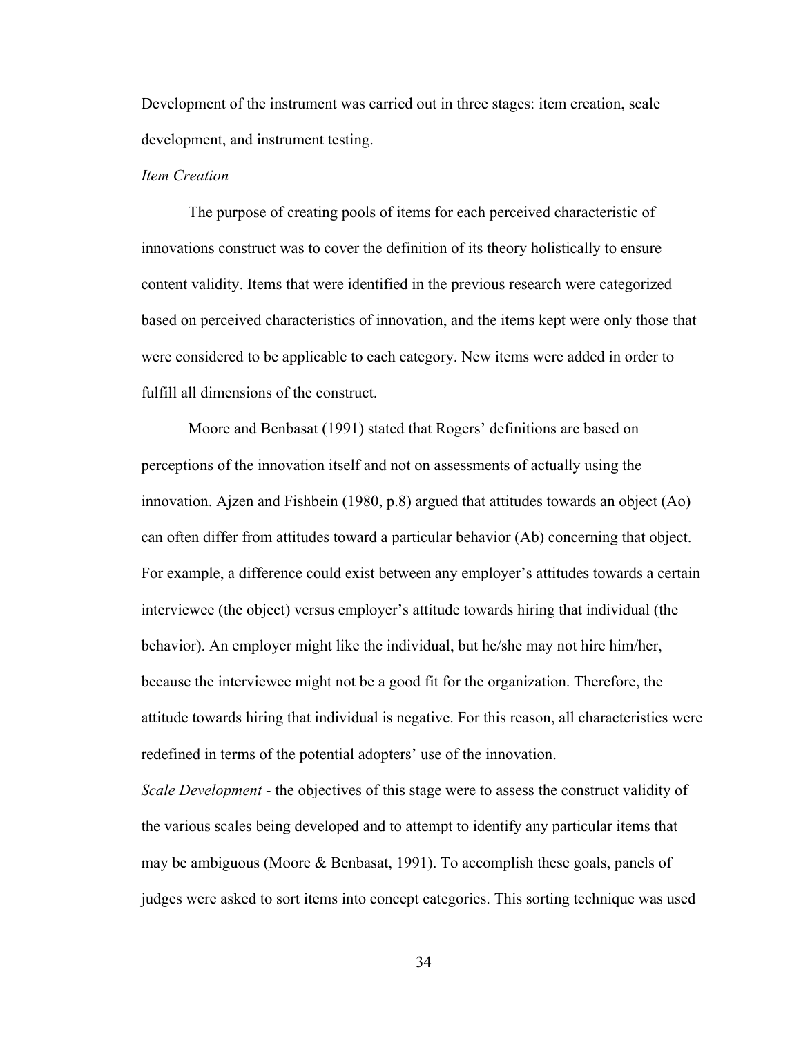Development of the instrument was carried out in three stages: item creation, scale development, and instrument testing.

*Item Creation*

The purpose of creating pools of items for each perceived characteristic of innovations construct was to cover the definition of its theory holistically to ensure content validity. Items that were identified in the previous research were categorized based on perceived characteristics of innovation, and the items kept were only those that were considered to be applicable to each category. New items were added in order to fulfill all dimensions of the construct.

Moore and Benbasat (1991) stated that Rogers' definitions are based on perceptions of the innovation itself and not on assessments of actually using the innovation. Ajzen and Fishbein (1980, p.8) argued that attitudes towards an object (Ao) can often differ from attitudes toward a particular behavior (Ab) concerning that object. For example, a difference could exist between any employer's attitudes towards a certain interviewee (the object) versus employer's attitude towards hiring that individual (the behavior). An employer might like the individual, but he/she may not hire him/her, because the interviewee might not be a good fit for the organization. Therefore, the attitude towards hiring that individual is negative. For this reason, all characteristics were redefined in terms of the potential adopters' use of the innovation.

*Scale Development* - the objectives of this stage were to assess the construct validity of the various scales being developed and to attempt to identify any particular items that may be ambiguous (Moore & Benbasat, 1991). To accomplish these goals, panels of judges were asked to sort items into concept categories. This sorting technique was used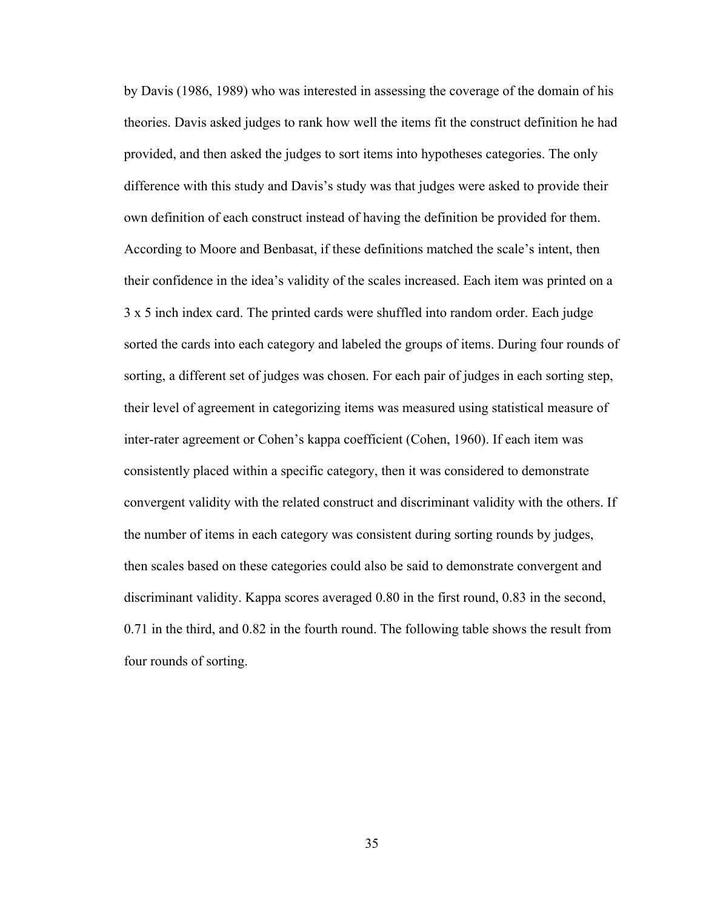by Davis (1986, 1989) who was interested in assessing the coverage of the domain of his theories. Davis asked judges to rank how well the items fit the construct definition he had provided, and then asked the judges to sort items into hypotheses categories. The only difference with this study and Davis's study was that judges were asked to provide their own definition of each construct instead of having the definition be provided for them. According to Moore and Benbasat, if these definitions matched the scale's intent, then their confidence in the idea's validity of the scales increased. Each item was printed on a 3 x 5 inch index card. The printed cards were shuffled into random order. Each judge sorted the cards into each category and labeled the groups of items. During four rounds of sorting, a different set of judges was chosen. For each pair of judges in each sorting step, their level of agreement in categorizing items was measured using statistical measure of inter-rater agreement or Cohen's kappa coefficient (Cohen, 1960). If each item was consistently placed within a specific category, then it was considered to demonstrate convergent validity with the related construct and discriminant validity with the others. If the number of items in each category was consistent during sorting rounds by judges, then scales based on these categories could also be said to demonstrate convergent and discriminant validity. Kappa scores averaged 0.80 in the first round, 0.83 in the second, 0.71 in the third, and 0.82 in the fourth round. The following table shows the result from four rounds of sorting.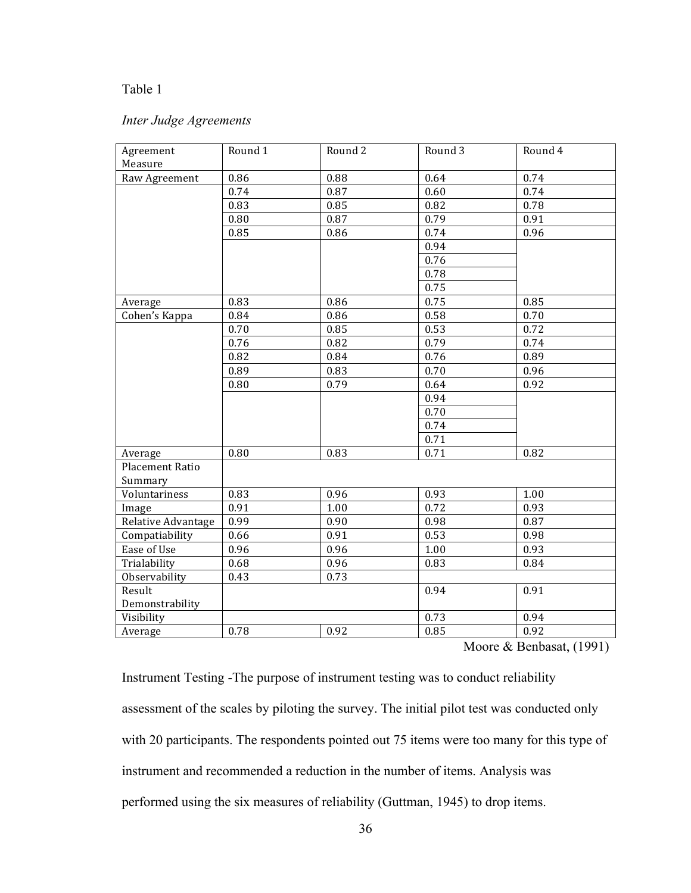Table 1

*Inter Judge Agreements*

| Agreement Measure | Round 1 | Round 2 | Round 3 | Round 4 |
|---|---|---|---|---|
| Raw Agreement | 0.86 | 0.88 | 0.64 | 0.74 |
| | 0.74 | 0.87 | 0.60 | 0.74 |
| | 0.83 | 0.85 | 0.82 | 0.78 |
| | 0.80 | 0.87 | 0.79 | 0.91 |
| | 0.85 | 0.86 | 0.74 | 0.96 |
| | | | 0.94 | |
| | | | 0.76 | |
| | | | 0.78 | |
| | | | 0.75 | |
| Average | 0.83 | 0.86 | 0.75 | 0.85 |
| Cohen's Kappa | 0.84 | 0.86 | 0.58 | 0.70 |
| | 0.70 | 0.85 | 0.53 | 0.72 |
| | 0.76 | 0.82 | 0.79 | 0.74 |
| | 0.82 | 0.84 | 0.76 | 0.89 |
| | 0.89 | 0.83 | 0.70 | 0.96 |
| | 0.80 | 0.79 | 0.64 | 0.92 |
| | | | 0.94 | |
| | | | 0.70 | |
| | | | 0.74 | |
| | | | 0.71 | |
| Average | 0.80 | 0.83 | 0.71 | 0.82 |
| Placement Ratio Summary | | | | |
| Voluntariness | 0.83 | 0.96 | 0.93 | 1.00 |
| Image | 0.91 | 1.00 | 0.72 | 0.93 |
| Relative Advantage | 0.99 | 0.90 | 0.98 | 0.87 |
| Compatiability | 0.66 | 0.91 | 0.53 | 0.98 |
| Ease of Use | 0.96 | 0.96 | 1.00 | 0.93 |
| Trialability | 0.68 | 0.96 | 0.83 | 0.84 |
| Observability | 0.43 | 0.73 | | |
| Result Demonstrability | | | 0.94 | 0.91 |
| Visibility | | | 0.73 | 0.94 |
| Average | 0.78 | 0.92 | 0.85 | 0.92 |

Moore & Benbasat, (1991)

Instrument Testing -The purpose of instrument testing was to conduct reliability assessment of the scales by piloting the survey. The initial pilot test was conducted only with 20 participants. The respondents pointed out 75 items were too many for this type of instrument and recommended a reduction in the number of items. Analysis was performed using the six measures of reliability (Guttman, 1945) to drop items.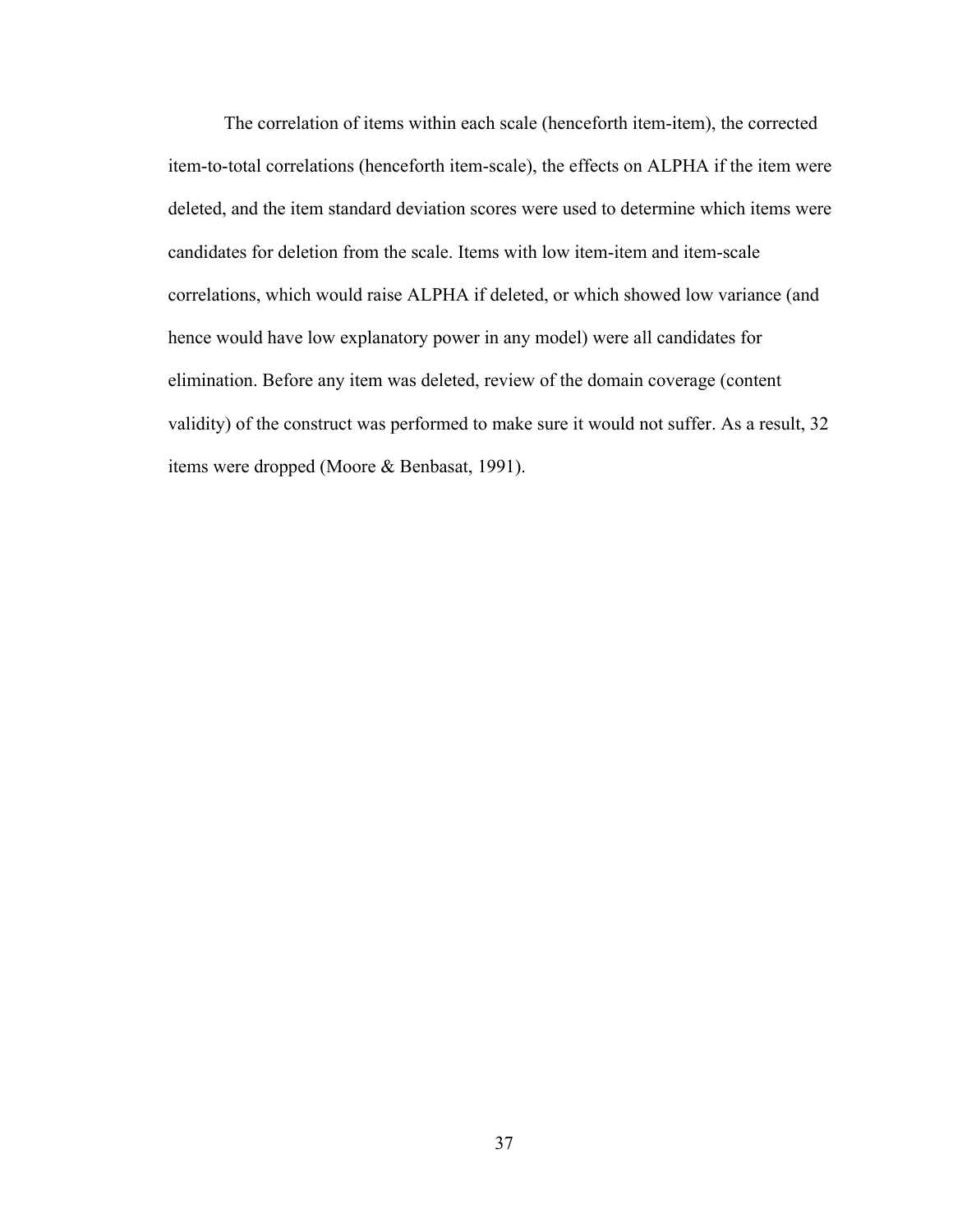The correlation of items within each scale (henceforth item-item), the corrected item-to-total correlations (henceforth item-scale), the effects on ALPHA if the item were deleted, and the item standard deviation scores were used to determine which items were candidates for deletion from the scale. Items with low item-item and item-scale correlations, which would raise ALPHA if deleted, or which showed low variance (and hence would have low explanatory power in any model) were all candidates for elimination. Before any item was deleted, review of the domain coverage (content validity) of the construct was performed to make sure it would not suffer. As a result, 32 items were dropped (Moore & Benbasat, 1991).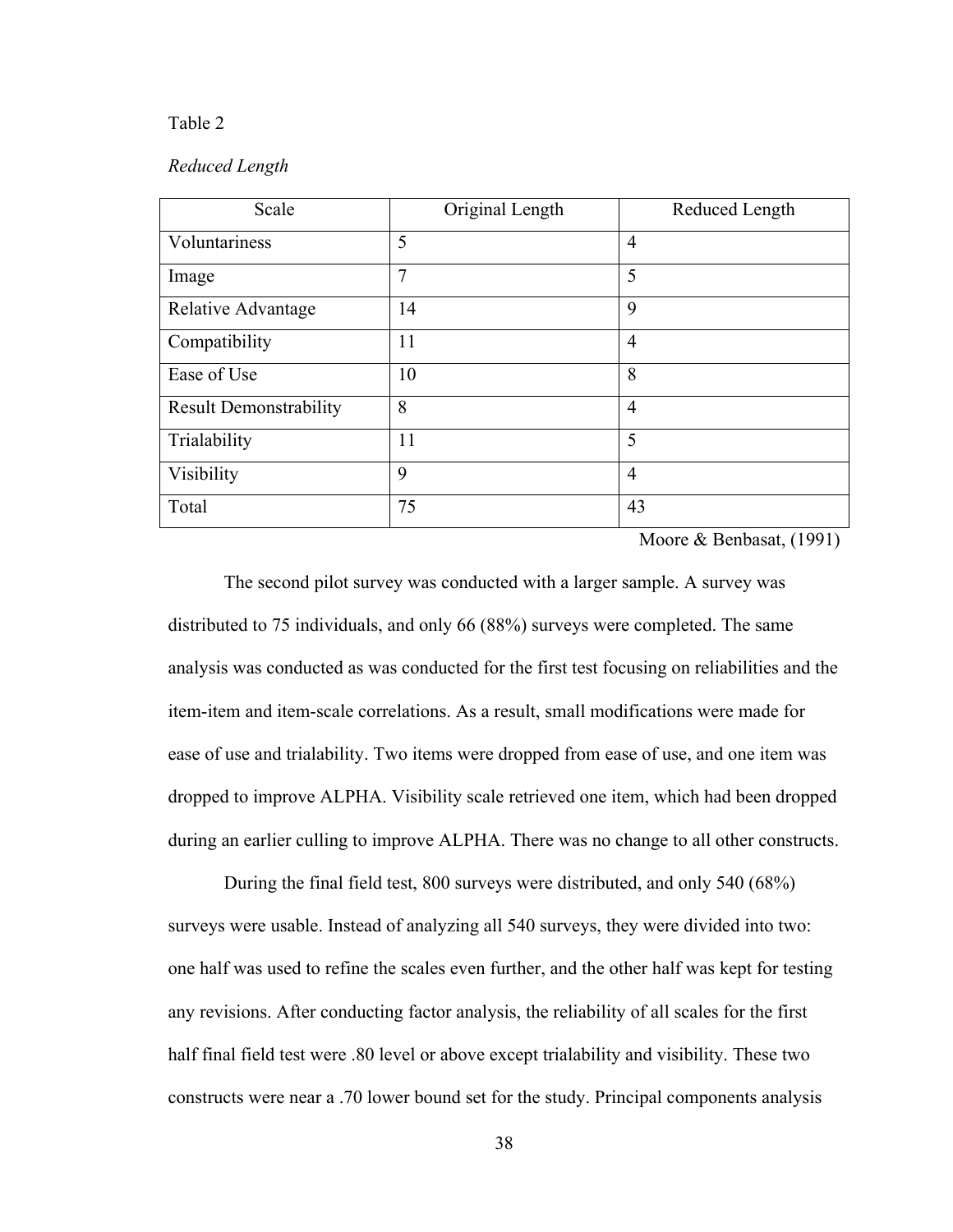Table 2

*Reduced Length*

| Scale | Original Length | Reduced Length |
|---|---|---|
| Voluntariness | 5 | 4 |
| Image | 7 | 5 |
| Relative Advantage | 14 | 9 |
| Compatibility | 11 | 4 |
| Ease of Use | 10 | 8 |
| Result Demonstrability | 8 | 4 |
| Trialability | 11 | 5 |
| Visibility | 9 | 4 |
| Total | 75 | 43 |

Moore & Benbasat, (1991)

The second pilot survey was conducted with a larger sample. A survey was distributed to 75 individuals, and only 66 (88%) surveys were completed. The same analysis was conducted as was conducted for the first test focusing on reliabilities and the item-item and item-scale correlations. As a result, small modifications were made for ease of use and trialability. Two items were dropped from ease of use, and one item was dropped to improve ALPHA. Visibility scale retrieved one item, which had been dropped during an earlier culling to improve ALPHA. There was no change to all other constructs.

During the final field test, 800 surveys were distributed, and only 540 (68%) surveys were usable. Instead of analyzing all 540 surveys, they were divided into two: one half was used to refine the scales even further, and the other half was kept for testing any revisions. After conducting factor analysis, the reliability of all scales for the first half final field test were .80 level or above except trialability and visibility. These two constructs were near a .70 lower bound set for the study. Principal components analysis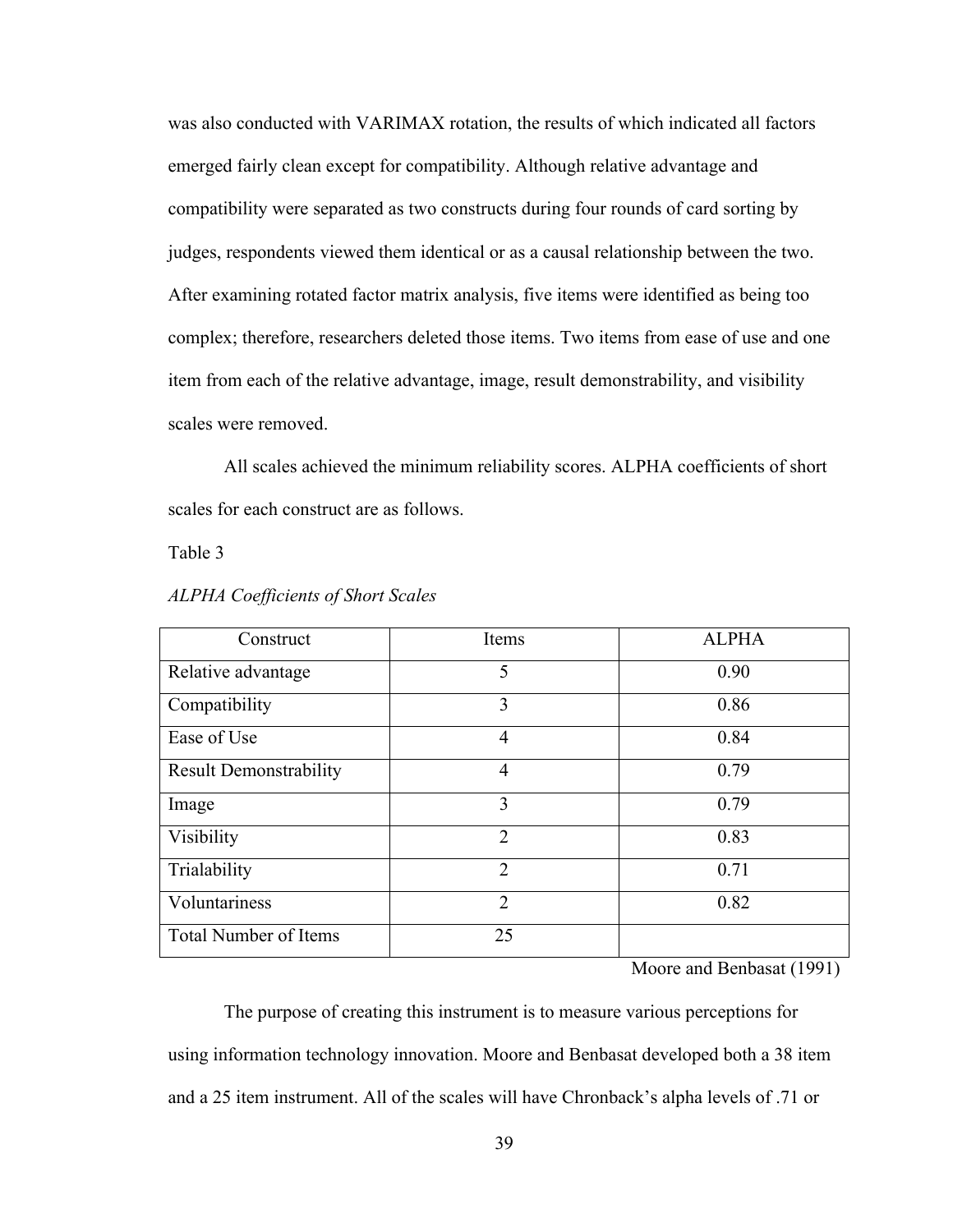was also conducted with VARIMAX rotation, the results of which indicated all factors emerged fairly clean except for compatibility. Although relative advantage and compatibility were separated as two constructs during four rounds of card sorting by judges, respondents viewed them identical or as a causal relationship between the two. After examining rotated factor matrix analysis, five items were identified as being too complex; therefore, researchers deleted those items. Two items from ease of use and one item from each of the relative advantage, image, result demonstrability, and visibility scales were removed.

All scales achieved the minimum reliability scores. ALPHA coefficients of short scales for each construct are as follows.

Table 3

*ALPHA Coefficients of Short Scales*

| Construct | Items | ALPHA |
|---|---|---|
| Relative advantage | 5 | 0.90 |
| Compatibility | 3 | 0.86 |
| Ease of Use | 4 | 0.84 |
| Result Demonstrability | 4 | 0.79 |
| Image | 3 | 0.79 |
| Visibility | 2 | 0.83 |
| Trialability | 2 | 0.71 |
| Voluntariness | 2 | 0.82 |
| Total Number of Items | 25 | |

Moore and Benbasat (1991)

The purpose of creating this instrument is to measure various perceptions for using information technology innovation. Moore and Benbasat developed both a 38 item and a 25 item instrument. All of the scales will have Chronback's alpha levels of .71 or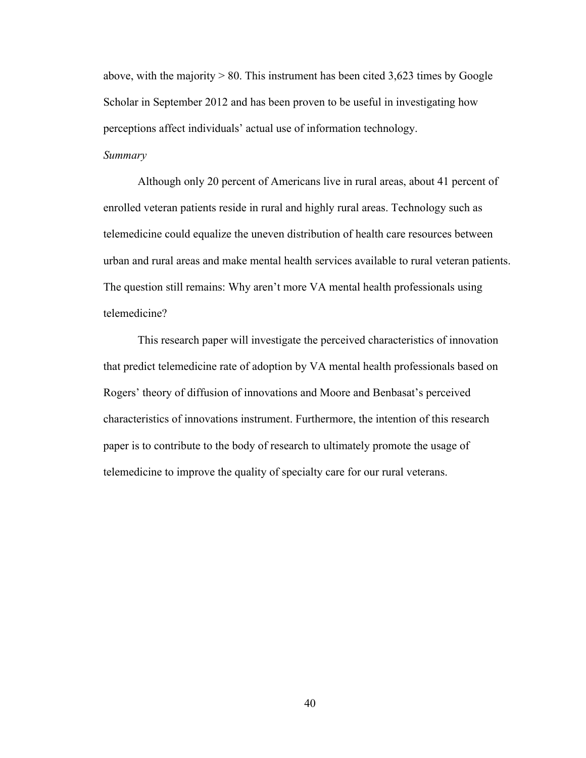above, with the majority > 80. This instrument has been cited 3,623 times by Google Scholar in September 2012 and has been proven to be useful in investigating how perceptions affect individuals' actual use of information technology.

*Summary*

Although only 20 percent of Americans live in rural areas, about 41 percent of enrolled veteran patients reside in rural and highly rural areas. Technology such as telemedicine could equalize the uneven distribution of health care resources between urban and rural areas and make mental health services available to rural veteran patients. The question still remains: Why aren't more VA mental health professionals using telemedicine?

This research paper will investigate the perceived characteristics of innovation that predict telemedicine rate of adoption by VA mental health professionals based on Rogers' theory of diffusion of innovations and Moore and Benbasat's perceived characteristics of innovations instrument. Furthermore, the intention of this research paper is to contribute to the body of research to ultimately promote the usage of telemedicine to improve the quality of specialty care for our rural veterans.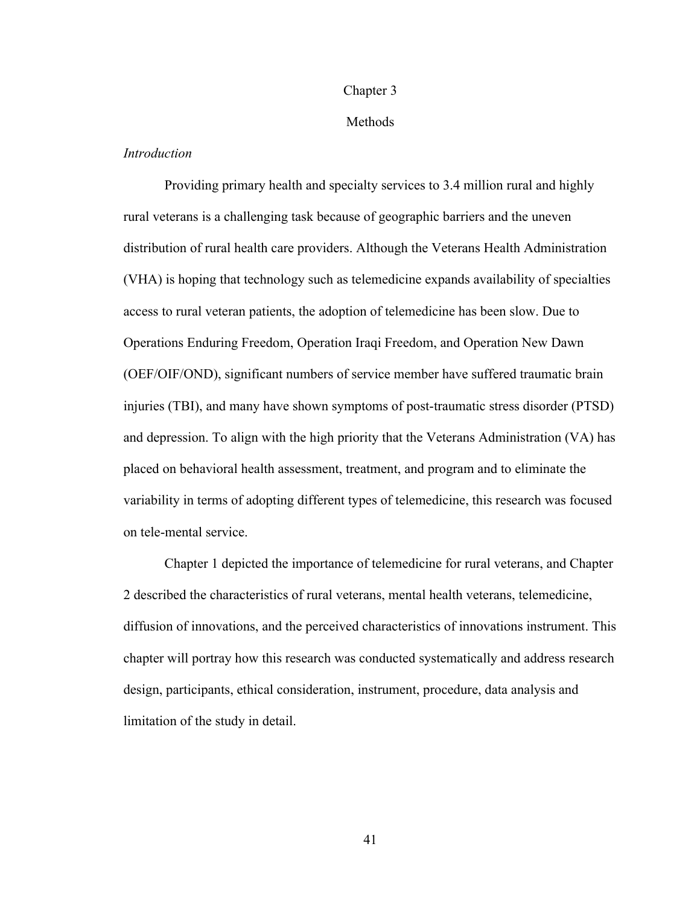# Chapter 3

# Methods

### *Introduction*

Providing primary health and specialty services to 3.4 million rural and highly rural veterans is a challenging task because of geographic barriers and the uneven distribution of rural health care providers. Although the Veterans Health Administration (VHA) is hoping that technology such as telemedicine expands availability of specialties access to rural veteran patients, the adoption of telemedicine has been slow. Due to Operations Enduring Freedom, Operation Iraqi Freedom, and Operation New Dawn (OEF/OIF/OND), significant numbers of service member have suffered traumatic brain injuries (TBI), and many have shown symptoms of post-traumatic stress disorder (PTSD) and depression. To align with the high priority that the Veterans Administration (VA) has placed on behavioral health assessment, treatment, and program and to eliminate the variability in terms of adopting different types of telemedicine, this research was focused on tele-mental service.

Chapter 1 depicted the importance of telemedicine for rural veterans, and Chapter 2 described the characteristics of rural veterans, mental health veterans, telemedicine, diffusion of innovations, and the perceived characteristics of innovations instrument. This chapter will portray how this research was conducted systematically and address research design, participants, ethical consideration, instrument, procedure, data analysis and limitation of the study in detail.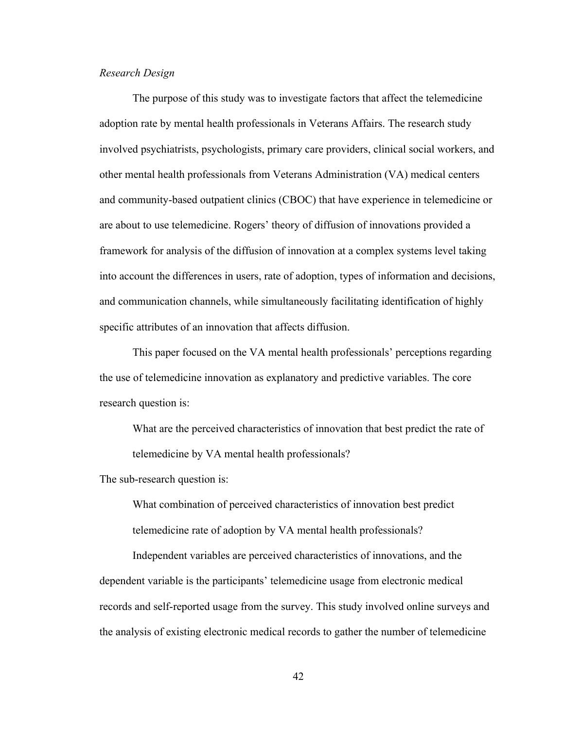*Research Design*

The purpose of this study was to investigate factors that affect the telemedicine adoption rate by mental health professionals in Veterans Affairs. The research study involved psychiatrists, psychologists, primary care providers, clinical social workers, and other mental health professionals from Veterans Administration (VA) medical centers and community-based outpatient clinics (CBOC) that have experience in telemedicine or are about to use telemedicine. Rogers' theory of diffusion of innovations provided a framework for analysis of the diffusion of innovation at a complex systems level taking into account the differences in users, rate of adoption, types of information and decisions, and communication channels, while simultaneously facilitating identification of highly specific attributes of an innovation that affects diffusion.

This paper focused on the VA mental health professionals' perceptions regarding the use of telemedicine innovation as explanatory and predictive variables. The core research question is:

> What are the perceived characteristics of innovation that best predict the rate of telemedicine by VA mental health professionals?

The sub-research question is:

> What combination of perceived characteristics of innovation best predict telemedicine rate of adoption by VA mental health professionals?

Independent variables are perceived characteristics of innovations, and the dependent variable is the participants' telemedicine usage from electronic medical records and self-reported usage from the survey. This study involved online surveys and the analysis of existing electronic medical records to gather the number of telemedicine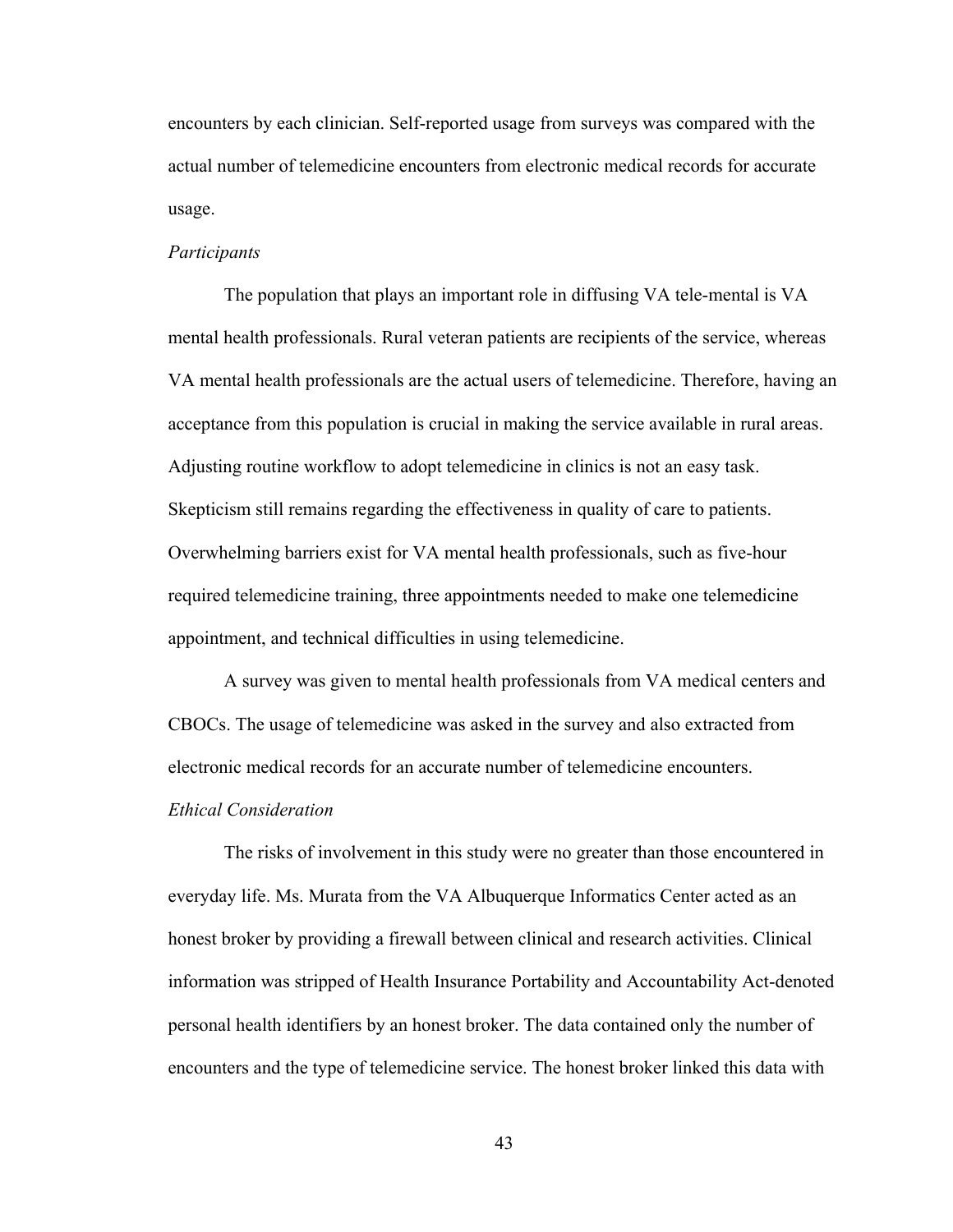encounters by each clinician. Self-reported usage from surveys was compared with the actual number of telemedicine encounters from electronic medical records for accurate usage.

*Participants*

The population that plays an important role in diffusing VA tele-mental is VA mental health professionals. Rural veteran patients are recipients of the service, whereas VA mental health professionals are the actual users of telemedicine. Therefore, having an acceptance from this population is crucial in making the service available in rural areas. Adjusting routine workflow to adopt telemedicine in clinics is not an easy task. Skepticism still remains regarding the effectiveness in quality of care to patients. Overwhelming barriers exist for VA mental health professionals, such as five-hour required telemedicine training, three appointments needed to make one telemedicine appointment, and technical difficulties in using telemedicine.

A survey was given to mental health professionals from VA medical centers and CBOCs. The usage of telemedicine was asked in the survey and also extracted from electronic medical records for an accurate number of telemedicine encounters.

*Ethical Consideration*

The risks of involvement in this study were no greater than those encountered in everyday life. Ms. Murata from the VA Albuquerque Informatics Center acted as an honest broker by providing a firewall between clinical and research activities. Clinical information was stripped of Health Insurance Portability and Accountability Act-denoted personal health identifiers by an honest broker. The data contained only the number of encounters and the type of telemedicine service. The honest broker linked this data with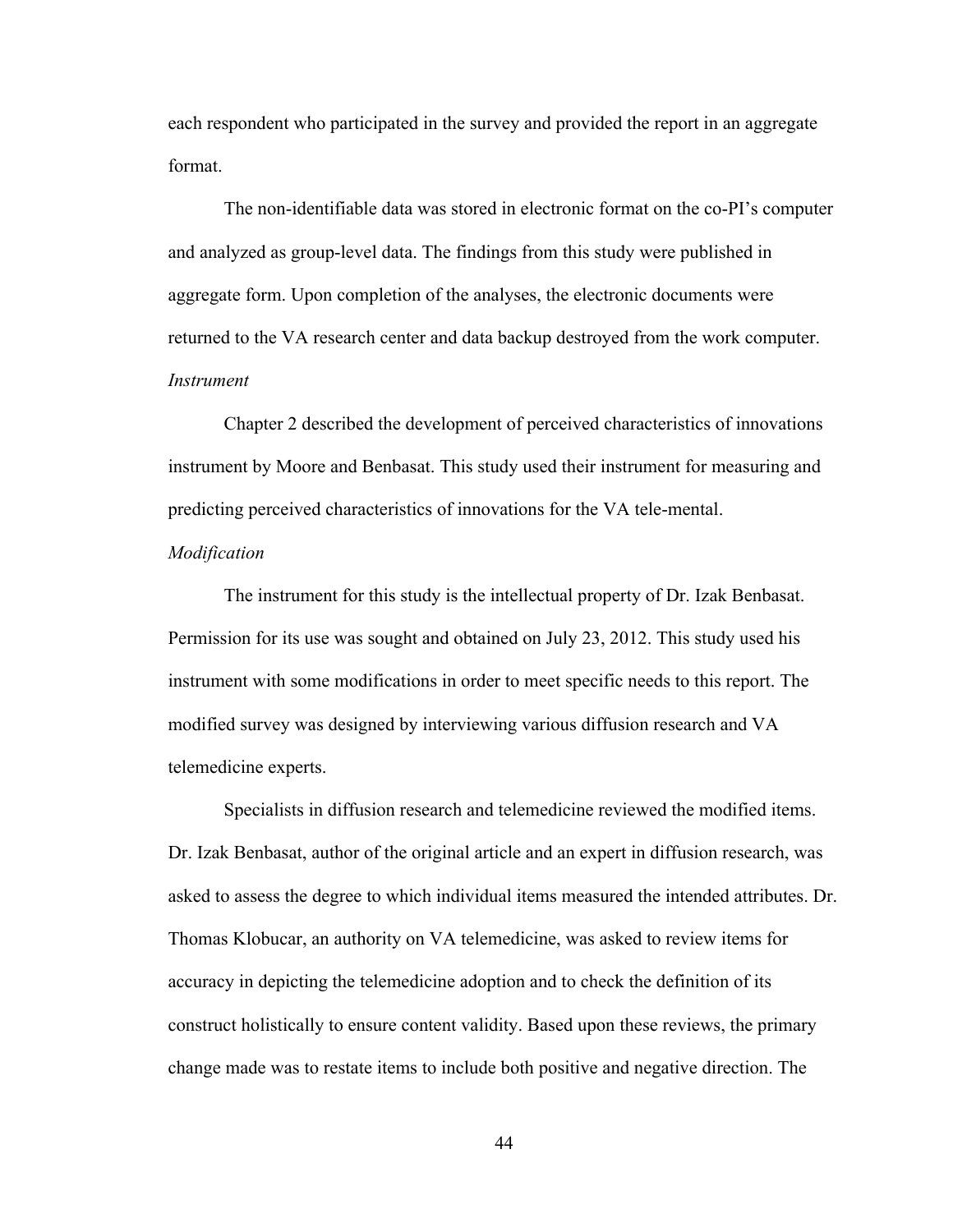each respondent who participated in the survey and provided the report in an aggregate format.

The non-identifiable data was stored in electronic format on the co-PI's computer and analyzed as group-level data. The findings from this study were published in aggregate form. Upon completion of the analyses, the electronic documents were returned to the VA research center and data backup destroyed from the work computer.

*Instrument*

Chapter 2 described the development of perceived characteristics of innovations instrument by Moore and Benbasat. This study used their instrument for measuring and predicting perceived characteristics of innovations for the VA tele-mental.

*Modification*

The instrument for this study is the intellectual property of Dr. Izak Benbasat. Permission for its use was sought and obtained on July 23, 2012. This study used his instrument with some modifications in order to meet specific needs to this report. The modified survey was designed by interviewing various diffusion research and VA telemedicine experts.

Specialists in diffusion research and telemedicine reviewed the modified items. Dr. Izak Benbasat, author of the original article and an expert in diffusion research, was asked to assess the degree to which individual items measured the intended attributes. Dr. Thomas Klobucar, an authority on VA telemedicine, was asked to review items for accuracy in depicting the telemedicine adoption and to check the definition of its construct holistically to ensure content validity. Based upon these reviews, the primary change made was to restate items to include both positive and negative direction. The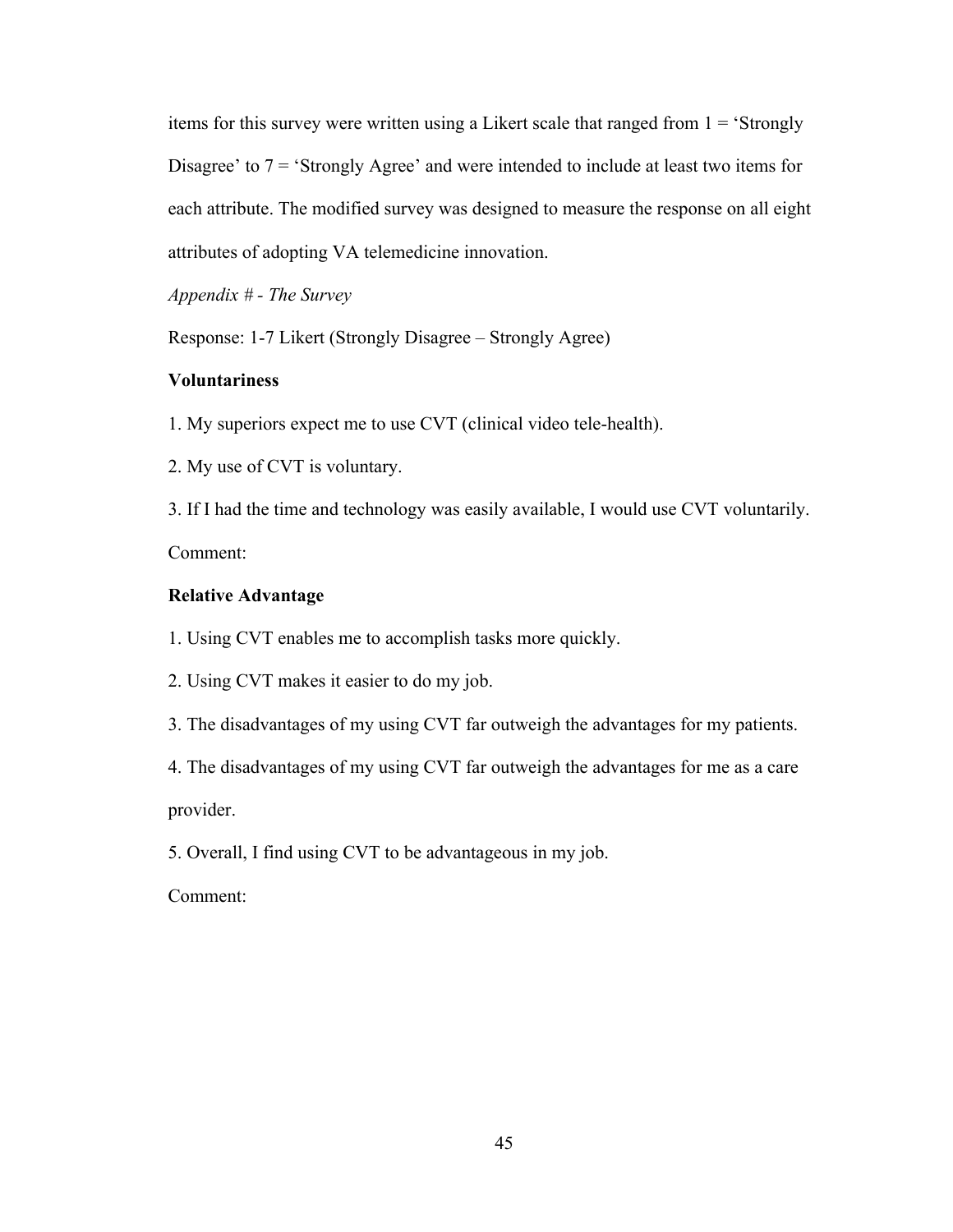items for this survey were written using a Likert scale that ranged from 1 = 'Strongly Disagree' to 7 = 'Strongly Agree' and were intended to include at least two items for each attribute. The modified survey was designed to measure the response on all eight attributes of adopting VA telemedicine innovation.

*Appendix # - The Survey*

Response: 1-7 Likert (Strongly Disagree – Strongly Agree)

**Voluntariness**

1. My superiors expect me to use CVT (clinical video tele-health).
2. My use of CVT is voluntary.
3. If I had the time and technology was easily available, I would use CVT voluntarily.

Comment:

**Relative Advantage**

1. Using CVT enables me to accomplish tasks more quickly.
2. Using CVT makes it easier to do my job.
3. The disadvantages of my using CVT far outweigh the advantages for my patients.
4. The disadvantages of my using CVT far outweigh the advantages for me as a care provider.
5. Overall, I find using CVT to be advantageous in my job.

Comment: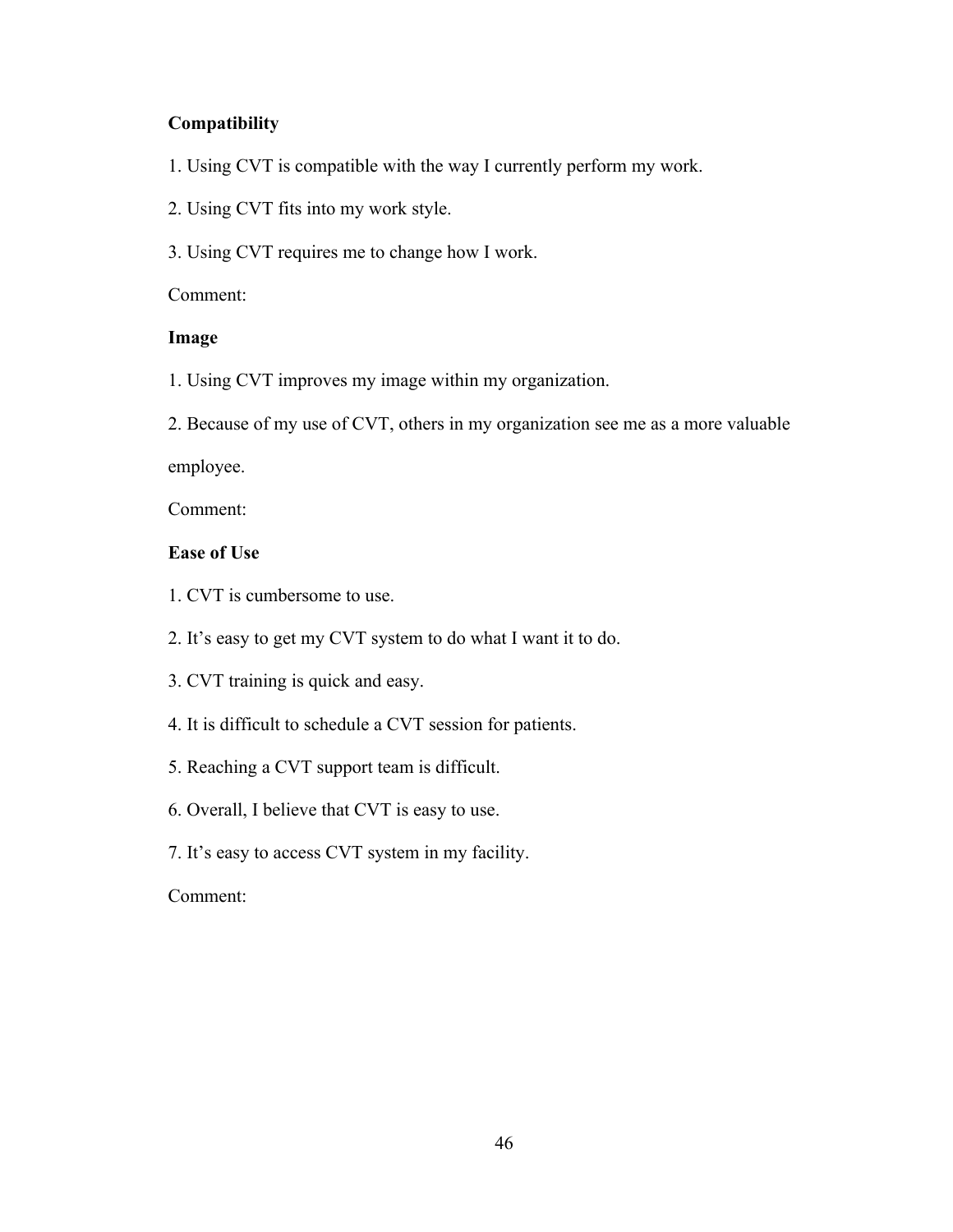**Compatibility**

1. Using CVT is compatible with the way I currently perform my work.

2. Using CVT fits into my work style.

3. Using CVT requires me to change how I work.

Comment:

**Image**

1. Using CVT improves my image within my organization.

2. Because of my use of CVT, others in my organization see me as a more valuable employee.

Comment:

**Ease of Use**

1. CVT is cumbersome to use.

2. It's easy to get my CVT system to do what I want it to do.

3. CVT training is quick and easy.

4. It is difficult to schedule a CVT session for patients.

5. Reaching a CVT support team is difficult.

6. Overall, I believe that CVT is easy to use.

7. It's easy to access CVT system in my facility.

Comment: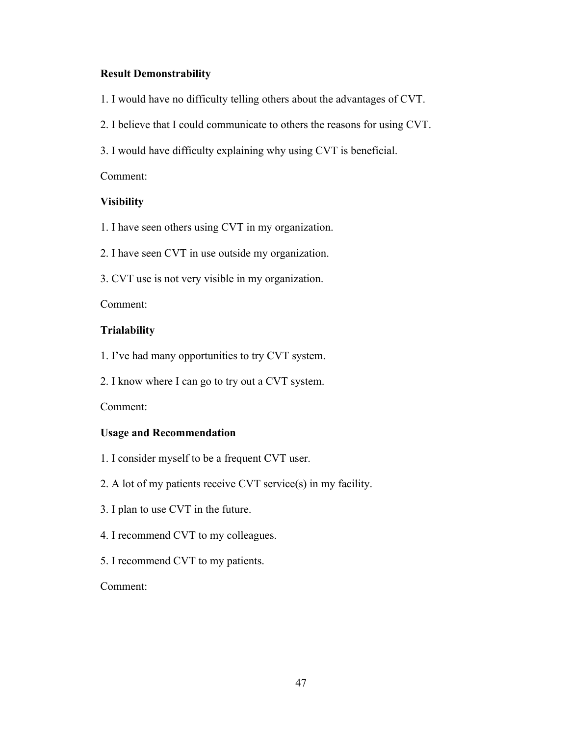**Result Demonstrability**

1. I would have no difficulty telling others about the advantages of CVT.

2. I believe that I could communicate to others the reasons for using CVT.

3. I would have difficulty explaining why using CVT is beneficial.

Comment:

**Visibility**

1. I have seen others using CVT in my organization.

2. I have seen CVT in use outside my organization.

3. CVT use is not very visible in my organization.

Comment:

**Trialability**

1. I've had many opportunities to try CVT system.

2. I know where I can go to try out a CVT system.

Comment:

**Usage and Recommendation**

1. I consider myself to be a frequent CVT user.

2. A lot of my patients receive CVT service(s) in my facility.

3. I plan to use CVT in the future.

4. I recommend CVT to my colleagues.

5. I recommend CVT to my patients.

Comment: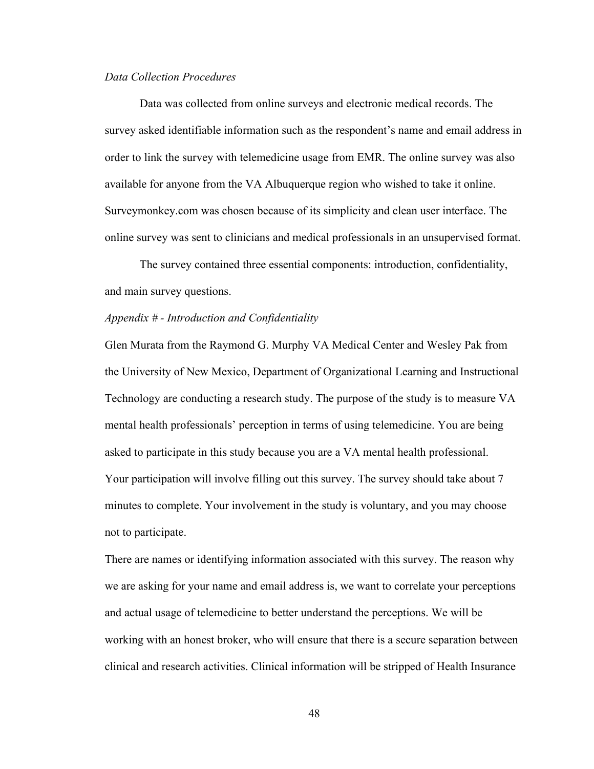*Data Collection Procedures*

Data was collected from online surveys and electronic medical records. The survey asked identifiable information such as the respondent's name and email address in order to link the survey with telemedicine usage from EMR. The online survey was also available for anyone from the VA Albuquerque region who wished to take it online. Surveymonkey.com was chosen because of its simplicity and clean user interface. The online survey was sent to clinicians and medical professionals in an unsupervised format.

The survey contained three essential components: introduction, confidentiality, and main survey questions.

*Appendix # - Introduction and Confidentiality*

Glen Murata from the Raymond G. Murphy VA Medical Center and Wesley Pak from the University of New Mexico, Department of Organizational Learning and Instructional Technology are conducting a research study. The purpose of the study is to measure VA mental health professionals' perception in terms of using telemedicine. You are being asked to participate in this study because you are a VA mental health professional. Your participation will involve filling out this survey. The survey should take about 7 minutes to complete. Your involvement in the study is voluntary, and you may choose not to participate.

There are names or identifying information associated with this survey. The reason why we are asking for your name and email address is, we want to correlate your perceptions and actual usage of telemedicine to better understand the perceptions. We will be working with an honest broker, who will ensure that there is a secure separation between clinical and research activities. Clinical information will be stripped of Health Insurance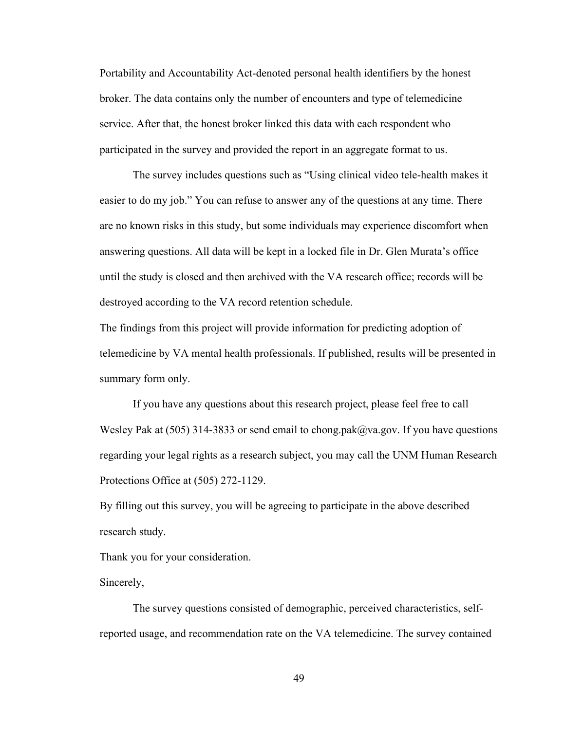Portability and Accountability Act-denoted personal health identifiers by the honest broker. The data contains only the number of encounters and type of telemedicine service. After that, the honest broker linked this data with each respondent who participated in the survey and provided the report in an aggregate format to us.

The survey includes questions such as “Using clinical video tele-health makes it easier to do my job.” You can refuse to answer any of the questions at any time. There are no known risks in this study, but some individuals may experience discomfort when answering questions. All data will be kept in a locked file in Dr. Glen Murata’s office until the study is closed and then archived with the VA research office; records will be destroyed according to the VA record retention schedule.

The findings from this project will provide information for predicting adoption of telemedicine by VA mental health professionals. If published, results will be presented in summary form only.

If you have any questions about this research project, please feel free to call Wesley Pak at (505) 314-3833 or send email to chong.pak@va.gov. If you have questions regarding your legal rights as a research subject, you may call the UNM Human Research Protections Office at (505) 272-1129.

By filling out this survey, you will be agreeing to participate in the above described research study.

Thank you for your consideration.

Sincerely,

The survey questions consisted of demographic, perceived characteristics, self-reported usage, and recommendation rate on the VA telemedicine. The survey contained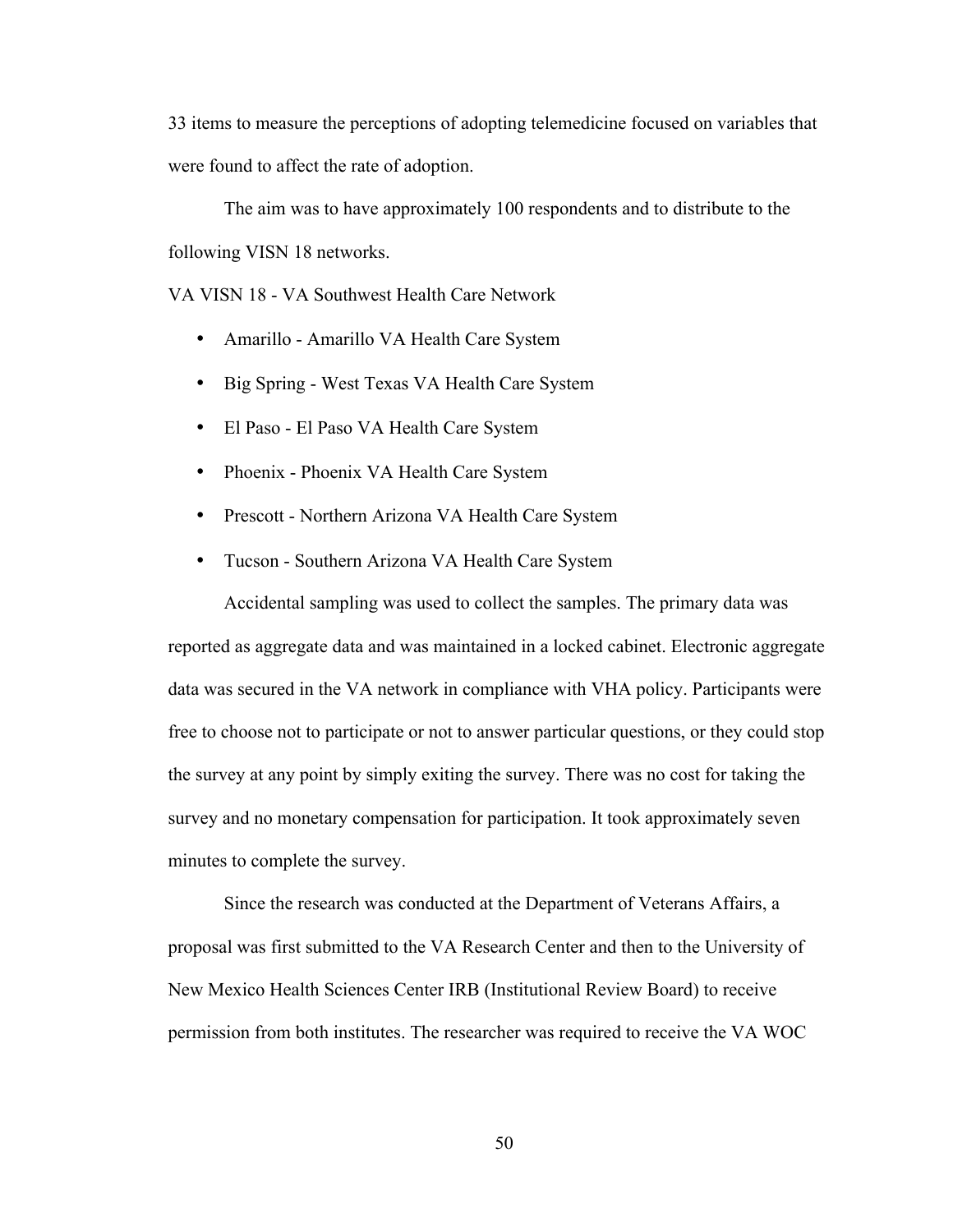33 items to measure the perceptions of adopting telemedicine focused on variables that were found to affect the rate of adoption.

The aim was to have approximately 100 respondents and to distribute to the following VISN 18 networks.

VA VISN 18 - VA Southwest Health Care Network

- Amarillo - Amarillo VA Health Care System
- Big Spring - West Texas VA Health Care System
- El Paso - El Paso VA Health Care System
- Phoenix - Phoenix VA Health Care System
- Prescott - Northern Arizona VA Health Care System
- Tucson - Southern Arizona VA Health Care System

Accidental sampling was used to collect the samples. The primary data was reported as aggregate data and was maintained in a locked cabinet. Electronic aggregate data was secured in the VA network in compliance with VHA policy. Participants were free to choose not to participate or not to answer particular questions, or they could stop the survey at any point by simply exiting the survey. There was no cost for taking the survey and no monetary compensation for participation. It took approximately seven minutes to complete the survey.

Since the research was conducted at the Department of Veterans Affairs, a proposal was first submitted to the VA Research Center and then to the University of New Mexico Health Sciences Center IRB (Institutional Review Board) to receive permission from both institutes. The researcher was required to receive the VA WOC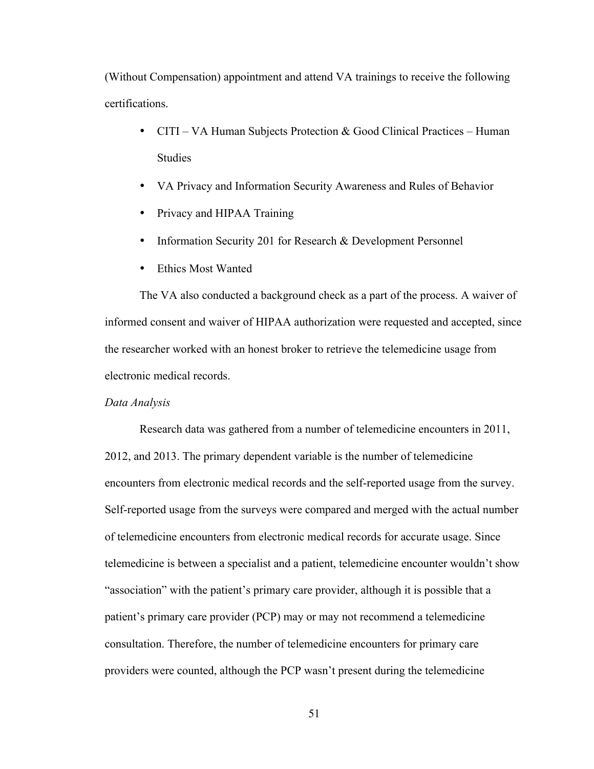(Without Compensation) appointment and attend VA trainings to receive the following certifications.

- CITI – VA Human Subjects Protection & Good Clinical Practices – Human Studies
- VA Privacy and Information Security Awareness and Rules of Behavior
- Privacy and HIPAA Training
- Information Security 201 for Research & Development Personnel
- Ethics Most Wanted

The VA also conducted a background check as a part of the process. A waiver of informed consent and waiver of HIPAA authorization were requested and accepted, since the researcher worked with an honest broker to retrieve the telemedicine usage from electronic medical records.

*Data Analysis*

Research data was gathered from a number of telemedicine encounters in 2011, 2012, and 2013. The primary dependent variable is the number of telemedicine encounters from electronic medical records and the self-reported usage from the survey. Self-reported usage from the surveys were compared and merged with the actual number of telemedicine encounters from electronic medical records for accurate usage. Since telemedicine is between a specialist and a patient, telemedicine encounter wouldn't show "association" with the patient's primary care provider, although it is possible that a patient's primary care provider (PCP) may or may not recommend a telemedicine consultation. Therefore, the number of telemedicine encounters for primary care providers were counted, although the PCP wasn't present during the telemedicine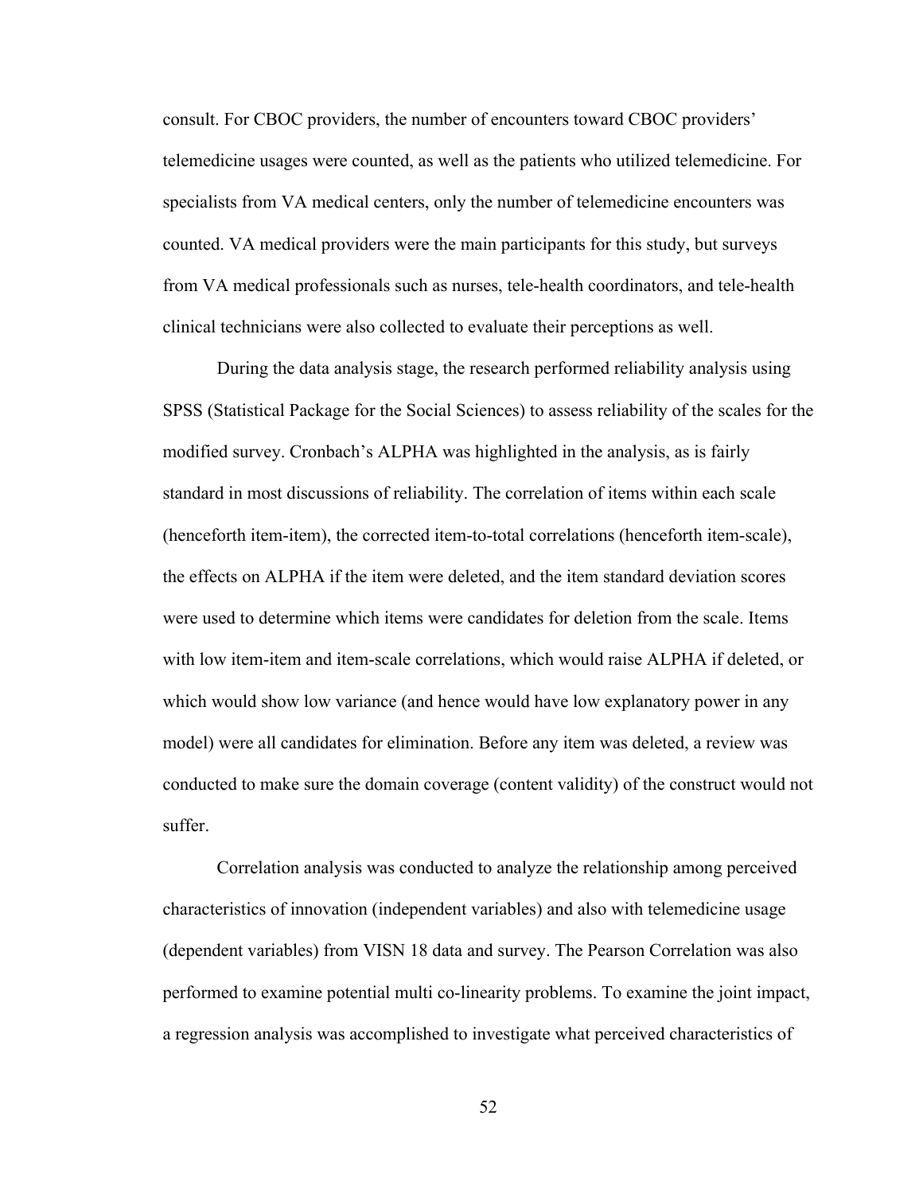consult. For CBOC providers, the number of encounters toward CBOC providers' telemedicine usages were counted, as well as the patients who utilized telemedicine. For specialists from VA medical centers, only the number of telemedicine encounters was counted. VA medical providers were the main participants for this study, but surveys from VA medical professionals such as nurses, tele-health coordinators, and tele-health clinical technicians were also collected to evaluate their perceptions as well.

During the data analysis stage, the research performed reliability analysis using SPSS (Statistical Package for the Social Sciences) to assess reliability of the scales for the modified survey. Cronbach's ALPHA was highlighted in the analysis, as is fairly standard in most discussions of reliability. The correlation of items within each scale (henceforth item-item), the corrected item-to-total correlations (henceforth item-scale), the effects on ALPHA if the item were deleted, and the item standard deviation scores were used to determine which items were candidates for deletion from the scale. Items with low item-item and item-scale correlations, which would raise ALPHA if deleted, or which would show low variance (and hence would have low explanatory power in any model) were all candidates for elimination. Before any item was deleted, a review was conducted to make sure the domain coverage (content validity) of the construct would not suffer.

Correlation analysis was conducted to analyze the relationship among perceived characteristics of innovation (independent variables) and also with telemedicine usage (dependent variables) from VISN 18 data and survey. The Pearson Correlation was also performed to examine potential multi co-linearity problems. To examine the joint impact, a regression analysis was accomplished to investigate what perceived characteristics of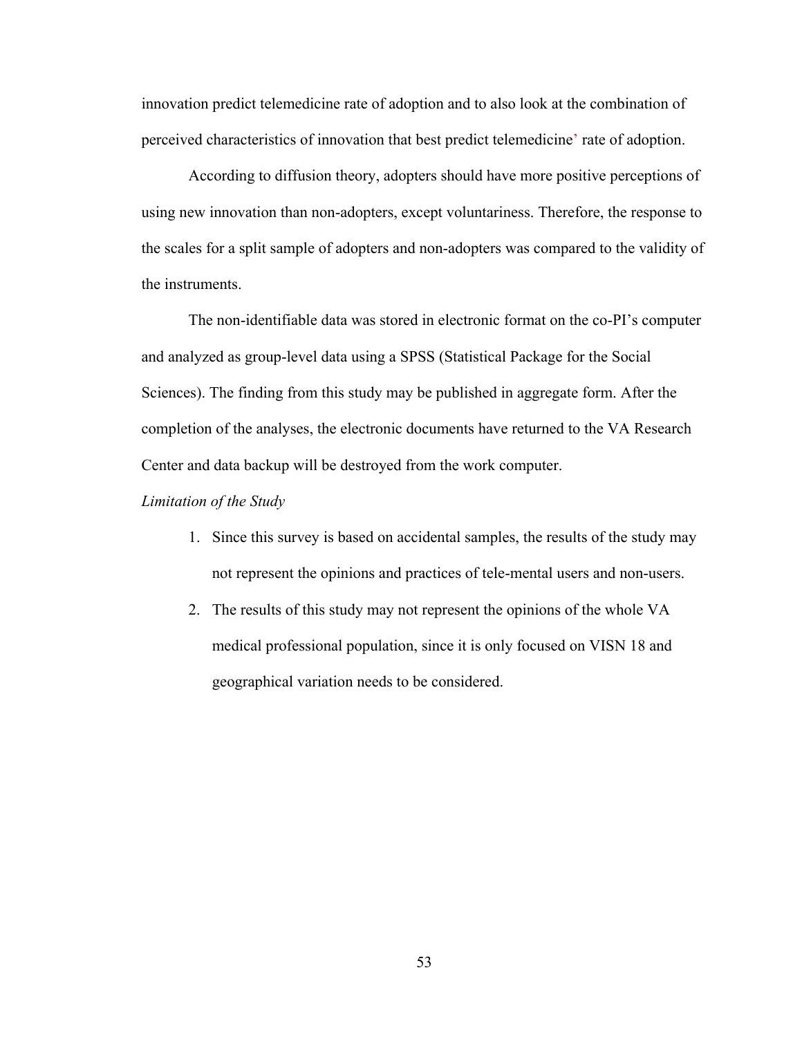innovation predict telemedicine rate of adoption and to also look at the combination of perceived characteristics of innovation that best predict telemedicine' rate of adoption.

According to diffusion theory, adopters should have more positive perceptions of using new innovation than non-adopters, except voluntariness. Therefore, the response to the scales for a split sample of adopters and non-adopters was compared to the validity of the instruments.

The non-identifiable data was stored in electronic format on the co-PI's computer and analyzed as group-level data using a SPSS (Statistical Package for the Social Sciences). The finding from this study may be published in aggregate form. After the completion of the analyses, the electronic documents have returned to the VA Research Center and data backup will be destroyed from the work computer.

*Limitation of the Study*

1. Since this survey is based on accidental samples, the results of the study may not represent the opinions and practices of tele-mental users and non-users.
2. The results of this study may not represent the opinions of the whole VA medical professional population, since it is only focused on VISN 18 and geographical variation needs to be considered.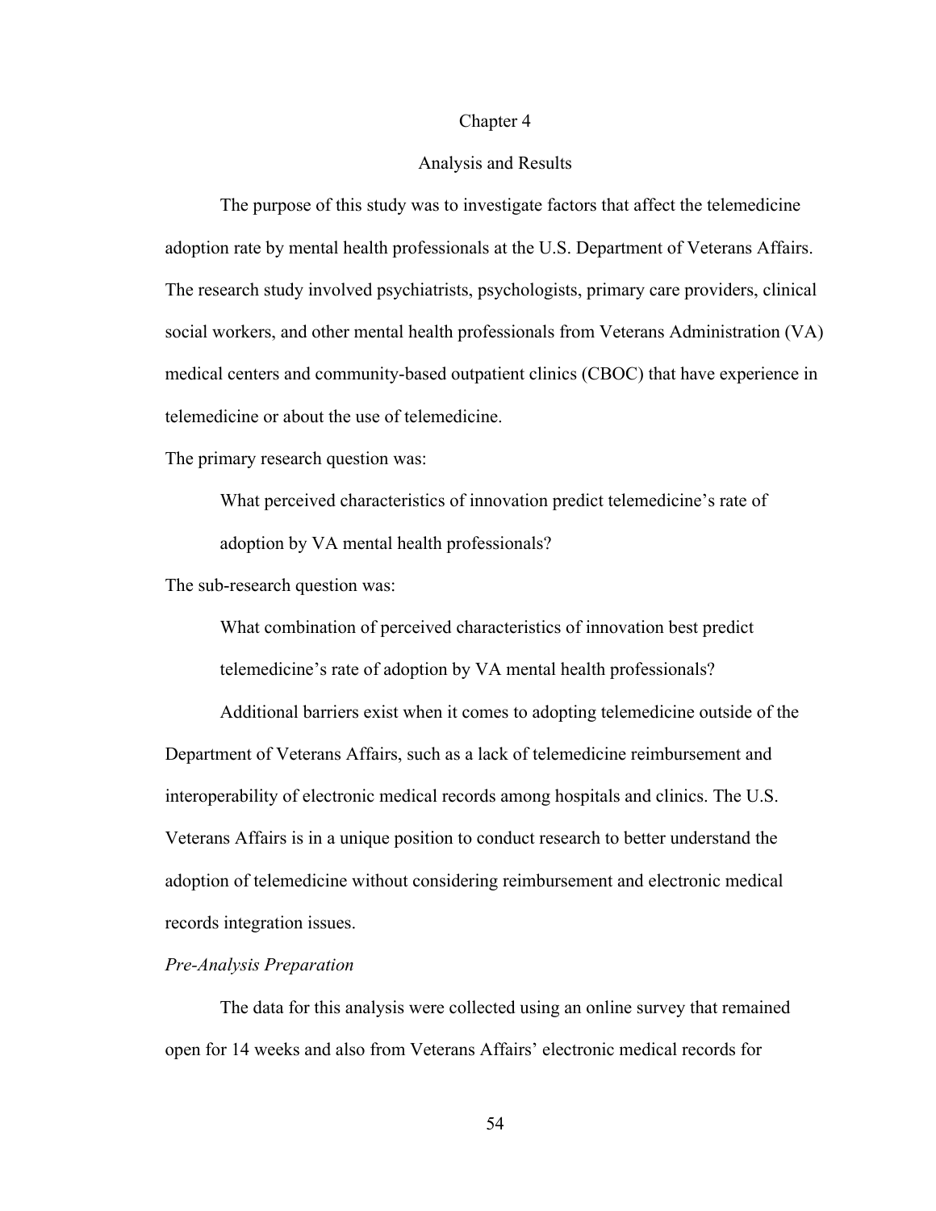# Chapter 4

## Analysis and Results

The purpose of this study was to investigate factors that affect the telemedicine adoption rate by mental health professionals at the U.S. Department of Veterans Affairs. The research study involved psychiatrists, psychologists, primary care providers, clinical social workers, and other mental health professionals from Veterans Administration (VA) medical centers and community-based outpatient clinics (CBOC) that have experience in telemedicine or about the use of telemedicine.

The primary research question was:

> What perceived characteristics of innovation predict telemedicine's rate of adoption by VA mental health professionals?

The sub-research question was:

> What combination of perceived characteristics of innovation best predict telemedicine's rate of adoption by VA mental health professionals?

Additional barriers exist when it comes to adopting telemedicine outside of the Department of Veterans Affairs, such as a lack of telemedicine reimbursement and interoperability of electronic medical records among hospitals and clinics. The U.S. Veterans Affairs is in a unique position to conduct research to better understand the adoption of telemedicine without considering reimbursement and electronic medical records integration issues.

### *Pre-Analysis Preparation*

The data for this analysis were collected using an online survey that remained open for 14 weeks and also from Veterans Affairs' electronic medical records for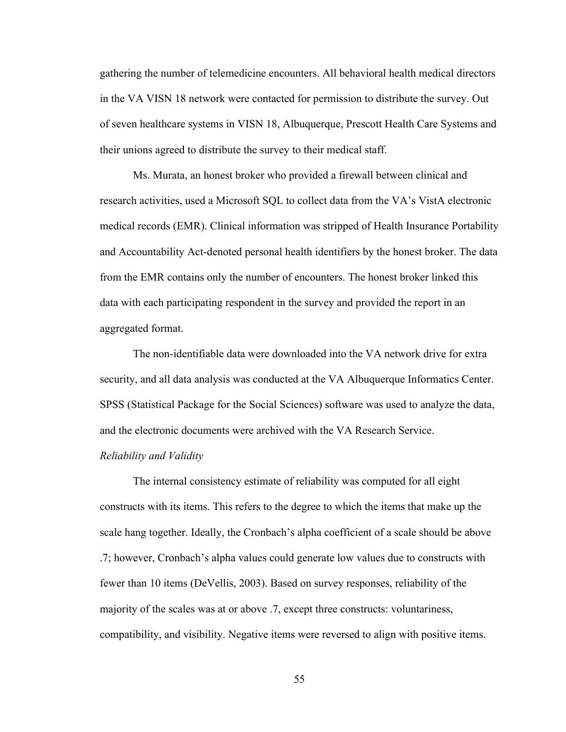gathering the number of telemedicine encounters. All behavioral health medical directors in the VA VISN 18 network were contacted for permission to distribute the survey. Out of seven healthcare systems in VISN 18, Albuquerque, Prescott Health Care Systems and their unions agreed to distribute the survey to their medical staff.

Ms. Murata, an honest broker who provided a firewall between clinical and research activities, used a Microsoft SQL to collect data from the VA's VistA electronic medical records (EMR). Clinical information was stripped of Health Insurance Portability and Accountability Act-denoted personal health identifiers by the honest broker. The data from the EMR contains only the number of encounters. The honest broker linked this data with each participating respondent in the survey and provided the report in an aggregated format.

The non-identifiable data were downloaded into the VA network drive for extra security, and all data analysis was conducted at the VA Albuquerque Informatics Center. SPSS (Statistical Package for the Social Sciences) software was used to analyze the data, and the electronic documents were archived with the VA Research Service.

*Reliability and Validity*

The internal consistency estimate of reliability was computed for all eight constructs with its items. This refers to the degree to which the items that make up the scale hang together. Ideally, the Cronbach's alpha coefficient of a scale should be above .7; however, Cronbach's alpha values could generate low values due to constructs with fewer than 10 items (DeVellis, 2003). Based on survey responses, reliability of the majority of the scales was at or above .7, except three constructs: voluntariness, compatibility, and visibility. Negative items were reversed to align with positive items.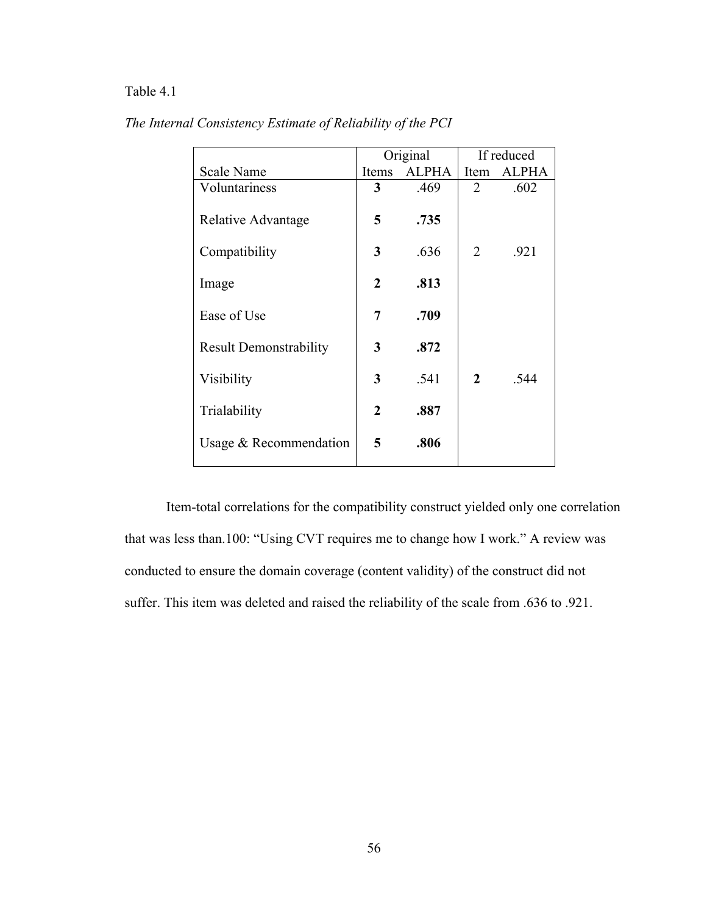Table 4.1

*The Internal Consistency Estimate of Reliability of the PCI*

| | Original | | If reduced | |
|---|---|---|---|---|
| Scale Name | Items | ALPHA | Item | ALPHA |
| Voluntariness | **3** | .469 | 2 | .602 |
| Relative Advantage | **5** | **.735** | | |
| Compatibility | **3** | .636 | 2 | .921 |
| Image | **2** | **.813** | | |
| Ease of Use | **7** | **.709** | | |
| Result Demonstrability | **3** | **.872** | | |
| Visibility | **3** | .541 | **2** | .544 |
| Trialability | **2** | **.887** | | |
| Usage & Recommendation | **5** | **.806** | | |

Item-total correlations for the compatibility construct yielded only one correlation that was less than.100: "Using CVT requires me to change how I work." A review was conducted to ensure the domain coverage (content validity) of the construct did not suffer. This item was deleted and raised the reliability of the scale from .636 to .921.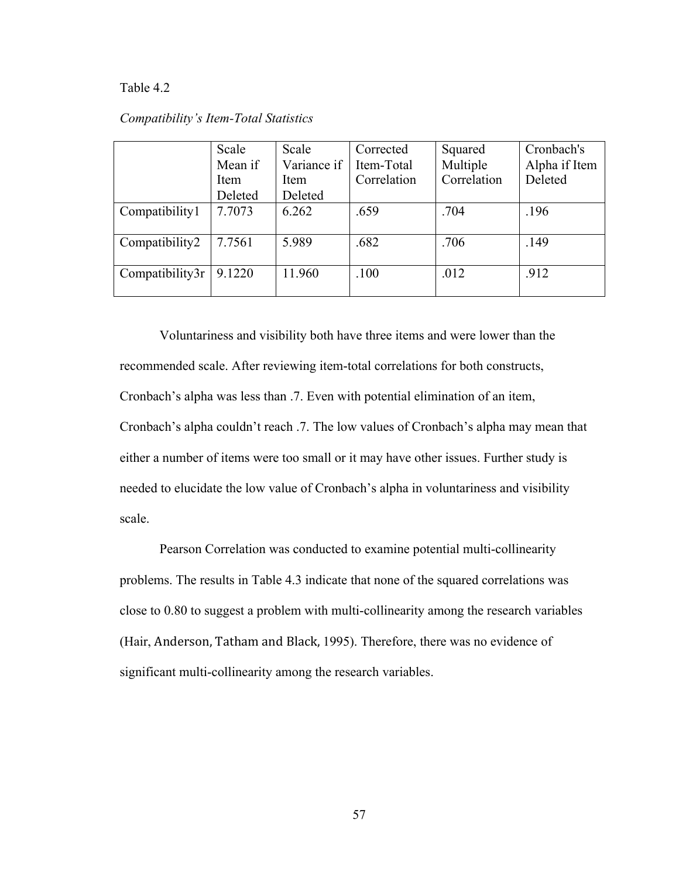Table 4.2

*Compatibility's Item-Total Statistics*

| | Scale Mean if Item Deleted | Scale Variance if Item Deleted | Corrected Item-Total Correlation | Squared Multiple Correlation | Cronbach's Alpha if Item Deleted |
|---|---|---|---|---|---|
| Compatibility1 | 7.7073 | 6.262 | .659 | .704 | .196 |
| Compatibility2 | 7.7561 | 5.989 | .682 | .706 | .149 |
| Compatibility3r | 9.1220 | 11.960 | .100 | .012 | .912 |

Voluntariness and visibility both have three items and were lower than the recommended scale. After reviewing item-total correlations for both constructs, Cronbach's alpha was less than .7. Even with potential elimination of an item, Cronbach's alpha couldn't reach .7. The low values of Cronbach's alpha may mean that either a number of items were too small or it may have other issues. Further study is needed to elucidate the low value of Cronbach's alpha in voluntariness and visibility scale.

Pearson Correlation was conducted to examine potential multi-collinearity problems. The results in Table 4.3 indicate that none of the squared correlations was close to 0.80 to suggest a problem with multi-collinearity among the research variables (Hair, Anderson, Tatham and Black, 1995). Therefore, there was no evidence of significant multi-collinearity among the research variables.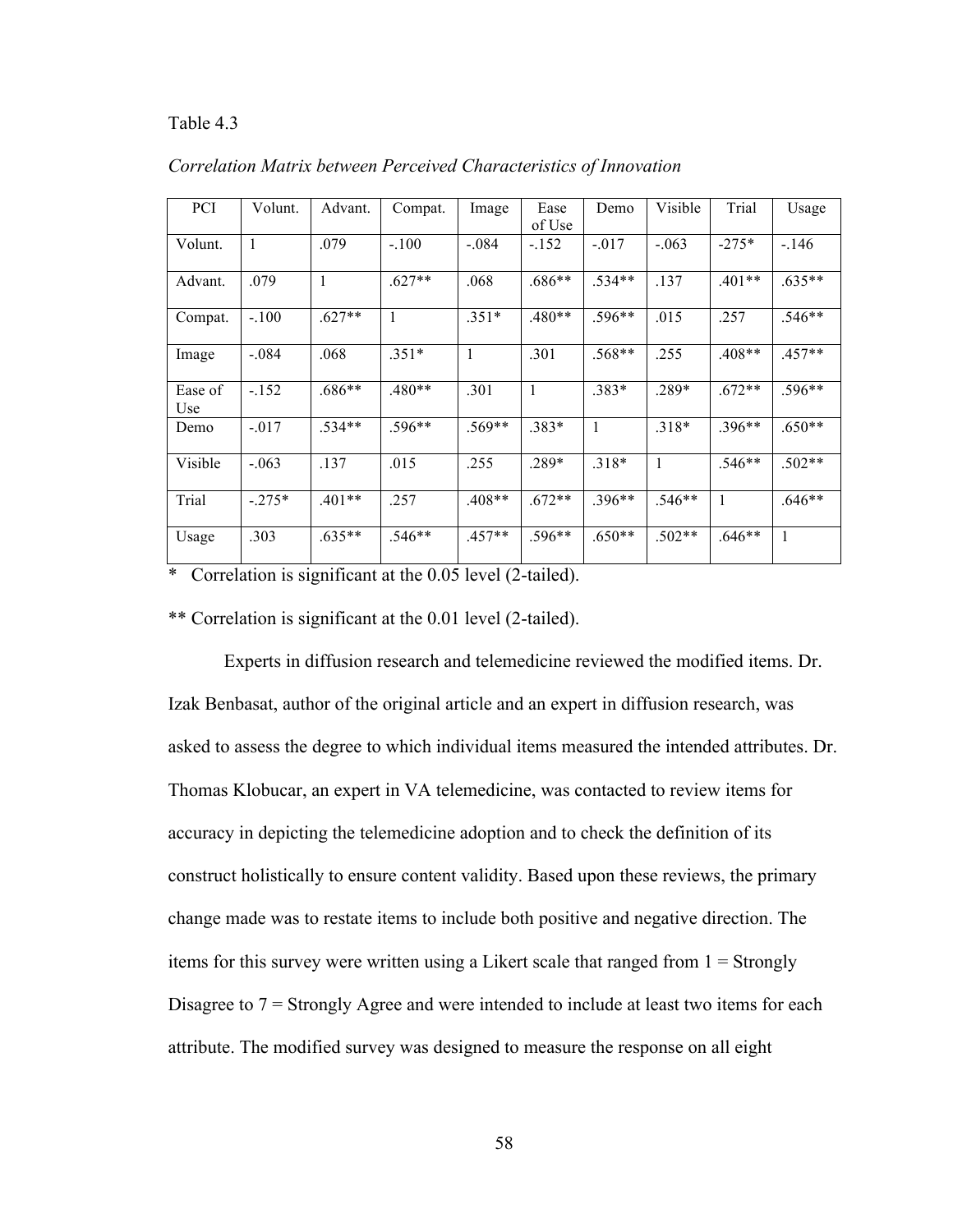Table 4.3

*Correlation Matrix between Perceived Characteristics of Innovation*

| PCI | Volunt. | Advant. | Compat. | Image | Ease of Use | Demo | Visible | Trial | Usage |
|---|---|---|---|---|---|---|---|---|---|
| Volunt. | 1 | .079 | -.100 | -.084 | -.152 | -.017 | -.063 | -275* | -.146 |
| Advant. | .079 | 1 | .627** | .068 | .686** | .534** | .137 | .401** | .635** |
| Compat. | -.100 | .627** | 1 | .351* | .480** | .596** | .015 | .257 | .546** |
| Image | -.084 | .068 | .351* | 1 | .301 | .568** | .255 | .408** | .457** |
| Ease of Use | -.152 | .686** | .480** | .301 | 1 | .383* | .289* | .672** | .596** |
| Demo | -.017 | .534** | .596** | .569** | .383* | 1 | .318* | .396** | .650** |
| Visible | -.063 | .137 | .015 | .255 | .289* | .318* | 1 | .546** | .502** |
| Trial | -.275* | .401** | .257 | .408** | .672** | .396** | .546** | 1 | .646** |
| Usage | .303 | .635** | .546** | .457** | .596** | .650** | .502** | .646** | 1 |

\* Correlation is significant at the 0.05 level (2-tailed).

** Correlation is significant at the 0.01 level (2-tailed).

Experts in diffusion research and telemedicine reviewed the modified items. Dr. Izak Benbasat, author of the original article and an expert in diffusion research, was asked to assess the degree to which individual items measured the intended attributes. Dr. Thomas Klobucar, an expert in VA telemedicine, was contacted to review items for accuracy in depicting the telemedicine adoption and to check the definition of its construct holistically to ensure content validity. Based upon these reviews, the primary change made was to restate items to include both positive and negative direction. The items for this survey were written using a Likert scale that ranged from 1 = Strongly Disagree to 7 = Strongly Agree and were intended to include at least two items for each attribute. The modified survey was designed to measure the response on all eight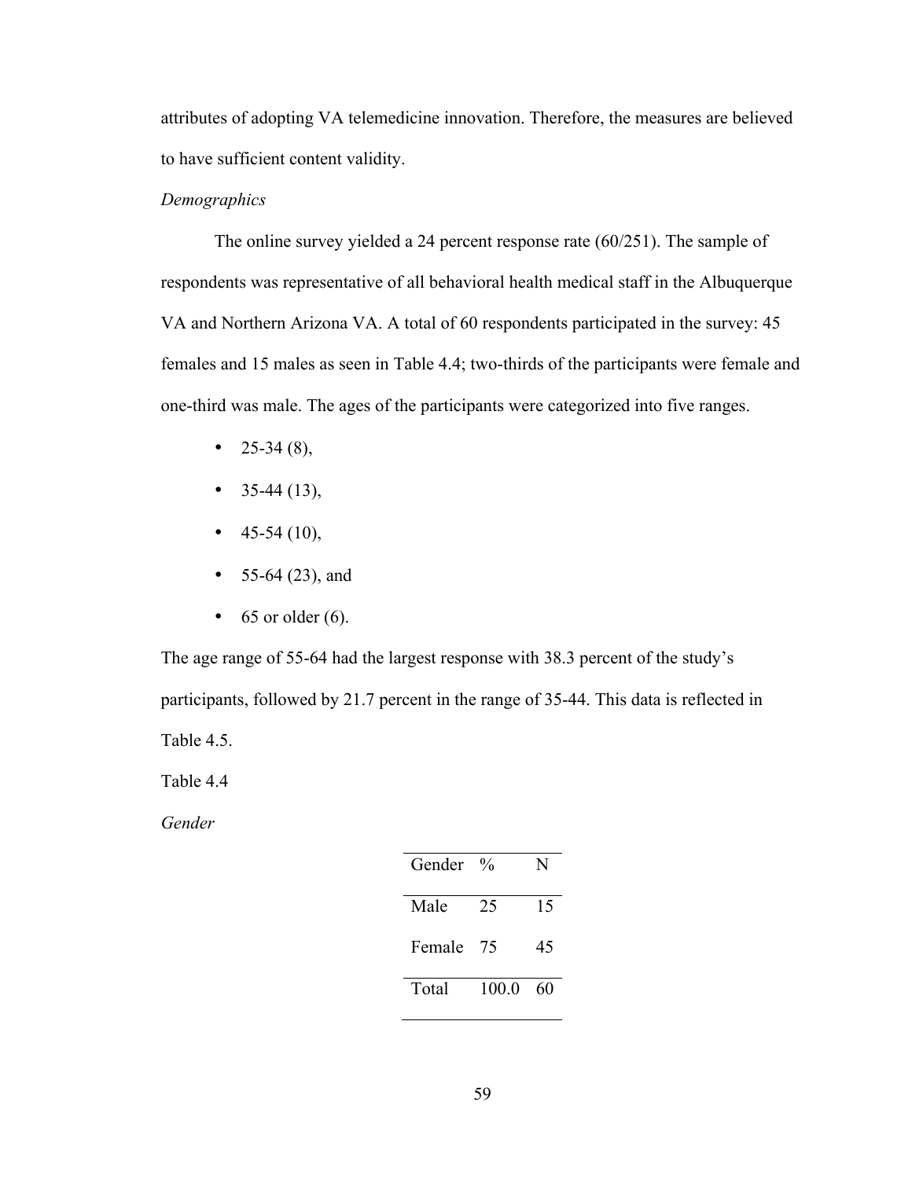attributes of adopting VA telemedicine innovation. Therefore, the measures are believed to have sufficient content validity.

*Demographics*

The online survey yielded a 24 percent response rate (60/251). The sample of respondents was representative of all behavioral health medical staff in the Albuquerque VA and Northern Arizona VA. A total of 60 respondents participated in the survey: 45 females and 15 males as seen in Table 4.4; two-thirds of the participants were female and one-third was male. The ages of the participants were categorized into five ranges.

- 25-34 (8),
- 35-44 (13),
- 45-54 (10),
- 55-64 (23), and
- 65 or older (6).

The age range of 55-64 had the largest response with 38.3 percent of the study's participants, followed by 21.7 percent in the range of 35-44. This data is reflected in Table 4.5.

Table 4.4

*Gender*

| Gender | % | N |
|---|---|---|
| Male | 25 | 15 |
| Female | 75 | 45 |
| Total | 100.0 | 60 |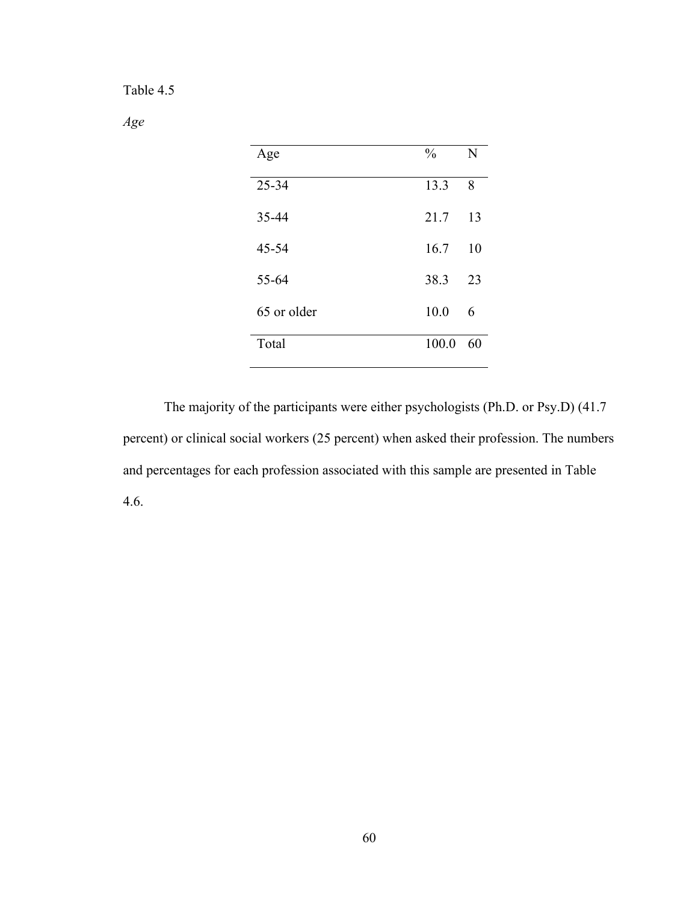Table 4.5

*Age*

| Age | % | N |
|---|---|---|
| 25-34 | 13.3 | 8 |
| 35-44 | 21.7 | 13 |
| 45-54 | 16.7 | 10 |
| 55-64 | 38.3 | 23 |
| 65 or older | 10.0 | 6 |
| Total | 100.0 | 60 |

The majority of the participants were either psychologists (Ph.D. or Psy.D) (41.7 percent) or clinical social workers (25 percent) when asked their profession. The numbers and percentages for each profession associated with this sample are presented in Table 4.6.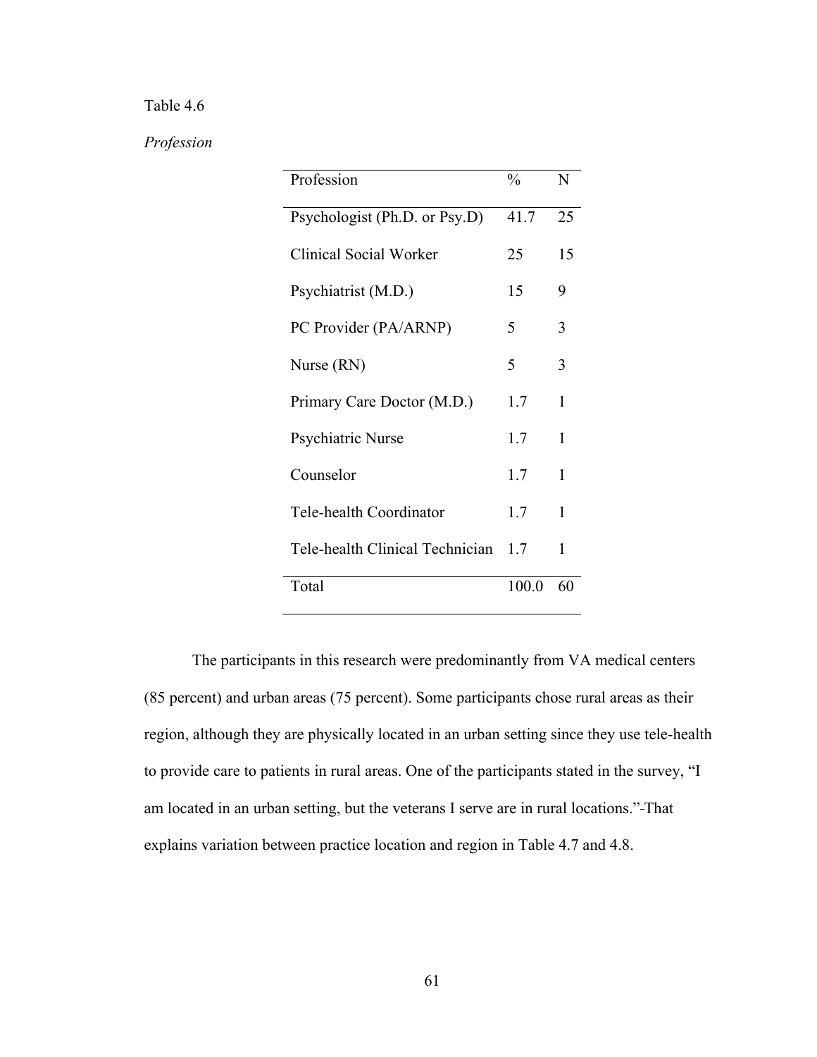Table 4.6

*Profession*

| Profession | % | N |
|---|---|---|
| Psychologist (Ph.D. or Psy.D) | 41.7 | 25 |
| Clinical Social Worker | 25 | 15 |
| Psychiatrist (M.D.) | 15 | 9 |
| PC Provider (PA/ARNP) | 5 | 3 |
| Nurse (RN) | 5 | 3 |
| Primary Care Doctor (M.D.) | 1.7 | 1 |
| Psychiatric Nurse | 1.7 | 1 |
| Counselor | 1.7 | 1 |
| Tele-health Coordinator | 1.7 | 1 |
| Tele-health Clinical Technician | 1.7 | 1 |
| Total | 100.0 | 60 |

The participants in this research were predominantly from VA medical centers (85 percent) and urban areas (75 percent). Some participants chose rural areas as their region, although they are physically located in an urban setting since they use tele-health to provide care to patients in rural areas. One of the participants stated in the survey, "I am located in an urban setting, but the veterans I serve are in rural locations." That explains variation between practice location and region in Table 4.7 and 4.8.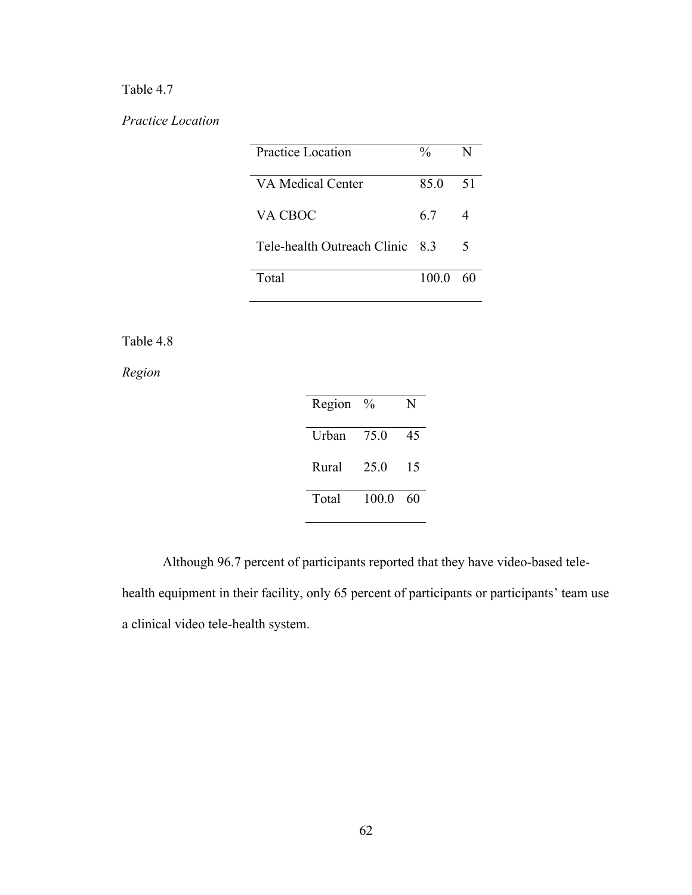Table 4.7

*Practice Location*

| Practice Location | % | N |
|---|---|---|
| VA Medical Center | 85.0 | 51 |
| VA CBOC | 6.7 | 4 |
| Tele-health Outreach Clinic | 8.3 | 5 |
| Total | 100.0 | 60 |

Table 4.8

*Region*

| Region | % | N |
|---|---|---|
| Urban | 75.0 | 45 |
| Rural | 25.0 | 15 |
| Total | 100.0 | 60 |

Although 96.7 percent of participants reported that they have video-based tele-health equipment in their facility, only 65 percent of participants or participants' team use a clinical video tele-health system.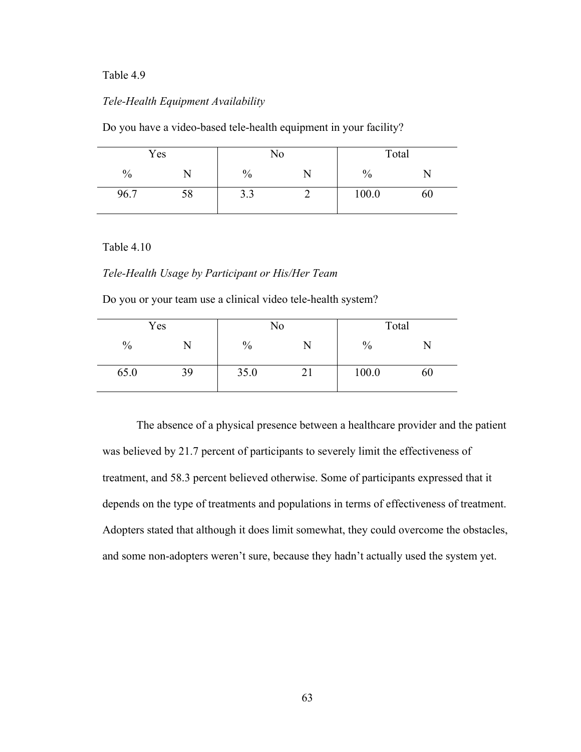Table 4.9

*Tele-Health Equipment Availability*

Do you have a video-based tele-health equipment in your facility?

| Yes | | No | | Total | |
|---|---|---|---|---|---|
| % | N | % | N | % | N |
| 96.7 | 58 | 3.3 | 2 | 100.0 | 60 |

Table 4.10

*Tele-Health Usage by Participant or His/Her Team*

Do you or your team use a clinical video tele-health system?

| Yes | | No | | Total | |
|---|---|---|---|---|---|
| % | N | % | N | % | N |
| 65.0 | 39 | 35.0 | 21 | 100.0 | 60 |

The absence of a physical presence between a healthcare provider and the patient was believed by 21.7 percent of participants to severely limit the effectiveness of treatment, and 58.3 percent believed otherwise. Some of participants expressed that it depends on the type of treatments and populations in terms of effectiveness of treatment. Adopters stated that although it does limit somewhat, they could overcome the obstacles, and some non-adopters weren't sure, because they hadn't actually used the system yet.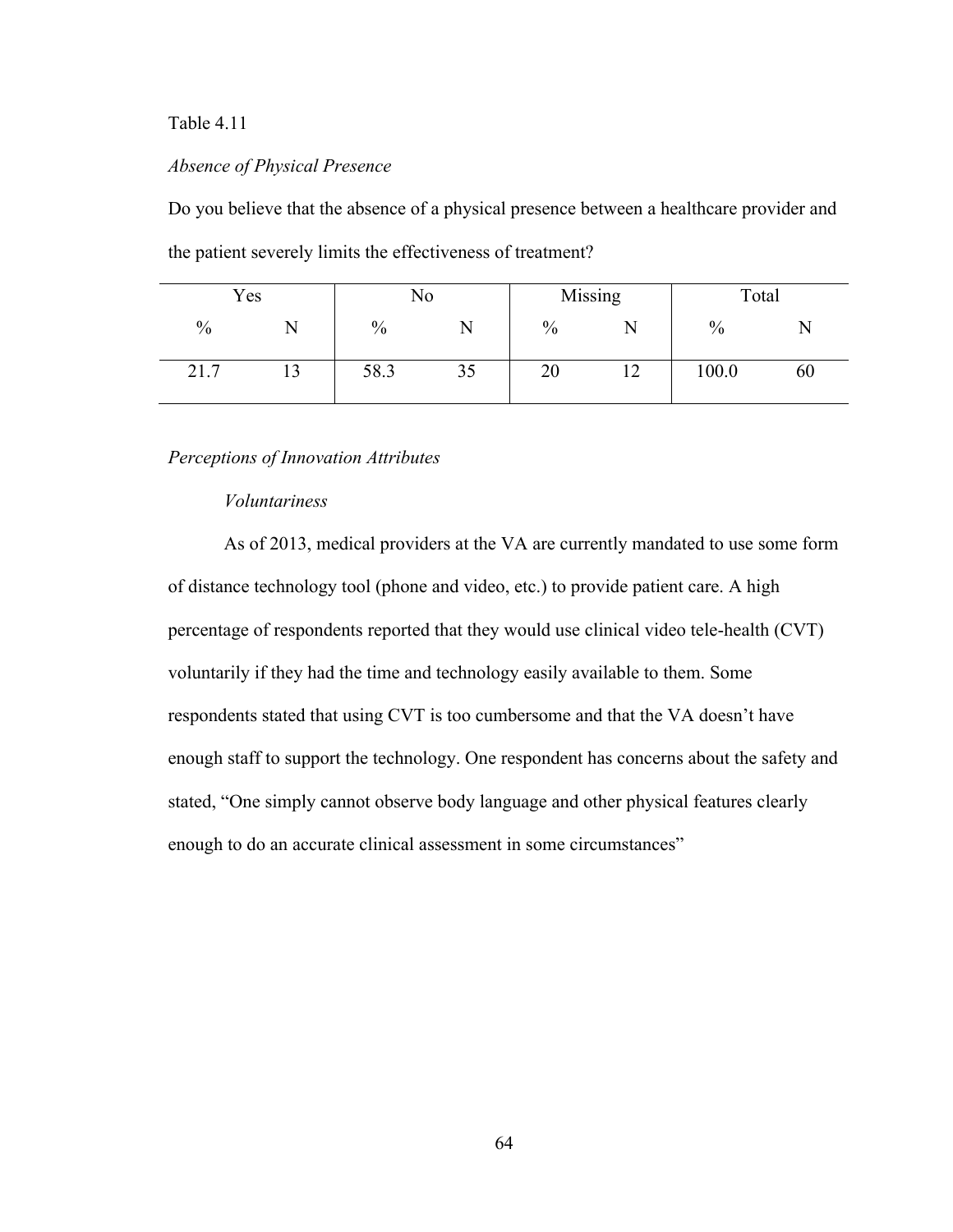Table 4.11

*Absence of Physical Presence*

Do you believe that the absence of a physical presence between a healthcare provider and the patient severely limits the effectiveness of treatment?

| Yes | | No | | Missing | | Total | |
|---|---|---|---|---|---|---|---|
| % | N | % | N | % | N | % | N |
| 21.7 | 13 | 58.3 | 35 | 20 | 12 | 100.0 | 60 |

*Perceptions of Innovation Attributes*

*Voluntariness*

As of 2013, medical providers at the VA are currently mandated to use some form of distance technology tool (phone and video, etc.) to provide patient care. A high percentage of respondents reported that they would use clinical video tele-health (CVT) voluntarily if they had the time and technology easily available to them. Some respondents stated that using CVT is too cumbersome and that the VA doesn't have enough staff to support the technology. One respondent has concerns about the safety and stated, "One simply cannot observe body language and other physical features clearly enough to do an accurate clinical assessment in some circumstances"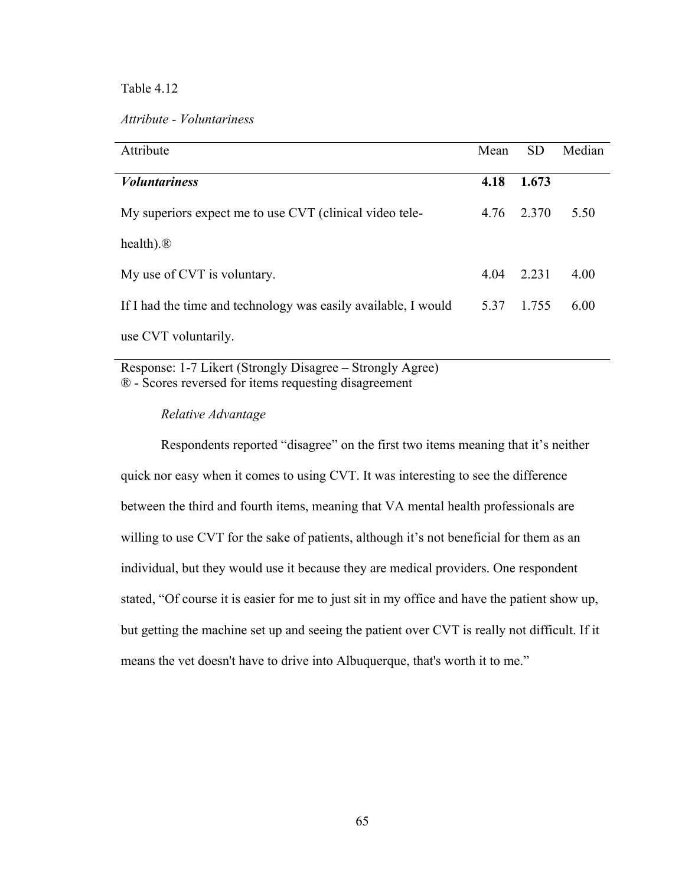Table 4.12

*Attribute - Voluntariness*

| Attribute | Mean | SD | Median |
|---|---|---|---|
| ***Voluntariness*** | **4.18** | **1.673** | |
| My superiors expect me to use CVT (clinical video tele-health).® | 4.76 | 2.370 | 5.50 |
| My use of CVT is voluntary. | 4.04 | 2.231 | 4.00 |
| If I had the time and technology was easily available, I would use CVT voluntarily. | 5.37 | 1.755 | 6.00 |

Response: 1-7 Likert (Strongly Disagree – Strongly Agree)
® - Scores reversed for items requesting disagreement

*Relative Advantage*

Respondents reported "disagree" on the first two items meaning that it's neither quick nor easy when it comes to using CVT. It was interesting to see the difference between the third and fourth items, meaning that VA mental health professionals are willing to use CVT for the sake of patients, although it's not beneficial for them as an individual, but they would use it because they are medical providers. One respondent stated, "Of course it is easier for me to just sit in my office and have the patient show up, but getting the machine set up and seeing the patient over CVT is really not difficult. If it means the vet doesn't have to drive into Albuquerque, that's worth it to me."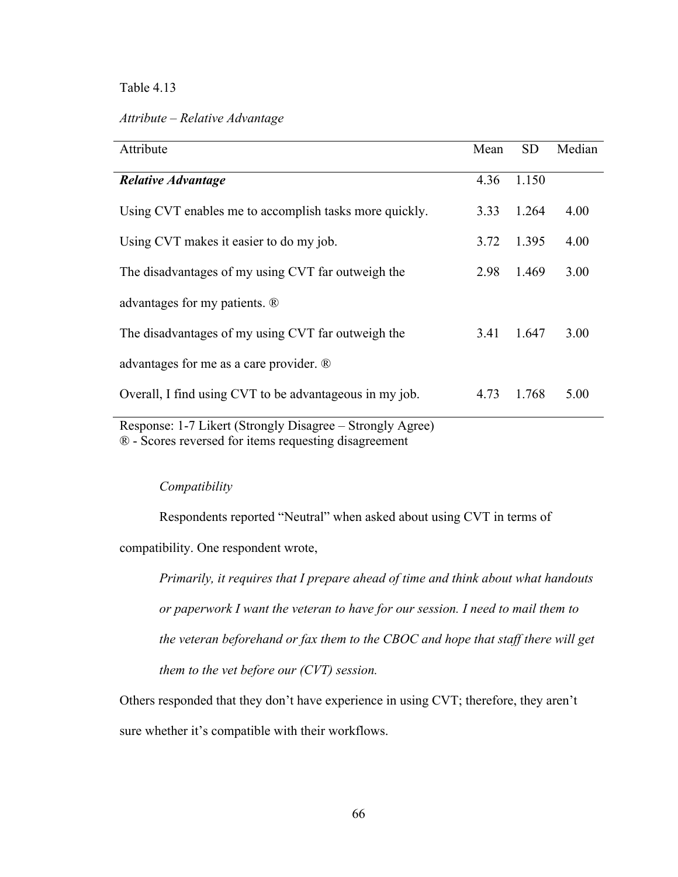Table 4.13

*Attribute – Relative Advantage*

| Attribute | Mean | SD | Median |
|---|---|---|---|
| ***Relative Advantage*** | 4.36 | 1.150 | |
| Using CVT enables me to accomplish tasks more quickly. | 3.33 | 1.264 | 4.00 |
| Using CVT makes it easier to do my job. | 3.72 | 1.395 | 4.00 |
| The disadvantages of my using CVT far outweigh the advantages for my patients. ® | 2.98 | 1.469 | 3.00 |
| The disadvantages of my using CVT far outweigh the advantages for me as a care provider. ® | 3.41 | 1.647 | 3.00 |
| Overall, I find using CVT to be advantageous in my job. | 4.73 | 1.768 | 5.00 |

Response: 1-7 Likert (Strongly Disagree – Strongly Agree)
® - Scores reversed for items requesting disagreement

*Compatibility*

Respondents reported "Neutral" when asked about using CVT in terms of compatibility. One respondent wrote,

> *Primarily, it requires that I prepare ahead of time and think about what handouts or paperwork I want the veteran to have for our session. I need to mail them to the veteran beforehand or fax them to the CBOC and hope that staff there will get them to the vet before our (CVT) session.*

Others responded that they don't have experience in using CVT; therefore, they aren't sure whether it's compatible with their workflows.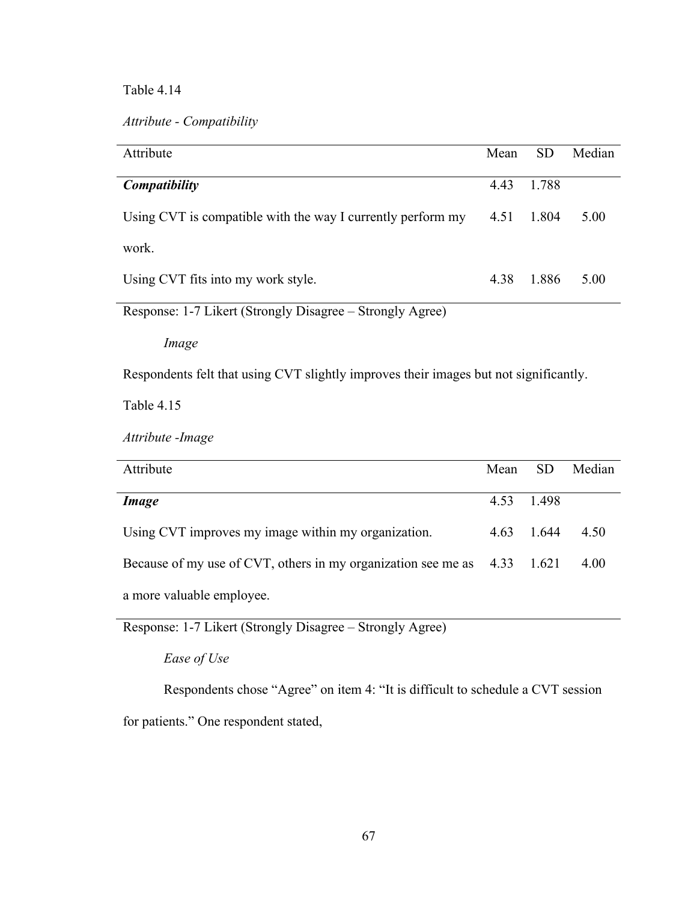Table 4.14

*Attribute - Compatibility*

| Attribute | Mean | SD | Median |
|---|---|---|---|
| ***Compatibility*** | 4.43 | 1.788 | |
| Using CVT is compatible with the way I currently perform my work. | 4.51 | 1.804 | 5.00 |
| Using CVT fits into my work style. | 4.38 | 1.886 | 5.00 |

Response: 1-7 Likert (Strongly Disagree – Strongly Agree)

*Image*

Respondents felt that using CVT slightly improves their images but not significantly.

Table 4.15

*Attribute -Image*

| Attribute | Mean | SD | Median |
|---|---|---|---|
| ***Image*** | 4.53 | 1.498 | |
| Using CVT improves my image within my organization. | 4.63 | 1.644 | 4.50 |
| Because of my use of CVT, others in my organization see me as a more valuable employee. | 4.33 | 1.621 | 4.00 |

Response: 1-7 Likert (Strongly Disagree – Strongly Agree)

*Ease of Use*

Respondents chose "Agree" on item 4: "It is difficult to schedule a CVT session for patients." One respondent stated,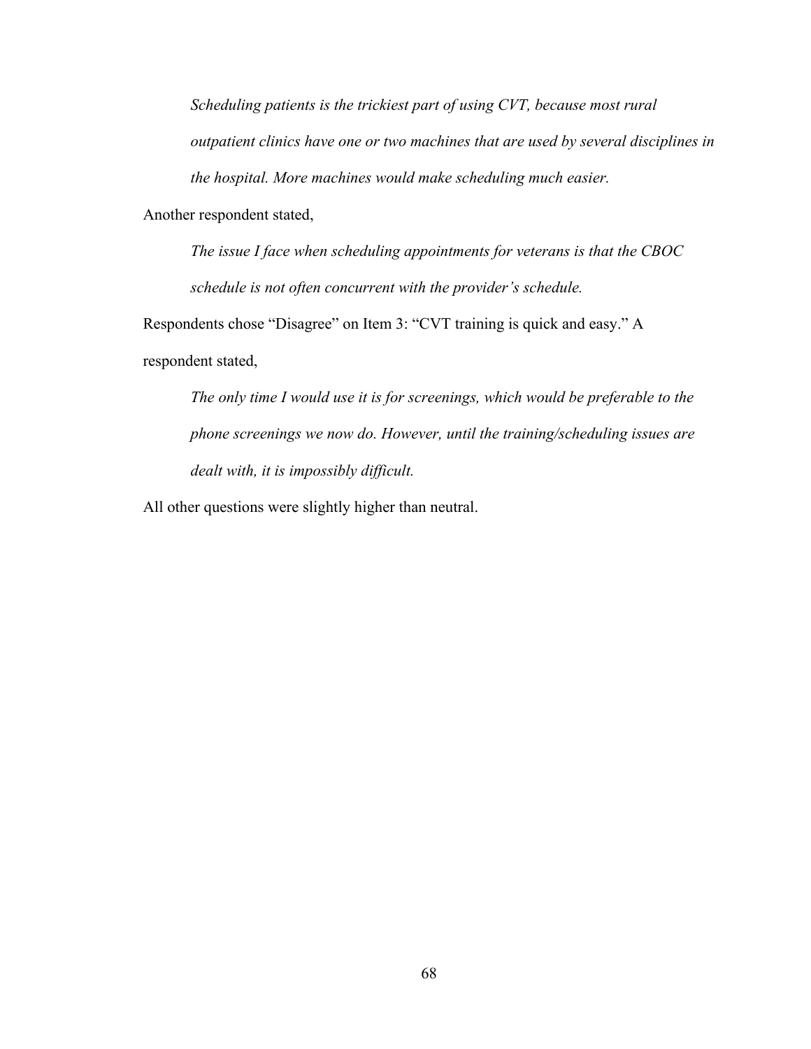> *Scheduling patients is the trickiest part of using CVT, because most rural outpatient clinics have one or two machines that are used by several disciplines in the hospital. More machines would make scheduling much easier.*

Another respondent stated,

> *The issue I face when scheduling appointments for veterans is that the CBOC schedule is not often concurrent with the provider's schedule.*

Respondents chose "Disagree" on Item 3: "CVT training is quick and easy." A respondent stated,

> *The only time I would use it is for screenings, which would be preferable to the phone screenings we now do. However, until the training/scheduling issues are dealt with, it is impossibly difficult.*

All other questions were slightly higher than neutral.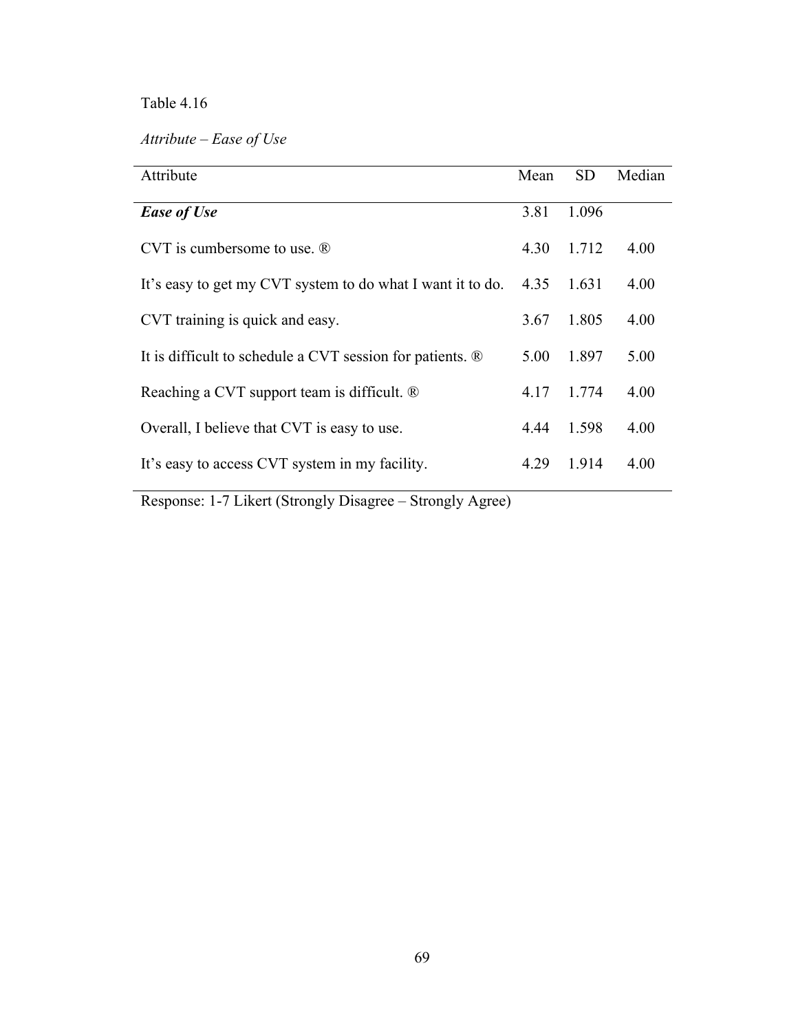Table 4.16

*Attribute – Ease of Use*

| Attribute | Mean | SD | Median |
|---|---|---|---|
| ***Ease of Use*** | 3.81 | 1.096 | |
| CVT is cumbersome to use. ® | 4.30 | 1.712 | 4.00 |
| It’s easy to get my CVT system to do what I want it to do. | 4.35 | 1.631 | 4.00 |
| CVT training is quick and easy. | 3.67 | 1.805 | 4.00 |
| It is difficult to schedule a CVT session for patients. ® | 5.00 | 1.897 | 5.00 |
| Reaching a CVT support team is difficult. ® | 4.17 | 1.774 | 4.00 |
| Overall, I believe that CVT is easy to use. | 4.44 | 1.598 | 4.00 |
| It’s easy to access CVT system in my facility. | 4.29 | 1.914 | 4.00 |

Response: 1-7 Likert (Strongly Disagree – Strongly Agree)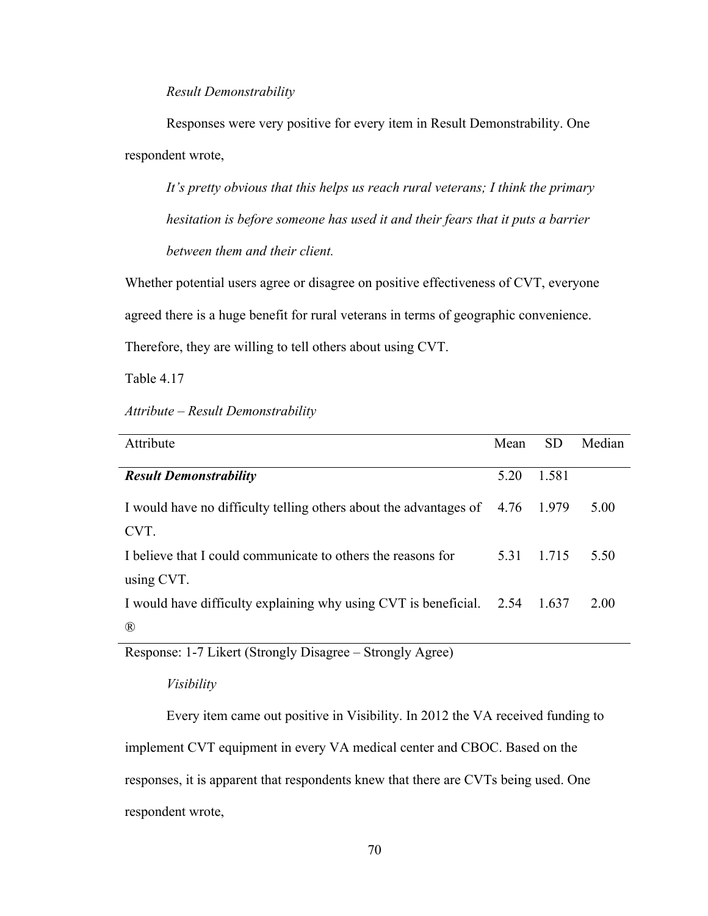*Result Demonstrability*

Responses were very positive for every item in Result Demonstrability. One respondent wrote,

> *It's pretty obvious that this helps us reach rural veterans; I think the primary hesitation is before someone has used it and their fears that it puts a barrier between them and their client.*

Whether potential users agree or disagree on positive effectiveness of CVT, everyone agreed there is a huge benefit for rural veterans in terms of geographic convenience. Therefore, they are willing to tell others about using CVT.

Table 4.17

*Attribute – Result Demonstrability*

| Attribute | Mean | SD | Median |
|---|---|---|---|
| ***Result Demonstrability*** | 5.20 | 1.581 | |
| I would have no difficulty telling others about the advantages of CVT. | 4.76 | 1.979 | 5.00 |
| I believe that I could communicate to others the reasons for using CVT. | 5.31 | 1.715 | 5.50 |
| I would have difficulty explaining why using CVT is beneficial. ® | 2.54 | 1.637 | 2.00 |

Response: 1-7 Likert (Strongly Disagree – Strongly Agree)

*Visibility*

Every item came out positive in Visibility. In 2012 the VA received funding to implement CVT equipment in every VA medical center and CBOC. Based on the responses, it is apparent that respondents knew that there are CVTs being used. One respondent wrote,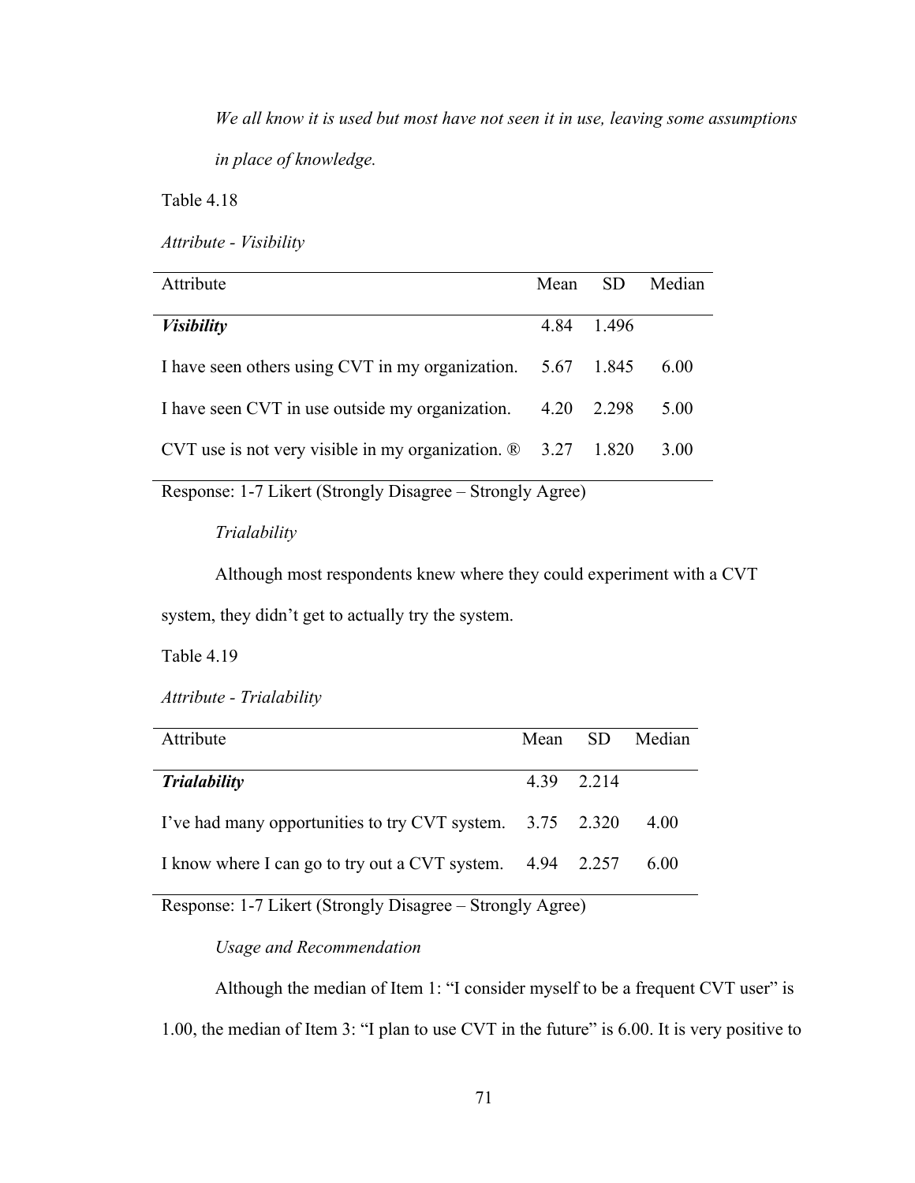*We all know it is used but most have not seen it in use, leaving some assumptions in place of knowledge.*

Table 4.18

*Attribute - Visibility*

| Attribute | Mean | SD | Median |
|---|---|---|---|
| ***Visibility*** | 4.84 | 1.496 | |
| I have seen others using CVT in my organization. | 5.67 | 1.845 | 6.00 |
| I have seen CVT in use outside my organization. | 4.20 | 2.298 | 5.00 |
| CVT use is not very visible in my organization. ® | 3.27 | 1.820 | 3.00 |

Response: 1-7 Likert (Strongly Disagree – Strongly Agree)

*Trialability*

Although most respondents knew where they could experiment with a CVT system, they didn't get to actually try the system.

Table 4.19

*Attribute - Trialability*

| Attribute | Mean | SD | Median |
|---|---|---|---|
| ***Trialability*** | 4.39 | 2.214 | |
| I've had many opportunities to try CVT system. | 3.75 | 2.320 | 4.00 |
| I know where I can go to try out a CVT system. | 4.94 | 2.257 | 6.00 |

Response: 1-7 Likert (Strongly Disagree – Strongly Agree)

*Usage and Recommendation*

Although the median of Item 1: "I consider myself to be a frequent CVT user" is 1.00, the median of Item 3: "I plan to use CVT in the future" is 6.00. It is very positive to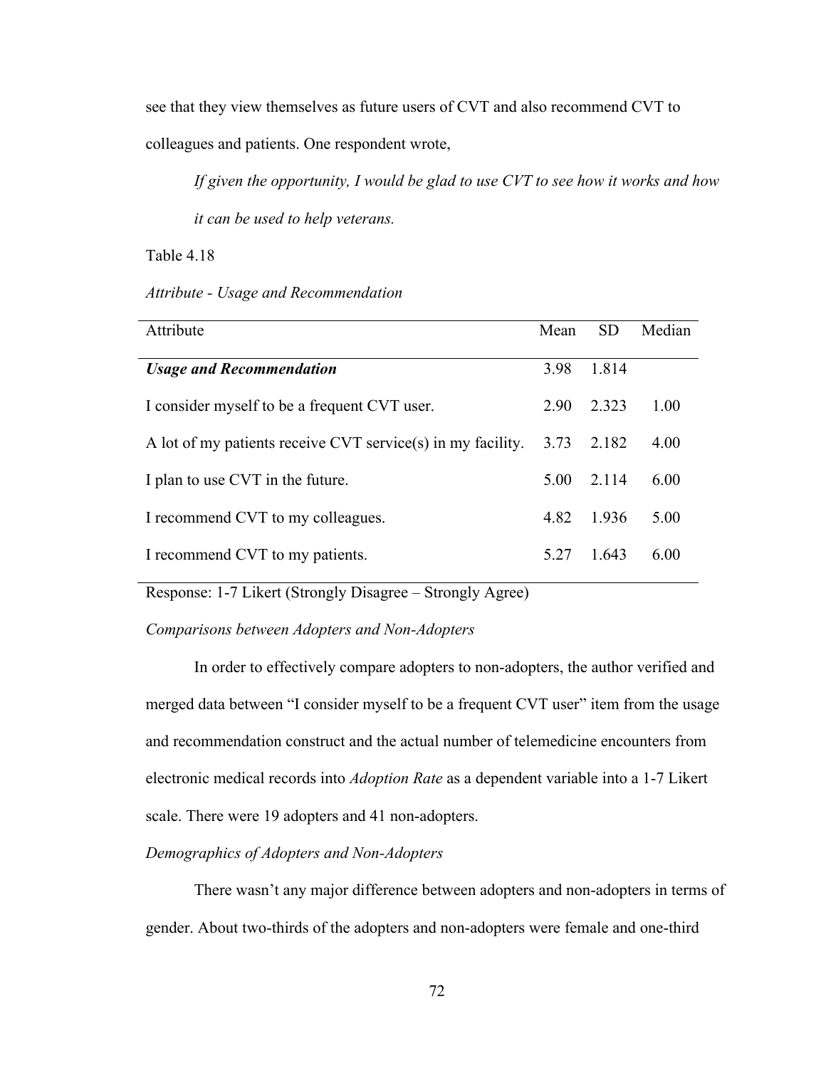see that they view themselves as future users of CVT and also recommend CVT to colleagues and patients. One respondent wrote,

> *If given the opportunity, I would be glad to use CVT to see how it works and how it can be used to help veterans.*

Table 4.18

*Attribute - Usage and Recommendation*

| Attribute | Mean | SD | Median |
|---|---|---|---|
| ***Usage and Recommendation*** | 3.98 | 1.814 | |
| I consider myself to be a frequent CVT user. | 2.90 | 2.323 | 1.00 |
| A lot of my patients receive CVT service(s) in my facility. | 3.73 | 2.182 | 4.00 |
| I plan to use CVT in the future. | 5.00 | 2.114 | 6.00 |
| I recommend CVT to my colleagues. | 4.82 | 1.936 | 5.00 |
| I recommend CVT to my patients. | 5.27 | 1.643 | 6.00 |

Response: 1-7 Likert (Strongly Disagree – Strongly Agree)

*Comparisons between Adopters and Non-Adopters*

In order to effectively compare adopters to non-adopters, the author verified and merged data between "I consider myself to be a frequent CVT user" item from the usage and recommendation construct and the actual number of telemedicine encounters from electronic medical records into *Adoption Rate* as a dependent variable into a 1-7 Likert scale. There were 19 adopters and 41 non-adopters.

*Demographics of Adopters and Non-Adopters*

There wasn't any major difference between adopters and non-adopters in terms of gender. About two-thirds of the adopters and non-adopters were female and one-third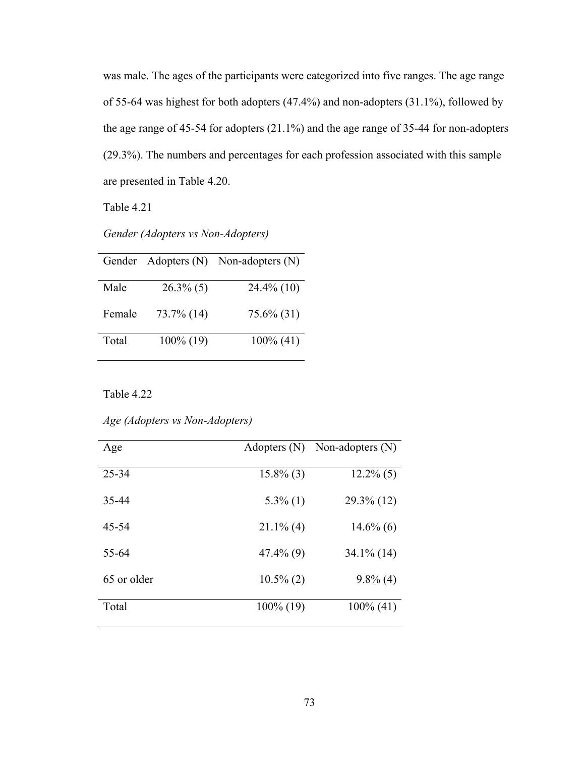was male. The ages of the participants were categorized into five ranges. The age range of 55-64 was highest for both adopters (47.4%) and non-adopters (31.1%), followed by the age range of 45-54 for adopters (21.1%) and the age range of 35-44 for non-adopters (29.3%). The numbers and percentages for each profession associated with this sample are presented in Table 4.20.

Table 4.21

*Gender (Adopters vs Non-Adopters)*

| Gender | Adopters (N) | Non-adopters (N) |
|---|---|---|
| Male | 26.3% (5) | 24.4% (10) |
| Female | 73.7% (14) | 75.6% (31) |
| Total | 100% (19) | 100% (41) |

Table 4.22

*Age (Adopters vs Non-Adopters)*

| Age | Adopters (N) | Non-adopters (N) |
|---|---|---|
| 25-34 | 15.8% (3) | 12.2% (5) |
| 35-44 | 5.3% (1) | 29.3% (12) |
| 45-54 | 21.1% (4) | 14.6% (6) |
| 55-64 | 47.4% (9) | 34.1% (14) |
| 65 or older | 10.5% (2) | 9.8% (4) |
| Total | 100% (19) | 100% (41) |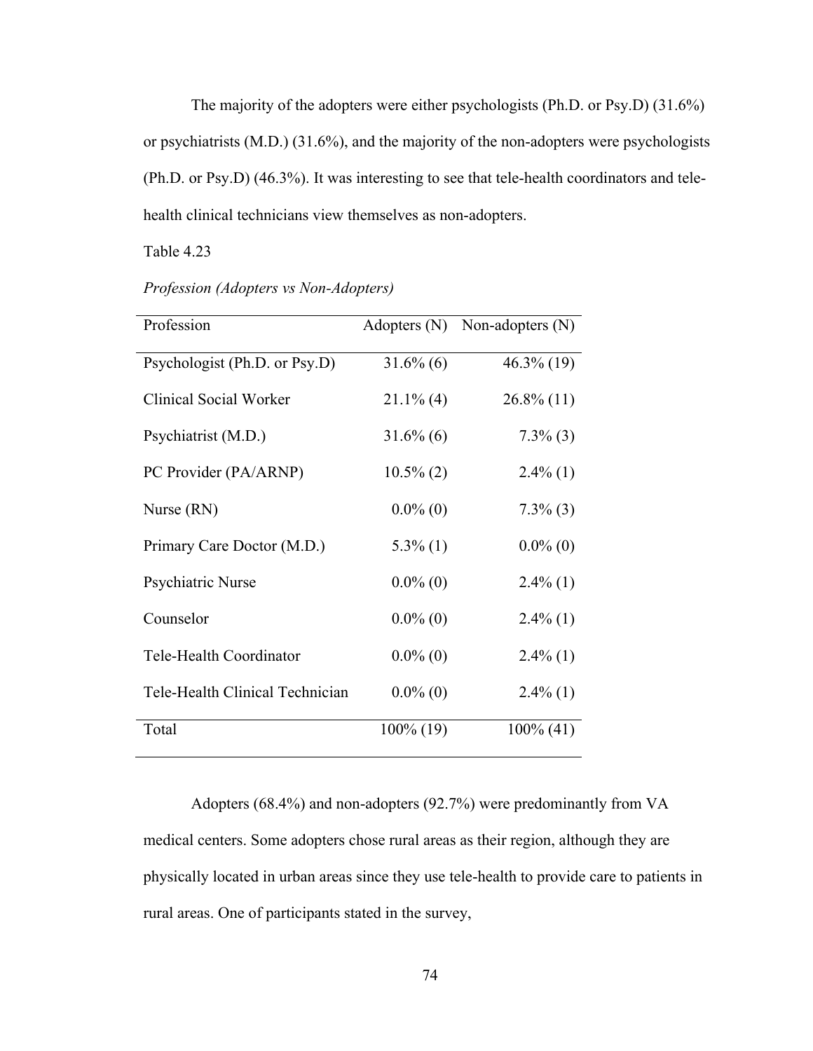The majority of the adopters were either psychologists (Ph.D. or Psy.D) (31.6%) or psychiatrists (M.D.) (31.6%), and the majority of the non-adopters were psychologists (Ph.D. or Psy.D) (46.3%). It was interesting to see that tele-health coordinators and tele-health clinical technicians view themselves as non-adopters.

Table 4.23

*Profession (Adopters vs Non-Adopters)*

| Profession | Adopters (N) | Non-adopters (N) |
|---|---|---|
| Psychologist (Ph.D. or Psy.D) | 31.6% (6) | 46.3% (19) |
| Clinical Social Worker | 21.1% (4) | 26.8% (11) |
| Psychiatrist (M.D.) | 31.6% (6) | 7.3% (3) |
| PC Provider (PA/ARNP) | 10.5% (2) | 2.4% (1) |
| Nurse (RN) | 0.0% (0) | 7.3% (3) |
| Primary Care Doctor (M.D.) | 5.3% (1) | 0.0% (0) |
| Psychiatric Nurse | 0.0% (0) | 2.4% (1) |
| Counselor | 0.0% (0) | 2.4% (1) |
| Tele-Health Coordinator | 0.0% (0) | 2.4% (1) |
| Tele-Health Clinical Technician | 0.0% (0) | 2.4% (1) |
| Total | 100% (19) | 100% (41) |

Adopters (68.4%) and non-adopters (92.7%) were predominantly from VA medical centers. Some adopters chose rural areas as their region, although they are physically located in urban areas since they use tele-health to provide care to patients in rural areas. One of participants stated in the survey,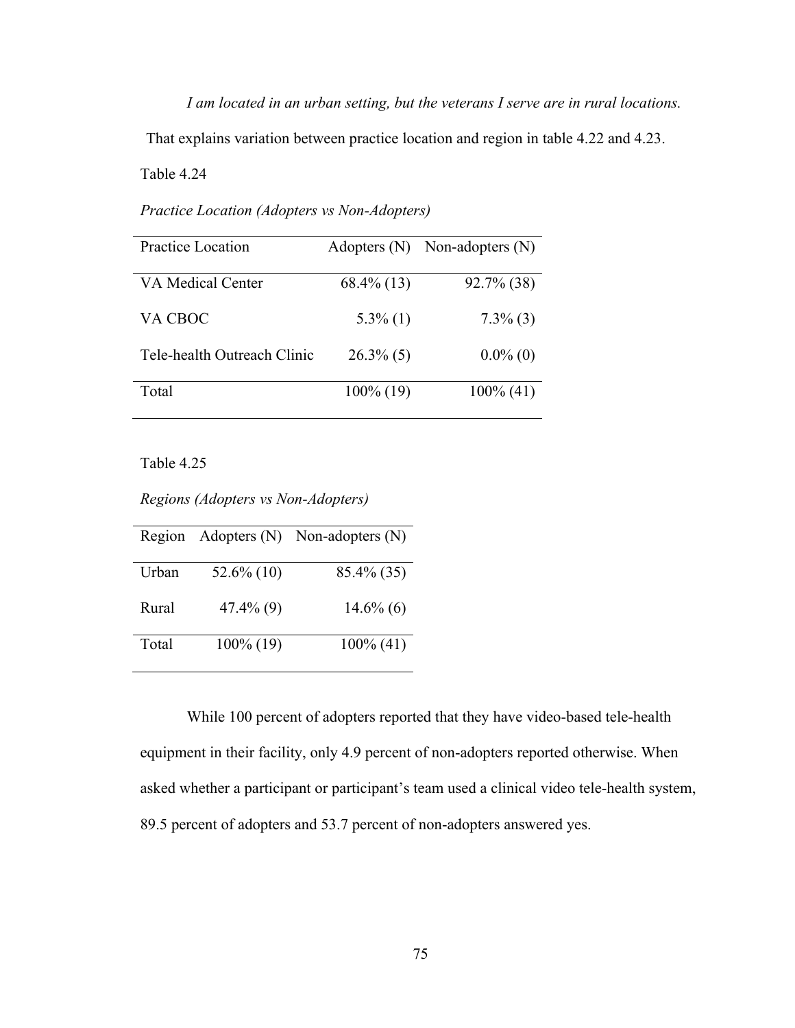*I am located in an urban setting, but the veterans I serve are in rural locations.*

That explains variation between practice location and region in table 4.22 and 4.23.

Table 4.24

*Practice Location (Adopters vs Non-Adopters)*

| Practice Location | Adopters (N) | Non-adopters (N) |
|---|---|---|
| VA Medical Center | 68.4% (13) | 92.7% (38) |
| VA CBOC | 5.3% (1) | 7.3% (3) |
| Tele-health Outreach Clinic | 26.3% (5) | 0.0% (0) |
| Total | 100% (19) | 100% (41) |

Table 4.25

*Regions (Adopters vs Non-Adopters)*

| Region | Adopters (N) | Non-adopters (N) |
|---|---|---|
| Urban | 52.6% (10) | 85.4% (35) |
| Rural | 47.4% (9) | 14.6% (6) |
| Total | 100% (19) | 100% (41) |

While 100 percent of adopters reported that they have video-based tele-health equipment in their facility, only 4.9 percent of non-adopters reported otherwise. When asked whether a participant or participant's team used a clinical video tele-health system, 89.5 percent of adopters and 53.7 percent of non-adopters answered yes.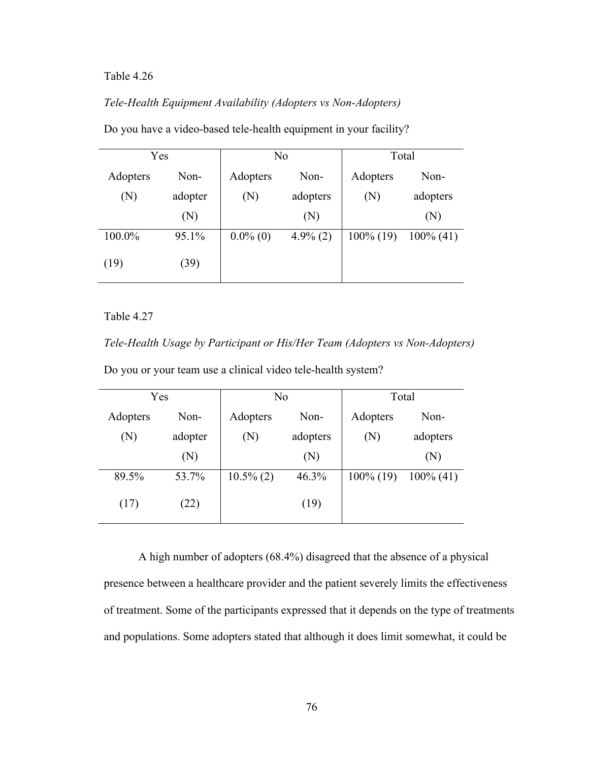Table 4.26

*Tele-Health Equipment Availability (Adopters vs Non-Adopters)*

Do you have a video-based tele-health equipment in your facility?

| Yes | | No | | Total | |
|---|---|---|---|---|---|
| Adopters (N) | Non-adopter (N) | Adopters (N) | Non-adopters (N) | Adopters (N) | Non-adopters (N) |
| 100.0% (19) | 95.1% (39) | 0.0% (0) | 4.9% (2) | 100% (19) | 100% (41) |

Table 4.27

*Tele-Health Usage by Participant or His/Her Team (Adopters vs Non-Adopters)*

Do you or your team use a clinical video tele-health system?

| Yes | | No | | Total | |
|---|---|---|---|---|---|
| Adopters (N) | Non-adopter (N) | Adopters (N) | Non-adopters (N) | Adopters (N) | Non-adopters (N) |
| 89.5% (17) | 53.7% (22) | 10.5% (2) | 46.3% (19) | 100% (19) | 100% (41) |

A high number of adopters (68.4%) disagreed that the absence of a physical presence between a healthcare provider and the patient severely limits the effectiveness of treatment. Some of the participants expressed that it depends on the type of treatments and populations. Some adopters stated that although it does limit somewhat, it could be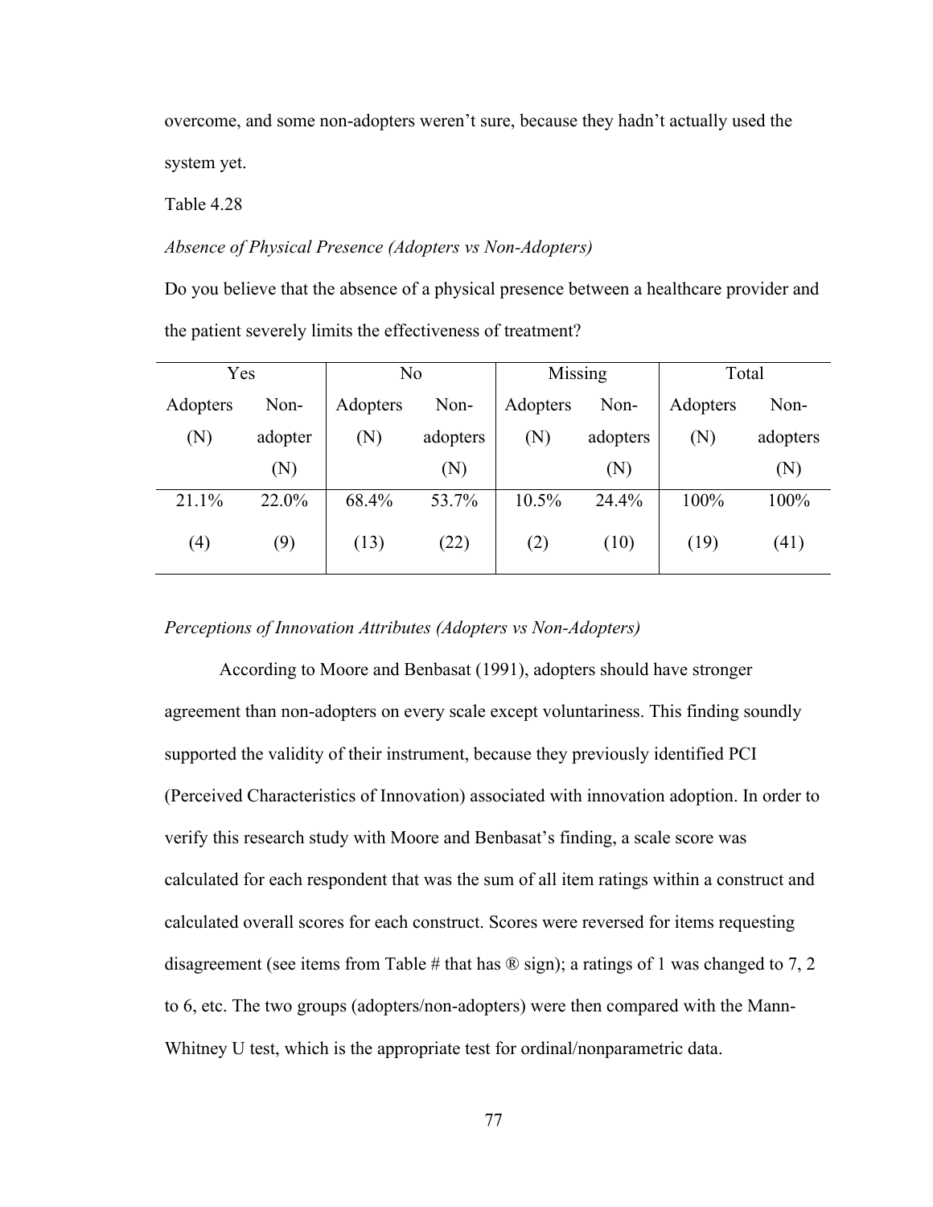overcome, and some non-adopters weren't sure, because they hadn't actually used the system yet.

Table 4.28

*Absence of Physical Presence (Adopters vs Non-Adopters)*

Do you believe that the absence of a physical presence between a healthcare provider and the patient severely limits the effectiveness of treatment?

| Yes | | No | | Missing | | Total | |
|---|---|---|---|---|---|---|---|
| Adopters (N) | Non-adopter (N) | Adopters (N) | Non-adopters (N) | Adopters (N) | Non-adopters (N) | Adopters (N) | Non-adopters (N) |
| 21.1% (4) | 22.0% (9) | 68.4% (13) | 53.7% (22) | 10.5% (2) | 24.4% (10) | 100% (19) | 100% (41) |

*Perceptions of Innovation Attributes (Adopters vs Non-Adopters)*

According to Moore and Benbasat (1991), adopters should have stronger agreement than non-adopters on every scale except voluntariness. This finding soundly supported the validity of their instrument, because they previously identified PCI (Perceived Characteristics of Innovation) associated with innovation adoption. In order to verify this research study with Moore and Benbasat's finding, a scale score was calculated for each respondent that was the sum of all item ratings within a construct and calculated overall scores for each construct. Scores were reversed for items requesting disagreement (see items from Table # that has ® sign); a ratings of 1 was changed to 7, 2 to 6, etc. The two groups (adopters/non-adopters) were then compared with the Mann-Whitney U test, which is the appropriate test for ordinal/nonparametric data.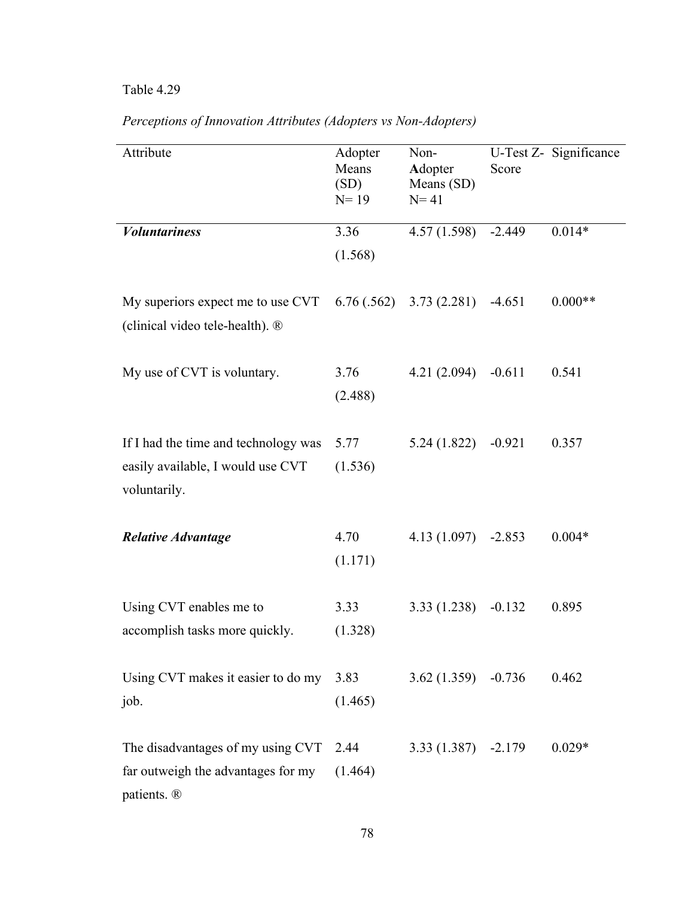Table 4.29

*Perceptions of Innovation Attributes (Adopters vs Non-Adopters)*

| Attribute | Adopter Means (SD) N= 19 | Non-Adopter Means (SD) N= 41 | U-Test Z-Score | Significance |
|---|---|---|---|---|
| ***Voluntariness*** | 3.36 (1.568) | 4.57 (1.598) | -2.449 | 0.014* |
| My superiors expect me to use CVT (clinical video tele-health). ® | 6.76 (.562) | 3.73 (2.281) | -4.651 | 0.000** |
| My use of CVT is voluntary. | 3.76 (2.488) | 4.21 (2.094) | -0.611 | 0.541 |
| If I had the time and technology was easily available, I would use CVT voluntarily. | 5.77 (1.536) | 5.24 (1.822) | -0.921 | 0.357 |
| ***Relative Advantage*** | 4.70 (1.171) | 4.13 (1.097) | -2.853 | 0.004* |
| Using CVT enables me to accomplish tasks more quickly. | 3.33 (1.328) | 3.33 (1.238) | -0.132 | 0.895 |
| Using CVT makes it easier to do my job. | 3.83 (1.465) | 3.62 (1.359) | -0.736 | 0.462 |
| The disadvantages of my using CVT far outweigh the advantages for my patients. ® | 2.44 (1.464) | 3.33 (1.387) | -2.179 | 0.029* |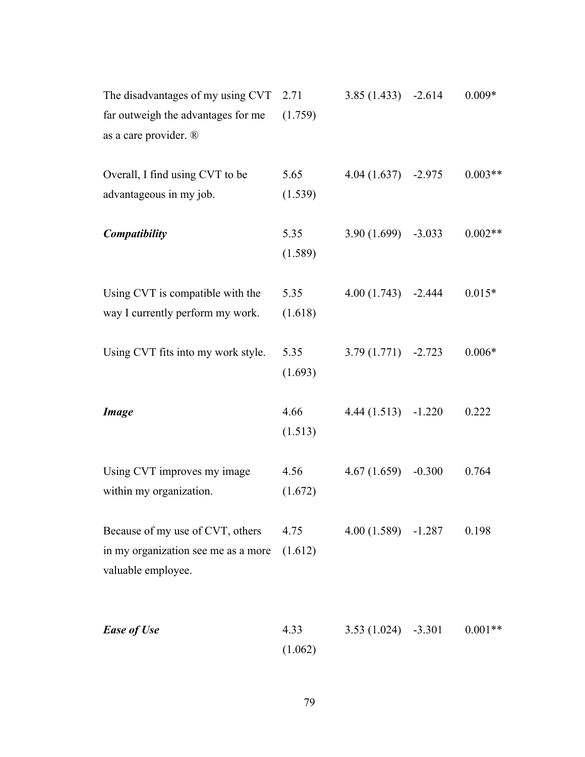| | | | | |
|---|---|---|---|---|
| The disadvantages of my using CVT far outweigh the advantages for me as a care provider. ® | 2.71 (1.759) | 3.85 (1.433) | -2.614 | 0.009* |
| Overall, I find using CVT to be advantageous in my job. | 5.65 (1.539) | 4.04 (1.637) | -2.975 | 0.003** |
| ***Compatibility*** | 5.35 (1.589) | 3.90 (1.699) | -3.033 | 0.002** |
| Using CVT is compatible with the way I currently perform my work. | 5.35 (1.618) | 4.00 (1.743) | -2.444 | 0.015* |
| Using CVT fits into my work style. | 5.35 (1.693) | 3.79 (1.771) | -2.723 | 0.006* |
| ***Image*** | 4.66 (1.513) | 4.44 (1.513) | -1.220 | 0.222 |
| Using CVT improves my image within my organization. | 4.56 (1.672) | 4.67 (1.659) | -0.300 | 0.764 |
| Because of my use of CVT, others in my organization see me as a more valuable employee. | 4.75 (1.612) | 4.00 (1.589) | -1.287 | 0.198 |
| ***Ease of Use*** | 4.33 (1.062) | 3.53 (1.024) | -3.301 | 0.001** |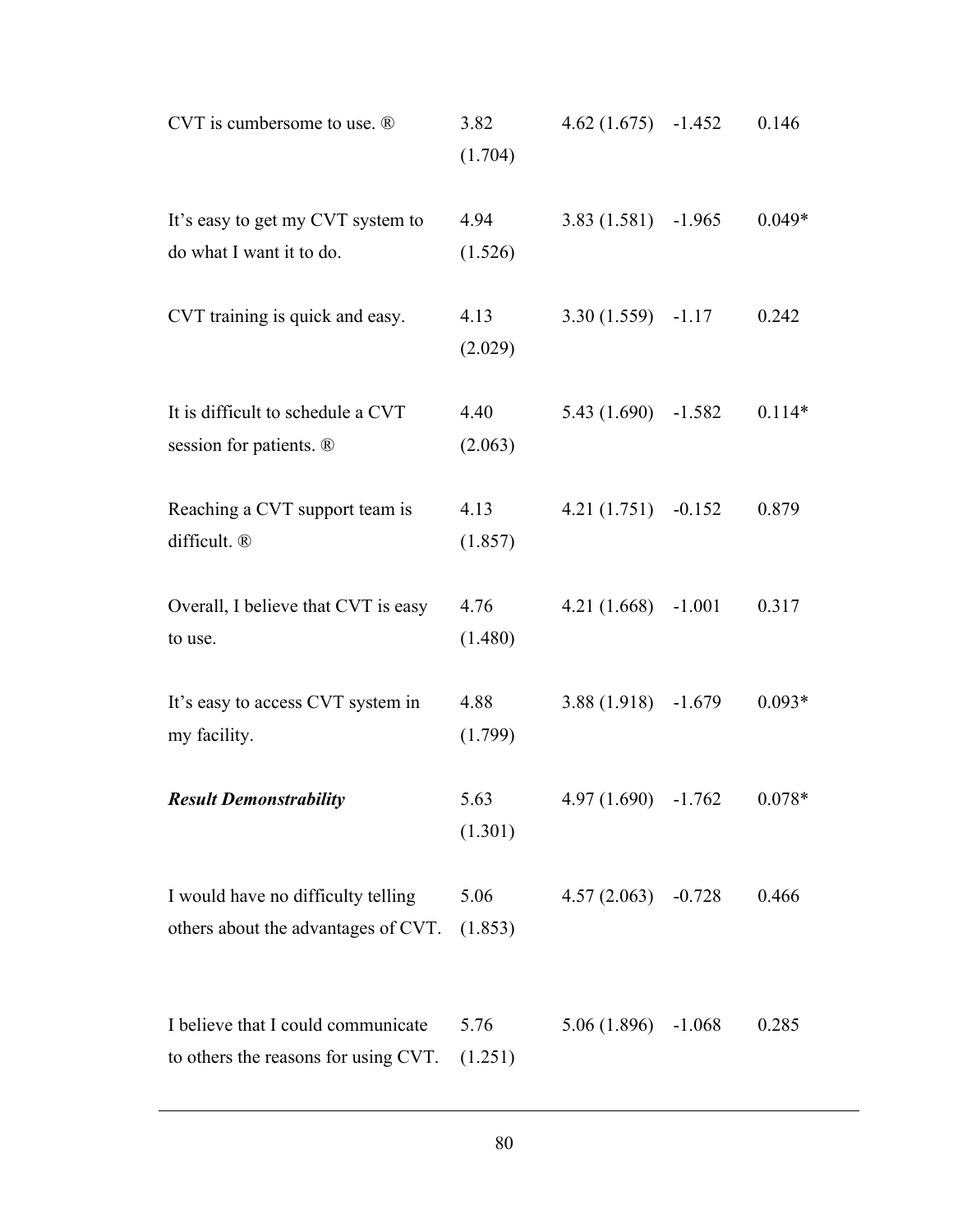| | | | | |
|---|---|---|---|---|
| CVT is cumbersome to use. ® | 3.82 (1.704) | 4.62 (1.675) | -1.452 | 0.146 |
| It's easy to get my CVT system to do what I want it to do. | 4.94 (1.526) | 3.83 (1.581) | -1.965 | 0.049* |
| CVT training is quick and easy. | 4.13 (2.029) | 3.30 (1.559) | -1.17 | 0.242 |
| It is difficult to schedule a CVT session for patients. ® | 4.40 (2.063) | 5.43 (1.690) | -1.582 | 0.114* |
| Reaching a CVT support team is difficult. ® | 4.13 (1.857) | 4.21 (1.751) | -0.152 | 0.879 |
| Overall, I believe that CVT is easy to use. | 4.76 (1.480) | 4.21 (1.668) | -1.001 | 0.317 |
| It's easy to access CVT system in my facility. | 4.88 (1.799) | 3.88 (1.918) | -1.679 | 0.093* |
| ***Result Demonstrability*** | 5.63 (1.301) | 4.97 (1.690) | -1.762 | 0.078* |
| I would have no difficulty telling others about the advantages of CVT. | 5.06 (1.853) | 4.57 (2.063) | -0.728 | 0.466 |
| I believe that I could communicate to others the reasons for using CVT. | 5.76 (1.251) | 5.06 (1.896) | -1.068 | 0.285 |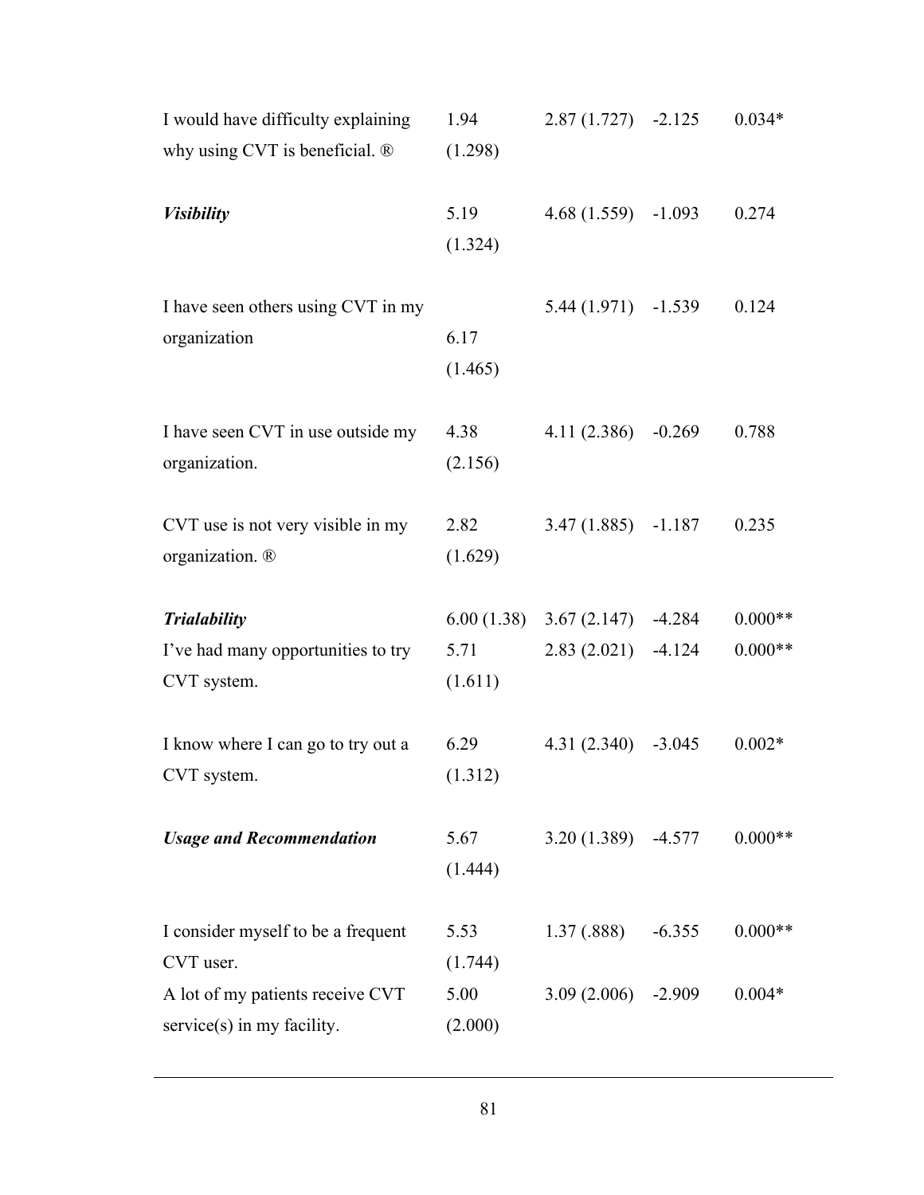| | | | | |
|---|---|---|---|---|
| I would have difficulty explaining why using CVT is beneficial. ® | 1.94 (1.298) | 2.87 (1.727) | -2.125 | 0.034* |
| ***Visibility*** | 5.19 (1.324) | 4.68 (1.559) | -1.093 | 0.274 |
| I have seen others using CVT in my organization | 6.17 (1.465) | 5.44 (1.971) | -1.539 | 0.124 |
| I have seen CVT in use outside my organization. | 4.38 (2.156) | 4.11 (2.386) | -0.269 | 0.788 |
| CVT use is not very visible in my organization. ® | 2.82 (1.629) | 3.47 (1.885) | -1.187 | 0.235 |
| ***Trialability*** | 6.00 (1.38) | 3.67 (2.147) | -4.284 | 0.000** |
| I've had many opportunities to try CVT system. | 5.71 (1.611) | 2.83 (2.021) | -4.124 | 0.000** |
| I know where I can go to try out a CVT system. | 6.29 (1.312) | 4.31 (2.340) | -3.045 | 0.002* |
| ***Usage and Recommendation*** | 5.67 (1.444) | 3.20 (1.389) | -4.577 | 0.000** |
| I consider myself to be a frequent CVT user. | 5.53 (1.744) | 1.37 (.888) | -6.355 | 0.000** |
| A lot of my patients receive CVT service(s) in my facility. | 5.00 (2.000) | 3.09 (2.006) | -2.909 | 0.004* |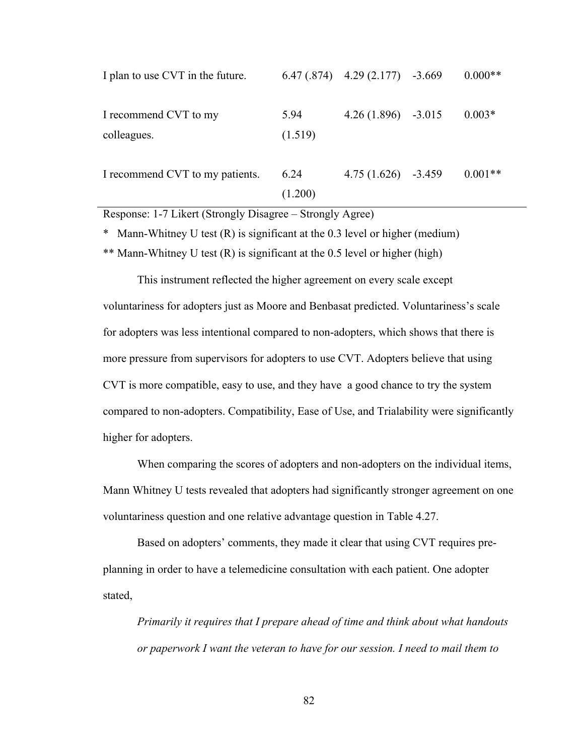| | | | | |
|---|---|---|---|---|
| I plan to use CVT in the future. | 6.47 (.874) | 4.29 (2.177) | -3.669 | 0.000** |
| I recommend CVT to my colleagues. | 5.94 (1.519) | 4.26 (1.896) | -3.015 | 0.003* |
| I recommend CVT to my patients. | 6.24 (1.200) | 4.75 (1.626) | -3.459 | 0.001** |

Response: 1-7 Likert (Strongly Disagree – Strongly Agree)

\* Mann-Whitney U test (R) is significant at the 0.3 level or higher (medium)

** Mann-Whitney U test (R) is significant at the 0.5 level or higher (high)

This instrument reflected the higher agreement on every scale except voluntariness for adopters just as Moore and Benbasat predicted. Voluntariness's scale for adopters was less intentional compared to non-adopters, which shows that there is more pressure from supervisors for adopters to use CVT. Adopters believe that using CVT is more compatible, easy to use, and they have a good chance to try the system compared to non-adopters. Compatibility, Ease of Use, and Trialability were significantly higher for adopters.

When comparing the scores of adopters and non-adopters on the individual items, Mann Whitney U tests revealed that adopters had significantly stronger agreement on one voluntariness question and one relative advantage question in Table 4.27.

Based on adopters' comments, they made it clear that using CVT requires pre-planning in order to have a telemedicine consultation with each patient. One adopter stated,

*Primarily it requires that I prepare ahead of time and think about what handouts or paperwork I want the veteran to have for our session. I need to mail them to*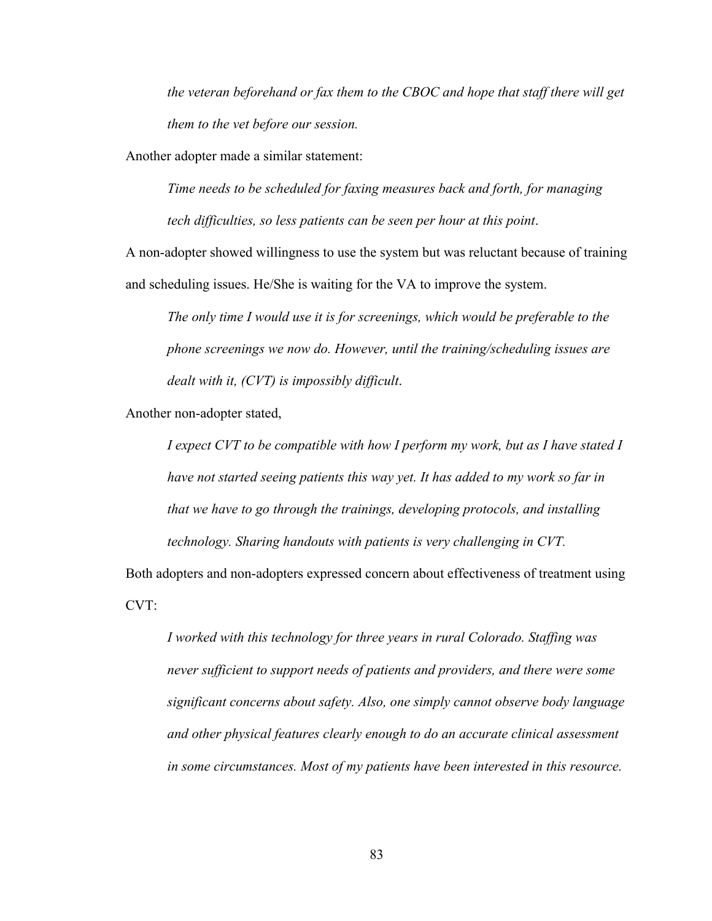*the veteran beforehand or fax them to the CBOC and hope that staff there will get them to the vet before our session.*

Another adopter made a similar statement:

> *Time needs to be scheduled for faxing measures back and forth, for managing tech difficulties, so less patients can be seen per hour at this point*.

A non-adopter showed willingness to use the system but was reluctant because of training and scheduling issues. He/She is waiting for the VA to improve the system.

> *The only time I would use it is for screenings, which would be preferable to the phone screenings we now do. However, until the training/scheduling issues are dealt with it, (CVT) is impossibly difficult*.

Another non-adopter stated,

> *I expect CVT to be compatible with how I perform my work, but as I have stated I have not started seeing patients this way yet. It has added to my work so far in that we have to go through the trainings, developing protocols, and installing technology. Sharing handouts with patients is very challenging in CVT.*

Both adopters and non-adopters expressed concern about effectiveness of treatment using CVT:

> *I worked with this technology for three years in rural Colorado. Staffing was never sufficient to support needs of patients and providers, and there were some significant concerns about safety. Also, one simply cannot observe body language and other physical features clearly enough to do an accurate clinical assessment in some circumstances. Most of my patients have been interested in this resource.*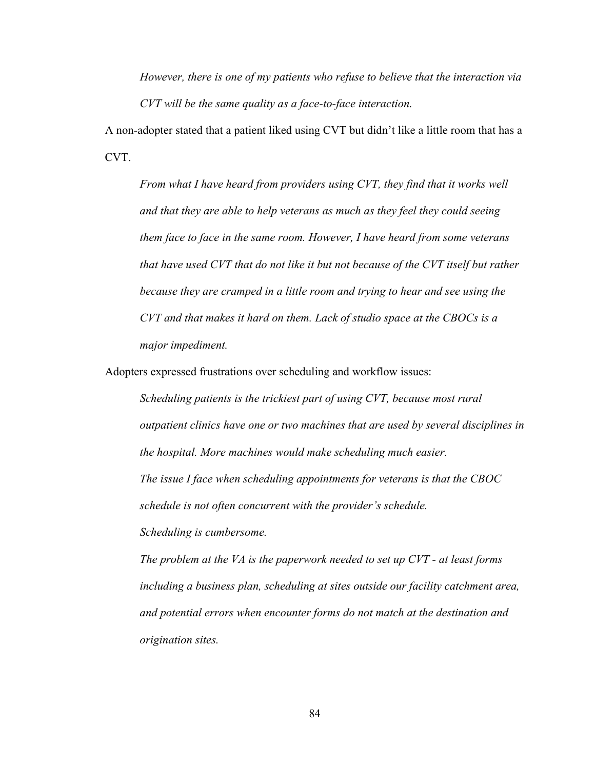> *However, there is one of my patients who refuse to believe that the interaction via CVT will be the same quality as a face-to-face interaction.*

A non-adopter stated that a patient liked using CVT but didn't like a little room that has a CVT.

> *From what I have heard from providers using CVT, they find that it works well and that they are able to help veterans as much as they feel they could seeing them face to face in the same room. However, I have heard from some veterans that have used CVT that do not like it but not because of the CVT itself but rather because they are cramped in a little room and trying to hear and see using the CVT and that makes it hard on them. Lack of studio space at the CBOCs is a major impediment.*

Adopters expressed frustrations over scheduling and workflow issues:

> *Scheduling patients is the trickiest part of using CVT, because most rural outpatient clinics have one or two machines that are used by several disciplines in the hospital. More machines would make scheduling much easier.*
>
> *The issue I face when scheduling appointments for veterans is that the CBOC schedule is not often concurrent with the provider's schedule.*
>
> *Scheduling is cumbersome.*
>
> *The problem at the VA is the paperwork needed to set up CVT - at least forms including a business plan, scheduling at sites outside our facility catchment area, and potential errors when encounter forms do not match at the destination and origination sites.*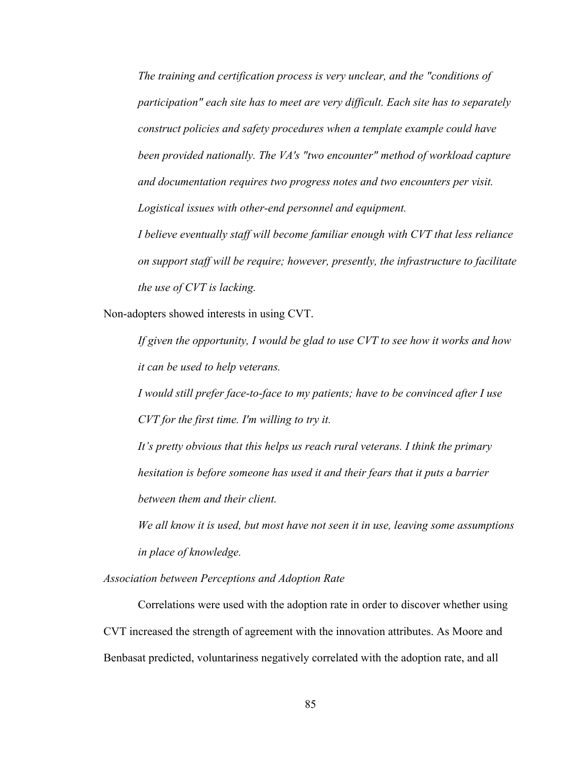*The training and certification process is very unclear, and the "conditions of participation" each site has to meet are very difficult. Each site has to separately construct policies and safety procedures when a template example could have been provided nationally. The VA's "two encounter" method of workload capture and documentation requires two progress notes and two encounters per visit.*

*Logistical issues with other-end personnel and equipment.*

*I believe eventually staff will become familiar enough with CVT that less reliance on support staff will be require; however, presently, the infrastructure to facilitate the use of CVT is lacking.*

Non-adopters showed interests in using CVT.

*If given the opportunity, I would be glad to use CVT to see how it works and how it can be used to help veterans.*

*I would still prefer face-to-face to my patients; have to be convinced after I use CVT for the first time. I'm willing to try it.*

*It's pretty obvious that this helps us reach rural veterans. I think the primary hesitation is before someone has used it and their fears that it puts a barrier between them and their client.*

*We all know it is used, but most have not seen it in use, leaving some assumptions in place of knowledge.*

*Association between Perceptions and Adoption Rate*

Correlations were used with the adoption rate in order to discover whether using CVT increased the strength of agreement with the innovation attributes. As Moore and Benbasat predicted, voluntariness negatively correlated with the adoption rate, and all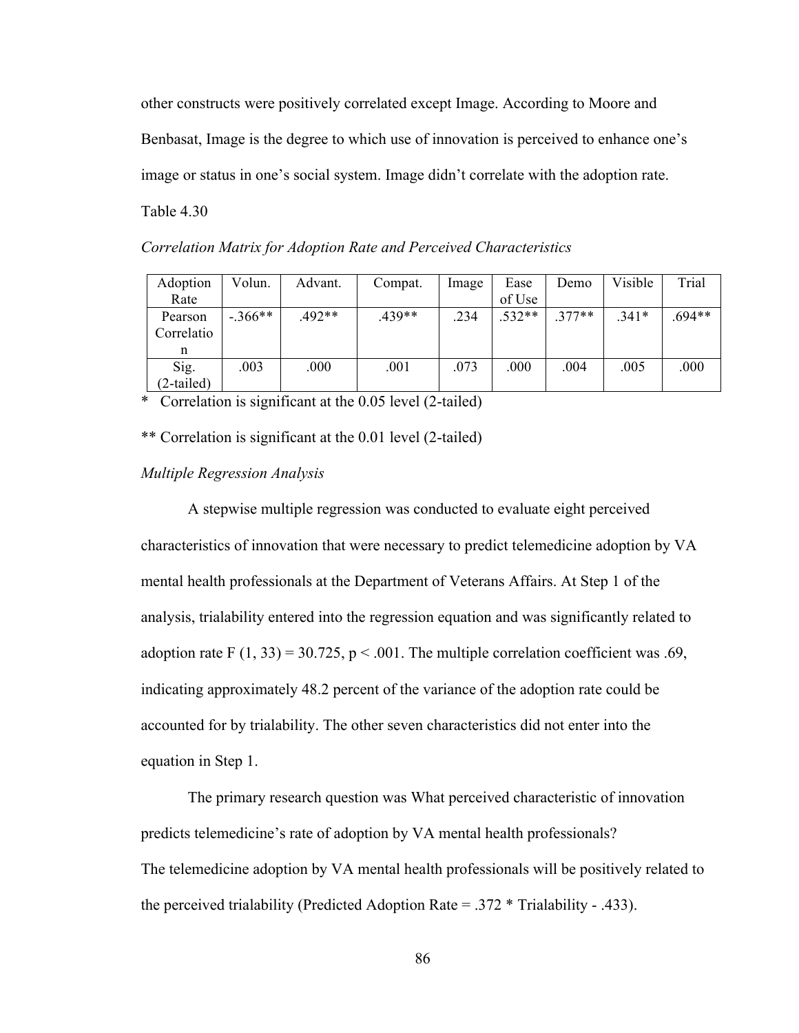other constructs were positively correlated except Image. According to Moore and Benbasat, Image is the degree to which use of innovation is perceived to enhance one's image or status in one's social system. Image didn't correlate with the adoption rate.

Table 4.30

*Correlation Matrix for Adoption Rate and Perceived Characteristics*

| Adoption Rate | Volun. | Advant. | Compat. | Image | Ease of Use | Demo | Visible | Trial |
|---|---|---|---|---|---|---|---|---|
| Pearson Correlation | -.366** | .492** | .439** | .234 | .532** | .377** | .341* | .694** |
| Sig. (2-tailed) | .003 | .000 | .001 | .073 | .000 | .004 | .005 | .000 |

\* Correlation is significant at the 0.05 level (2-tailed)

** Correlation is significant at the 0.01 level (2-tailed)

*Multiple Regression Analysis*

A stepwise multiple regression was conducted to evaluate eight perceived characteristics of innovation that were necessary to predict telemedicine adoption by VA mental health professionals at the Department of Veterans Affairs. At Step 1 of the analysis, trialability entered into the regression equation and was significantly related to adoption rate $F(1, 33) = 30.725$, $p < .001$. The multiple correlation coefficient was .69, indicating approximately 48.2 percent of the variance of the adoption rate could be accounted for by trialability. The other seven characteristics did not enter into the equation in Step 1.

The primary research question was What perceived characteristic of innovation predicts telemedicine's rate of adoption by VA mental health professionals?

The telemedicine adoption by VA mental health professionals will be positively related to the perceived trialability (Predicted Adoption Rate = .372 * Trialability - .433).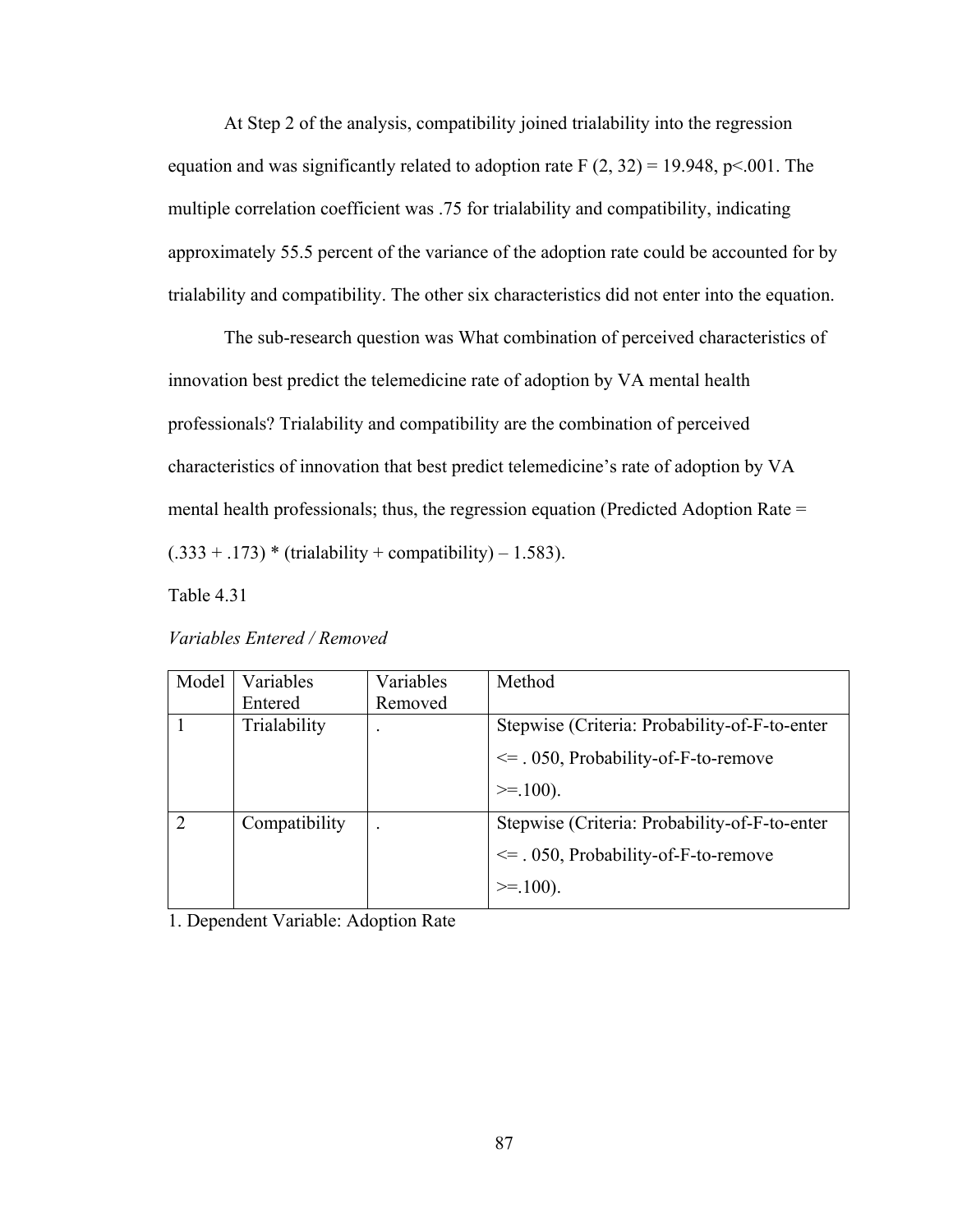At Step 2 of the analysis, compatibility joined trialability into the regression equation and was significantly related to adoption rate $F(2, 32) = 19.948$, $p<.001$. The multiple correlation coefficient was .75 for trialability and compatibility, indicating approximately 55.5 percent of the variance of the adoption rate could be accounted for by trialability and compatibility. The other six characteristics did not enter into the equation.

The sub-research question was What combination of perceived characteristics of innovation best predict the telemedicine rate of adoption by VA mental health professionals? Trialability and compatibility are the combination of perceived characteristics of innovation that best predict telemedicine's rate of adoption by VA mental health professionals; thus, the regression equation (Predicted Adoption Rate = (.333 + .173) * (trialability + compatibility) – 1.583).

Table 4.31

*Variables Entered / Removed*

| Model | Variables Entered | Variables Removed | Method |
|---|---|---|---|
| 1 | Trialability | . | Stepwise (Criteria: Probability-of-F-to-enter <= . 050, Probability-of-F-to-remove >=.100). |
| 2 | Compatibility | . | Stepwise (Criteria: Probability-of-F-to-enter <= . 050, Probability-of-F-to-remove >=.100). |

1. Dependent Variable: Adoption Rate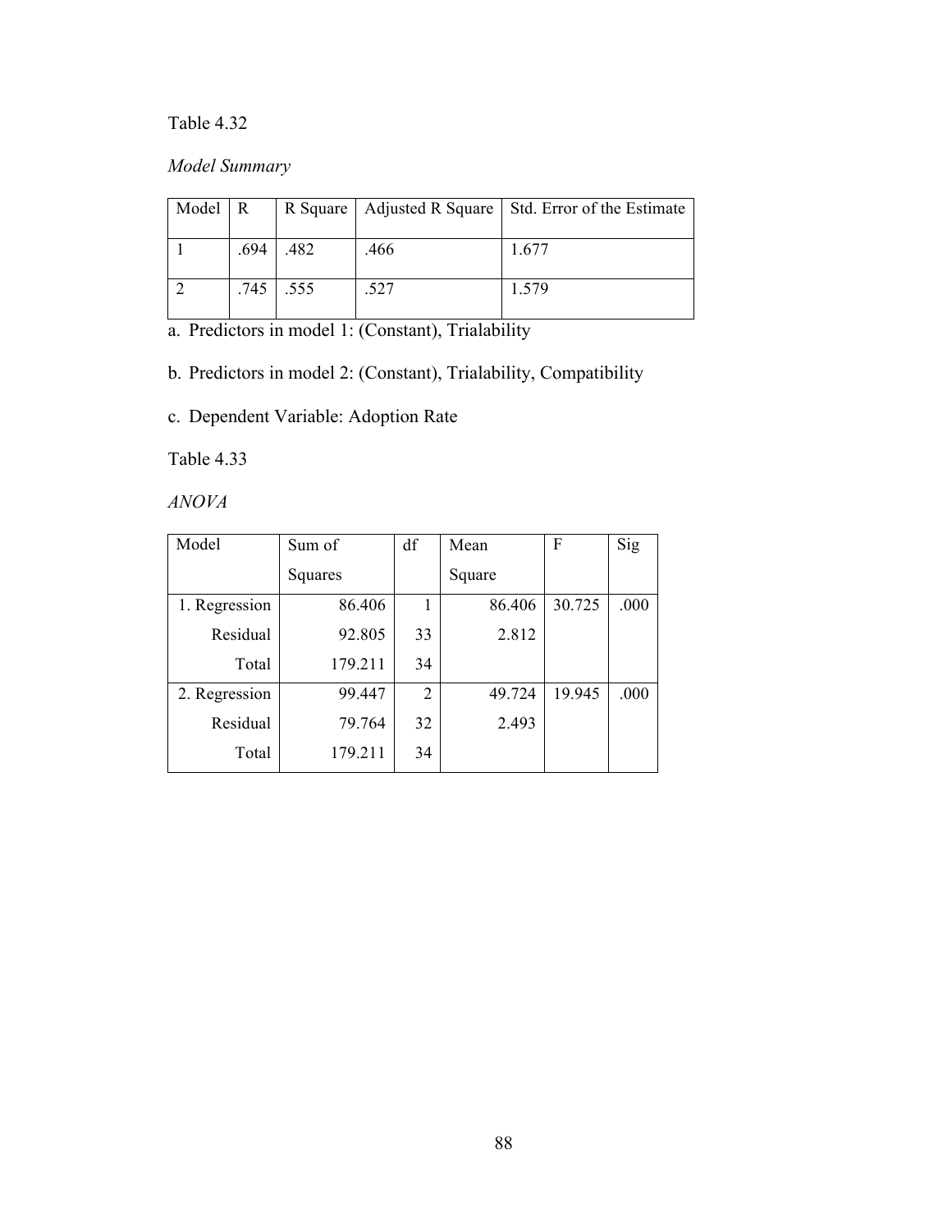Table 4.32

*Model Summary*

| Model | R | R Square | Adjusted R Square | Std. Error of the Estimate |
|---|---|---|---|---|
| 1 | .694 | .482 | .466 | 1.677 |
| 2 | .745 | .555 | .527 | 1.579 |

a. Predictors in model 1: (Constant), Trialability

b. Predictors in model 2: (Constant), Trialability, Compatibility

c. Dependent Variable: Adoption Rate

Table 4.33

*ANOVA*

| Model | Sum of Squares | df | Mean Square | F | Sig |
|---|---|---|---|---|---|
| 1. Regression | 86.406 | 1 | 86.406 | 30.725 | .000 |
| Residual | 92.805 | 33 | 2.812 | | |
| Total | 179.211 | 34 | | | |
| 2. Regression | 99.447 | 2 | 49.724 | 19.945 | .000 |
| Residual | 79.764 | 32 | 2.493 | | |
| Total | 179.211 | 34 | | | |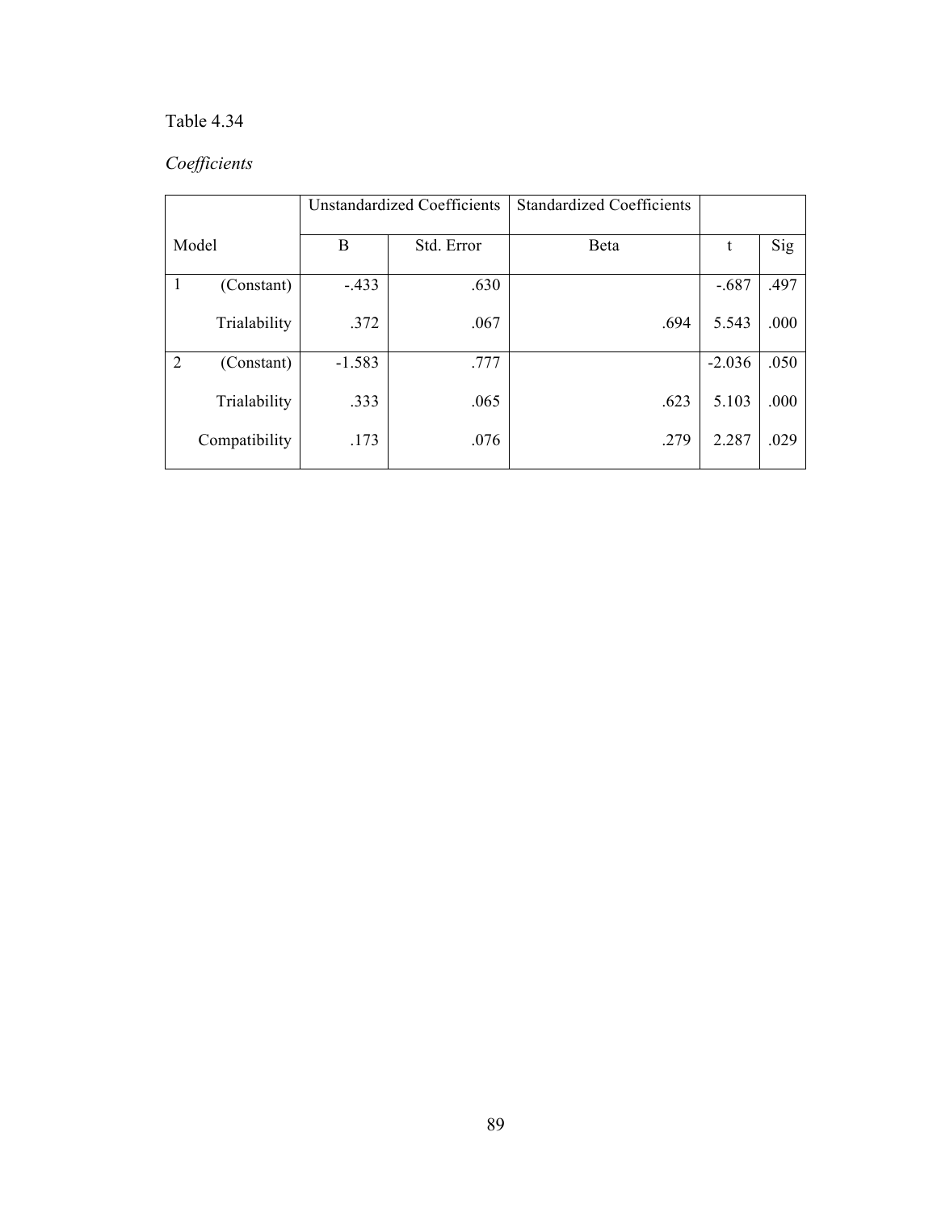Table 4.34

*Coefficients*

| | | Unstandardized Coefficients | | Standardized Coefficients | | |
|---|---|---|---|---|---|---|
| Model | | B | Std. Error | Beta | t | Sig |
| 1 | (Constant) | -.433 | .630 | | -.687 | .497 |
| | Trialability | .372 | .067 | .694 | 5.543 | .000 |
| 2 | (Constant) | -1.583 | .777 | | -2.036 | .050 |
| | Trialability | .333 | .065 | .623 | 5.103 | .000 |
| | Compatibility | .173 | .076 | .279 | 2.287 | .029 |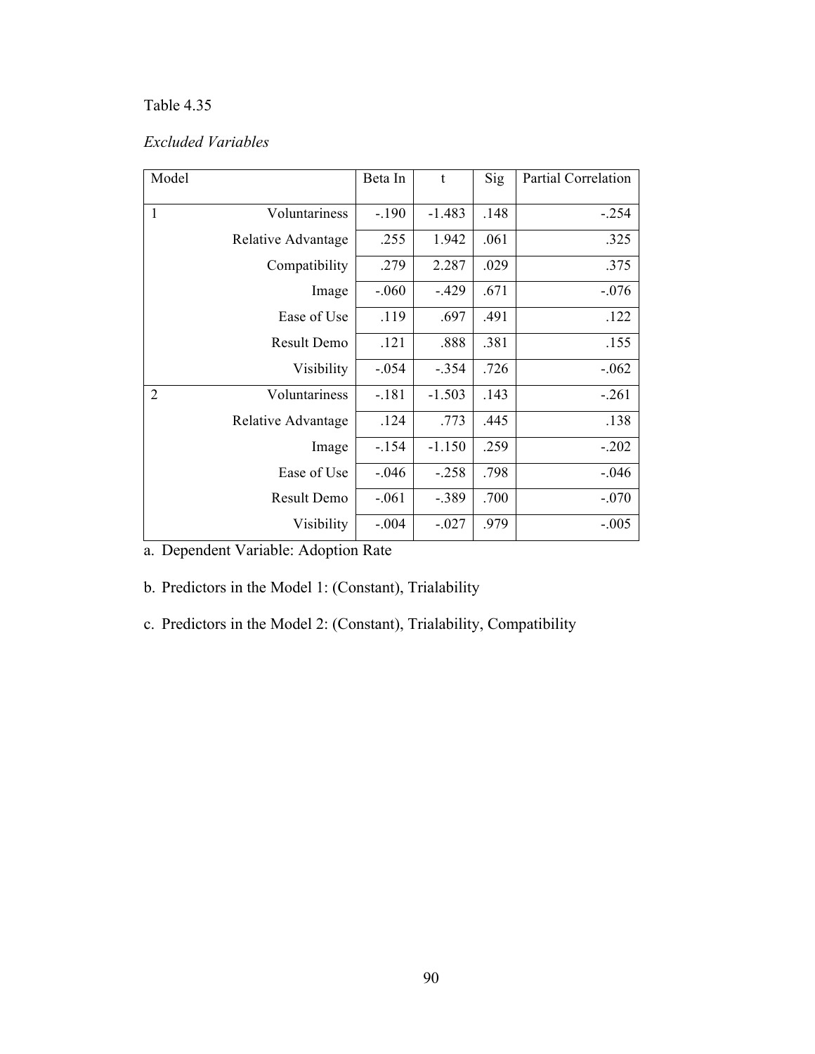Table 4.35

*Excluded Variables*

| Model | | Beta In | t | Sig | Partial Correlation |
|---|---|---|---|---|---|
| 1 | Voluntariness | -.190 | -1.483 | .148 | -.254 |
| | Relative Advantage | .255 | 1.942 | .061 | .325 |
| | Compatibility | .279 | 2.287 | .029 | .375 |
| | Image | -.060 | -.429 | .671 | -.076 |
| | Ease of Use | .119 | .697 | .491 | .122 |
| | Result Demo | .121 | .888 | .381 | .155 |
| | Visibility | -.054 | -.354 | .726 | -.062 |
| 2 | Voluntariness | -.181 | -1.503 | .143 | -.261 |
| | Relative Advantage | .124 | .773 | .445 | .138 |
| | Image | -.154 | -1.150 | .259 | -.202 |
| | Ease of Use | -.046 | -.258 | .798 | -.046 |
| | Result Demo | -.061 | -.389 | .700 | -.070 |
| | Visibility | -.004 | -.027 | .979 | -.005 |

a. Dependent Variable: Adoption Rate

b. Predictors in the Model 1: (Constant), Trialability

c. Predictors in the Model 2: (Constant), Trialability, Compatibility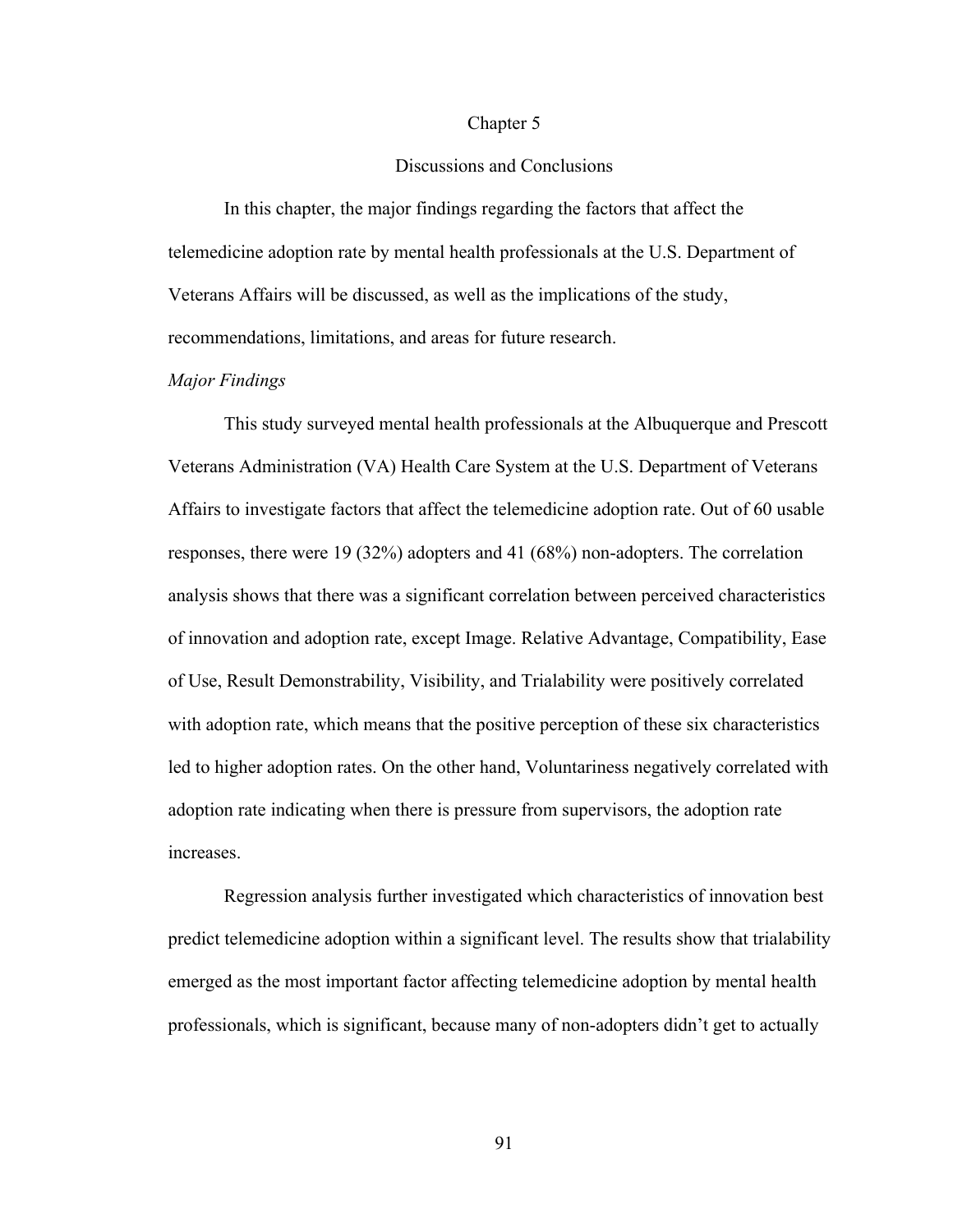# Chapter 5

# Discussions and Conclusions

In this chapter, the major findings regarding the factors that affect the telemedicine adoption rate by mental health professionals at the U.S. Department of Veterans Affairs will be discussed, as well as the implications of the study, recommendations, limitations, and areas for future research.

*Major Findings*

This study surveyed mental health professionals at the Albuquerque and Prescott Veterans Administration (VA) Health Care System at the U.S. Department of Veterans Affairs to investigate factors that affect the telemedicine adoption rate. Out of 60 usable responses, there were 19 (32%) adopters and 41 (68%) non-adopters. The correlation analysis shows that there was a significant correlation between perceived characteristics of innovation and adoption rate, except Image. Relative Advantage, Compatibility, Ease of Use, Result Demonstrability, Visibility, and Trialability were positively correlated with adoption rate, which means that the positive perception of these six characteristics led to higher adoption rates. On the other hand, Voluntariness negatively correlated with adoption rate indicating when there is pressure from supervisors, the adoption rate increases.

Regression analysis further investigated which characteristics of innovation best predict telemedicine adoption within a significant level. The results show that trialability emerged as the most important factor affecting telemedicine adoption by mental health professionals, which is significant, because many of non-adopters didn't get to actually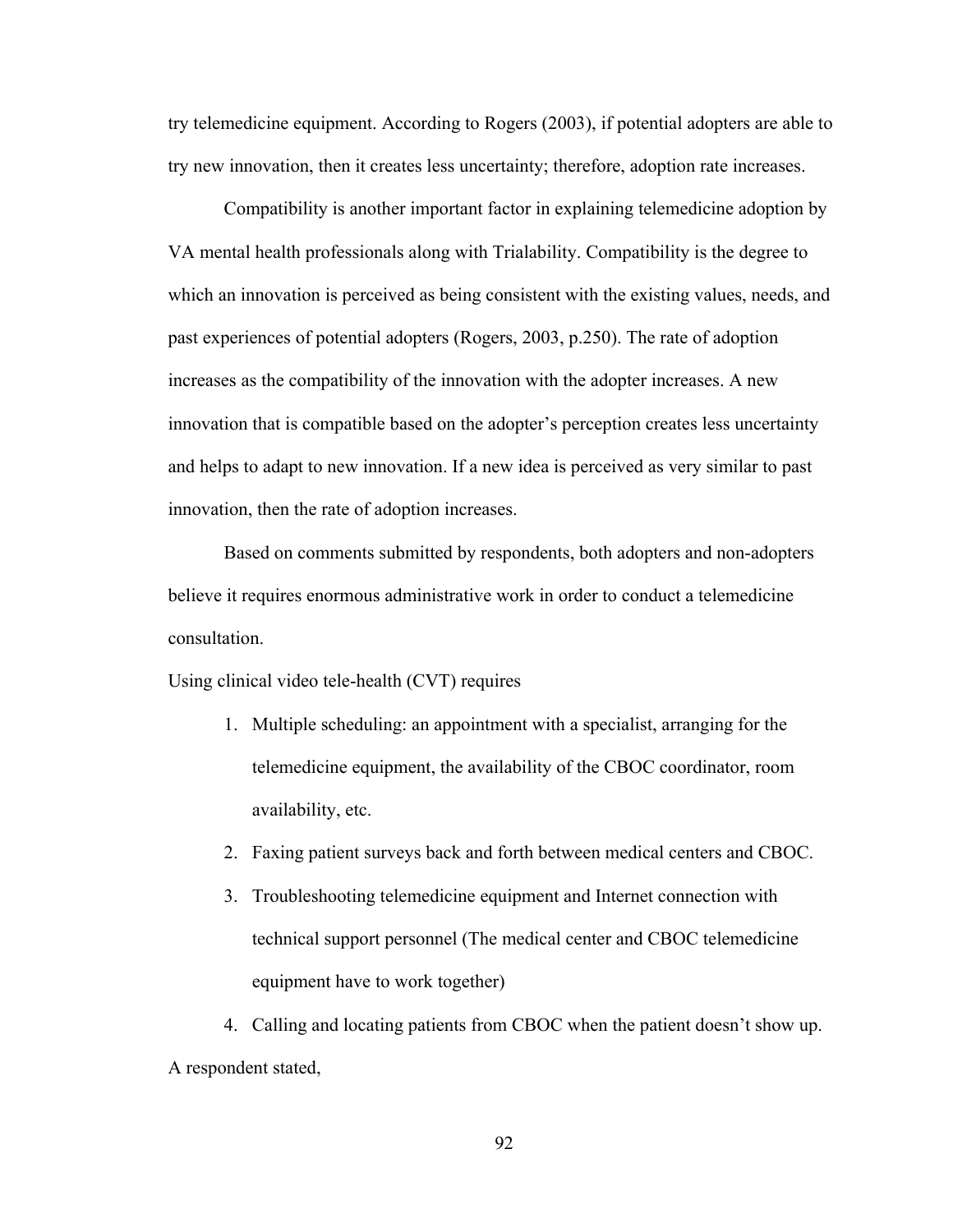try telemedicine equipment. According to Rogers (2003), if potential adopters are able to try new innovation, then it creates less uncertainty; therefore, adoption rate increases.

Compatibility is another important factor in explaining telemedicine adoption by VA mental health professionals along with Trialability. Compatibility is the degree to which an innovation is perceived as being consistent with the existing values, needs, and past experiences of potential adopters (Rogers, 2003, p.250). The rate of adoption increases as the compatibility of the innovation with the adopter increases. A new innovation that is compatible based on the adopter's perception creates less uncertainty and helps to adapt to new innovation. If a new idea is perceived as very similar to past innovation, then the rate of adoption increases.

Based on comments submitted by respondents, both adopters and non-adopters believe it requires enormous administrative work in order to conduct a telemedicine consultation.

Using clinical video tele-health (CVT) requires

1. Multiple scheduling: an appointment with a specialist, arranging for the telemedicine equipment, the availability of the CBOC coordinator, room availability, etc.
2. Faxing patient surveys back and forth between medical centers and CBOC.
3. Troubleshooting telemedicine equipment and Internet connection with technical support personnel (The medical center and CBOC telemedicine equipment have to work together)
4. Calling and locating patients from CBOC when the patient doesn't show up.

A respondent stated,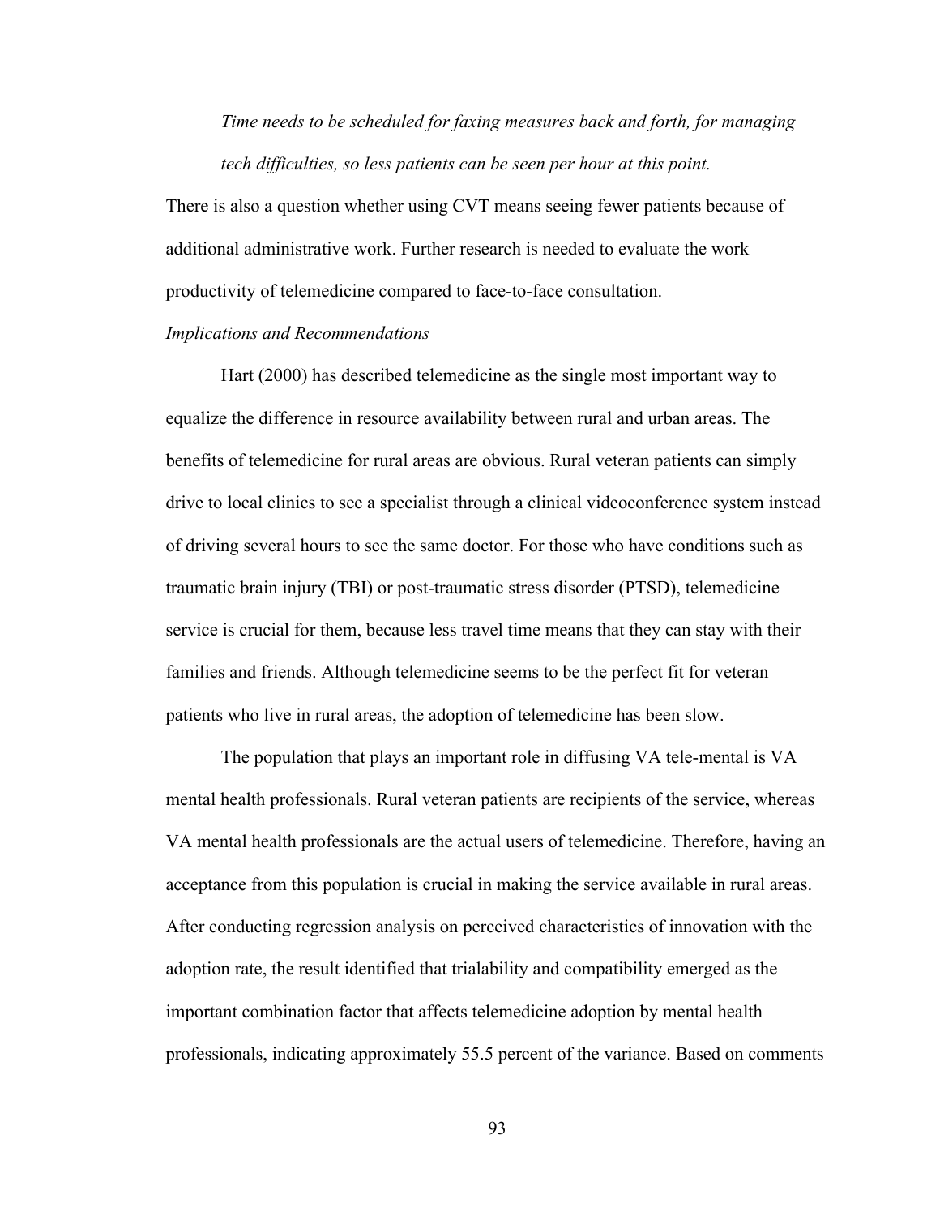> *Time needs to be scheduled for faxing measures back and forth, for managing tech difficulties, so less patients can be seen per hour at this point.*

There is also a question whether using CVT means seeing fewer patients because of additional administrative work. Further research is needed to evaluate the work productivity of telemedicine compared to face-to-face consultation.

*Implications and Recommendations*

Hart (2000) has described telemedicine as the single most important way to equalize the difference in resource availability between rural and urban areas. The benefits of telemedicine for rural areas are obvious. Rural veteran patients can simply drive to local clinics to see a specialist through a clinical videoconference system instead of driving several hours to see the same doctor. For those who have conditions such as traumatic brain injury (TBI) or post-traumatic stress disorder (PTSD), telemedicine service is crucial for them, because less travel time means that they can stay with their families and friends. Although telemedicine seems to be the perfect fit for veteran patients who live in rural areas, the adoption of telemedicine has been slow.

The population that plays an important role in diffusing VA tele-mental is VA mental health professionals. Rural veteran patients are recipients of the service, whereas VA mental health professionals are the actual users of telemedicine. Therefore, having an acceptance from this population is crucial in making the service available in rural areas. After conducting regression analysis on perceived characteristics of innovation with the adoption rate, the result identified that trialability and compatibility emerged as the important combination factor that affects telemedicine adoption by mental health professionals, indicating approximately 55.5 percent of the variance. Based on comments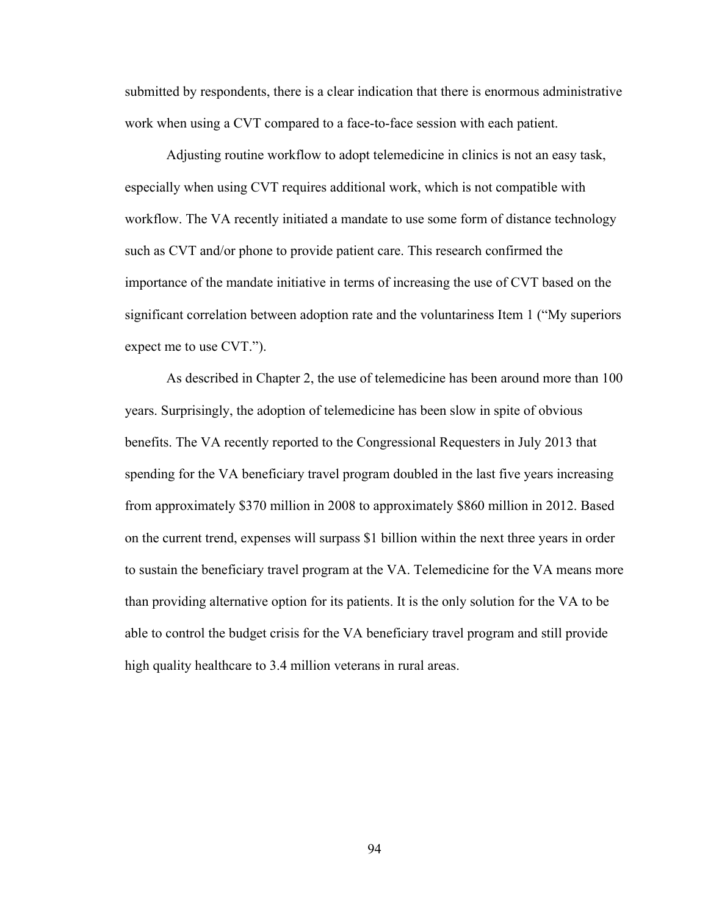submitted by respondents, there is a clear indication that there is enormous administrative work when using a CVT compared to a face-to-face session with each patient.

Adjusting routine workflow to adopt telemedicine in clinics is not an easy task, especially when using CVT requires additional work, which is not compatible with workflow. The VA recently initiated a mandate to use some form of distance technology such as CVT and/or phone to provide patient care. This research confirmed the importance of the mandate initiative in terms of increasing the use of CVT based on the significant correlation between adoption rate and the voluntariness Item 1 (“My superiors expect me to use CVT.”).

As described in Chapter 2, the use of telemedicine has been around more than 100 years. Surprisingly, the adoption of telemedicine has been slow in spite of obvious benefits. The VA recently reported to the Congressional Requesters in July 2013 that spending for the VA beneficiary travel program doubled in the last five years increasing from approximately $370 million in 2008 to approximately $860 million in 2012. Based on the current trend, expenses will surpass $1 billion within the next three years in order to sustain the beneficiary travel program at the VA. Telemedicine for the VA means more than providing alternative option for its patients. It is the only solution for the VA to be able to control the budget crisis for the VA beneficiary travel program and still provide high quality healthcare to 3.4 million veterans in rural areas.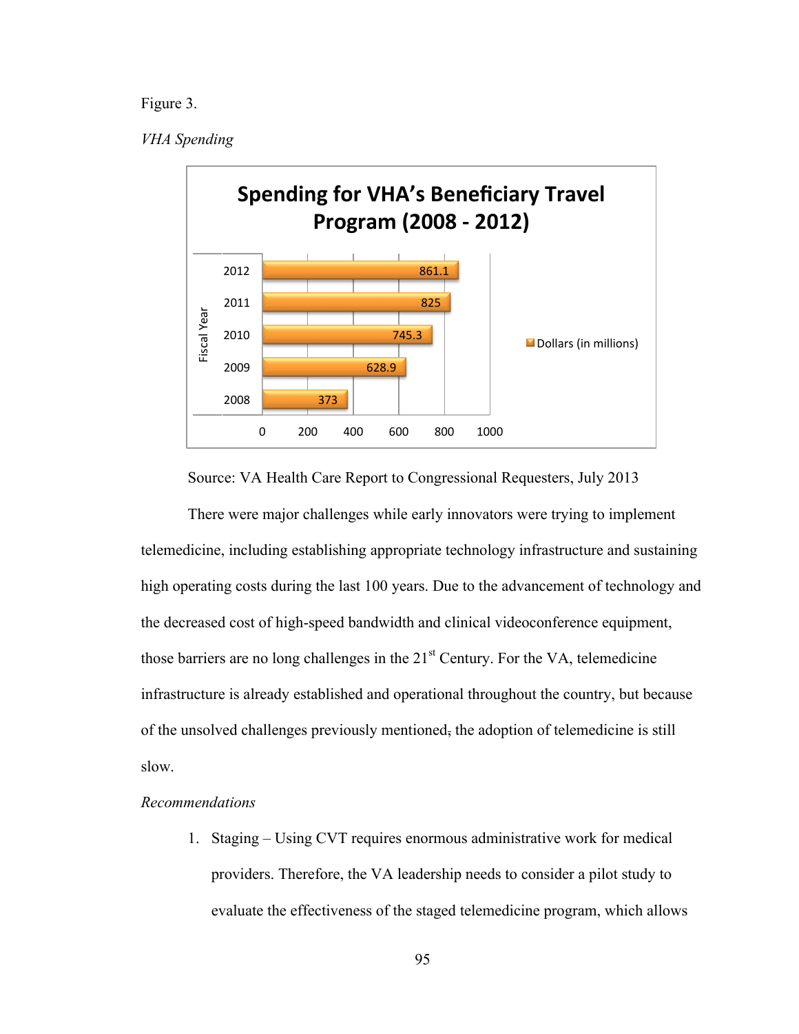Figure 3.

*VHA Spending*

Spending for VHA's Beneficiary Travel Program (2008 - 2012)

Fiscal Year

2012

2011

2010

2009

2008

861.1

825

745.3

628.9

373

0 200 400 600 800 1000

Dollars (in millions)

Source: VA Health Care Report to Congressional Requesters, July 2013

There were major challenges while early innovators were trying to implement telemedicine, including establishing appropriate technology infrastructure and sustaining high operating costs during the last 100 years. Due to the advancement of technology and the decreased cost of high-speed bandwidth and clinical videoconference equipment, those barriers are no long challenges in the 21st Century. For the VA, telemedicine infrastructure is already established and operational throughout the country, but because of the unsolved challenges previously mentioned, the adoption of telemedicine is still slow.

*Recommendations*

1. Staging – Using CVT requires enormous administrative work for medical providers. Therefore, the VA leadership needs to consider a pilot study to evaluate the effectiveness of the staged telemedicine program, which allows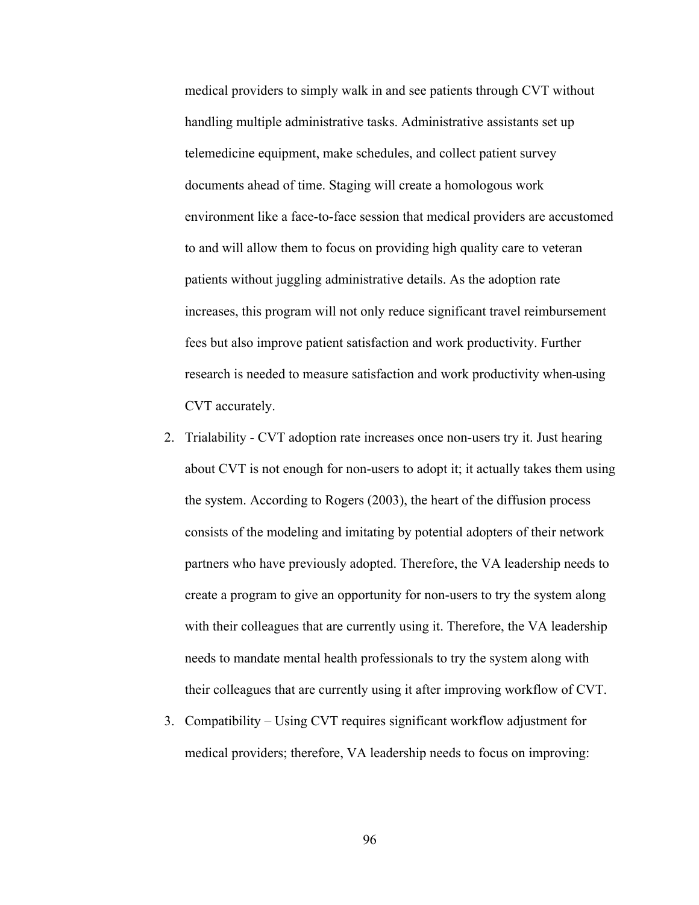medical providers to simply walk in and see patients through CVT without handling multiple administrative tasks. Administrative assistants set up telemedicine equipment, make schedules, and collect patient survey documents ahead of time. Staging will create a homologous work environment like a face-to-face session that medical providers are accustomed to and will allow them to focus on providing high quality care to veteran patients without juggling administrative details. As the adoption rate increases, this program will not only reduce significant travel reimbursement fees but also improve patient satisfaction and work productivity. Further research is needed to measure satisfaction and work productivity when using CVT accurately.

2. Trialability - CVT adoption rate increases once non-users try it. Just hearing about CVT is not enough for non-users to adopt it; it actually takes them using the system. According to Rogers (2003), the heart of the diffusion process consists of the modeling and imitating by potential adopters of their network partners who have previously adopted. Therefore, the VA leadership needs to create a program to give an opportunity for non-users to try the system along with their colleagues that are currently using it. Therefore, the VA leadership needs to mandate mental health professionals to try the system along with their colleagues that are currently using it after improving workflow of CVT.
3. Compatibility – Using CVT requires significant workflow adjustment for medical providers; therefore, VA leadership needs to focus on improving: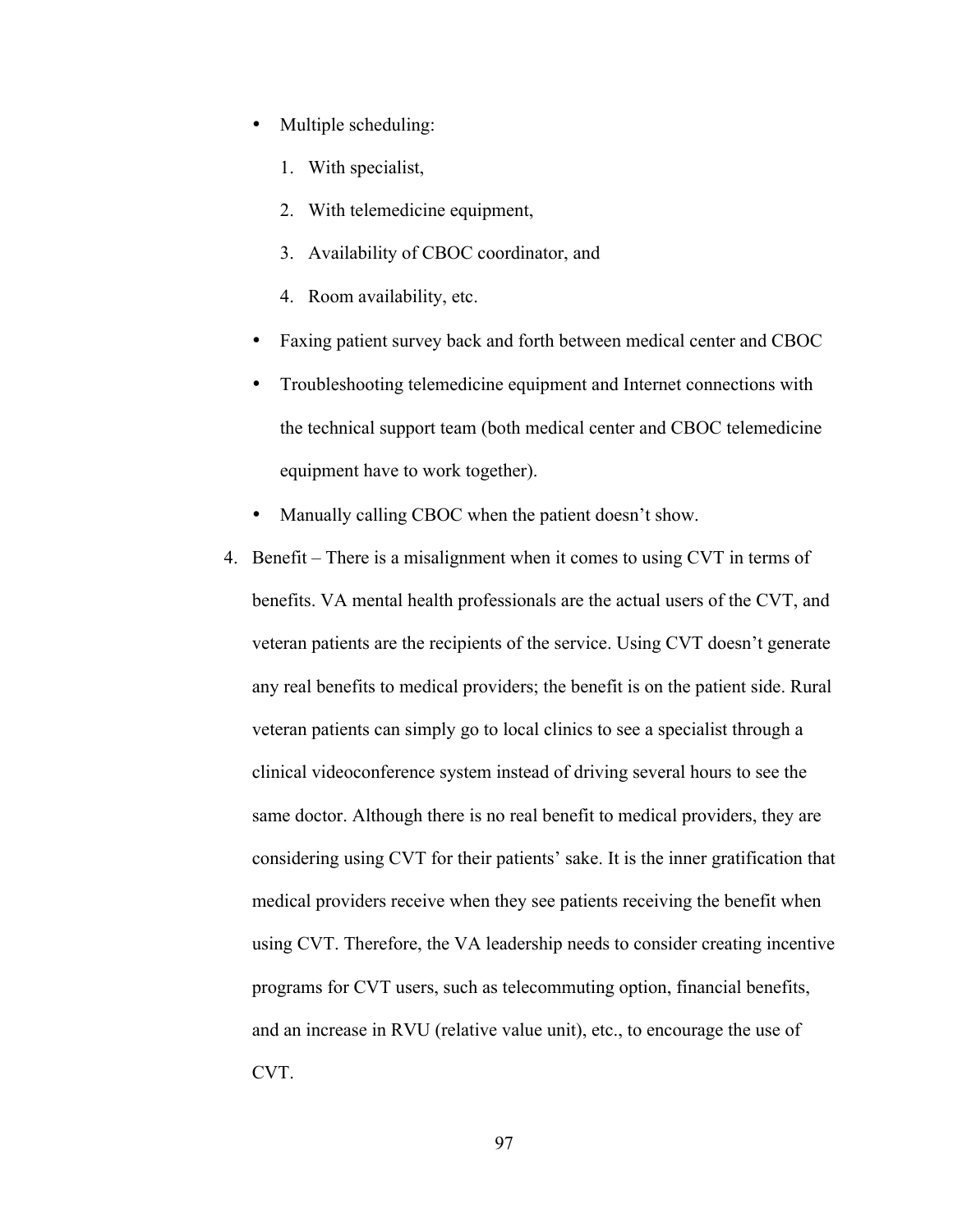- Multiple scheduling:
    1. With specialist,
    2. With telemedicine equipment,
    3. Availability of CBOC coordinator, and
    4. Room availability, etc.
- Faxing patient survey back and forth between medical center and CBOC
- Troubleshooting telemedicine equipment and Internet connections with the technical support team (both medical center and CBOC telemedicine equipment have to work together).
- Manually calling CBOC when the patient doesn't show.

4. Benefit – There is a misalignment when it comes to using CVT in terms of benefits. VA mental health professionals are the actual users of the CVT, and veteran patients are the recipients of the service. Using CVT doesn't generate any real benefits to medical providers; the benefit is on the patient side. Rural veteran patients can simply go to local clinics to see a specialist through a clinical videoconference system instead of driving several hours to see the same doctor. Although there is no real benefit to medical providers, they are considering using CVT for their patients' sake. It is the inner gratification that medical providers receive when they see patients receiving the benefit when using CVT. Therefore, the VA leadership needs to consider creating incentive programs for CVT users, such as telecommuting option, financial benefits, and an increase in RVU (relative value unit), etc., to encourage the use of CVT.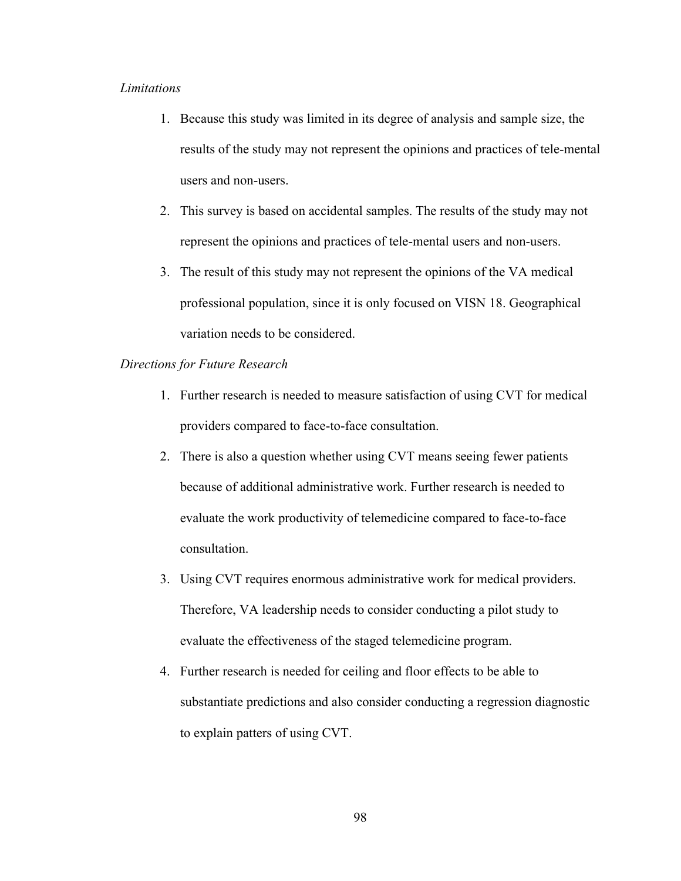*Limitations*

1. Because this study was limited in its degree of analysis and sample size, the results of the study may not represent the opinions and practices of tele-mental users and non-users.
2. This survey is based on accidental samples. The results of the study may not represent the opinions and practices of tele-mental users and non-users.
3. The result of this study may not represent the opinions of the VA medical professional population, since it is only focused on VISN 18. Geographical variation needs to be considered.

*Directions for Future Research*

1. Further research is needed to measure satisfaction of using CVT for medical providers compared to face-to-face consultation.
2. There is also a question whether using CVT means seeing fewer patients because of additional administrative work. Further research is needed to evaluate the work productivity of telemedicine compared to face-to-face consultation.
3. Using CVT requires enormous administrative work for medical providers. Therefore, VA leadership needs to consider conducting a pilot study to evaluate the effectiveness of the staged telemedicine program.
4. Further research is needed for ceiling and floor effects to be able to substantiate predictions and also consider conducting a regression diagnostic to explain patters of using CVT.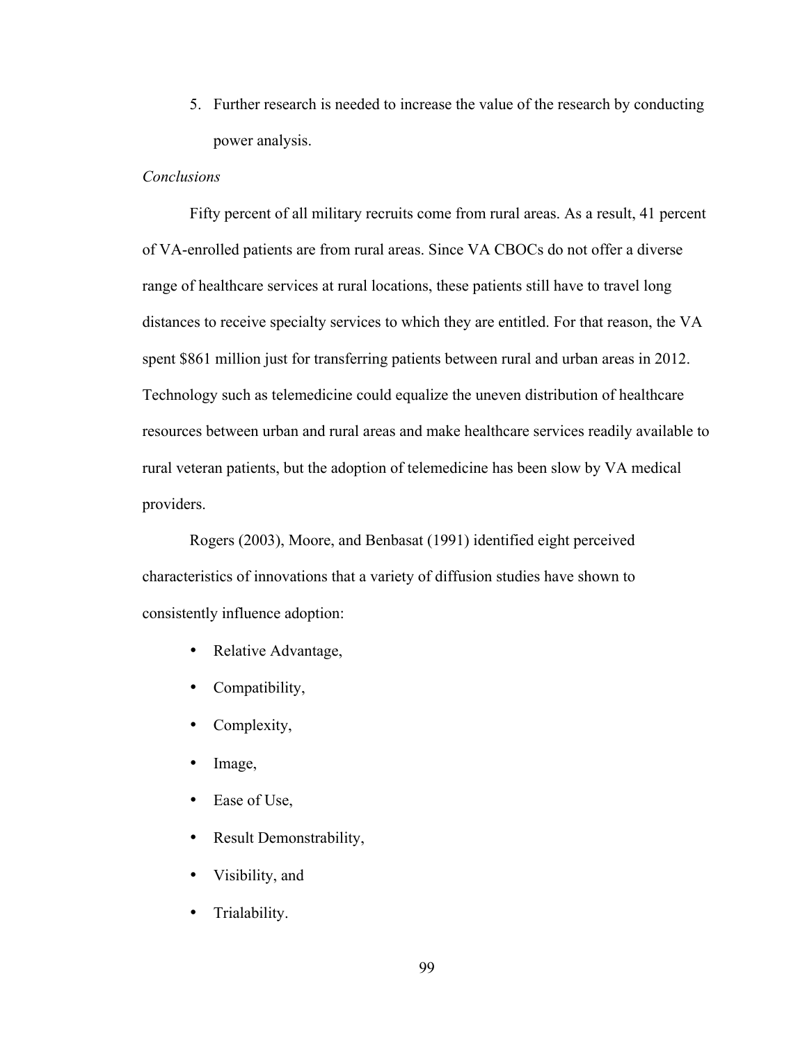5. Further research is needed to increase the value of the research by conducting power analysis.

*Conclusions*

Fifty percent of all military recruits come from rural areas. As a result, 41 percent of VA-enrolled patients are from rural areas. Since VA CBOCs do not offer a diverse range of healthcare services at rural locations, these patients still have to travel long distances to receive specialty services to which they are entitled. For that reason, the VA spent $861 million just for transferring patients between rural and urban areas in 2012. Technology such as telemedicine could equalize the uneven distribution of healthcare resources between urban and rural areas and make healthcare services readily available to rural veteran patients, but the adoption of telemedicine has been slow by VA medical providers.

Rogers (2003), Moore, and Benbasat (1991) identified eight perceived characteristics of innovations that a variety of diffusion studies have shown to consistently influence adoption:

- Relative Advantage,
- Compatibility,
- Complexity,
- Image,
- Ease of Use,
- Result Demonstrability,
- Visibility, and
- Trialability.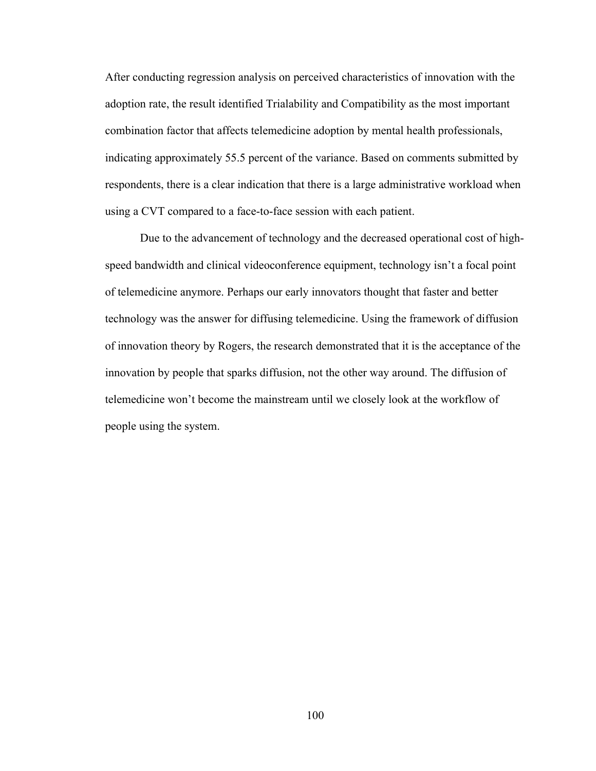After conducting regression analysis on perceived characteristics of innovation with the adoption rate, the result identified Trialability and Compatibility as the most important combination factor that affects telemedicine adoption by mental health professionals, indicating approximately 55.5 percent of the variance. Based on comments submitted by respondents, there is a clear indication that there is a large administrative workload when using a CVT compared to a face-to-face session with each patient.

Due to the advancement of technology and the decreased operational cost of high-speed bandwidth and clinical videoconference equipment, technology isn't a focal point of telemedicine anymore. Perhaps our early innovators thought that faster and better technology was the answer for diffusing telemedicine. Using the framework of diffusion of innovation theory by Rogers, the research demonstrated that it is the acceptance of the innovation by people that sparks diffusion, not the other way around. The diffusion of telemedicine won't become the mainstream until we closely look at the workflow of people using the system.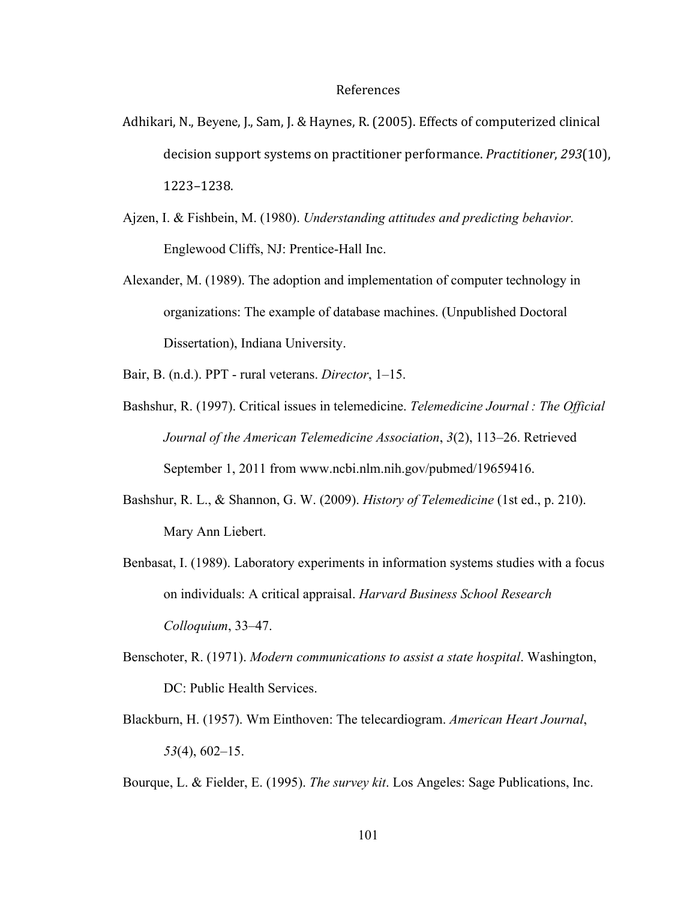# References

Adhikari, N., Beyene, J., Sam, J. & Haynes, R. (2005). Effects of computerized clinical decision support systems on practitioner performance. *Practitioner, 293*(10), 1223–1238.

Ajzen, I. & Fishbein, M. (1980). *Understanding attitudes and predicting behavior.* Englewood Cliffs, NJ: Prentice-Hall Inc.

Alexander, M. (1989). The adoption and implementation of computer technology in organizations: The example of database machines. (Unpublished Doctoral Dissertation), Indiana University.

Bair, B. (n.d.). PPT - rural veterans. *Director*, 1–15.

Bashshur, R. (1997). Critical issues in telemedicine. *Telemedicine Journal : The Official Journal of the American Telemedicine Association*, *3*(2), 113–26. Retrieved September 1, 2011 from www.ncbi.nlm.nih.gov/pubmed/19659416.

Bashshur, R. L., & Shannon, G. W. (2009). *History of Telemedicine* (1st ed., p. 210). Mary Ann Liebert.

Benbasat, I. (1989). Laboratory experiments in information systems studies with a focus on individuals: A critical appraisal. *Harvard Business School Research Colloquium*, 33–47.

Benschoter, R. (1971). *Modern communications to assist a state hospital*. Washington, DC: Public Health Services.

Blackburn, H. (1957). Wm Einthoven: The telecardiogram. *American Heart Journal*, *53*(4), 602–15.

Bourque, L. & Fielder, E. (1995). *The survey kit*. Los Angeles: Sage Publications, Inc.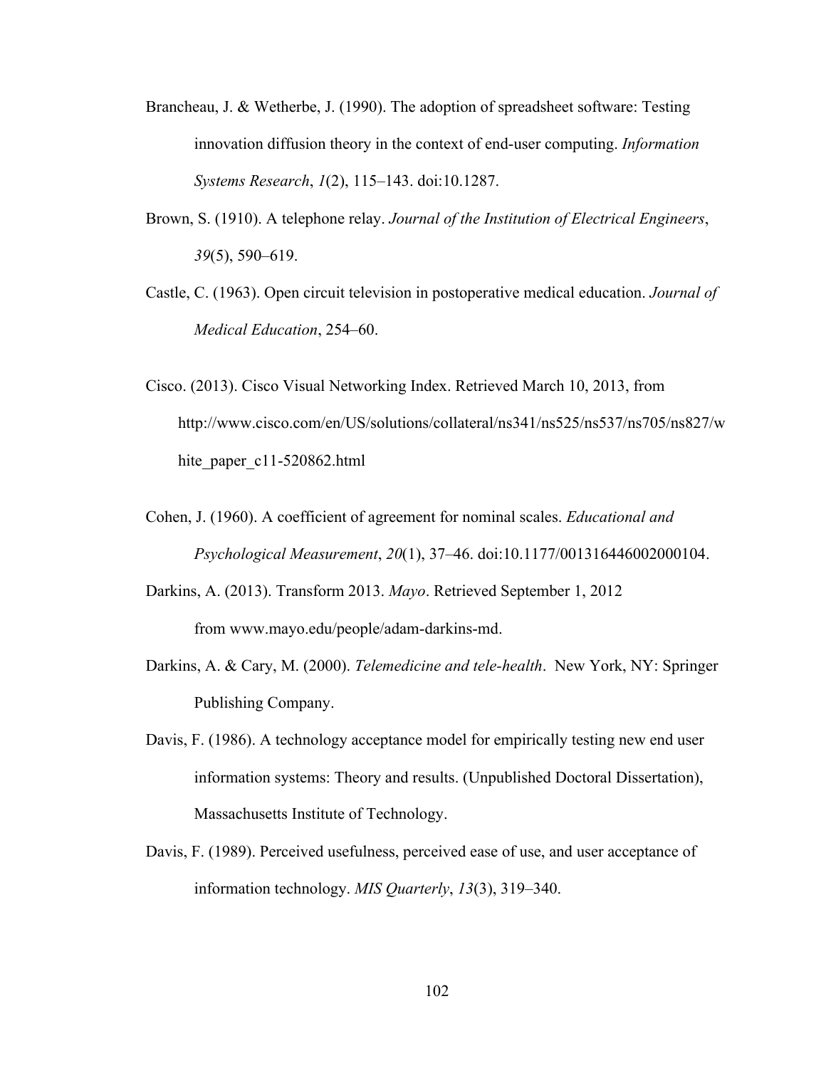Brancheau, J. & Wetherbe, J. (1990). The adoption of spreadsheet software: Testing innovation diffusion theory in the context of end-user computing. *Information Systems Research*, *1*(2), 115–143. doi:10.1287.

Brown, S. (1910). A telephone relay. *Journal of the Institution of Electrical Engineers*, *39*(5), 590–619.

Castle, C. (1963). Open circuit television in postoperative medical education. *Journal of Medical Education*, 254–60.

Cisco. (2013). Cisco Visual Networking Index. Retrieved March 10, 2013, from http://www.cisco.com/en/US/solutions/collateral/ns341/ns525/ns537/ns705/ns827/white_paper_c11-520862.html

Cohen, J. (1960). A coefficient of agreement for nominal scales. *Educational and Psychological Measurement*, *20*(1), 37–46. doi:10.1177/001316446002000104.

Darkins, A. (2013). Transform 2013. *Mayo*. Retrieved September 1, 2012 from www.mayo.edu/people/adam-darkins-md.

Darkins, A. & Cary, M. (2000). *Telemedicine and tele-health*. New York, NY: Springer Publishing Company.

Davis, F. (1986). A technology acceptance model for empirically testing new end user information systems: Theory and results. (Unpublished Doctoral Dissertation), Massachusetts Institute of Technology.

Davis, F. (1989). Perceived usefulness, perceived ease of use, and user acceptance of information technology. *MIS Quarterly*, *13*(3), 319–340.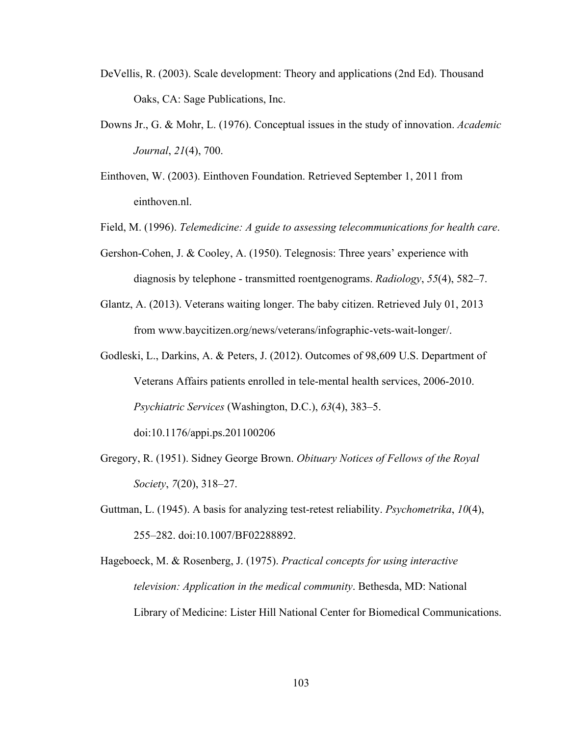DeVellis, R. (2003). Scale development: Theory and applications (2nd Ed). Thousand Oaks, CA: Sage Publications, Inc.

Downs Jr., G. & Mohr, L. (1976). Conceptual issues in the study of innovation. *Academic Journal*, *21*(4), 700.

Einthoven, W. (2003). Einthoven Foundation. Retrieved September 1, 2011 from einthoven.nl.

Field, M. (1996). *Telemedicine: A guide to assessing telecommunications for health care*.

Gershon-Cohen, J. & Cooley, A. (1950). Telegnosis: Three years' experience with diagnosis by telephone - transmitted roentgenograms. *Radiology*, *55*(4), 582–7.

Glantz, A. (2013). Veterans waiting longer. The baby citizen. Retrieved July 01, 2013 from www.baycitizen.org/news/veterans/infographic-vets-wait-longer/.

Godleski, L., Darkins, A. & Peters, J. (2012). Outcomes of 98,609 U.S. Department of Veterans Affairs patients enrolled in tele-mental health services, 2006-2010. *Psychiatric Services* (Washington, D.C.), *63*(4), 383–5. doi:10.1176/appi.ps.201100206

Gregory, R. (1951). Sidney George Brown. *Obituary Notices of Fellows of the Royal Society*, *7*(20), 318–27.

Guttman, L. (1945). A basis for analyzing test-retest reliability. *Psychometrika*, *10*(4), 255–282. doi:10.1007/BF02288892.

Hageboeck, M. & Rosenberg, J. (1975). *Practical concepts for using interactive television: Application in the medical community*. Bethesda, MD: National Library of Medicine: Lister Hill National Center for Biomedical Communications.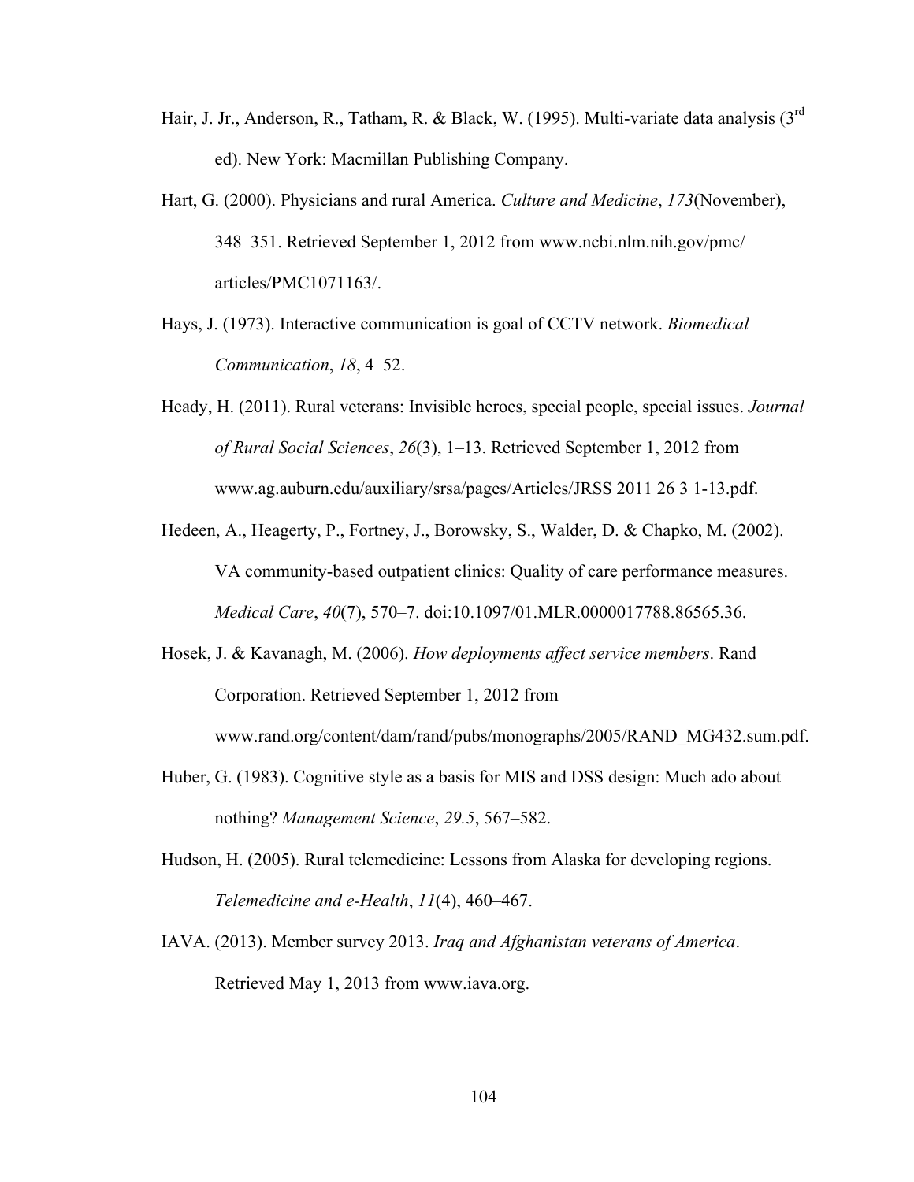Hair, J. Jr., Anderson, R., Tatham, R. & Black, W. (1995). Multi-variate data analysis (3rd ed). New York: Macmillan Publishing Company.

Hart, G. (2000). Physicians and rural America. *Culture and Medicine*, *173*(November), 348–351. Retrieved September 1, 2012 from www.ncbi.nlm.nih.gov/pmc/articles/PMC1071163/.

Hays, J. (1973). Interactive communication is goal of CCTV network. *Biomedical Communication*, *18*, 4–52.

Heady, H. (2011). Rural veterans: Invisible heroes, special people, special issues. *Journal of Rural Social Sciences*, *26*(3), 1–13. Retrieved September 1, 2012 from www.ag.auburn.edu/auxiliary/srsa/pages/Articles/JRSS 2011 26 3 1-13.pdf.

Hedeen, A., Heagerty, P., Fortney, J., Borowsky, S., Walder, D. & Chapko, M. (2002). VA community-based outpatient clinics: Quality of care performance measures. *Medical Care*, *40*(7), 570–7. doi:10.1097/01.MLR.0000017788.86565.36.

Hosek, J. & Kavanagh, M. (2006). *How deployments affect service members*. Rand Corporation. Retrieved September 1, 2012 from www.rand.org/content/dam/rand/pubs/monographs/2005/RAND_MG432.sum.pdf.

Huber, G. (1983). Cognitive style as a basis for MIS and DSS design: Much ado about nothing? *Management Science*, *29.5*, 567–582.

Hudson, H. (2005). Rural telemedicine: Lessons from Alaska for developing regions. *Telemedicine and e-Health*, *11*(4), 460–467.

IAVA. (2013). Member survey 2013. *Iraq and Afghanistan veterans of America*. Retrieved May 1, 2013 from www.iava.org.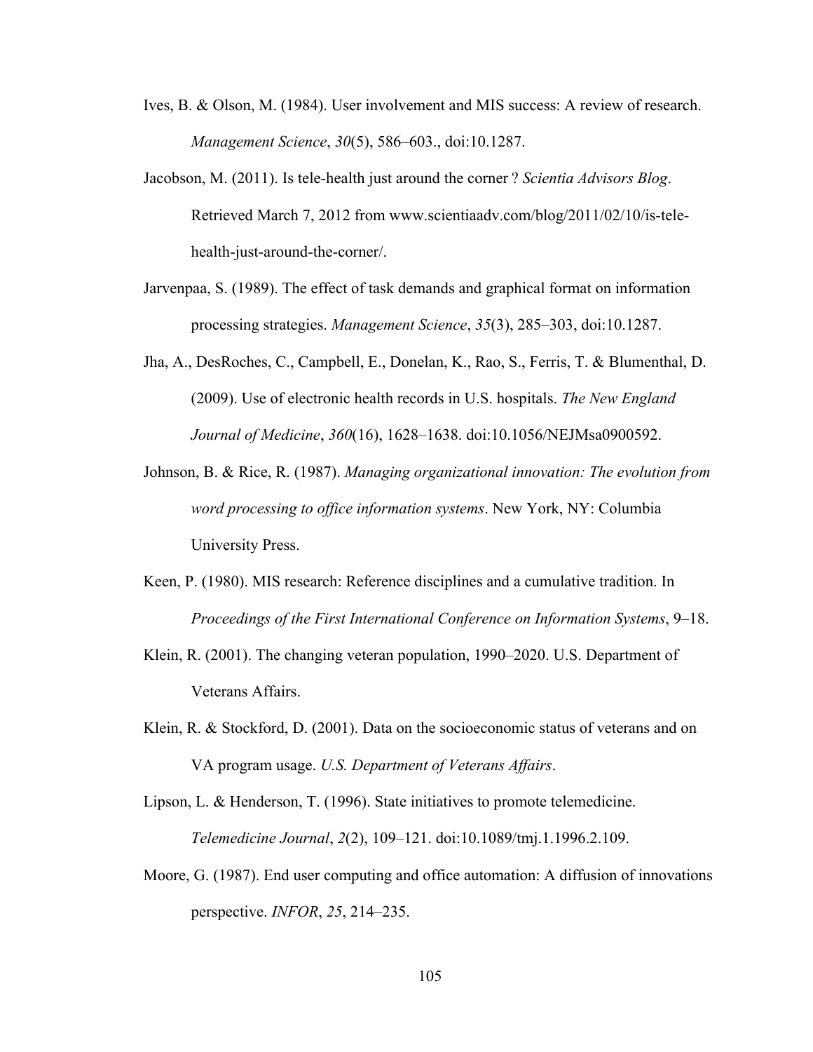Ives, B. & Olson, M. (1984). User involvement and MIS success: A review of research. *Management Science*, *30*(5), 586–603., doi:10.1287.

Jacobson, M. (2011). Is tele-health just around the corner ? *Scientia Advisors Blog*. Retrieved March 7, 2012 from www.scientiaadv.com/blog/2011/02/10/is-tele-health-just-around-the-corner/.

Jarvenpaa, S. (1989). The effect of task demands and graphical format on information processing strategies. *Management Science*, *35*(3), 285–303, doi:10.1287.

Jha, A., DesRoches, C., Campbell, E., Donelan, K., Rao, S., Ferris, T. & Blumenthal, D. (2009). Use of electronic health records in U.S. hospitals. *The New England Journal of Medicine*, *360*(16), 1628–1638. doi:10.1056/NEJMsa0900592.

Johnson, B. & Rice, R. (1987). *Managing organizational innovation: The evolution from word processing to office information systems*. New York, NY: Columbia University Press.

Keen, P. (1980). MIS research: Reference disciplines and a cumulative tradition. In *Proceedings of the First International Conference on Information Systems*, 9–18.

Klein, R. (2001). The changing veteran population, 1990–2020. U.S. Department of Veterans Affairs.

Klein, R. & Stockford, D. (2001). Data on the socioeconomic status of veterans and on VA program usage. *U.S. Department of Veterans Affairs*.

Lipson, L. & Henderson, T. (1996). State initiatives to promote telemedicine. *Telemedicine Journal*, *2*(2), 109–121. doi:10.1089/tmj.1.1996.2.109.

Moore, G. (1987). End user computing and office automation: A diffusion of innovations perspective. *INFOR*, *25*, 214–235.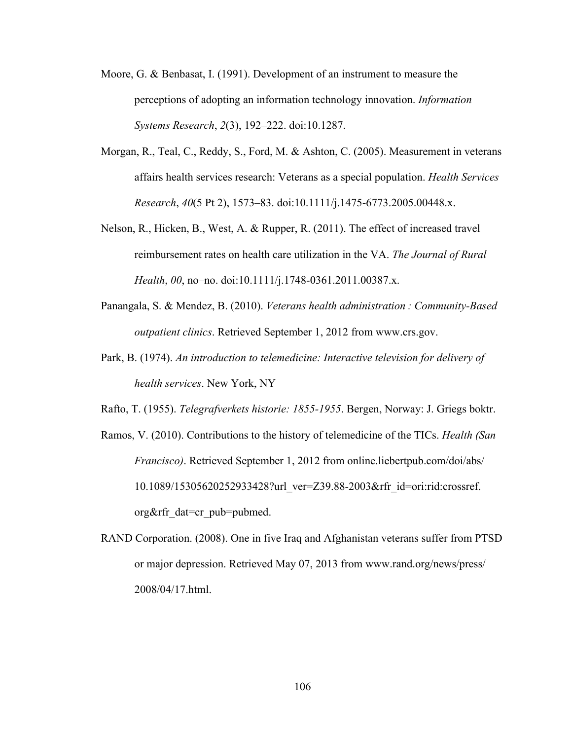Moore, G. & Benbasat, I. (1991). Development of an instrument to measure the perceptions of adopting an information technology innovation. *Information Systems Research*, *2*(3), 192–222. doi:10.1287.

Morgan, R., Teal, C., Reddy, S., Ford, M. & Ashton, C. (2005). Measurement in veterans affairs health services research: Veterans as a special population. *Health Services Research*, *40*(5 Pt 2), 1573–83. doi:10.1111/j.1475-6773.2005.00448.x.

Nelson, R., Hicken, B., West, A. & Rupper, R. (2011). The effect of increased travel reimbursement rates on health care utilization in the VA. *The Journal of Rural Health*, *00*, no–no. doi:10.1111/j.1748-0361.2011.00387.x.

Panangala, S. & Mendez, B. (2010). *Veterans health administration : Community-Based outpatient clinics*. Retrieved September 1, 2012 from www.crs.gov.

Park, B. (1974). *An introduction to telemedicine: Interactive television for delivery of health services*. New York, NY

Rafto, T. (1955). *Telegrafverkets historie: 1855-1955*. Bergen, Norway: J. Griegs boktr.

Ramos, V. (2010). Contributions to the history of telemedicine of the TICs. *Health (San Francisco)*. Retrieved September 1, 2012 from online.liebertpub.com/doi/abs/10.1089/15305620252933428?url_ver=Z39.88-2003&rfr_id=ori:rid:crossref.org&rfr_dat=cr_pub=pubmed.

RAND Corporation. (2008). One in five Iraq and Afghanistan veterans suffer from PTSD or major depression. Retrieved May 07, 2013 from www.rand.org/news/press/2008/04/17.html.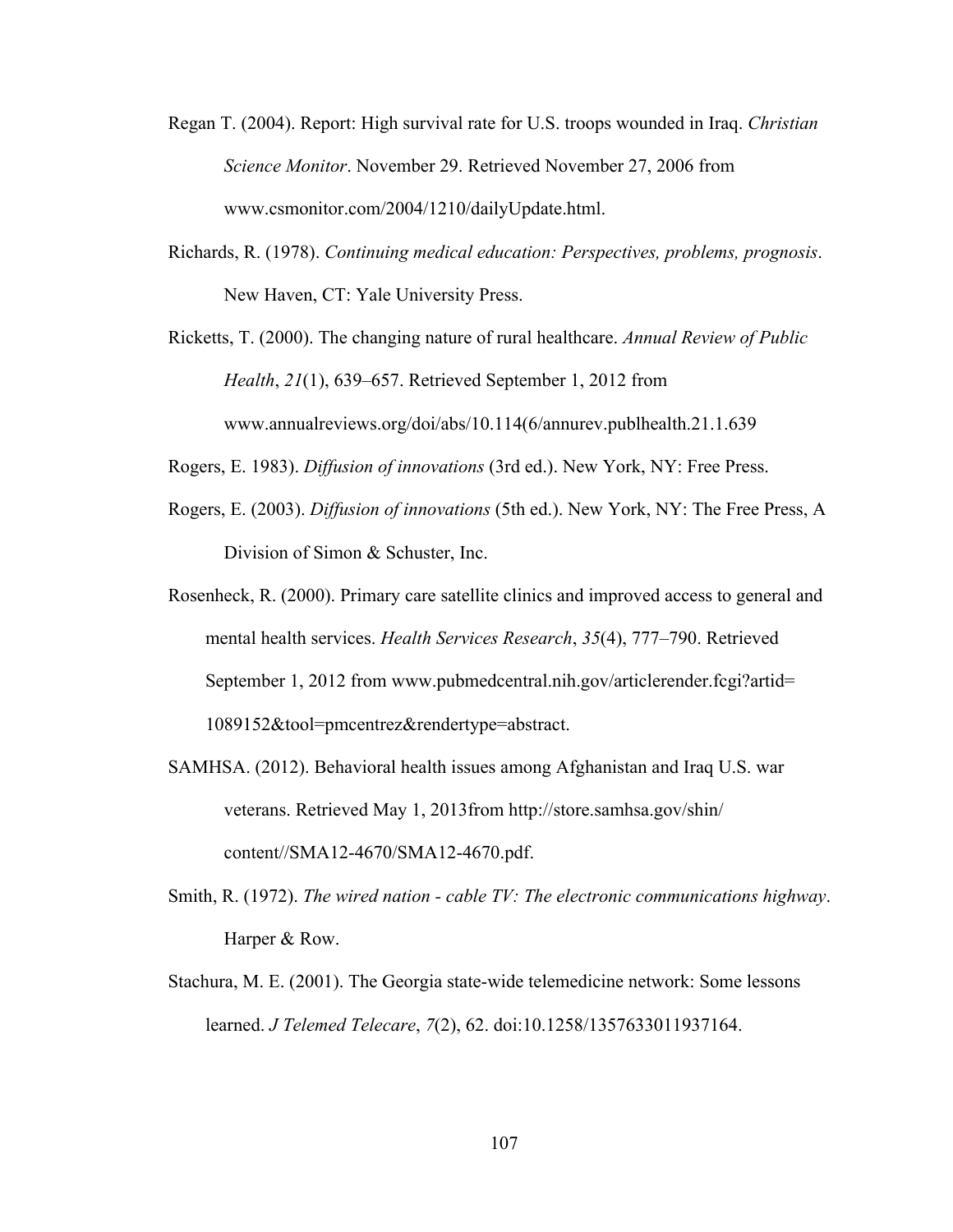Regan T. (2004). Report: High survival rate for U.S. troops wounded in Iraq. *Christian Science Monitor*. November 29. Retrieved November 27, 2006 from www.csmonitor.com/2004/1210/dailyUpdate.html.

Richards, R. (1978). *Continuing medical education: Perspectives, problems, prognosis*. New Haven, CT: Yale University Press.

Ricketts, T. (2000). The changing nature of rural healthcare. *Annual Review of Public Health*, *21*(1), 639–657. Retrieved September 1, 2012 from www.annualreviews.org/doi/abs/10.114(6/annurev.publhealth.21.1.639

Rogers, E. 1983). *Diffusion of innovations* (3rd ed.). New York, NY: Free Press.

Rogers, E. (2003). *Diffusion of innovations* (5th ed.). New York, NY: The Free Press, A Division of Simon & Schuster, Inc.

Rosenheck, R. (2000). Primary care satellite clinics and improved access to general and mental health services. *Health Services Research*, *35*(4), 777–790. Retrieved September 1, 2012 from www.pubmedcentral.nih.gov/articlerender.fcgi?artid=1089152&tool=pmcentrez&rendertype=abstract.

SAMHSA. (2012). Behavioral health issues among Afghanistan and Iraq U.S. war veterans. Retrieved May 1, 2013from http://store.samhsa.gov/shin/content//SMA12-4670/SMA12-4670.pdf.

Smith, R. (1972). *The wired nation - cable TV: The electronic communications highway*. Harper & Row.

Stachura, M. E. (2001). The Georgia state-wide telemedicine network: Some lessons learned. *J Telemed Telecare*, *7*(2), 62. doi:10.1258/1357633011937164.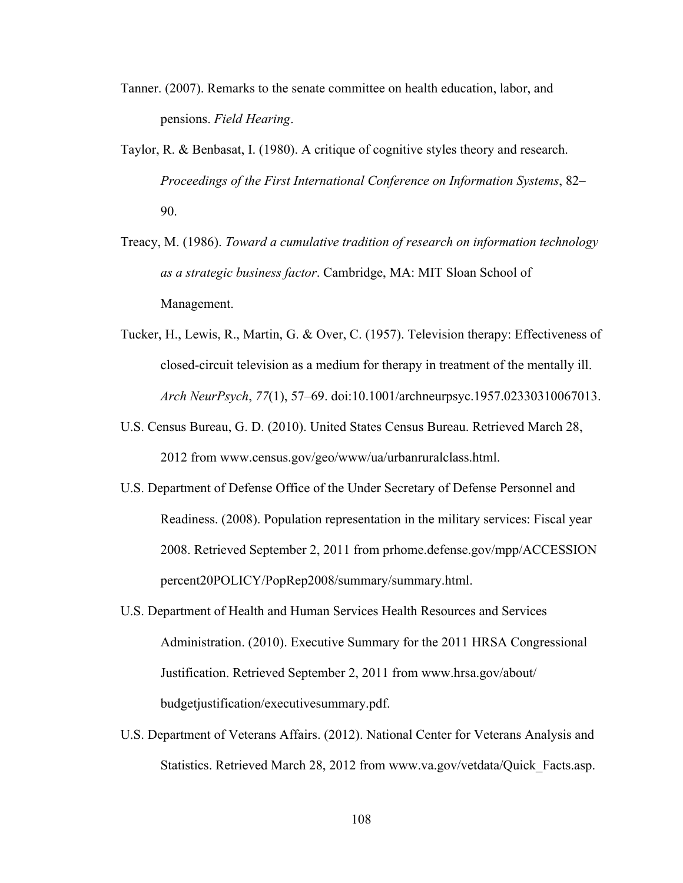Tanner. (2007). Remarks to the senate committee on health education, labor, and pensions. *Field Hearing*.

Taylor, R. & Benbasat, I. (1980). A critique of cognitive styles theory and research. *Proceedings of the First International Conference on Information Systems*, 82–90.

Treacy, M. (1986). *Toward a cumulative tradition of research on information technology as a strategic business factor*. Cambridge, MA: MIT Sloan School of Management.

Tucker, H., Lewis, R., Martin, G. & Over, C. (1957). Television therapy: Effectiveness of closed-circuit television as a medium for therapy in treatment of the mentally ill. *Arch NeurPsych*, *77*(1), 57–69. doi:10.1001/archneurpsyc.1957.02330310067013.

U.S. Census Bureau, G. D. (2010). United States Census Bureau. Retrieved March 28, 2012 from www.census.gov/geo/www/ua/urbanruralclass.html.

U.S. Department of Defense Office of the Under Secretary of Defense Personnel and Readiness. (2008). Population representation in the military services: Fiscal year 2008. Retrieved September 2, 2011 from prhome.defense.gov/mpp/ACCESSION percent20POLICY/PopRep2008/summary/summary.html.

U.S. Department of Health and Human Services Health Resources and Services Administration. (2010). Executive Summary for the 2011 HRSA Congressional Justification. Retrieved September 2, 2011 from www.hrsa.gov/about/budgetjustification/executivesummary.pdf.

U.S. Department of Veterans Affairs. (2012). National Center for Veterans Analysis and Statistics. Retrieved March 28, 2012 from www.va.gov/vetdata/Quick_Facts.asp.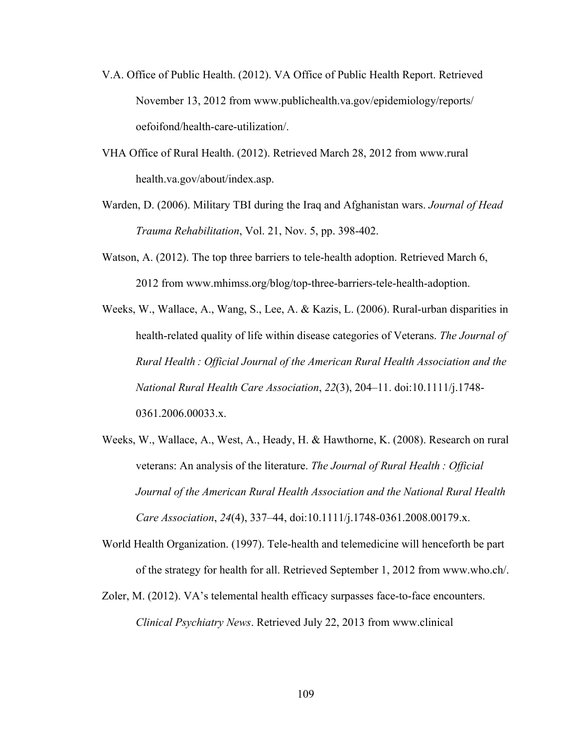V.A. Office of Public Health. (2012). VA Office of Public Health Report. Retrieved November 13, 2012 from www.publichealth.va.gov/epidemiology/reports/ oefoifond/health-care-utilization/.

VHA Office of Rural Health. (2012). Retrieved March 28, 2012 from www.rural health.va.gov/about/index.asp.

Warden, D. (2006). Military TBI during the Iraq and Afghanistan wars. *Journal of Head Trauma Rehabilitation*, Vol. 21, Nov. 5, pp. 398-402.

Watson, A. (2012). The top three barriers to tele-health adoption. Retrieved March 6, 2012 from www.mhimss.org/blog/top-three-barriers-tele-health-adoption.

Weeks, W., Wallace, A., Wang, S., Lee, A. & Kazis, L. (2006). Rural-urban disparities in health-related quality of life within disease categories of Veterans. *The Journal of Rural Health : Official Journal of the American Rural Health Association and the National Rural Health Care Association*, *22*(3), 204–11. doi:10.1111/j.1748-0361.2006.00033.x.

Weeks, W., Wallace, A., West, A., Heady, H. & Hawthorne, K. (2008). Research on rural veterans: An analysis of the literature. *The Journal of Rural Health : Official Journal of the American Rural Health Association and the National Rural Health Care Association*, *24*(4), 337–44, doi:10.1111/j.1748-0361.2008.00179.x.

World Health Organization. (1997). Tele-health and telemedicine will henceforth be part of the strategy for health for all. Retrieved September 1, 2012 from www.who.ch/.

Zoler, M. (2012). VA's telemental health efficacy surpasses face-to-face encounters. *Clinical Psychiatry News*. Retrieved July 22, 2013 from www.clinical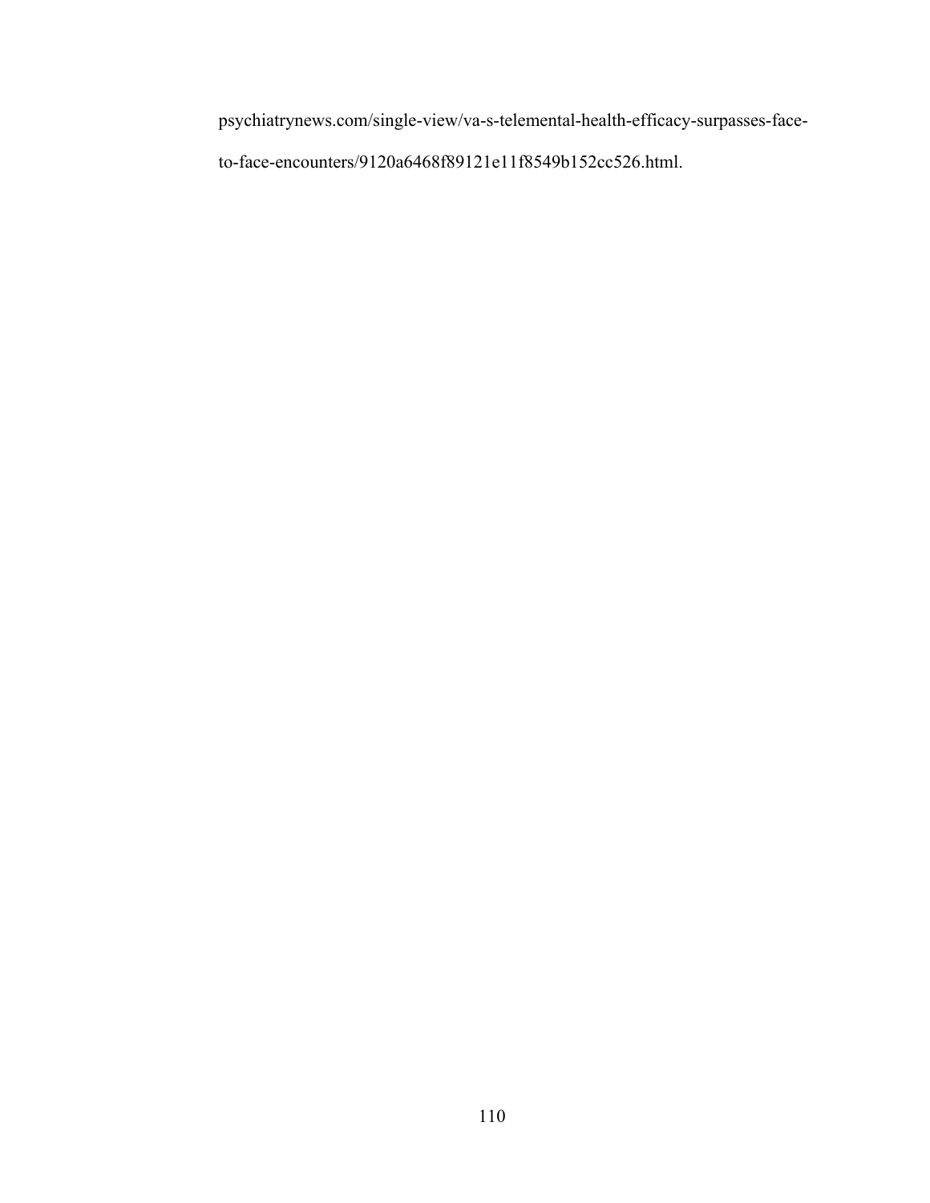psychiatrynews.com/single-view/va-s-telemental-health-efficacy-surpasses-face-to-face-encounters/9120a6468f89121e11f8549b152cc526.html.